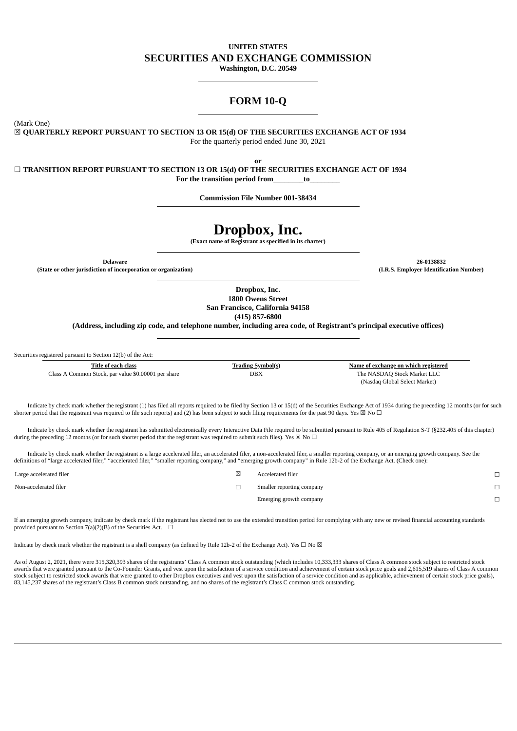**UNITED STATES**

# SECURITIES AND EXCHANGE COMMISSION

**Washington, D.C. 20549**

## FORM 10-Q

(Mark One)

☒ **QUARTERLY REPORT PURSUANT TO SECTION 13 OR 15(d) OF THE SECURITIES EXCHANGE ACT OF 1934**

For the quarterly period ended June 30, 2021

**or**

☐ **TRANSITION REPORT PURSUANT TO SECTION 13 OR 15(d) OF THE SECURITIES EXCHANGE ACT OF 1934**

**For the transition period from________to________**

**Commission File Number 001-38434**

# Dropbox, Inc.

**(Exact name of Registrant as specified in its charter)**

| **Delaware** | **26-0138832** |
|---|---|
| **(State or other jurisdiction of incorporation or organization)** | **(I.R.S. Employer Identification Number)** |

**Dropbox, Inc.**
**1800 Owens Street**
**San Francisco, California 94158**
**(415) 857-6800**
**(Address, including zip code, and telephone number, including area code, of Registrant's principal executive offices)**

Securities registered pursuant to Section 12(b) of the Act:

| Title of each class | Trading Symbol(s) | Name of exchange on which registered |
|---|---|---|
| Class A Common Stock, par value $0.00001 per share | DBX | The NASDAQ Stock Market LLC (Nasdaq Global Select Market) |

Indicate by check mark whether the registrant (1) has filed all reports required to be filed by Section 13 or 15(d) of the Securities Exchange Act of 1934 during the preceding 12 months (or for such shorter period that the registrant was required to file such reports) and (2) has been subject to such filing requirements for the past 90 days. Yes ☒ No ☐

Indicate by check mark whether the registrant has submitted electronically every Interactive Data File required to be submitted pursuant to Rule 405 of Regulation S-T (§232.405 of this chapter) during the preceding 12 months (or for such shorter period that the registrant was required to submit such files). Yes ☒ No ☐

Indicate by check mark whether the registrant is a large accelerated filer, an accelerated filer, a non-accelerated filer, a smaller reporting company, or an emerging growth company. See the definitions of "large accelerated filer," "accelerated filer," "smaller reporting company," and "emerging growth company" in Rule 12b-2 of the Exchange Act. (Check one):

| | | | |
|---|---|---|---|
| Large accelerated filer | ☒ | Accelerated filer | ☐ |
| Non-accelerated filer | ☐ | Smaller reporting company | ☐ |
| | | Emerging growth company | ☐ |

If an emerging growth company, indicate by check mark if the registrant has elected not to use the extended transition period for complying with any new or revised financial accounting standards provided pursuant to Section 7(a)(2)(B) of the Securities Act. ☐

Indicate by check mark whether the registrant is a shell company (as defined by Rule 12b-2 of the Exchange Act). Yes ☐ No ☒

As of August 2, 2021, there were 315,320,393 shares of the registrants' Class A common stock outstanding (which includes 10,333,333 shares of Class A common stock subject to restricted stock awards that were granted pursuant to the Co-Founder Grants, and vest upon the satisfaction of a service condition and achievement of certain stock price goals and 2,615,519 shares of Class A common stock subject to restricted stock awards that were granted to other Dropbox executives and vest upon the satisfaction of a service condition and as applicable, achievement of certain stock price goals), 83,145,237 shares of the registrant's Class B common stock outstanding, and no shares of the registrant's Class C common stock outstanding.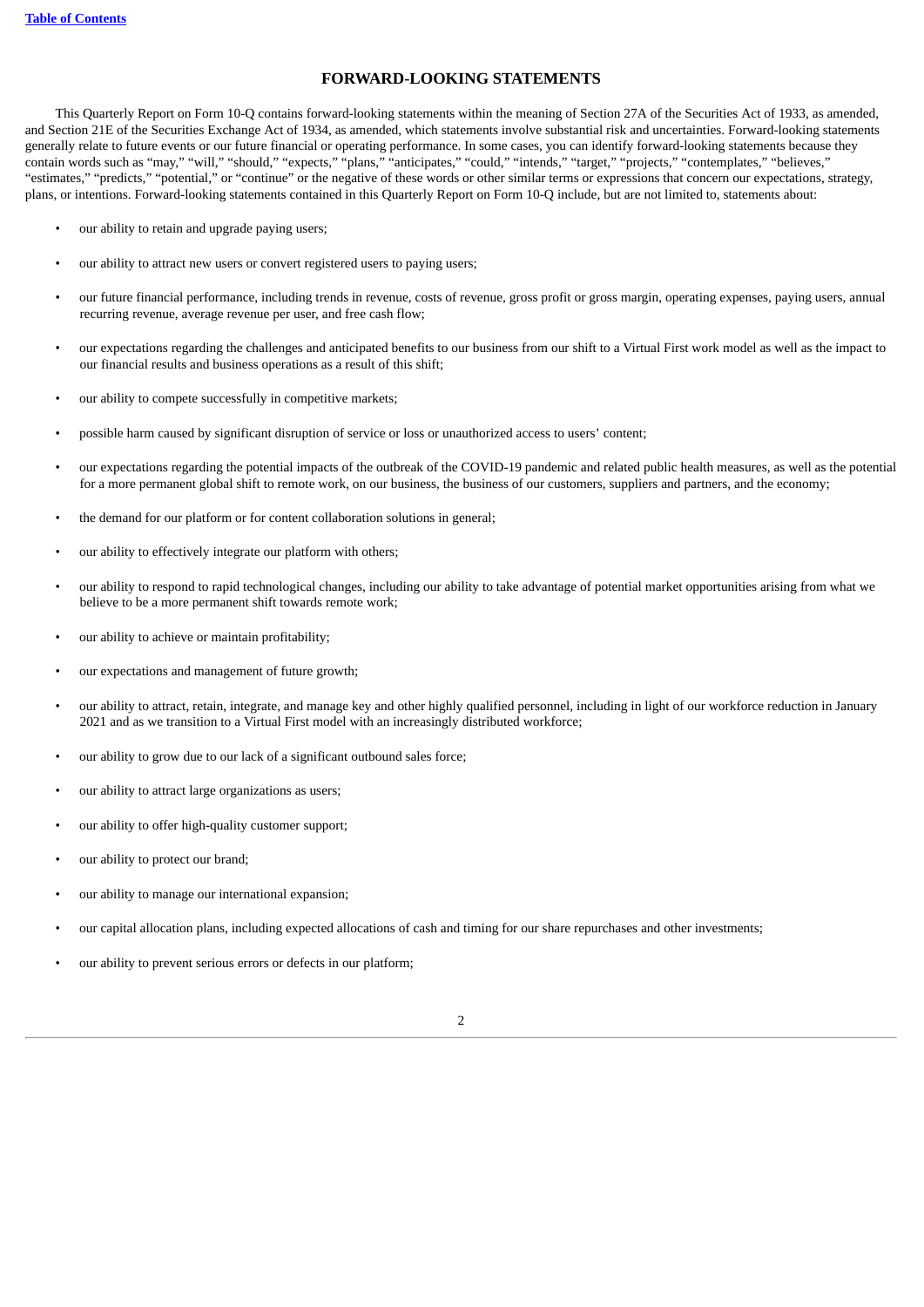## FORWARD-LOOKING STATEMENTS

This Quarterly Report on Form 10-Q contains forward-looking statements within the meaning of Section 27A of the Securities Act of 1933, as amended, and Section 21E of the Securities Exchange Act of 1934, as amended, which statements involve substantial risk and uncertainties. Forward-looking statements generally relate to future events or our future financial or operating performance. In some cases, you can identify forward-looking statements because they contain words such as "may," "will," "should," "expects," "plans," "anticipates," "could," "intends," "target," "projects," "contemplates," "believes," "estimates," "predicts," "potential," or "continue" or the negative of these words or other similar terms or expressions that concern our expectations, strategy, plans, or intentions. Forward-looking statements contained in this Quarterly Report on Form 10-Q include, but are not limited to, statements about:

- our ability to retain and upgrade paying users;
- our ability to attract new users or convert registered users to paying users;
- our future financial performance, including trends in revenue, costs of revenue, gross profit or gross margin, operating expenses, paying users, annual recurring revenue, average revenue per user, and free cash flow;
- our expectations regarding the challenges and anticipated benefits to our business from our shift to a Virtual First work model as well as the impact to our financial results and business operations as a result of this shift;
- our ability to compete successfully in competitive markets;
- possible harm caused by significant disruption of service or loss or unauthorized access to users' content;
- our expectations regarding the potential impacts of the outbreak of the COVID-19 pandemic and related public health measures, as well as the potential for a more permanent global shift to remote work, on our business, the business of our customers, suppliers and partners, and the economy;
- the demand for our platform or for content collaboration solutions in general;
- our ability to effectively integrate our platform with others;
- our ability to respond to rapid technological changes, including our ability to take advantage of potential market opportunities arising from what we believe to be a more permanent shift towards remote work;
- our ability to achieve or maintain profitability;
- our expectations and management of future growth;
- our ability to attract, retain, integrate, and manage key and other highly qualified personnel, including in light of our workforce reduction in January 2021 and as we transition to a Virtual First model with an increasingly distributed workforce;
- our ability to grow due to our lack of a significant outbound sales force;
- our ability to attract large organizations as users;
- our ability to offer high-quality customer support;
- our ability to protect our brand;
- our ability to manage our international expansion;
- our capital allocation plans, including expected allocations of cash and timing for our share repurchases and other investments;
- our ability to prevent serious errors or defects in our platform;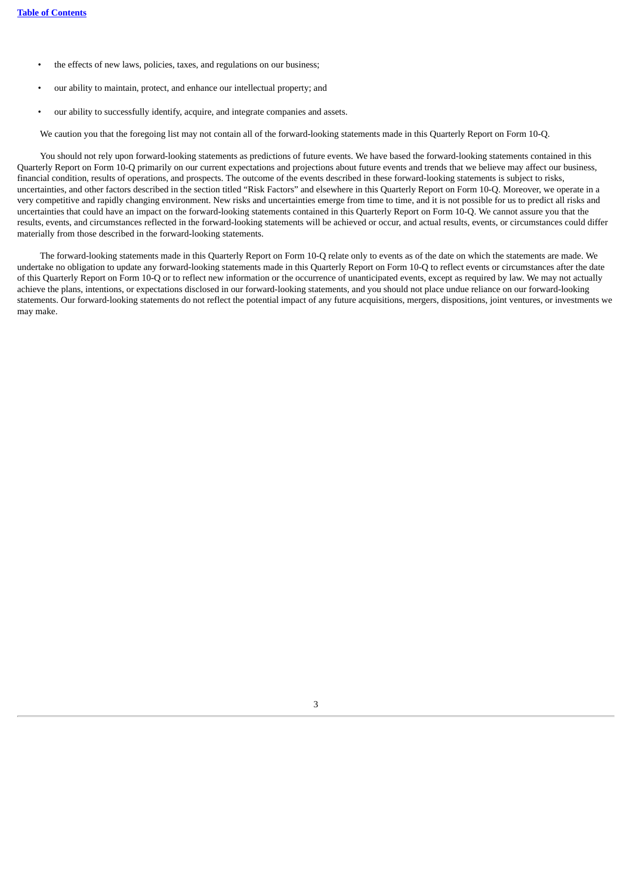- the effects of new laws, policies, taxes, and regulations on our business;
- our ability to maintain, protect, and enhance our intellectual property; and
- our ability to successfully identify, acquire, and integrate companies and assets.

We caution you that the foregoing list may not contain all of the forward-looking statements made in this Quarterly Report on Form 10-Q.

You should not rely upon forward-looking statements as predictions of future events. We have based the forward-looking statements contained in this Quarterly Report on Form 10-Q primarily on our current expectations and projections about future events and trends that we believe may affect our business, financial condition, results of operations, and prospects. The outcome of the events described in these forward-looking statements is subject to risks, uncertainties, and other factors described in the section titled "Risk Factors" and elsewhere in this Quarterly Report on Form 10-Q. Moreover, we operate in a very competitive and rapidly changing environment. New risks and uncertainties emerge from time to time, and it is not possible for us to predict all risks and uncertainties that could have an impact on the forward-looking statements contained in this Quarterly Report on Form 10-Q. We cannot assure you that the results, events, and circumstances reflected in the forward-looking statements will be achieved or occur, and actual results, events, or circumstances could differ materially from those described in the forward-looking statements.

The forward-looking statements made in this Quarterly Report on Form 10-Q relate only to events as of the date on which the statements are made. We undertake no obligation to update any forward-looking statements made in this Quarterly Report on Form 10-Q to reflect events or circumstances after the date of this Quarterly Report on Form 10-Q or to reflect new information or the occurrence of unanticipated events, except as required by law. We may not actually achieve the plans, intentions, or expectations disclosed in our forward-looking statements, and you should not place undue reliance on our forward-looking statements. Our forward-looking statements do not reflect the potential impact of any future acquisitions, mergers, dispositions, joint ventures, or investments we may make.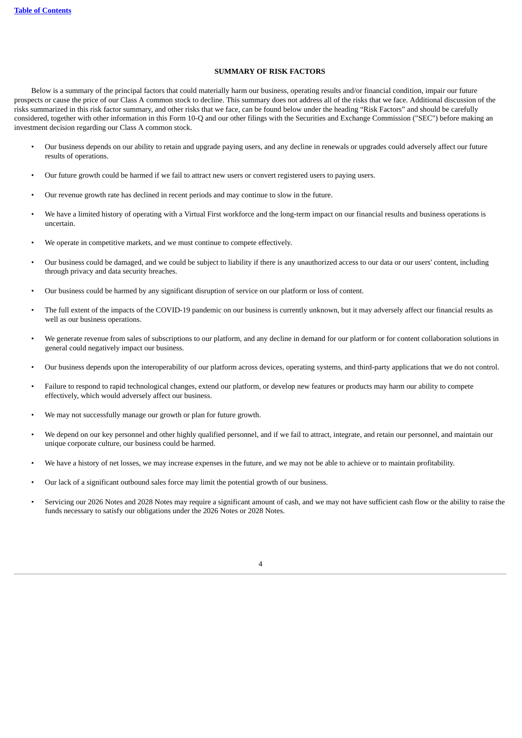## SUMMARY OF RISK FACTORS

Below is a summary of the principal factors that could materially harm our business, operating results and/or financial condition, impair our future prospects or cause the price of our Class A common stock to decline. This summary does not address all of the risks that we face. Additional discussion of the risks summarized in this risk factor summary, and other risks that we face, can be found below under the heading "Risk Factors" and should be carefully considered, together with other information in this Form 10-Q and our other filings with the Securities and Exchange Commission ("SEC") before making an investment decision regarding our Class A common stock.

- Our business depends on our ability to retain and upgrade paying users, and any decline in renewals or upgrades could adversely affect our future results of operations.
- Our future growth could be harmed if we fail to attract new users or convert registered users to paying users.
- Our revenue growth rate has declined in recent periods and may continue to slow in the future.
- We have a limited history of operating with a Virtual First workforce and the long-term impact on our financial results and business operations is uncertain.
- We operate in competitive markets, and we must continue to compete effectively.
- Our business could be damaged, and we could be subject to liability if there is any unauthorized access to our data or our users' content, including through privacy and data security breaches.
- Our business could be harmed by any significant disruption of service on our platform or loss of content.
- The full extent of the impacts of the COVID-19 pandemic on our business is currently unknown, but it may adversely affect our financial results as well as our business operations.
- We generate revenue from sales of subscriptions to our platform, and any decline in demand for our platform or for content collaboration solutions in general could negatively impact our business.
- Our business depends upon the interoperability of our platform across devices, operating systems, and third-party applications that we do not control.
- Failure to respond to rapid technological changes, extend our platform, or develop new features or products may harm our ability to compete effectively, which would adversely affect our business.
- We may not successfully manage our growth or plan for future growth.
- We depend on our key personnel and other highly qualified personnel, and if we fail to attract, integrate, and retain our personnel, and maintain our unique corporate culture, our business could be harmed.
- We have a history of net losses, we may increase expenses in the future, and we may not be able to achieve or to maintain profitability.
- Our lack of a significant outbound sales force may limit the potential growth of our business.
- Servicing our 2026 Notes and 2028 Notes may require a significant amount of cash, and we may not have sufficient cash flow or the ability to raise the funds necessary to satisfy our obligations under the 2026 Notes or 2028 Notes.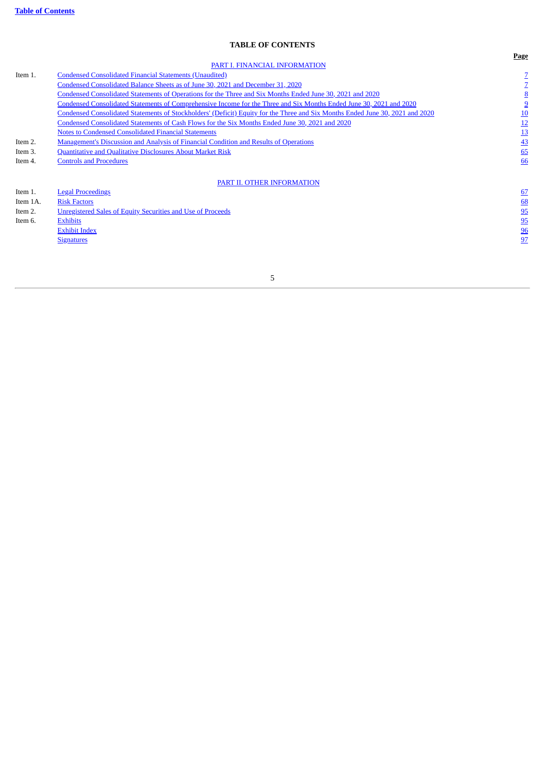[Table of Contents](#)

# TABLE OF CONTENTS

| | | Page |
|---|---|---|
| | PART I. FINANCIAL INFORMATION | |
| Item 1. | Condensed Consolidated Financial Statements (Unaudited) | 7 |
| | Condensed Consolidated Balance Sheets as of June 30, 2021 and December 31, 2020 | 7 |
| | Condensed Consolidated Statements of Operations for the Three and Six Months Ended June 30, 2021 and 2020 | 8 |
| | Condensed Consolidated Statements of Comprehensive Income for the Three and Six Months Ended June 30, 2021 and 2020 | 9 |
| | Condensed Consolidated Statements of Stockholders' (Deficit) Equity for the Three and Six Months Ended June 30, 2021 and 2020 | 10 |
| | Condensed Consolidated Statements of Cash Flows for the Six Months Ended June 30, 2021 and 2020 | 12 |
| | Notes to Condensed Consolidated Financial Statements | 13 |
| Item 2. | Management's Discussion and Analysis of Financial Condition and Results of Operations | 43 |
| Item 3. | Quantitative and Qualitative Disclosures About Market Risk | 65 |
| Item 4. | Controls and Procedures | 66 |
| | PART II. OTHER INFORMATION | |
| Item 1. | Legal Proceedings | 67 |
| Item 1A. | Risk Factors | 68 |
| Item 2. | Unregistered Sales of Equity Securities and Use of Proceeds | 95 |
| Item 6. | Exhibits | 95 |
| | Exhibit Index | 96 |
| | Signatures | 97 |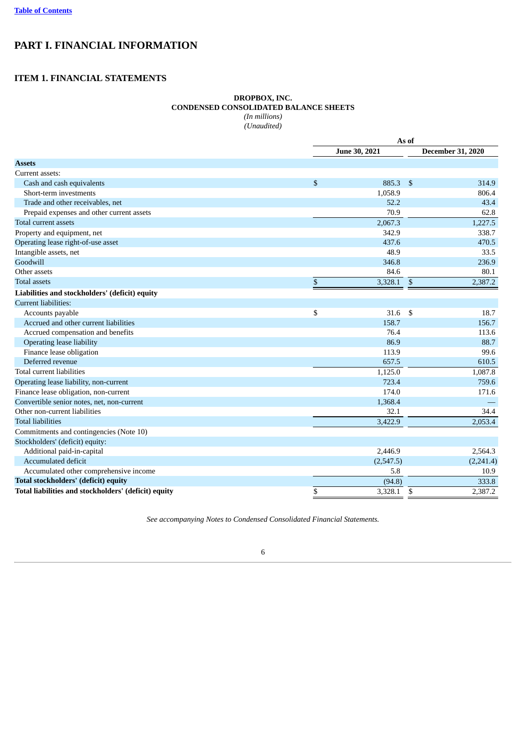[Table of Contents](#)

# PART I. FINANCIAL INFORMATION

## ITEM 1. FINANCIAL STATEMENTS

**DROPBOX, INC.**
**CONDENSED CONSOLIDATED BALANCE SHEETS**
*(In millions)*
*(Unaudited)*

| | As of | |
|---|---|---|
| | **June 30, 2021** | **December 31, 2020** |
| **Assets** | | |
| Current assets: | | |
| Cash and cash equivalents | $ 885.3 | $ 314.9 |
| Short-term investments | 1,058.9 | 806.4 |
| Trade and other receivables, net | 52.2 | 43.4 |
| Prepaid expenses and other current assets | 70.9 | 62.8 |
| Total current assets | 2,067.3 | 1,227.5 |
| Property and equipment, net | 342.9 | 338.7 |
| Operating lease right-of-use asset | 437.6 | 470.5 |
| Intangible assets, net | 48.9 | 33.5 |
| Goodwill | 346.8 | 236.9 |
| Other assets | 84.6 | 80.1 |
| Total assets | $ 3,328.1 | $ 2,387.2 |
| **Liabilities and stockholders' (deficit) equity** | | |
| Current liabilities: | | |
| Accounts payable | $ 31.6 | $ 18.7 |
| Accrued and other current liabilities | 158.7 | 156.7 |
| Accrued compensation and benefits | 76.4 | 113.6 |
| Operating lease liability | 86.9 | 88.7 |
| Finance lease obligation | 113.9 | 99.6 |
| Deferred revenue | 657.5 | 610.5 |
| Total current liabilities | 1,125.0 | 1,087.8 |
| Operating lease liability, non-current | 723.4 | 759.6 |
| Finance lease obligation, non-current | 174.0 | 171.6 |
| Convertible senior notes, net, non-current | 1,368.4 | — |
| Other non-current liabilities | 32.1 | 34.4 |
| Total liabilities | 3,422.9 | 2,053.4 |
| Commitments and contingencies (Note 10) | | |
| Stockholders' (deficit) equity: | | |
| Additional paid-in-capital | 2,446.9 | 2,564.3 |
| Accumulated deficit | (2,547.5) | (2,241.4) |
| Accumulated other comprehensive income | 5.8 | 10.9 |
| **Total stockholders' (deficit) equity** | (94.8) | 333.8 |
| **Total liabilities and stockholders' (deficit) equity** | $ 3,328.1 | $ 2,387.2 |

*See accompanying Notes to Condensed Consolidated Financial Statements.*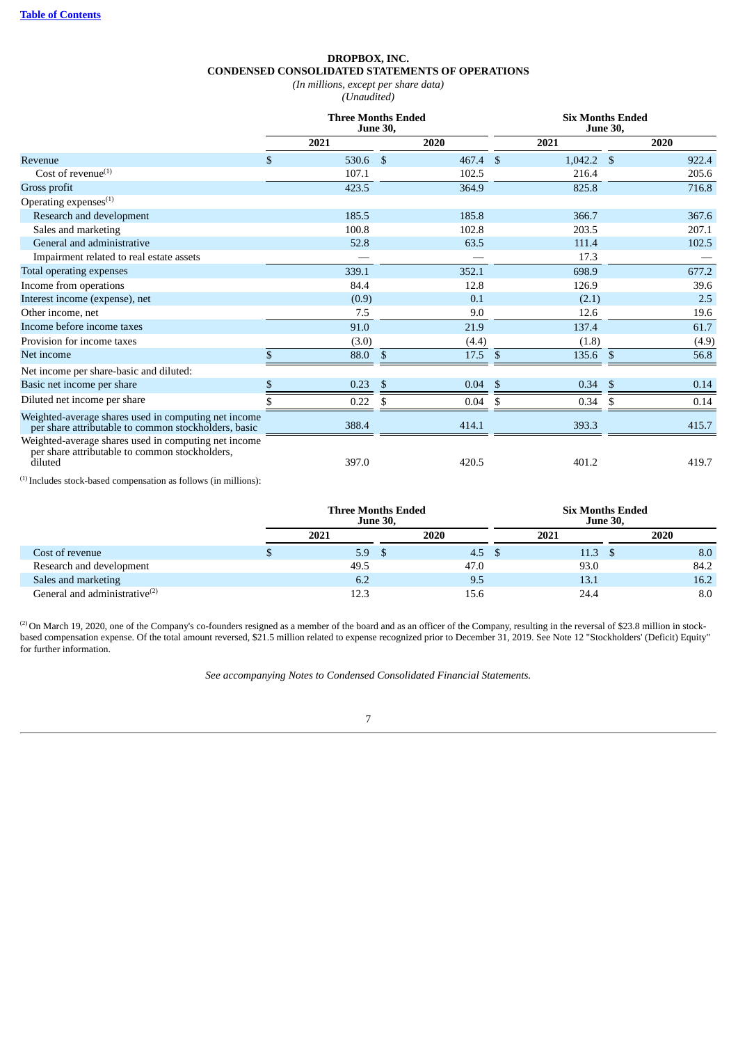**DROPBOX, INC.**
**CONDENSED CONSOLIDATED STATEMENTS OF OPERATIONS**
*(In millions, except per share data)*
*(Unaudited)*

| | Three Months Ended June 30, | | Six Months Ended June 30, | |
|---|---|---|---|---|
| | 2021 | 2020 | 2021 | 2020 |
| Revenue | $ 530.6 | $ 467.4 | $ 1,042.2 | $ 922.4 |
| Cost of revenue[(1)] | 107.1 | 102.5 | 216.4 | 205.6 |
| Gross profit | 423.5 | 364.9 | 825.8 | 716.8 |
| Operating expenses[(1)] | | | | |
| Research and development | 185.5 | 185.8 | 366.7 | 367.6 |
| Sales and marketing | 100.8 | 102.8 | 203.5 | 207.1 |
| General and administrative | 52.8 | 63.5 | 111.4 | 102.5 |
| Impairment related to real estate assets | — | — | 17.3 | — |
| Total operating expenses | 339.1 | 352.1 | 698.9 | 677.2 |
| Income from operations | 84.4 | 12.8 | 126.9 | 39.6 |
| Interest income (expense), net | (0.9) | 0.1 | (2.1) | 2.5 |
| Other income, net | 7.5 | 9.0 | 12.6 | 19.6 |
| Income before income taxes | 91.0 | 21.9 | 137.4 | 61.7 |
| Provision for income taxes | (3.0) | (4.4) | (1.8) | (4.9) |
| Net income | $ 88.0 | $ 17.5 | $ 135.6 | $ 56.8 |
| Net income per share-basic and diluted: | | | | |
| Basic net income per share | $ 0.23 | $ 0.04 | $ 0.34 | $ 0.14 |
| Diluted net income per share | $ 0.22 | $ 0.04 | $ 0.34 | $ 0.14 |
| Weighted-average shares used in computing net income per share attributable to common stockholders, basic | 388.4 | 414.1 | 393.3 | 415.7 |
| Weighted-average shares used in computing net income per share attributable to common stockholders, diluted | 397.0 | 420.5 | 401.2 | 419.7 |

(1) Includes stock-based compensation as follows (in millions):

| | Three Months Ended June 30, | | Six Months Ended June 30, | |
|---|---|---|---|---|
| | 2021 | 2020 | 2021 | 2020 |
| Cost of revenue | $ 5.9 | $ 4.5 | $ 11.3 | $ 8.0 |
| Research and development | 49.5 | 47.0 | 93.0 | 84.2 |
| Sales and marketing | 6.2 | 9.5 | 13.1 | 16.2 |
| General and administrative[(2)] | 12.3 | 15.6 | 24.4 | 8.0 |

(2) On March 19, 2020, one of the Company's co-founders resigned as a member of the board and as an officer of the Company, resulting in the reversal of $23.8 million in stock-based compensation expense. Of the total amount reversed, $21.5 million related to expense recognized prior to December 31, 2019. See Note 12 "Stockholders' (Deficit) Equity" for further information.

*See accompanying Notes to Condensed Consolidated Financial Statements.*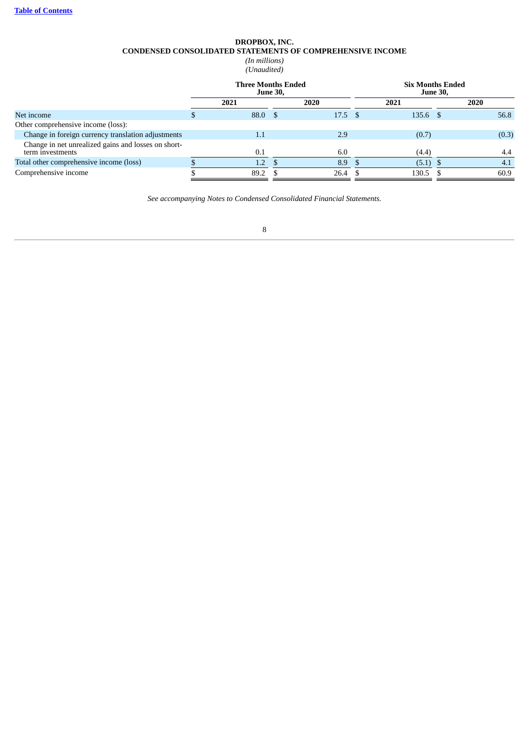# DROPBOX, INC.
## CONDENSED CONSOLIDATED STATEMENTS OF COMPREHENSIVE INCOME

*(In millions)*
*(Unaudited)*

| | Three Months Ended June 30, | | Six Months Ended June 30, | |
|---|---|---|---|---|
| | 2021 | 2020 | 2021 | 2020 |
| Net income | $ 88.0 | $ 17.5 | $ 135.6 | $ 56.8 |
| Other comprehensive income (loss): | | | | |
| Change in foreign currency translation adjustments | 1.1 | 2.9 | (0.7) | (0.3) |
| Change in net unrealized gains and losses on short-term investments | 0.1 | 6.0 | (4.4) | 4.4 |
| Total other comprehensive income (loss) | $ 1.2 | $ 8.9 | $ (5.1) | $ 4.1 |
| Comprehensive income | $ 89.2 | $ 26.4 | $ 130.5 | $ 60.9 |

*See accompanying Notes to Condensed Consolidated Financial Statements.*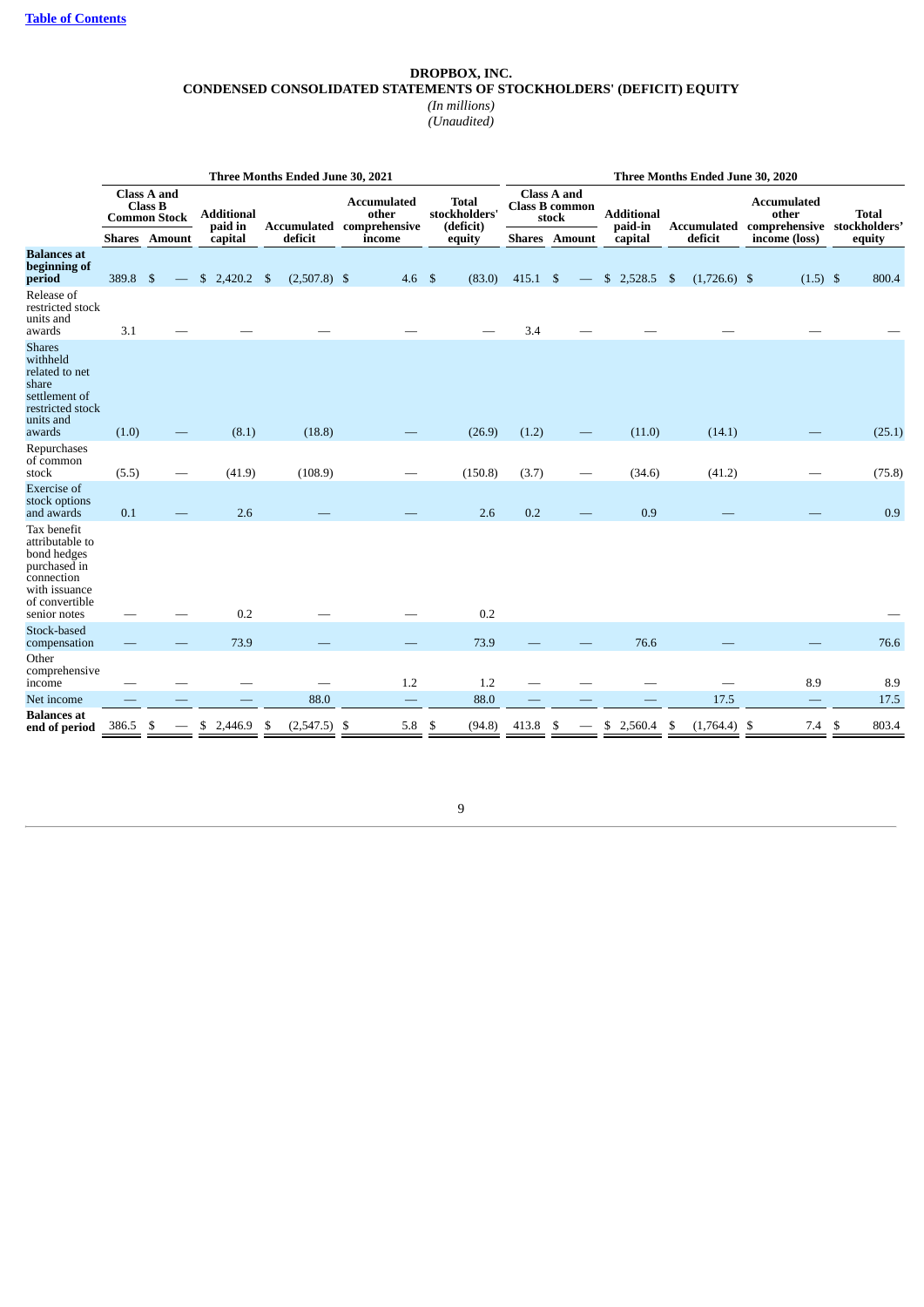**Table of Contents**

# DROPBOX, INC.
## CONDENSED CONSOLIDATED STATEMENTS OF STOCKHOLDERS' (DEFICIT) EQUITY
*(In millions)*
*(Unaudited)*

| | Three Months Ended June 30, 2021 | | | | | | | Three Months Ended June 30, 2020 | | | | | | |
|---|---|---|---|---|---|---|---|---|---|---|---|---|---|---|
| | Class A and Class B Common Stock | | Additional paid in capital | Accumulated deficit | Accumulated other comprehensive income | Total stockholders' (deficit) equity | | Class A and Class B common stock | | Additional paid-in capital | Accumulated deficit | Accumulated other comprehensive income (loss) | Total stockholders' equity |
| | Shares | Amount | | | | | | Shares | Amount | | | | |
| **Balances at beginning of period** | 389.8 | $ — | $ 2,420.2 | $ (2,507.8) | $ 4.6 | $ (83.0) | | 415.1 | $ — | $ 2,528.5 | $ (1,726.6) | $ (1.5) | $ 800.4 |
| Release of restricted stock units and awards | 3.1 | — | — | — | — | — | | 3.4 | — | — | — | — | — |
| Shares withheld related to net share settlement of restricted stock units and awards | (1.0) | — | (8.1) | (18.8) | — | (26.9) | | (1.2) | — | (11.0) | (14.1) | — | (25.1) |
| Repurchases of common stock | (5.5) | — | (41.9) | (108.9) | — | (150.8) | | (3.7) | — | (34.6) | (41.2) | — | (75.8) |
| Exercise of stock options and awards | 0.1 | — | 2.6 | — | — | 2.6 | | 0.2 | — | 0.9 | — | — | 0.9 |
| Tax benefit attributable to bond hedges purchased in connection with issuance of convertible senior notes | — | — | 0.2 | — | — | 0.2 | | | | | | | — |
| Stock-based compensation | — | — | 73.9 | — | — | 73.9 | | — | — | 76.6 | — | — | 76.6 |
| Other comprehensive income | — | — | — | — | 1.2 | 1.2 | | — | — | — | — | 8.9 | 8.9 |
| Net income | — | — | — | 88.0 | — | 88.0 | | — | — | — | 17.5 | — | 17.5 |
| **Balances at end of period** | 386.5 | $ — | $ 2,446.9 | $ (2,547.5) | $ 5.8 | $ (94.8) | | 413.8 | $ — | $ 2,560.4 | $ (1,764.4) | $ 7.4 | $ 803.4 |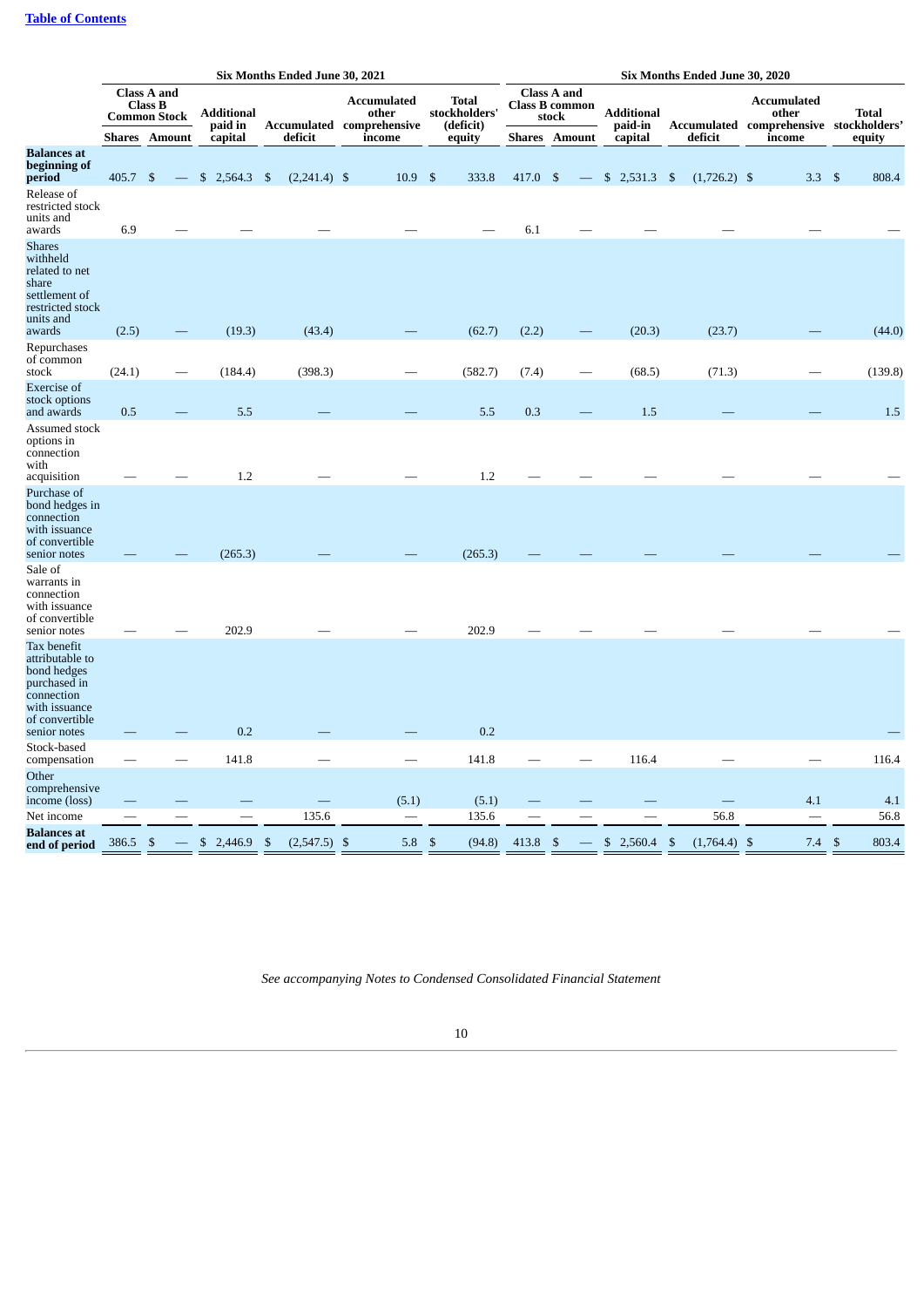[Table of Contents](#)

| | Six Months Ended June 30, 2021 | | | | | | | Six Months Ended June 30, 2020 | | | | | |
|---|---|---|---|---|---|---|---|---|---|---|---|---|---|
| | Class A and Class B Common Stock | | Additional paid in capital | Accumulated deficit | Accumulated other comprehensive income | Total stockholders' (deficit) equity | | Class A and Class B common stock | | Additional paid-in capital | Accumulated deficit | Accumulated other comprehensive income | Total stockholders' equity |
| | Shares | Amount | | | | | | Shares | Amount | | | | |
| **Balances at beginning of period** | 405.7 | $ — | $ 2,564.3 | $ (2,241.4) | $ 10.9 | $ 333.8 | | 417.0 | $ — | $ 2,531.3 | $ (1,726.2) | $ 3.3 | $ 808.4 |
| Release of restricted stock units and awards | 6.9 | — | — | — | — | — | | 6.1 | — | — | — | — | — |
| Shares withheld related to net share settlement of restricted stock units and awards | (2.5) | — | (19.3) | (43.4) | — | (62.7) | | (2.2) | — | (20.3) | (23.7) | — | (44.0) |
| Repurchases of common stock | (24.1) | — | (184.4) | (398.3) | — | (582.7) | | (7.4) | — | (68.5) | (71.3) | — | (139.8) |
| Exercise of stock options and awards | 0.5 | — | 5.5 | — | — | 5.5 | | 0.3 | — | 1.5 | — | — | 1.5 |
| Assumed stock options in connection with acquisition | — | — | 1.2 | — | — | 1.2 | | — | — | — | — | — | — |
| Purchase of bond hedges in connection with issuance of convertible senior notes | — | — | (265.3) | — | — | (265.3) | | — | — | — | — | — | — |
| Sale of warrants in connection with issuance of convertible senior notes | — | — | 202.9 | — | — | 202.9 | | — | — | — | — | — | — |
| Tax benefit attributable to bond hedges purchased in connection with issuance of convertible senior notes | — | — | 0.2 | — | — | 0.2 | | | | | | | — |
| Stock-based compensation | — | — | 141.8 | — | — | 141.8 | | — | — | 116.4 | — | — | 116.4 |
| Other comprehensive income (loss) | — | — | — | — | (5.1) | (5.1) | | — | — | — | — | 4.1 | 4.1 |
| Net income | — | — | — | 135.6 | — | 135.6 | | — | — | — | 56.8 | — | 56.8 |
| **Balances at end of period** | 386.5 | $ — | $ 2,446.9 | $ (2,547.5) | $ 5.8 | $ (94.8) | | 413.8 | $ — | $ 2,560.4 | $ (1,764.4) | $ 7.4 | $ 803.4 |

*See accompanying Notes to Condensed Consolidated Financial Statement*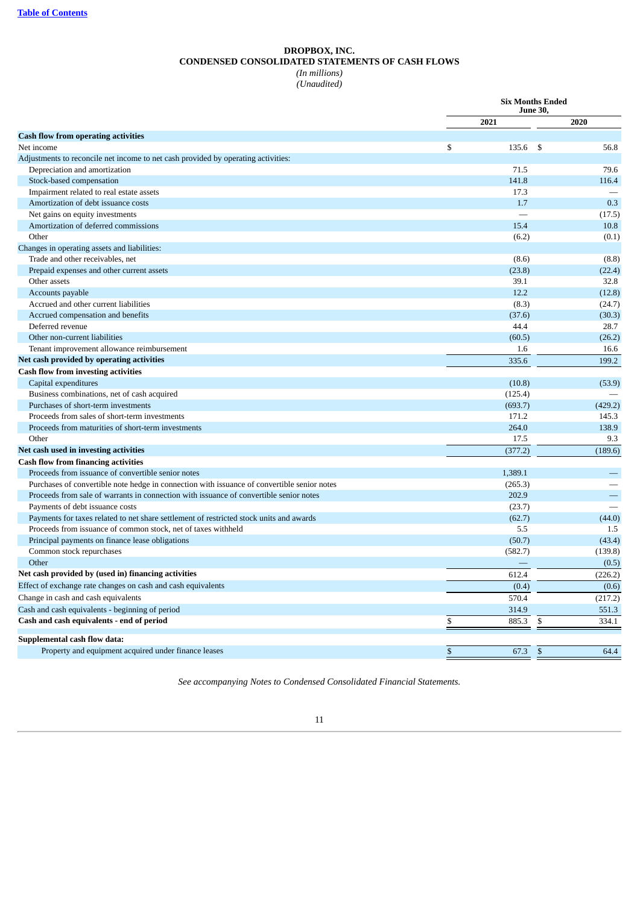[Table of Contents](#)

# DROPBOX, INC.
## CONDENSED CONSOLIDATED STATEMENTS OF CASH FLOWS
*(In millions)*
*(Unaudited)*

| | Six Months Ended June 30, | |
|---|---|---|
| | 2021 | 2020 |
| **Cash flow from operating activities** | | |
| Net income | $ 135.6 | $ 56.8 |
| Adjustments to reconcile net income to net cash provided by operating activities: | | |
| Depreciation and amortization | 71.5 | 79.6 |
| Stock-based compensation | 141.8 | 116.4 |
| Impairment related to real estate assets | 17.3 | — |
| Amortization of debt issuance costs | 1.7 | 0.3 |
| Net gains on equity investments | — | (17.5) |
| Amortization of deferred commissions | 15.4 | 10.8 |
| Other | (6.2) | (0.1) |
| Changes in operating assets and liabilities: | | |
| Trade and other receivables, net | (8.6) | (8.8) |
| Prepaid expenses and other current assets | (23.8) | (22.4) |
| Other assets | 39.1 | 32.8 |
| Accounts payable | 12.2 | (12.8) |
| Accrued and other current liabilities | (8.3) | (24.7) |
| Accrued compensation and benefits | (37.6) | (30.3) |
| Deferred revenue | 44.4 | 28.7 |
| Other non-current liabilities | (60.5) | (26.2) |
| Tenant improvement allowance reimbursement | 1.6 | 16.6 |
| **Net cash provided by operating activities** | 335.6 | 199.2 |
| **Cash flow from investing activities** | | |
| Capital expenditures | (10.8) | (53.9) |
| Business combinations, net of cash acquired | (125.4) | — |
| Purchases of short-term investments | (693.7) | (429.2) |
| Proceeds from sales of short-term investments | 171.2 | 145.3 |
| Proceeds from maturities of short-term investments | 264.0 | 138.9 |
| Other | 17.5 | 9.3 |
| **Net cash used in investing activities** | (377.2) | (189.6) |
| **Cash flow from financing activities** | | |
| Proceeds from issuance of convertible senior notes | 1,389.1 | — |
| Purchases of convertible note hedge in connection with issuance of convertible senior notes | (265.3) | — |
| Proceeds from sale of warrants in connection with issuance of convertible senior notes | 202.9 | — |
| Payments of debt issuance costs | (23.7) | — |
| Payments for taxes related to net share settlement of restricted stock units and awards | (62.7) | (44.0) |
| Proceeds from issuance of common stock, net of taxes withheld | 5.5 | 1.5 |
| Principal payments on finance lease obligations | (50.7) | (43.4) |
| Common stock repurchases | (582.7) | (139.8) |
| Other | — | (0.5) |
| **Net cash provided by (used in) financing activities** | 612.4 | (226.2) |
| Effect of exchange rate changes on cash and cash equivalents | (0.4) | (0.6) |
| Change in cash and cash equivalents | 570.4 | (217.2) |
| Cash and cash equivalents - beginning of period | 314.9 | 551.3 |
| **Cash and cash equivalents - end of period** | $ 885.3 | $ 334.1 |
| | | |
| **Supplemental cash flow data:** | | |
| Property and equipment acquired under finance leases | $ 67.3 | $ 64.4 |

*See accompanying Notes to Condensed Consolidated Financial Statements.*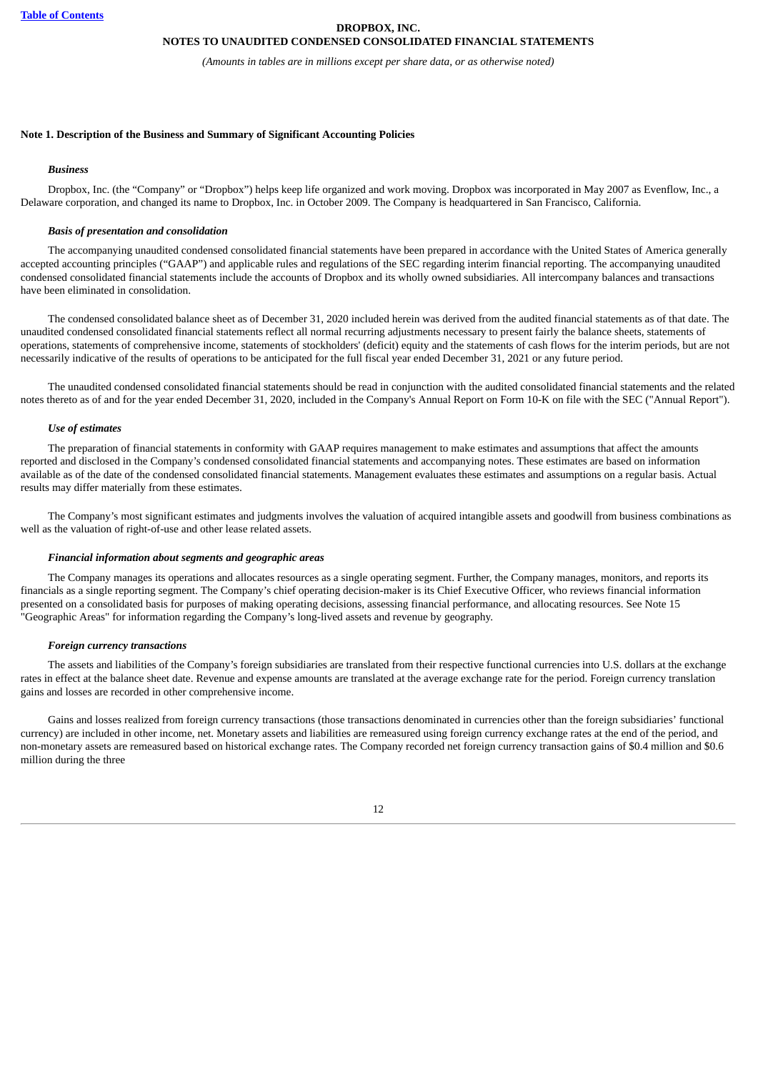# DROPBOX, INC.
## NOTES TO UNAUDITED CONDENSED CONSOLIDATED FINANCIAL STATEMENTS

*(Amounts in tables are in millions except per share data, or as otherwise noted)*

**Note 1. Description of the Business and Summary of Significant Accounting Policies**

***Business***

Dropbox, Inc. (the "Company" or "Dropbox") helps keep life organized and work moving. Dropbox was incorporated in May 2007 as Evenflow, Inc., a Delaware corporation, and changed its name to Dropbox, Inc. in October 2009. The Company is headquartered in San Francisco, California.

***Basis of presentation and consolidation***

The accompanying unaudited condensed consolidated financial statements have been prepared in accordance with the United States of America generally accepted accounting principles ("GAAP") and applicable rules and regulations of the SEC regarding interim financial reporting. The accompanying unaudited condensed consolidated financial statements include the accounts of Dropbox and its wholly owned subsidiaries. All intercompany balances and transactions have been eliminated in consolidation.

The condensed consolidated balance sheet as of December 31, 2020 included herein was derived from the audited financial statements as of that date. The unaudited condensed consolidated financial statements reflect all normal recurring adjustments necessary to present fairly the balance sheets, statements of operations, statements of comprehensive income, statements of stockholders' (deficit) equity and the statements of cash flows for the interim periods, but are not necessarily indicative of the results of operations to be anticipated for the full fiscal year ended December 31, 2021 or any future period.

The unaudited condensed consolidated financial statements should be read in conjunction with the audited consolidated financial statements and the related notes thereto as of and for the year ended December 31, 2020, included in the Company's Annual Report on Form 10-K on file with the SEC ("Annual Report").

***Use of estimates***

The preparation of financial statements in conformity with GAAP requires management to make estimates and assumptions that affect the amounts reported and disclosed in the Company's condensed consolidated financial statements and accompanying notes. These estimates are based on information available as of the date of the condensed consolidated financial statements. Management evaluates these estimates and assumptions on a regular basis. Actual results may differ materially from these estimates.

The Company's most significant estimates and judgments involves the valuation of acquired intangible assets and goodwill from business combinations as well as the valuation of right-of-use and other lease related assets.

***Financial information about segments and geographic areas***

The Company manages its operations and allocates resources as a single operating segment. Further, the Company manages, monitors, and reports its financials as a single reporting segment. The Company's chief operating decision-maker is its Chief Executive Officer, who reviews financial information presented on a consolidated basis for purposes of making operating decisions, assessing financial performance, and allocating resources. See Note 15 "Geographic Areas" for information regarding the Company's long-lived assets and revenue by geography.

***Foreign currency transactions***

The assets and liabilities of the Company's foreign subsidiaries are translated from their respective functional currencies into U.S. dollars at the exchange rates in effect at the balance sheet date. Revenue and expense amounts are translated at the average exchange rate for the period. Foreign currency translation gains and losses are recorded in other comprehensive income.

Gains and losses realized from foreign currency transactions (those transactions denominated in currencies other than the foreign subsidiaries' functional currency) are included in other income, net. Monetary assets and liabilities are remeasured using foreign currency exchange rates at the end of the period, and non-monetary assets are remeasured based on historical exchange rates. The Company recorded net foreign currency transaction gains of \$0.4 million and \$0.6 million during the three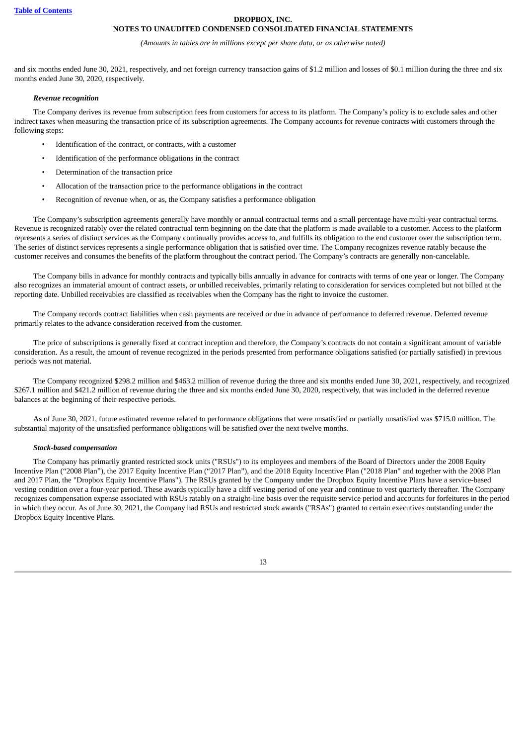and six months ended June 30, 2021, respectively, and net foreign currency transaction gains of $1.2 million and losses of $0.1 million during the three and six months ended June 30, 2020, respectively.

***Revenue recognition***

The Company derives its revenue from subscription fees from customers for access to its platform. The Company's policy is to exclude sales and other indirect taxes when measuring the transaction price of its subscription agreements. The Company accounts for revenue contracts with customers through the following steps:

- Identification of the contract, or contracts, with a customer
- Identification of the performance obligations in the contract
- Determination of the transaction price
- Allocation of the transaction price to the performance obligations in the contract
- Recognition of revenue when, or as, the Company satisfies a performance obligation

The Company's subscription agreements generally have monthly or annual contractual terms and a small percentage have multi-year contractual terms. Revenue is recognized ratably over the related contractual term beginning on the date that the platform is made available to a customer. Access to the platform represents a series of distinct services as the Company continually provides access to, and fulfills its obligation to the end customer over the subscription term. The series of distinct services represents a single performance obligation that is satisfied over time. The Company recognizes revenue ratably because the customer receives and consumes the benefits of the platform throughout the contract period. The Company's contracts are generally non-cancelable.

The Company bills in advance for monthly contracts and typically bills annually in advance for contracts with terms of one year or longer. The Company also recognizes an immaterial amount of contract assets, or unbilled receivables, primarily relating to consideration for services completed but not billed at the reporting date. Unbilled receivables are classified as receivables when the Company has the right to invoice the customer.

The Company records contract liabilities when cash payments are received or due in advance of performance to deferred revenue. Deferred revenue primarily relates to the advance consideration received from the customer.

The price of subscriptions is generally fixed at contract inception and therefore, the Company's contracts do not contain a significant amount of variable consideration. As a result, the amount of revenue recognized in the periods presented from performance obligations satisfied (or partially satisfied) in previous periods was not material.

The Company recognized $298.2 million and $463.2 million of revenue during the three and six months ended June 30, 2021, respectively, and recognized $267.1 million and $421.2 million of revenue during the three and six months ended June 30, 2020, respectively, that was included in the deferred revenue balances at the beginning of their respective periods.

As of June 30, 2021, future estimated revenue related to performance obligations that were unsatisfied or partially unsatisfied was $715.0 million. The substantial majority of the unsatisfied performance obligations will be satisfied over the next twelve months.

***Stock-based compensation***

The Company has primarily granted restricted stock units ("RSUs") to its employees and members of the Board of Directors under the 2008 Equity Incentive Plan ("2008 Plan"), the 2017 Equity Incentive Plan ("2017 Plan"), and the 2018 Equity Incentive Plan ("2018 Plan" and together with the 2008 Plan and 2017 Plan, the "Dropbox Equity Incentive Plans"). The RSUs granted by the Company under the Dropbox Equity Incentive Plans have a service-based vesting condition over a four-year period. These awards typically have a cliff vesting period of one year and continue to vest quarterly thereafter. The Company recognizes compensation expense associated with RSUs ratably on a straight-line basis over the requisite service period and accounts for forfeitures in the period in which they occur. As of June 30, 2021, the Company had RSUs and restricted stock awards ("RSAs") granted to certain executives outstanding under the Dropbox Equity Incentive Plans.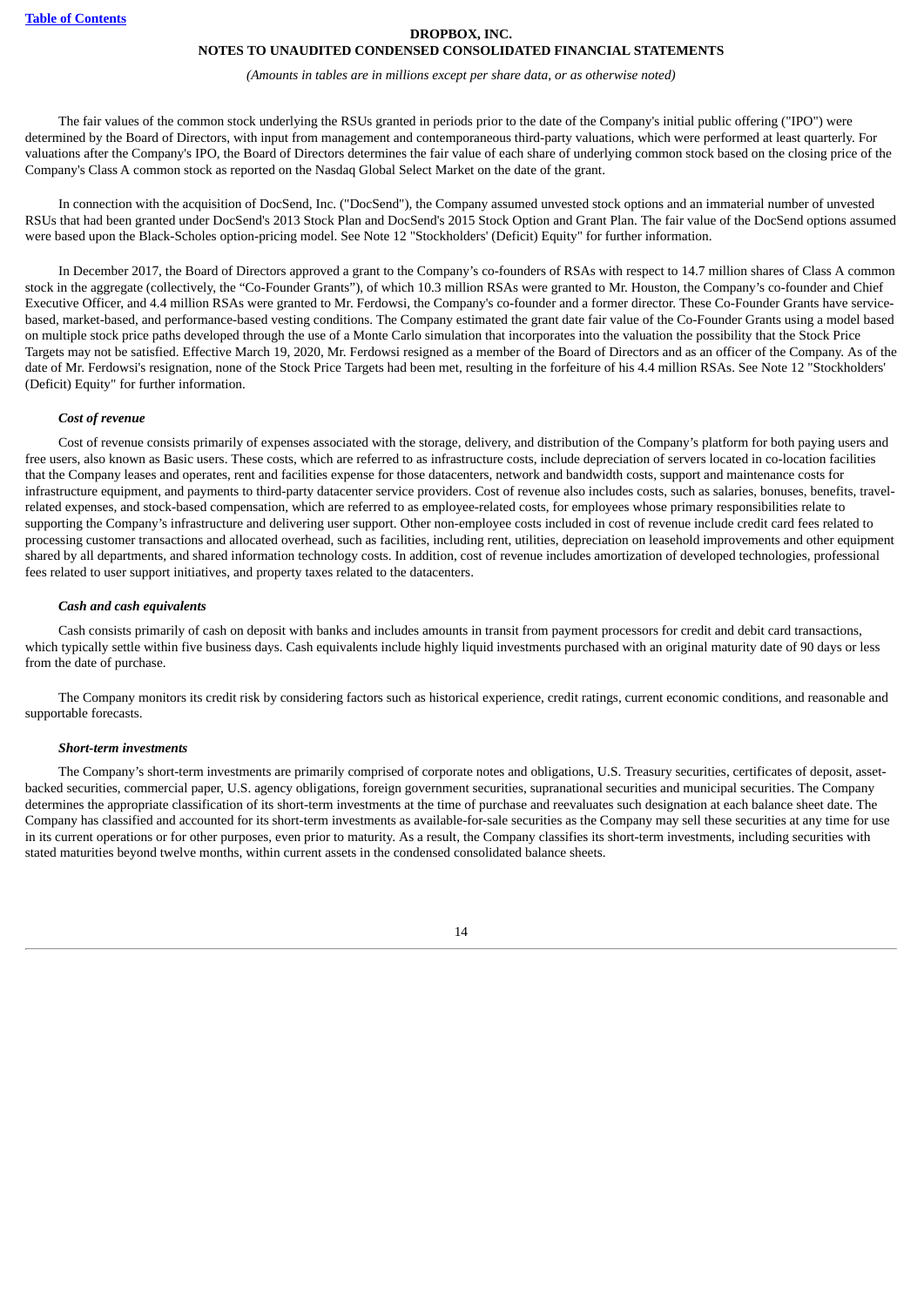The fair values of the common stock underlying the RSUs granted in periods prior to the date of the Company's initial public offering ("IPO") were determined by the Board of Directors, with input from management and contemporaneous third-party valuations, which were performed at least quarterly. For valuations after the Company's IPO, the Board of Directors determines the fair value of each share of underlying common stock based on the closing price of the Company's Class A common stock as reported on the Nasdaq Global Select Market on the date of the grant.

In connection with the acquisition of DocSend, Inc. ("DocSend"), the Company assumed unvested stock options and an immaterial number of unvested RSUs that had been granted under DocSend's 2013 Stock Plan and DocSend's 2015 Stock Option and Grant Plan. The fair value of the DocSend options assumed were based upon the Black-Scholes option-pricing model. See Note 12 "Stockholders' (Deficit) Equity" for further information.

In December 2017, the Board of Directors approved a grant to the Company's co-founders of RSAs with respect to 14.7 million shares of Class A common stock in the aggregate (collectively, the "Co-Founder Grants"), of which 10.3 million RSAs were granted to Mr. Houston, the Company's co-founder and Chief Executive Officer, and 4.4 million RSAs were granted to Mr. Ferdowsi, the Company's co-founder and a former director. These Co-Founder Grants have service-based, market-based, and performance-based vesting conditions. The Company estimated the grant date fair value of the Co-Founder Grants using a model based on multiple stock price paths developed through the use of a Monte Carlo simulation that incorporates into the valuation the possibility that the Stock Price Targets may not be satisfied. Effective March 19, 2020, Mr. Ferdowsi resigned as a member of the Board of Directors and as an officer of the Company. As of the date of Mr. Ferdowsi's resignation, none of the Stock Price Targets had been met, resulting in the forfeiture of his 4.4 million RSAs. See Note 12 "Stockholders' (Deficit) Equity" for further information.

***Cost of revenue***

Cost of revenue consists primarily of expenses associated with the storage, delivery, and distribution of the Company's platform for both paying users and free users, also known as Basic users. These costs, which are referred to as infrastructure costs, include depreciation of servers located in co-location facilities that the Company leases and operates, rent and facilities expense for those datacenters, network and bandwidth costs, support and maintenance costs for infrastructure equipment, and payments to third-party datacenter service providers. Cost of revenue also includes costs, such as salaries, bonuses, benefits, travel-related expenses, and stock-based compensation, which are referred to as employee-related costs, for employees whose primary responsibilities relate to supporting the Company's infrastructure and delivering user support. Other non-employee costs included in cost of revenue include credit card fees related to processing customer transactions and allocated overhead, such as facilities, including rent, utilities, depreciation on leasehold improvements and other equipment shared by all departments, and shared information technology costs. In addition, cost of revenue includes amortization of developed technologies, professional fees related to user support initiatives, and property taxes related to the datacenters.

***Cash and cash equivalents***

Cash consists primarily of cash on deposit with banks and includes amounts in transit from payment processors for credit and debit card transactions, which typically settle within five business days. Cash equivalents include highly liquid investments purchased with an original maturity date of 90 days or less from the date of purchase.

The Company monitors its credit risk by considering factors such as historical experience, credit ratings, current economic conditions, and reasonable and supportable forecasts.

***Short-term investments***

The Company's short-term investments are primarily comprised of corporate notes and obligations, U.S. Treasury securities, certificates of deposit, asset-backed securities, commercial paper, U.S. agency obligations, foreign government securities, supranational securities and municipal securities. The Company determines the appropriate classification of its short-term investments at the time of purchase and reevaluates such designation at each balance sheet date. The Company has classified and accounted for its short-term investments as available-for-sale securities as the Company may sell these securities at any time for use in its current operations or for other purposes, even prior to maturity. As a result, the Company classifies its short-term investments, including securities with stated maturities beyond twelve months, within current assets in the condensed consolidated balance sheets.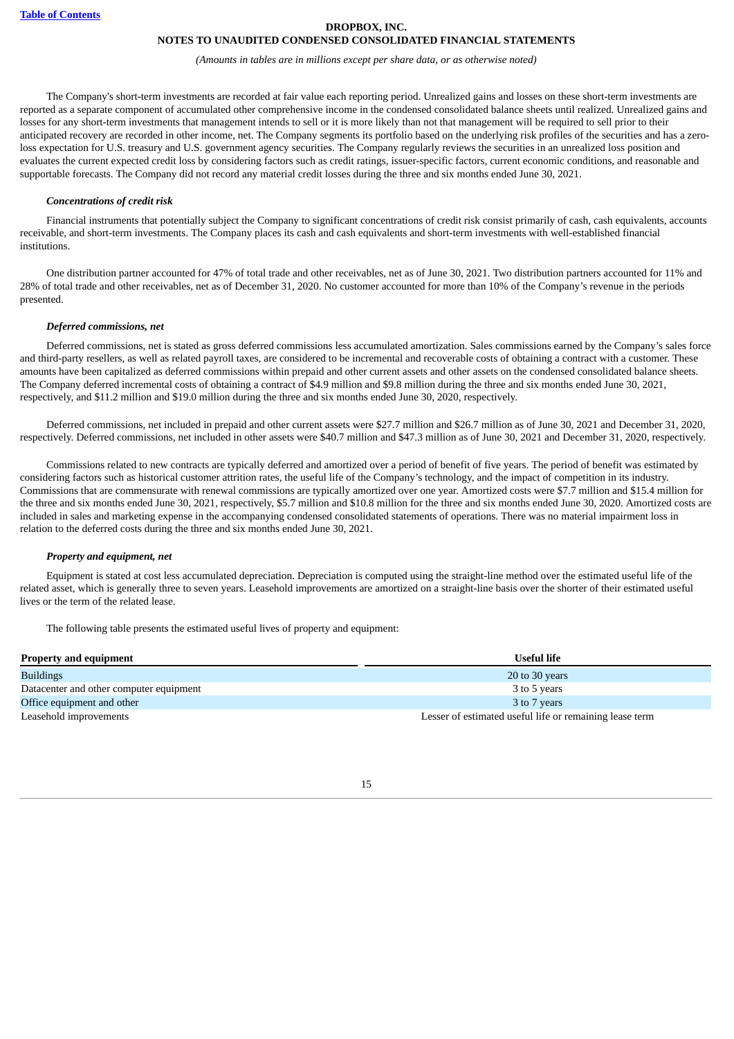The Company's short-term investments are recorded at fair value each reporting period. Unrealized gains and losses on these short-term investments are reported as a separate component of accumulated other comprehensive income in the condensed consolidated balance sheets until realized. Unrealized gains and losses for any short-term investments that management intends to sell or it is more likely than not that management will be required to sell prior to their anticipated recovery are recorded in other income, net. The Company segments its portfolio based on the underlying risk profiles of the securities and has a zero-loss expectation for U.S. treasury and U.S. government agency securities. The Company regularly reviews the securities in an unrealized loss position and evaluates the current expected credit loss by considering factors such as credit ratings, issuer-specific factors, current economic conditions, and reasonable and supportable forecasts. The Company did not record any material credit losses during the three and six months ended June 30, 2021.

***Concentrations of credit risk***

Financial instruments that potentially subject the Company to significant concentrations of credit risk consist primarily of cash, cash equivalents, accounts receivable, and short-term investments. The Company places its cash and cash equivalents and short-term investments with well-established financial institutions.

One distribution partner accounted for 47% of total trade and other receivables, net as of June 30, 2021. Two distribution partners accounted for 11% and 28% of total trade and other receivables, net as of December 31, 2020. No customer accounted for more than 10% of the Company's revenue in the periods presented.

***Deferred commissions, net***

Deferred commissions, net is stated as gross deferred commissions less accumulated amortization. Sales commissions earned by the Company's sales force and third-party resellers, as well as related payroll taxes, are considered to be incremental and recoverable costs of obtaining a contract with a customer. These amounts have been capitalized as deferred commissions within prepaid and other current assets and other assets on the condensed consolidated balance sheets. The Company deferred incremental costs of obtaining a contract of $4.9 million and $9.8 million during the three and six months ended June 30, 2021, respectively, and $11.2 million and $19.0 million during the three and six months ended June 30, 2020, respectively.

Deferred commissions, net included in prepaid and other current assets were $27.7 million and $26.7 million as of June 30, 2021 and December 31, 2020, respectively. Deferred commissions, net included in other assets were $40.7 million and $47.3 million as of June 30, 2021 and December 31, 2020, respectively.

Commissions related to new contracts are typically deferred and amortized over a period of benefit of five years. The period of benefit was estimated by considering factors such as historical customer attrition rates, the useful life of the Company's technology, and the impact of competition in its industry. Commissions that are commensurate with renewal commissions are typically amortized over one year. Amortized costs were $7.7 million and $15.4 million for the three and six months ended June 30, 2021, respectively, $5.7 million and $10.8 million for the three and six months ended June 30, 2020. Amortized costs are included in sales and marketing expense in the accompanying condensed consolidated statements of operations. There was no material impairment loss in relation to the deferred costs during the three and six months ended June 30, 2021.

***Property and equipment, net***

Equipment is stated at cost less accumulated depreciation. Depreciation is computed using the straight-line method over the estimated useful life of the related asset, which is generally three to seven years. Leasehold improvements are amortized on a straight-line basis over the shorter of their estimated useful lives or the term of the related lease.

The following table presents the estimated useful lives of property and equipment:

| Property and equipment | Useful life |
|---|---|
| Buildings | 20 to 30 years |
| Datacenter and other computer equipment | 3 to 5 years |
| Office equipment and other | 3 to 7 years |
| Leasehold improvements | Lesser of estimated useful life or remaining lease term |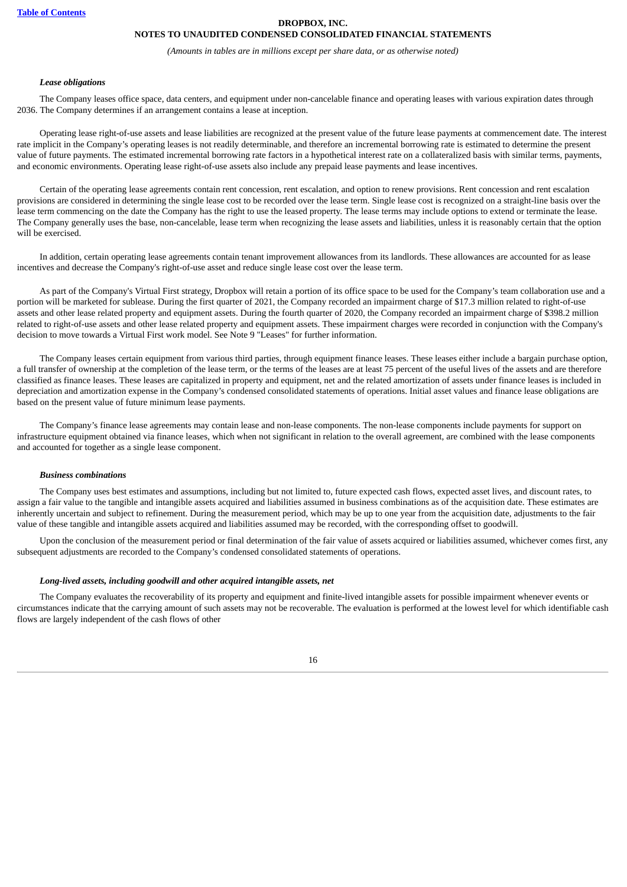#### *Lease obligations*

The Company leases office space, data centers, and equipment under non-cancelable finance and operating leases with various expiration dates through 2036. The Company determines if an arrangement contains a lease at inception.

Operating lease right-of-use assets and lease liabilities are recognized at the present value of the future lease payments at commencement date. The interest rate implicit in the Company's operating leases is not readily determinable, and therefore an incremental borrowing rate is estimated to determine the present value of future payments. The estimated incremental borrowing rate factors in a hypothetical interest rate on a collateralized basis with similar terms, payments, and economic environments. Operating lease right-of-use assets also include any prepaid lease payments and lease incentives.

Certain of the operating lease agreements contain rent concession, rent escalation, and option to renew provisions. Rent concession and rent escalation provisions are considered in determining the single lease cost to be recorded over the lease term. Single lease cost is recognized on a straight-line basis over the lease term commencing on the date the Company has the right to use the leased property. The lease terms may include options to extend or terminate the lease. The Company generally uses the base, non-cancelable, lease term when recognizing the lease assets and liabilities, unless it is reasonably certain that the option will be exercised.

In addition, certain operating lease agreements contain tenant improvement allowances from its landlords. These allowances are accounted for as lease incentives and decrease the Company's right-of-use asset and reduce single lease cost over the lease term.

As part of the Company's Virtual First strategy, Dropbox will retain a portion of its office space to be used for the Company's team collaboration use and a portion will be marketed for sublease. During the first quarter of 2021, the Company recorded an impairment charge of $17.3 million related to right-of-use assets and other lease related property and equipment assets. During the fourth quarter of 2020, the Company recorded an impairment charge of $398.2 million related to right-of-use assets and other lease related property and equipment assets. These impairment charges were recorded in conjunction with the Company's decision to move towards a Virtual First work model. See Note 9 "Leases" for further information.

The Company leases certain equipment from various third parties, through equipment finance leases. These leases either include a bargain purchase option, a full transfer of ownership at the completion of the lease term, or the terms of the leases are at least 75 percent of the useful lives of the assets and are therefore classified as finance leases. These leases are capitalized in property and equipment, net and the related amortization of assets under finance leases is included in depreciation and amortization expense in the Company's condensed consolidated statements of operations. Initial asset values and finance lease obligations are based on the present value of future minimum lease payments.

The Company's finance lease agreements may contain lease and non-lease components. The non-lease components include payments for support on infrastructure equipment obtained via finance leases, which when not significant in relation to the overall agreement, are combined with the lease components and accounted for together as a single lease component.

#### *Business combinations*

The Company uses best estimates and assumptions, including but not limited to, future expected cash flows, expected asset lives, and discount rates, to assign a fair value to the tangible and intangible assets acquired and liabilities assumed in business combinations as of the acquisition date. These estimates are inherently uncertain and subject to refinement. During the measurement period, which may be up to one year from the acquisition date, adjustments to the fair value of these tangible and intangible assets acquired and liabilities assumed may be recorded, with the corresponding offset to goodwill.

Upon the conclusion of the measurement period or final determination of the fair value of assets acquired or liabilities assumed, whichever comes first, any subsequent adjustments are recorded to the Company's condensed consolidated statements of operations.

#### *Long-lived assets, including goodwill and other acquired intangible assets, net*

The Company evaluates the recoverability of its property and equipment and finite-lived intangible assets for possible impairment whenever events or circumstances indicate that the carrying amount of such assets may not be recoverable. The evaluation is performed at the lowest level for which identifiable cash flows are largely independent of the cash flows of other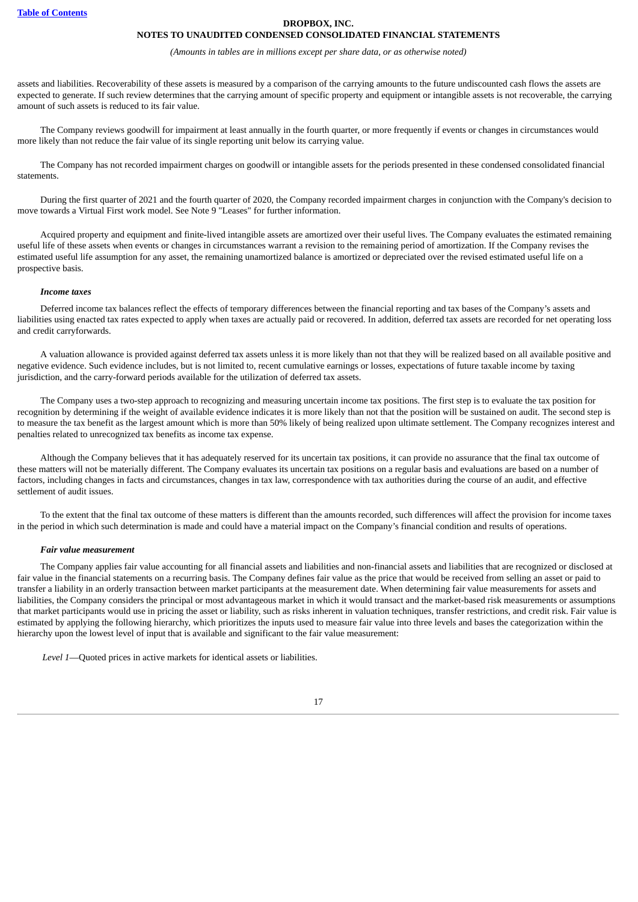assets and liabilities. Recoverability of these assets is measured by a comparison of the carrying amounts to the future undiscounted cash flows the assets are expected to generate. If such review determines that the carrying amount of specific property and equipment or intangible assets is not recoverable, the carrying amount of such assets is reduced to its fair value.

The Company reviews goodwill for impairment at least annually in the fourth quarter, or more frequently if events or changes in circumstances would more likely than not reduce the fair value of its single reporting unit below its carrying value.

The Company has not recorded impairment charges on goodwill or intangible assets for the periods presented in these condensed consolidated financial statements.

During the first quarter of 2021 and the fourth quarter of 2020, the Company recorded impairment charges in conjunction with the Company's decision to move towards a Virtual First work model. See Note 9 "Leases" for further information.

Acquired property and equipment and finite-lived intangible assets are amortized over their useful lives. The Company evaluates the estimated remaining useful life of these assets when events or changes in circumstances warrant a revision to the remaining period of amortization. If the Company revises the estimated useful life assumption for any asset, the remaining unamortized balance is amortized or depreciated over the revised estimated useful life on a prospective basis.

***Income taxes***

Deferred income tax balances reflect the effects of temporary differences between the financial reporting and tax bases of the Company's assets and liabilities using enacted tax rates expected to apply when taxes are actually paid or recovered. In addition, deferred tax assets are recorded for net operating loss and credit carryforwards.

A valuation allowance is provided against deferred tax assets unless it is more likely than not that they will be realized based on all available positive and negative evidence. Such evidence includes, but is not limited to, recent cumulative earnings or losses, expectations of future taxable income by taxing jurisdiction, and the carry-forward periods available for the utilization of deferred tax assets.

The Company uses a two-step approach to recognizing and measuring uncertain income tax positions. The first step is to evaluate the tax position for recognition by determining if the weight of available evidence indicates it is more likely than not that the position will be sustained on audit. The second step is to measure the tax benefit as the largest amount which is more than 50% likely of being realized upon ultimate settlement. The Company recognizes interest and penalties related to unrecognized tax benefits as income tax expense.

Although the Company believes that it has adequately reserved for its uncertain tax positions, it can provide no assurance that the final tax outcome of these matters will not be materially different. The Company evaluates its uncertain tax positions on a regular basis and evaluations are based on a number of factors, including changes in facts and circumstances, changes in tax law, correspondence with tax authorities during the course of an audit, and effective settlement of audit issues.

To the extent that the final tax outcome of these matters is different than the amounts recorded, such differences will affect the provision for income taxes in the period in which such determination is made and could have a material impact on the Company's financial condition and results of operations.

***Fair value measurement***

The Company applies fair value accounting for all financial assets and liabilities and non-financial assets and liabilities that are recognized or disclosed at fair value in the financial statements on a recurring basis. The Company defines fair value as the price that would be received from selling an asset or paid to transfer a liability in an orderly transaction between market participants at the measurement date. When determining fair value measurements for assets and liabilities, the Company considers the principal or most advantageous market in which it would transact and the market-based risk measurements or assumptions that market participants would use in pricing the asset or liability, such as risks inherent in valuation techniques, transfer restrictions, and credit risk. Fair value is estimated by applying the following hierarchy, which prioritizes the inputs used to measure fair value into three levels and bases the categorization within the hierarchy upon the lowest level of input that is available and significant to the fair value measurement:

*Level 1*—Quoted prices in active markets for identical assets or liabilities.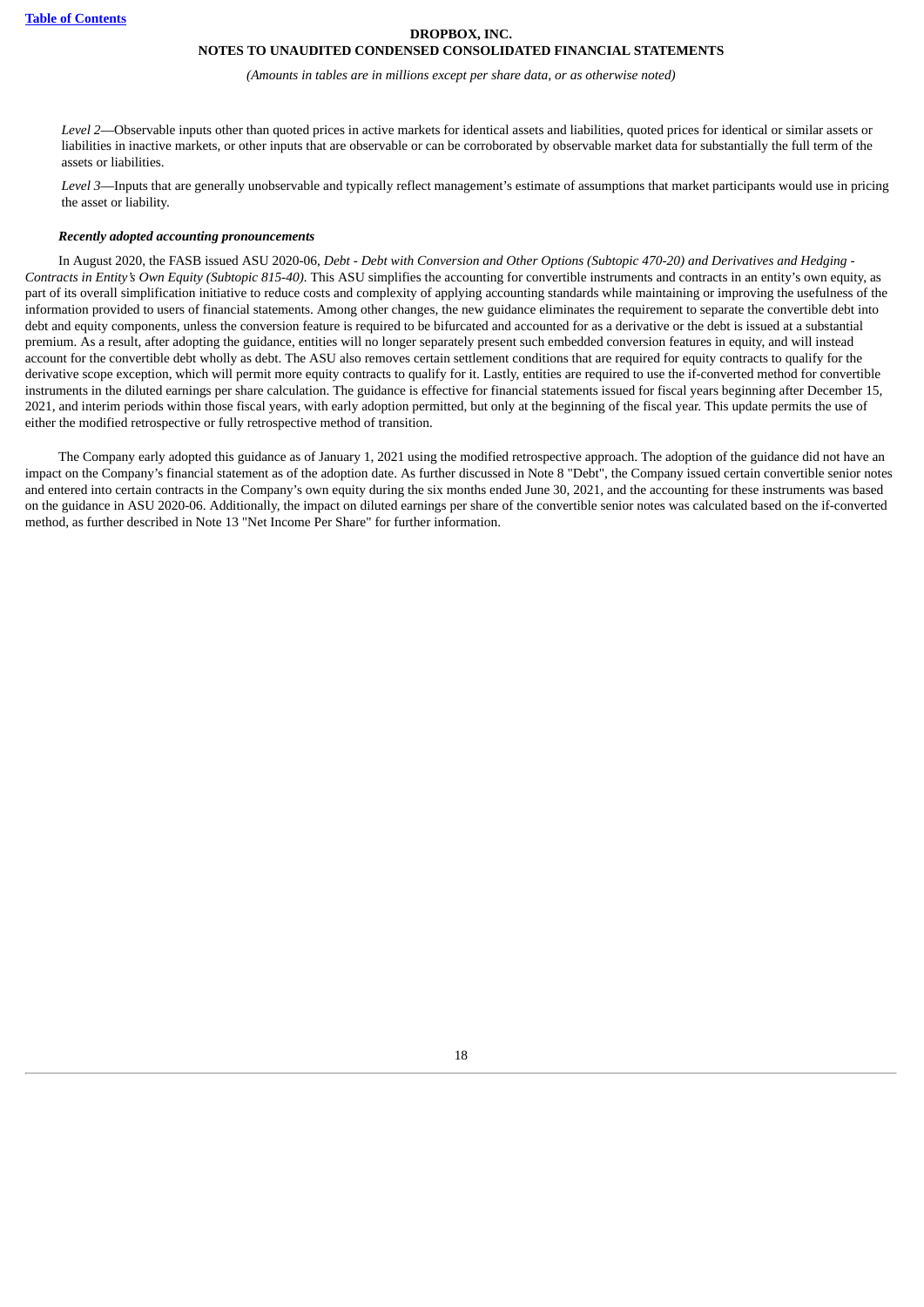*Level 2*—Observable inputs other than quoted prices in active markets for identical assets and liabilities, quoted prices for identical or similar assets or liabilities in inactive markets, or other inputs that are observable or can be corroborated by observable market data for substantially the full term of the assets or liabilities.

*Level 3*—Inputs that are generally unobservable and typically reflect management's estimate of assumptions that market participants would use in pricing the asset or liability.

***Recently adopted accounting pronouncements***

In August 2020, the FASB issued ASU 2020-06, *Debt - Debt with Conversion and Other Options (Subtopic 470-20) and Derivatives and Hedging - Contracts in Entity's Own Equity (Subtopic 815-40)*. This ASU simplifies the accounting for convertible instruments and contracts in an entity's own equity, as part of its overall simplification initiative to reduce costs and complexity of applying accounting standards while maintaining or improving the usefulness of the information provided to users of financial statements. Among other changes, the new guidance eliminates the requirement to separate the convertible debt into debt and equity components, unless the conversion feature is required to be bifurcated and accounted for as a derivative or the debt is issued at a substantial premium. As a result, after adopting the guidance, entities will no longer separately present such embedded conversion features in equity, and will instead account for the convertible debt wholly as debt. The ASU also removes certain settlement conditions that are required for equity contracts to qualify for the derivative scope exception, which will permit more equity contracts to qualify for it. Lastly, entities are required to use the if-converted method for convertible instruments in the diluted earnings per share calculation. The guidance is effective for financial statements issued for fiscal years beginning after December 15, 2021, and interim periods within those fiscal years, with early adoption permitted, but only at the beginning of the fiscal year. This update permits the use of either the modified retrospective or fully retrospective method of transition.

The Company early adopted this guidance as of January 1, 2021 using the modified retrospective approach. The adoption of the guidance did not have an impact on the Company's financial statement as of the adoption date. As further discussed in Note 8 "Debt", the Company issued certain convertible senior notes and entered into certain contracts in the Company's own equity during the six months ended June 30, 2021, and the accounting for these instruments was based on the guidance in ASU 2020-06. Additionally, the impact on diluted earnings per share of the convertible senior notes was calculated based on the if-converted method, as further described in Note 13 "Net Income Per Share" for further information.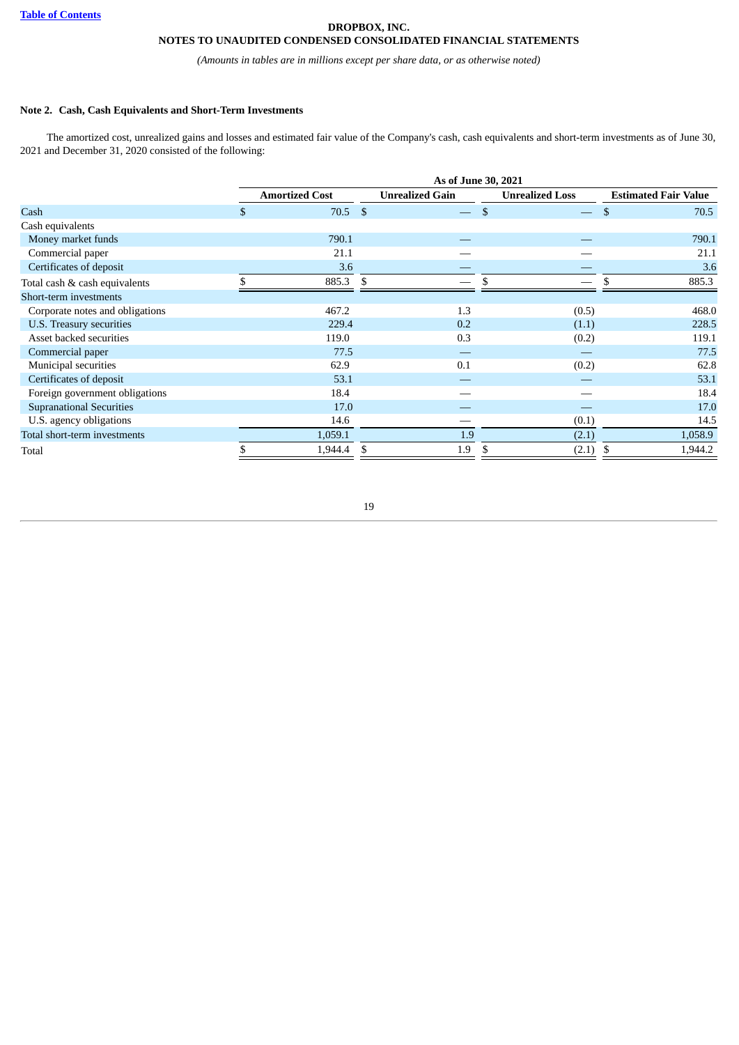**DROPBOX, INC.**
**NOTES TO UNAUDITED CONDENSED CONSOLIDATED FINANCIAL STATEMENTS**

*(Amounts in tables are in millions except per share data, or as otherwise noted)*

### Note 2. Cash, Cash Equivalents and Short-Term Investments

The amortized cost, unrealized gains and losses and estimated fair value of the Company's cash, cash equivalents and short-term investments as of June 30, 2021 and December 31, 2020 consisted of the following:

| | As of June 30, 2021 | | | |
|---|---|---|---|---|
| | Amortized Cost | Unrealized Gain | Unrealized Loss | Estimated Fair Value |
| Cash | $ 70.5 | $ — | $ — | $ 70.5 |
| Cash equivalents | | | | |
| Money market funds | 790.1 | — | — | 790.1 |
| Commercial paper | 21.1 | — | — | 21.1 |
| Certificates of deposit | 3.6 | — | — | 3.6 |
| Total cash & cash equivalents | $ 885.3 | $ — | $ — | $ 885.3 |
| Short-term investments | | | | |
| Corporate notes and obligations | 467.2 | 1.3 | (0.5) | 468.0 |
| U.S. Treasury securities | 229.4 | 0.2 | (1.1) | 228.5 |
| Asset backed securities | 119.0 | 0.3 | (0.2) | 119.1 |
| Commercial paper | 77.5 | — | — | 77.5 |
| Municipal securities | 62.9 | 0.1 | (0.2) | 62.8 |
| Certificates of deposit | 53.1 | — | — | 53.1 |
| Foreign government obligations | 18.4 | — | — | 18.4 |
| Supranational Securities | 17.0 | — | — | 17.0 |
| U.S. agency obligations | 14.6 | — | (0.1) | 14.5 |
| Total short-term investments | 1,059.1 | 1.9 | (2.1) | 1,058.9 |
| Total | $ 1,944.4 | $ 1.9 | $ (2.1) | $ 1,944.2 |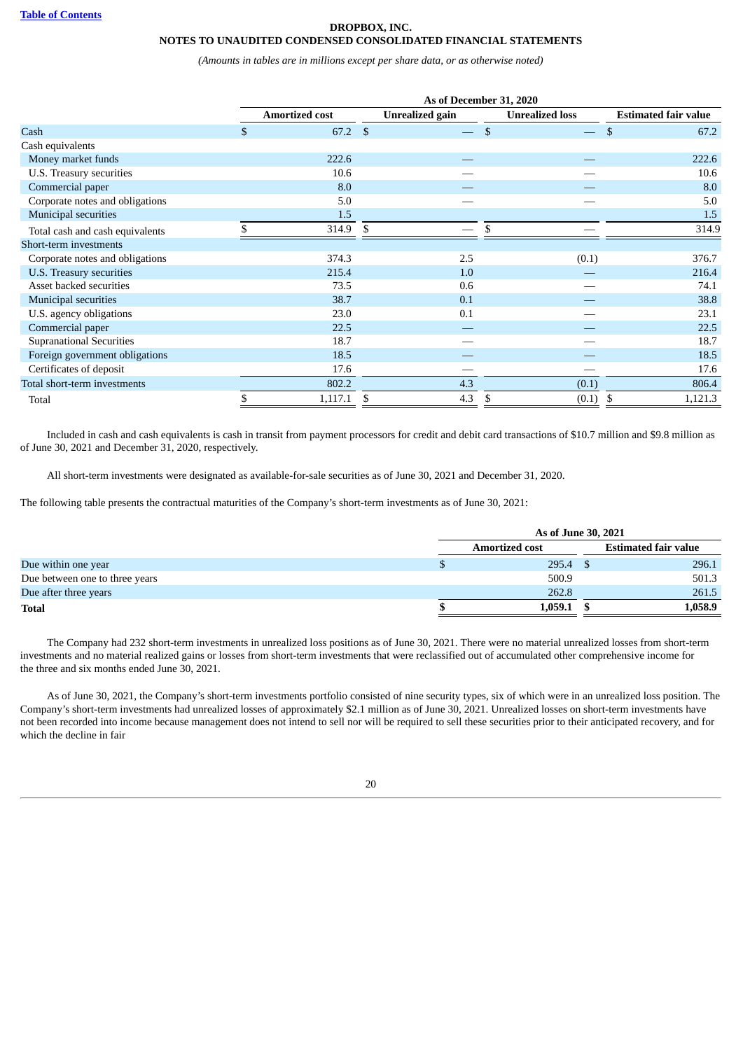**DROPBOX, INC.**
**NOTES TO UNAUDITED CONDENSED CONSOLIDATED FINANCIAL STATEMENTS**

*(Amounts in tables are in millions except per share data, or as otherwise noted)*

| | As of December 31, 2020 | | | |
|---|---|---|---|---|
| | Amortized cost | Unrealized gain | Unrealized loss | Estimated fair value |
| Cash | $ 67.2 | $ — | $ — | $ 67.2 |
| Cash equivalents | | | | |
| Money market funds | 222.6 | — | — | 222.6 |
| U.S. Treasury securities | 10.6 | — | — | 10.6 |
| Commercial paper | 8.0 | — | — | 8.0 |
| Corporate notes and obligations | 5.0 | — | — | 5.0 |
| Municipal securities | 1.5 | | | 1.5 |
| Total cash and cash equivalents | $ 314.9 | $ — | $ — | 314.9 |
| Short-term investments | | | | |
| Corporate notes and obligations | 374.3 | 2.5 | (0.1) | 376.7 |
| U.S. Treasury securities | 215.4 | 1.0 | — | 216.4 |
| Asset backed securities | 73.5 | 0.6 | — | 74.1 |
| Municipal securities | 38.7 | 0.1 | — | 38.8 |
| U.S. agency obligations | 23.0 | 0.1 | — | 23.1 |
| Commercial paper | 22.5 | — | — | 22.5 |
| Supranational Securities | 18.7 | — | — | 18.7 |
| Foreign government obligations | 18.5 | — | — | 18.5 |
| Certificates of deposit | 17.6 | — | — | 17.6 |
| Total short-term investments | 802.2 | 4.3 | (0.1) | 806.4 |
| Total | $ 1,117.1 | $ 4.3 | $ (0.1) | $ 1,121.3 |

Included in cash and cash equivalents is cash in transit from payment processors for credit and debit card transactions of $10.7 million and $9.8 million as of June 30, 2021 and December 31, 2020, respectively.

All short-term investments were designated as available-for-sale securities as of June 30, 2021 and December 31, 2020.

The following table presents the contractual maturities of the Company's short-term investments as of June 30, 2021:

| | As of June 30, 2021 | |
|---|---|---|
| | Amortized cost | Estimated fair value |
| Due within one year | $ 295.4 | $ 296.1 |
| Due between one to three years | 500.9 | 501.3 |
| Due after three years | 262.8 | 261.5 |
| **Total** | **$ 1,059.1** | **$ 1,058.9** |

The Company had 232 short-term investments in unrealized loss positions as of June 30, 2021. There were no material unrealized losses from short-term investments and no material realized gains or losses from short-term investments that were reclassified out of accumulated other comprehensive income for the three and six months ended June 30, 2021.

As of June 30, 2021, the Company's short-term investments portfolio consisted of nine security types, six of which were in an unrealized loss position. The Company's short-term investments had unrealized losses of approximately $2.1 million as of June 30, 2021. Unrealized losses on short-term investments have not been recorded into income because management does not intend to sell nor will be required to sell these securities prior to their anticipated recovery, and for which the decline in fair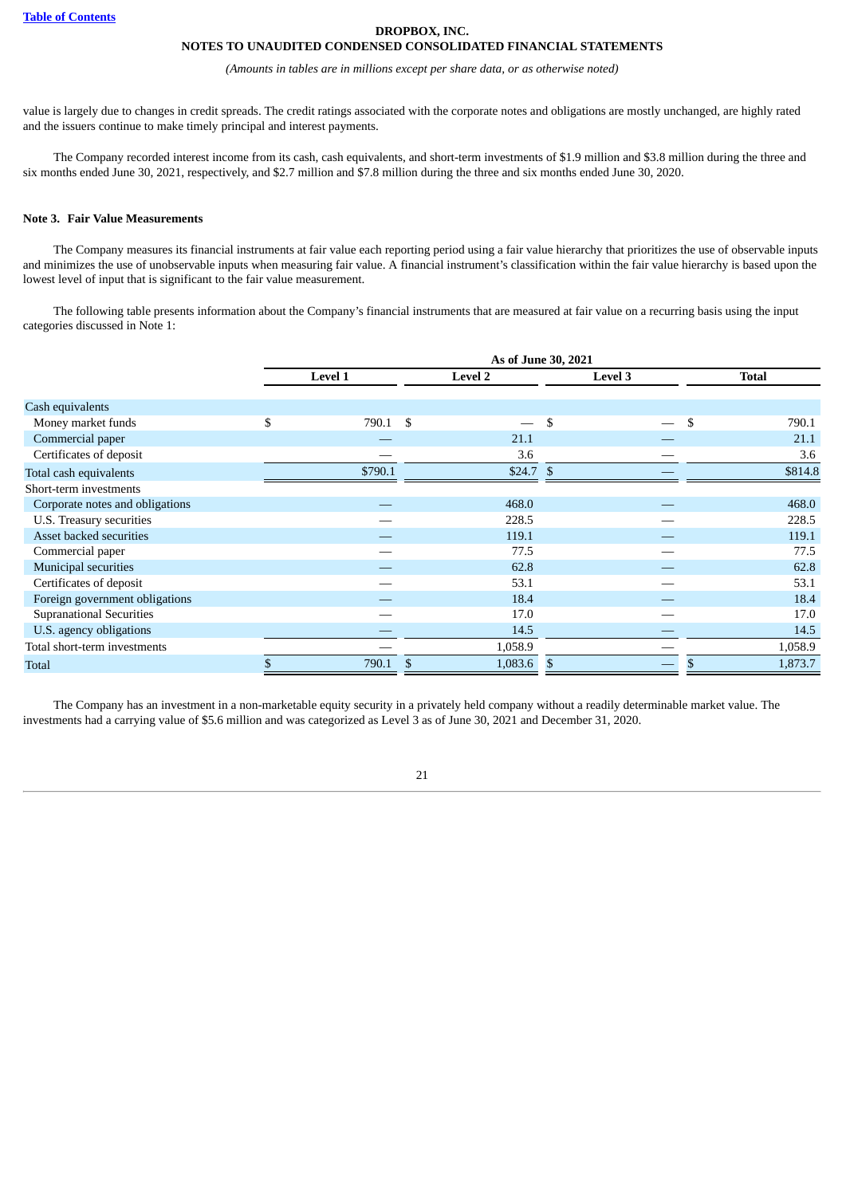value is largely due to changes in credit spreads. The credit ratings associated with the corporate notes and obligations are mostly unchanged, are highly rated and the issuers continue to make timely principal and interest payments.

The Company recorded interest income from its cash, cash equivalents, and short-term investments of $1.9 million and $3.8 million during the three and six months ended June 30, 2021, respectively, and $2.7 million and $7.8 million during the three and six months ended June 30, 2020.

### Note 3. Fair Value Measurements

The Company measures its financial instruments at fair value each reporting period using a fair value hierarchy that prioritizes the use of observable inputs and minimizes the use of unobservable inputs when measuring fair value. A financial instrument's classification within the fair value hierarchy is based upon the lowest level of input that is significant to the fair value measurement.

The following table presents information about the Company's financial instruments that are measured at fair value on a recurring basis using the input categories discussed in Note 1:

| | As of June 30, 2021 | | | |
|---|---|---|---|---|
| | Level 1 | Level 2 | Level 3 | Total |
| Cash equivalents | | | | |
| Money market funds | $ 790.1 | $ — | $ — | $ 790.1 |
| Commercial paper | — | 21.1 | — | 21.1 |
| Certificates of deposit | — | 3.6 | — | 3.6 |
| Total cash equivalents | $790.1 | $24.7 | $ — | $814.8 |
| Short-term investments | | | | |
| Corporate notes and obligations | — | 468.0 | — | 468.0 |
| U.S. Treasury securities | — | 228.5 | — | 228.5 |
| Asset backed securities | — | 119.1 | — | 119.1 |
| Commercial paper | — | 77.5 | — | 77.5 |
| Municipal securities | — | 62.8 | — | 62.8 |
| Certificates of deposit | — | 53.1 | — | 53.1 |
| Foreign government obligations | — | 18.4 | — | 18.4 |
| Supranational Securities | — | 17.0 | — | 17.0 |
| U.S. agency obligations | — | 14.5 | — | 14.5 |
| Total short-term investments | — | 1,058.9 | — | 1,058.9 |
| Total | $ 790.1 | $ 1,083.6 | $ — | $ 1,873.7 |

The Company has an investment in a non-marketable equity security in a privately held company without a readily determinable market value. The investments had a carrying value of $5.6 million and was categorized as Level 3 as of June 30, 2021 and December 31, 2020.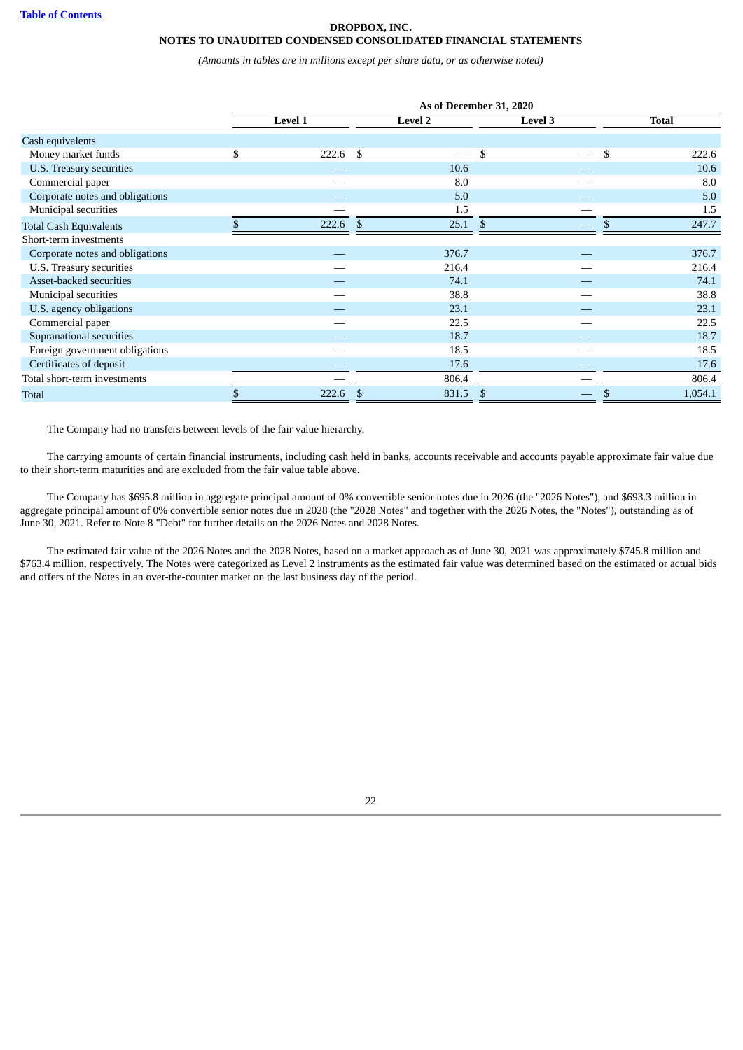**DROPBOX, INC.**
**NOTES TO UNAUDITED CONDENSED CONSOLIDATED FINANCIAL STATEMENTS**

*(Amounts in tables are in millions except per share data, or as otherwise noted)*

| | As of December 31, 2020 | | | |
|---|---|---|---|---|
| | Level 1 | Level 2 | Level 3 | Total |
| Cash equivalents | | | | |
| Money market funds | $ 222.6 | $ — | $ — | $ 222.6 |
| U.S. Treasury securities | — | 10.6 | — | 10.6 |
| Commercial paper | — | 8.0 | — | 8.0 |
| Corporate notes and obligations | — | 5.0 | — | 5.0 |
| Municipal securities | — | 1.5 | — | 1.5 |
| Total Cash Equivalents | $ 222.6 | $ 25.1 | $ — | $ 247.7 |
| Short-term investments | | | | |
| Corporate notes and obligations | — | 376.7 | — | 376.7 |
| U.S. Treasury securities | — | 216.4 | — | 216.4 |
| Asset-backed securities | — | 74.1 | — | 74.1 |
| Municipal securities | — | 38.8 | — | 38.8 |
| U.S. agency obligations | — | 23.1 | — | 23.1 |
| Commercial paper | — | 22.5 | — | 22.5 |
| Supranational securities | — | 18.7 | — | 18.7 |
| Foreign government obligations | — | 18.5 | — | 18.5 |
| Certificates of deposit | — | 17.6 | — | 17.6 |
| Total short-term investments | — | 806.4 | — | 806.4 |
| Total | $ 222.6 | $ 831.5 | $ — | $ 1,054.1 |

The Company had no transfers between levels of the fair value hierarchy.

The carrying amounts of certain financial instruments, including cash held in banks, accounts receivable and accounts payable approximate fair value due to their short-term maturities and are excluded from the fair value table above.

The Company has $695.8 million in aggregate principal amount of 0% convertible senior notes due in 2026 (the "2026 Notes"), and $693.3 million in aggregate principal amount of 0% convertible senior notes due in 2028 (the "2028 Notes" and together with the 2026 Notes, the "Notes"), outstanding as of June 30, 2021. Refer to Note 8 "Debt" for further details on the 2026 Notes and 2028 Notes.

The estimated fair value of the 2026 Notes and the 2028 Notes, based on a market approach as of June 30, 2021 was approximately $745.8 million and $763.4 million, respectively. The Notes were categorized as Level 2 instruments as the estimated fair value was determined based on the estimated or actual bids and offers of the Notes in an over-the-counter market on the last business day of the period.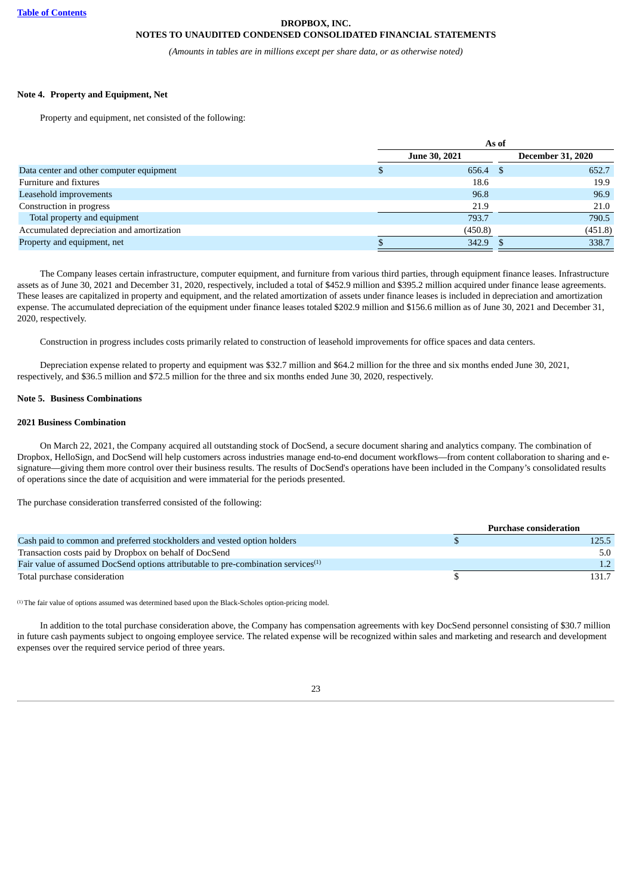**DROPBOX, INC.**
**NOTES TO UNAUDITED CONDENSED CONSOLIDATED FINANCIAL STATEMENTS**

*(Amounts in tables are in millions except per share data, or as otherwise noted)*

### Note 4. Property and Equipment, Net

Property and equipment, net consisted of the following:

| | As of | |
|---|---|---|
| | June 30, 2021 | December 31, 2020 |
| Data center and other computer equipment | $ 656.4 | $ 652.7 |
| Furniture and fixtures | 18.6 | 19.9 |
| Leasehold improvements | 96.8 | 96.9 |
| Construction in progress | 21.9 | 21.0 |
| Total property and equipment | 793.7 | 790.5 |
| Accumulated depreciation and amortization | (450.8) | (451.8) |
| Property and equipment, net | $ 342.9 | $ 338.7 |

The Company leases certain infrastructure, computer equipment, and furniture from various third parties, through equipment finance leases. Infrastructure assets as of June 30, 2021 and December 31, 2020, respectively, included a total of $452.9 million and $395.2 million acquired under finance lease agreements. These leases are capitalized in property and equipment, and the related amortization of assets under finance leases is included in depreciation and amortization expense. The accumulated depreciation of the equipment under finance leases totaled $202.9 million and $156.6 million as of June 30, 2021 and December 31, 2020, respectively.

Construction in progress includes costs primarily related to construction of leasehold improvements for office spaces and data centers.

Depreciation expense related to property and equipment was $32.7 million and $64.2 million for the three and six months ended June 30, 2021, respectively, and $36.5 million and $72.5 million for the three and six months ended June 30, 2020, respectively.

### Note 5. Business Combinations

#### 2021 Business Combination

On March 22, 2021, the Company acquired all outstanding stock of DocSend, a secure document sharing and analytics company. The combination of Dropbox, HelloSign, and DocSend will help customers across industries manage end-to-end document workflows—from content collaboration to sharing and e-signature—giving them more control over their business results. The results of DocSend's operations have been included in the Company's consolidated results of operations since the date of acquisition and were immaterial for the periods presented.

The purchase consideration transferred consisted of the following:

| | Purchase consideration |
|---|---|
| Cash paid to common and preferred stockholders and vested option holders | $ 125.5 |
| Transaction costs paid by Dropbox on behalf of DocSend | 5.0 |
| Fair value of assumed DocSend options attributable to pre-combination services[(1)] | 1.2 |
| Total purchase consideration | $ 131.7 |

[(1)] The fair value of options assumed was determined based upon the Black-Scholes option-pricing model.

In addition to the total purchase consideration above, the Company has compensation agreements with key DocSend personnel consisting of $30.7 million in future cash payments subject to ongoing employee service. The related expense will be recognized within sales and marketing and research and development expenses over the required service period of three years.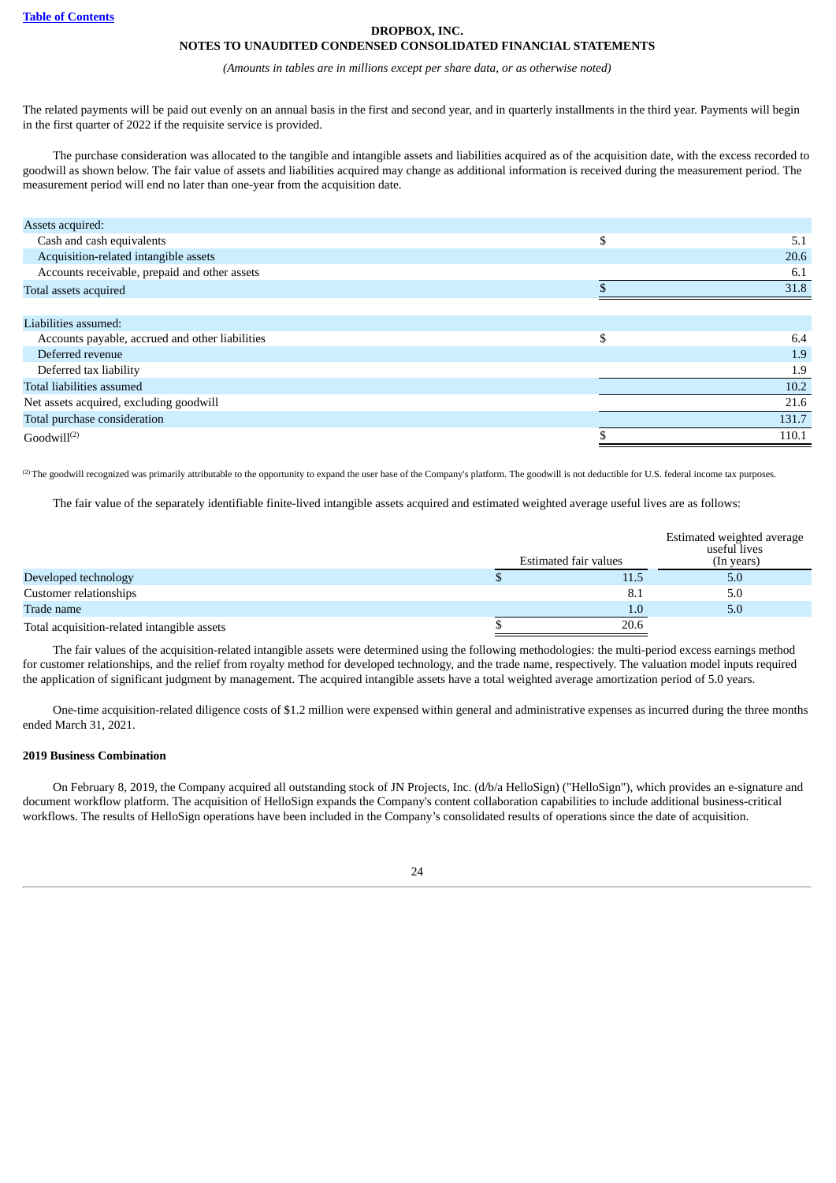The related payments will be paid out evenly on an annual basis in the first and second year, and in quarterly installments in the third year. Payments will begin in the first quarter of 2022 if the requisite service is provided.

The purchase consideration was allocated to the tangible and intangible assets and liabilities acquired as of the acquisition date, with the excess recorded to goodwill as shown below. The fair value of assets and liabilities acquired may change as additional information is received during the measurement period. The measurement period will end no later than one-year from the acquisition date.

| | |
|---|---|
| Assets acquired: | |
| Cash and cash equivalents | $ 5.1 |
| Acquisition-related intangible assets | 20.6 |
| Accounts receivable, prepaid and other assets | 6.1 |
| Total assets acquired | $ 31.8 |
| | |
| Liabilities assumed: | |
| Accounts payable, accrued and other liabilities | $ 6.4 |
| Deferred revenue | 1.9 |
| Deferred tax liability | 1.9 |
| Total liabilities assumed | 10.2 |
| Net assets acquired, excluding goodwill | 21.6 |
| Total purchase consideration | 131.7 |
| Goodwill[(2)] | $ 110.1 |

[(2)] The goodwill recognized was primarily attributable to the opportunity to expand the user base of the Company's platform. The goodwill is not deductible for U.S. federal income tax purposes.

The fair value of the separately identifiable finite-lived intangible assets acquired and estimated weighted average useful lives are as follows:

| | Estimated fair values | Estimated weighted average useful lives (In years) |
|---|---|---|
| Developed technology | $ 11.5 | 5.0 |
| Customer relationships | 8.1 | 5.0 |
| Trade name | 1.0 | 5.0 |
| Total acquisition-related intangible assets | $ 20.6 | |

The fair values of the acquisition-related intangible assets were determined using the following methodologies: the multi-period excess earnings method for customer relationships, and the relief from royalty method for developed technology, and the trade name, respectively. The valuation model inputs required the application of significant judgment by management. The acquired intangible assets have a total weighted average amortization period of 5.0 years.

One-time acquisition-related diligence costs of $1.2 million were expensed within general and administrative expenses as incurred during the three months ended March 31, 2021.

**2019 Business Combination**

On February 8, 2019, the Company acquired all outstanding stock of JN Projects, Inc. (d/b/a HelloSign) ("HelloSign"), which provides an e-signature and document workflow platform. The acquisition of HelloSign expands the Company's content collaboration capabilities to include additional business-critical workflows. The results of HelloSign operations have been included in the Company's consolidated results of operations since the date of acquisition.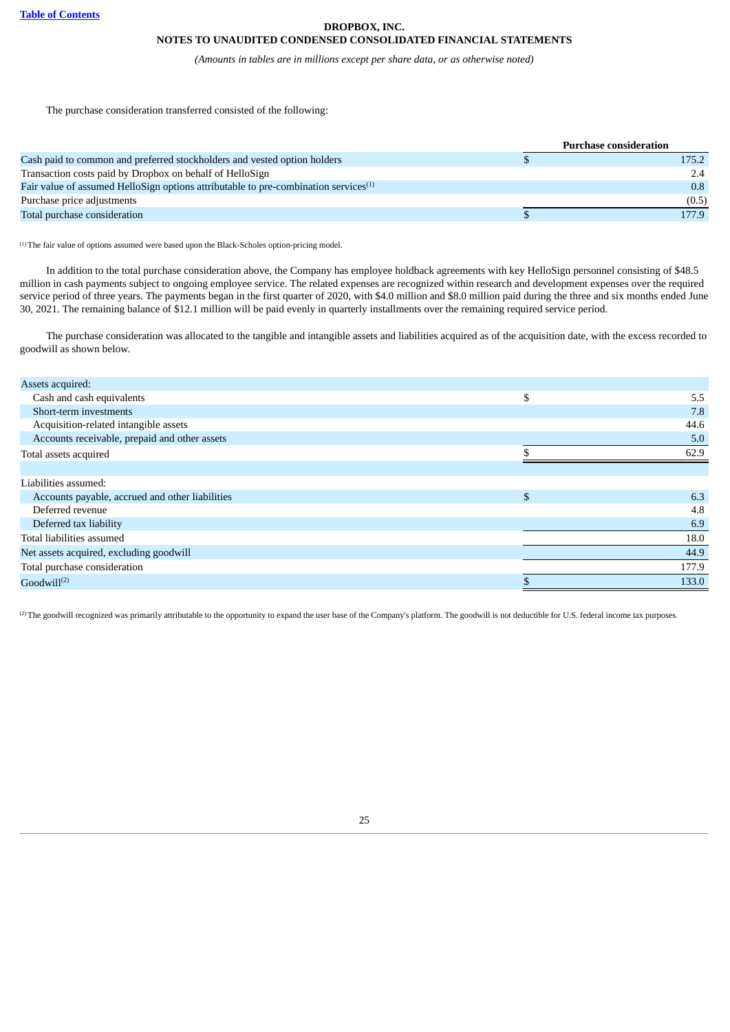The purchase consideration transferred consisted of the following:

| | Purchase consideration |
|---|---|
| Cash paid to common and preferred stockholders and vested option holders | $ 175.2 |
| Transaction costs paid by Dropbox on behalf of HelloSign | 2.4 |
| Fair value of assumed HelloSign options attributable to pre-combination services[(1)] | 0.8 |
| Purchase price adjustments | (0.5) |
| Total purchase consideration | $ 177.9 |

[(1)] The fair value of options assumed were based upon the Black-Scholes option-pricing model.

In addition to the total purchase consideration above, the Company has employee holdback agreements with key HelloSign personnel consisting of $48.5 million in cash payments subject to ongoing employee service. The related expenses are recognized within research and development expenses over the required service period of three years. The payments began in the first quarter of 2020, with $4.0 million and $8.0 million paid during the three and six months ended June 30, 2021. The remaining balance of $12.1 million will be paid evenly in quarterly installments over the remaining required service period.

The purchase consideration was allocated to the tangible and intangible assets and liabilities acquired as of the acquisition date, with the excess recorded to goodwill as shown below.

| | |
|---|---|
| Assets acquired: | |
| Cash and cash equivalents | $ 5.5 |
| Short-term investments | 7.8 |
| Acquisition-related intangible assets | 44.6 |
| Accounts receivable, prepaid and other assets | 5.0 |
| Total assets acquired | $ 62.9 |
| | |
| Liabilities assumed: | |
| Accounts payable, accrued and other liabilities | $ 6.3 |
| Deferred revenue | 4.8 |
| Deferred tax liability | 6.9 |
| Total liabilities assumed | 18.0 |
| Net assets acquired, excluding goodwill | 44.9 |
| Total purchase consideration | 177.9 |
| Goodwill[(2)] | $ 133.0 |

[(2)] The goodwill recognized was primarily attributable to the opportunity to expand the user base of the Company's platform. The goodwill is not deductible for U.S. federal income tax purposes.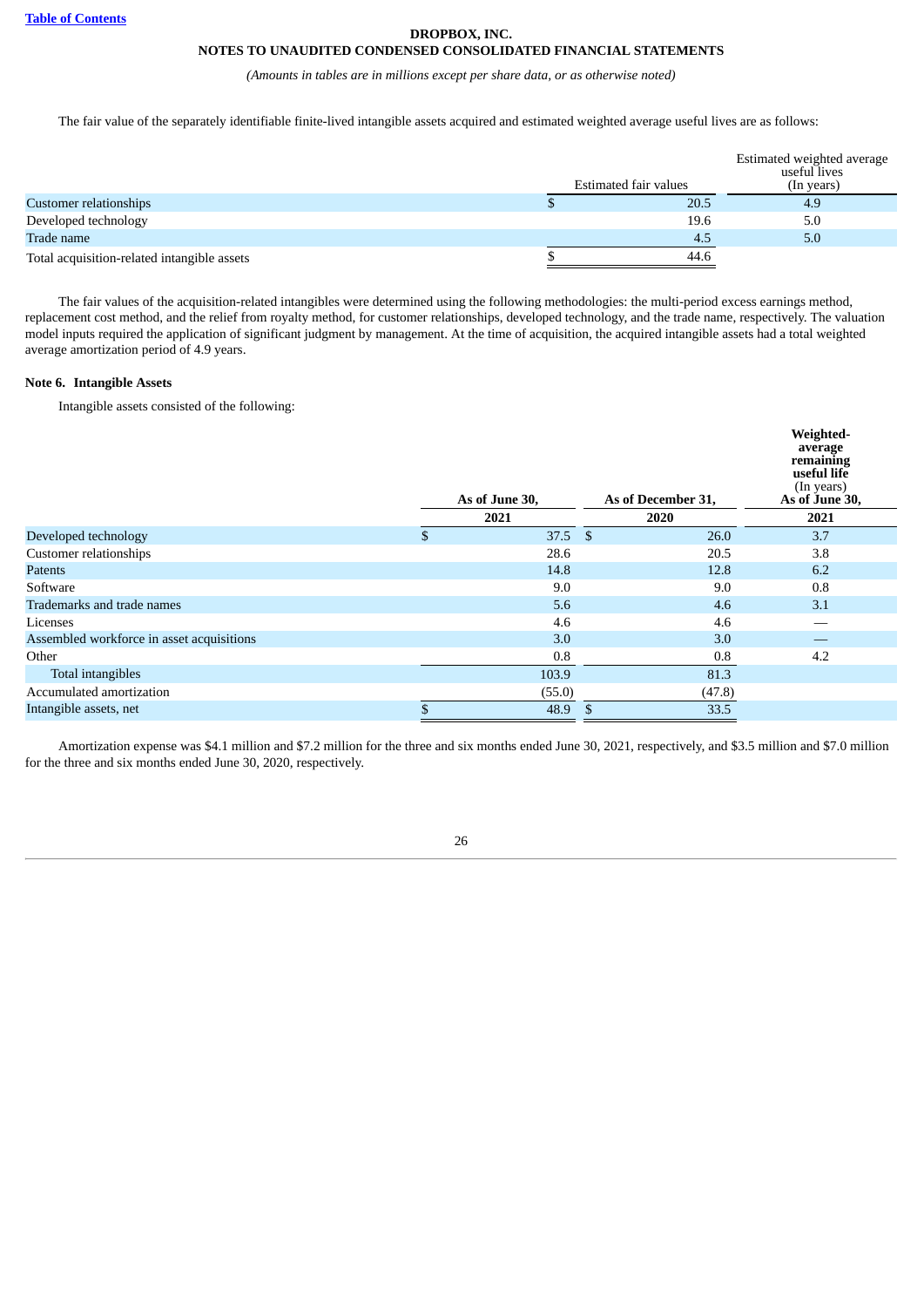The fair value of the separately identifiable finite-lived intangible assets acquired and estimated weighted average useful lives are as follows:

| | Estimated fair values | Estimated weighted average useful lives (In years) |
|---|---|---|
| Customer relationships | $ 20.5 | 4.9 |
| Developed technology | 19.6 | 5.0 |
| Trade name | 4.5 | 5.0 |
| Total acquisition-related intangible assets | $ 44.6 | |

The fair values of the acquisition-related intangibles were determined using the following methodologies: the multi-period excess earnings method, replacement cost method, and the relief from royalty method, for customer relationships, developed technology, and the trade name, respectively. The valuation model inputs required the application of significant judgment by management. At the time of acquisition, the acquired intangible assets had a total weighted average amortization period of 4.9 years.

**Note 6. Intangible Assets**

Intangible assets consisted of the following:

| | As of June 30, 2021 | As of December 31, 2020 | Weighted-average remaining useful life (In years) As of June 30, 2021 |
|---|---|---|---|
| Developed technology | $ 37.5 | $ 26.0 | 3.7 |
| Customer relationships | 28.6 | 20.5 | 3.8 |
| Patents | 14.8 | 12.8 | 6.2 |
| Software | 9.0 | 9.0 | 0.8 |
| Trademarks and trade names | 5.6 | 4.6 | 3.1 |
| Licenses | 4.6 | 4.6 | — |
| Assembled workforce in asset acquisitions | 3.0 | 3.0 | — |
| Other | 0.8 | 0.8 | 4.2 |
| Total intangibles | 103.9 | 81.3 | |
| Accumulated amortization | (55.0) | (47.8) | |
| Intangible assets, net | $ 48.9 | $ 33.5 | |

Amortization expense was $4.1 million and $7.2 million for the three and six months ended June 30, 2021, respectively, and $3.5 million and $7.0 million for the three and six months ended June 30, 2020, respectively.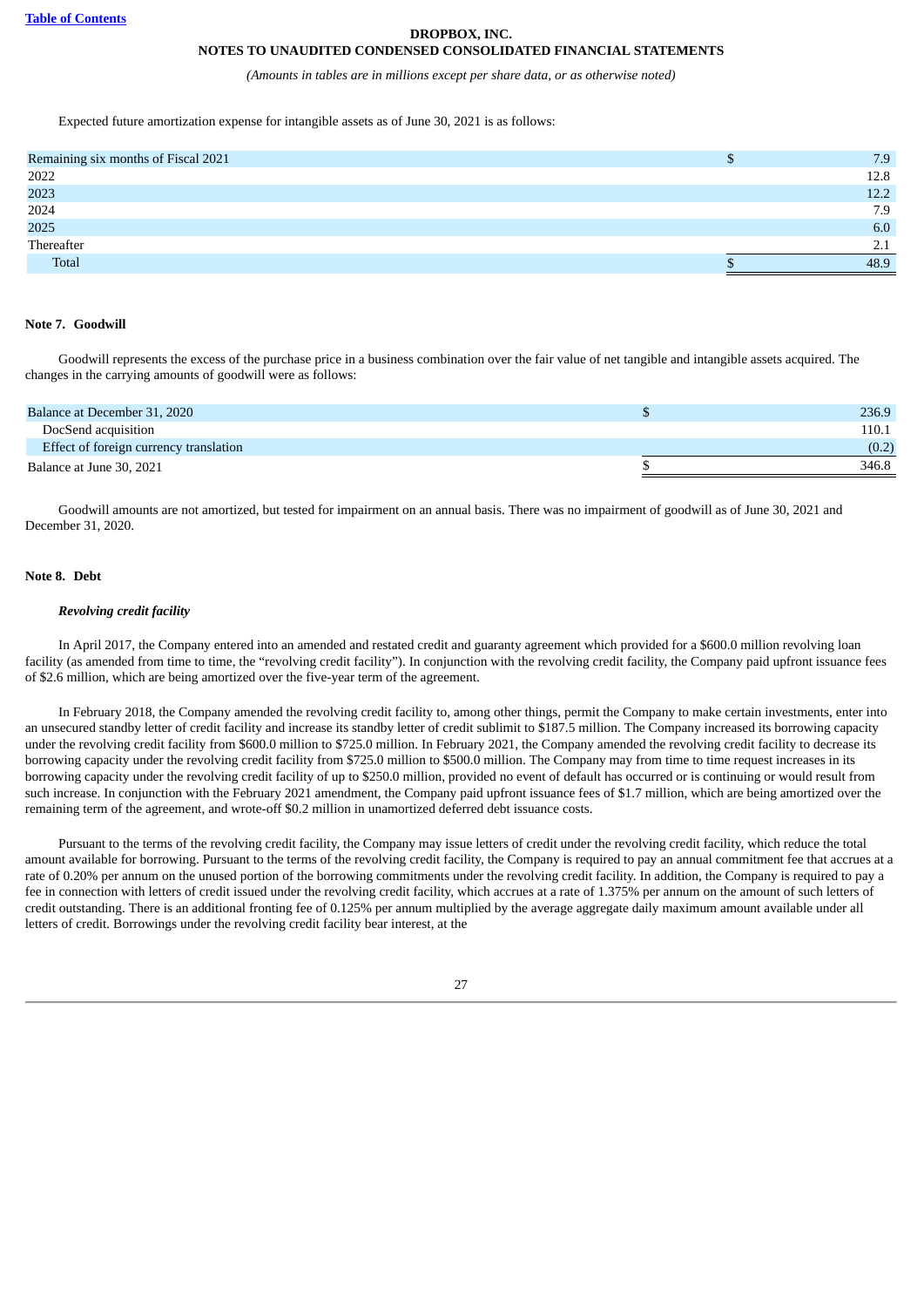Expected future amortization expense for intangible assets as of June 30, 2021 is as follows:

| | |
|---|---|
| Remaining six months of Fiscal 2021 | $ 7.9 |
| 2022 | 12.8 |
| 2023 | 12.2 |
| 2024 | 7.9 |
| 2025 | 6.0 |
| Thereafter | 2.1 |
| Total | $ 48.9 |

**Note 7. Goodwill**

Goodwill represents the excess of the purchase price in a business combination over the fair value of net tangible and intangible assets acquired. The changes in the carrying amounts of goodwill were as follows:

| | |
|---|---|
| Balance at December 31, 2020 | $ 236.9 |
| DocSend acquisition | 110.1 |
| Effect of foreign currency translation | (0.2) |
| Balance at June 30, 2021 | $ 346.8 |

Goodwill amounts are not amortized, but tested for impairment on an annual basis. There was no impairment of goodwill as of June 30, 2021 and December 31, 2020.

**Note 8. Debt**

***Revolving credit facility***

In April 2017, the Company entered into an amended and restated credit and guaranty agreement which provided for a $600.0 million revolving loan facility (as amended from time to time, the "revolving credit facility"). In conjunction with the revolving credit facility, the Company paid upfront issuance fees of $2.6 million, which are being amortized over the five-year term of the agreement.

In February 2018, the Company amended the revolving credit facility to, among other things, permit the Company to make certain investments, enter into an unsecured standby letter of credit facility and increase its standby letter of credit sublimit to $187.5 million. The Company increased its borrowing capacity under the revolving credit facility from $600.0 million to $725.0 million. In February 2021, the Company amended the revolving credit facility to decrease its borrowing capacity under the revolving credit facility from $725.0 million to $500.0 million. The Company may from time to time request increases in its borrowing capacity under the revolving credit facility of up to $250.0 million, provided no event of default has occurred or is continuing or would result from such increase. In conjunction with the February 2021 amendment, the Company paid upfront issuance fees of $1.7 million, which are being amortized over the remaining term of the agreement, and wrote-off $0.2 million in unamortized deferred debt issuance costs.

Pursuant to the terms of the revolving credit facility, the Company may issue letters of credit under the revolving credit facility, which reduce the total amount available for borrowing. Pursuant to the terms of the revolving credit facility, the Company is required to pay an annual commitment fee that accrues at a rate of 0.20% per annum on the unused portion of the borrowing commitments under the revolving credit facility. In addition, the Company is required to pay a fee in connection with letters of credit issued under the revolving credit facility, which accrues at a rate of 1.375% per annum on the amount of such letters of credit outstanding. There is an additional fronting fee of 0.125% per annum multiplied by the average aggregate daily maximum amount available under all letters of credit. Borrowings under the revolving credit facility bear interest, at the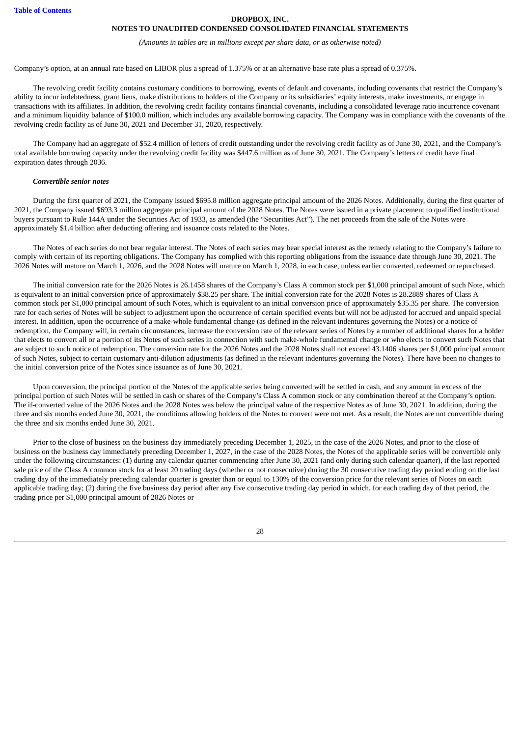Company's option, at an annual rate based on LIBOR plus a spread of 1.375% or at an alternative base rate plus a spread of 0.375%.

The revolving credit facility contains customary conditions to borrowing, events of default and covenants, including covenants that restrict the Company's ability to incur indebtedness, grant liens, make distributions to holders of the Company or its subsidiaries' equity interests, make investments, or engage in transactions with its affiliates. In addition, the revolving credit facility contains financial covenants, including a consolidated leverage ratio incurrence covenant and a minimum liquidity balance of $100.0 million, which includes any available borrowing capacity. The Company was in compliance with the covenants of the revolving credit facility as of June 30, 2021 and December 31, 2020, respectively.

The Company had an aggregate of $52.4 million of letters of credit outstanding under the revolving credit facility as of June 30, 2021, and the Company's total available borrowing capacity under the revolving credit facility was $447.6 million as of June 30, 2021. The Company's letters of credit have final expiration dates through 2036.

***Convertible senior notes***

During the first quarter of 2021, the Company issued $695.8 million aggregate principal amount of the 2026 Notes. Additionally, during the first quarter of 2021, the Company issued $693.3 million aggregate principal amount of the 2028 Notes. The Notes were issued in a private placement to qualified institutional buyers pursuant to Rule 144A under the Securities Act of 1933, as amended (the "Securities Act"). The net proceeds from the sale of the Notes were approximately $1.4 billion after deducting offering and issuance costs related to the Notes.

The Notes of each series do not bear regular interest. The Notes of each series may bear special interest as the remedy relating to the Company's failure to comply with certain of its reporting obligations. The Company has complied with this reporting obligations from the issuance date through June 30, 2021. The 2026 Notes will mature on March 1, 2026, and the 2028 Notes will mature on March 1, 2028, in each case, unless earlier converted, redeemed or repurchased.

The initial conversion rate for the 2026 Notes is 26.1458 shares of the Company's Class A common stock per $1,000 principal amount of such Note, which is equivalent to an initial conversion price of approximately $38.25 per share. The initial conversion rate for the 2028 Notes is 28.2889 shares of Class A common stock per $1,000 principal amount of such Notes, which is equivalent to an initial conversion price of approximately $35.35 per share. The conversion rate for each series of Notes will be subject to adjustment upon the occurrence of certain specified events but will not be adjusted for accrued and unpaid special interest. In addition, upon the occurrence of a make-whole fundamental change (as defined in the relevant indentures governing the Notes) or a notice of redemption, the Company will, in certain circumstances, increase the conversion rate of the relevant series of Notes by a number of additional shares for a holder that elects to convert all or a portion of its Notes of such series in connection with such make-whole fundamental change or who elects to convert such Notes that are subject to such notice of redemption. The conversion rate for the 2026 Notes and the 2028 Notes shall not exceed 43.1406 shares per $1,000 principal amount of such Notes, subject to certain customary anti-dilution adjustments (as defined in the relevant indentures governing the Notes). There have been no changes to the initial conversion price of the Notes since issuance as of June 30, 2021.

Upon conversion, the principal portion of the Notes of the applicable series being converted will be settled in cash, and any amount in excess of the principal portion of such Notes will be settled in cash or shares of the Company's Class A common stock or any combination thereof at the Company's option. The if-converted value of the 2026 Notes and the 2028 Notes was below the principal value of the respective Notes as of June 30, 2021. In addition, during the three and six months ended June 30, 2021, the conditions allowing holders of the Notes to convert were not met. As a result, the Notes are not convertible during the three and six months ended June 30, 2021.

Prior to the close of business on the business day immediately preceding December 1, 2025, in the case of the 2026 Notes, and prior to the close of business on the business day immediately preceding December 1, 2027, in the case of the 2028 Notes, the Notes of the applicable series will be convertible only under the following circumstances: (1) during any calendar quarter commencing after June 30, 2021 (and only during such calendar quarter), if the last reported sale price of the Class A common stock for at least 20 trading days (whether or not consecutive) during the 30 consecutive trading day period ending on the last trading day of the immediately preceding calendar quarter is greater than or equal to 130% of the conversion price for the relevant series of Notes on each applicable trading day; (2) during the five business day period after any five consecutive trading day period in which, for each trading day of that period, the trading price per $1,000 principal amount of 2026 Notes or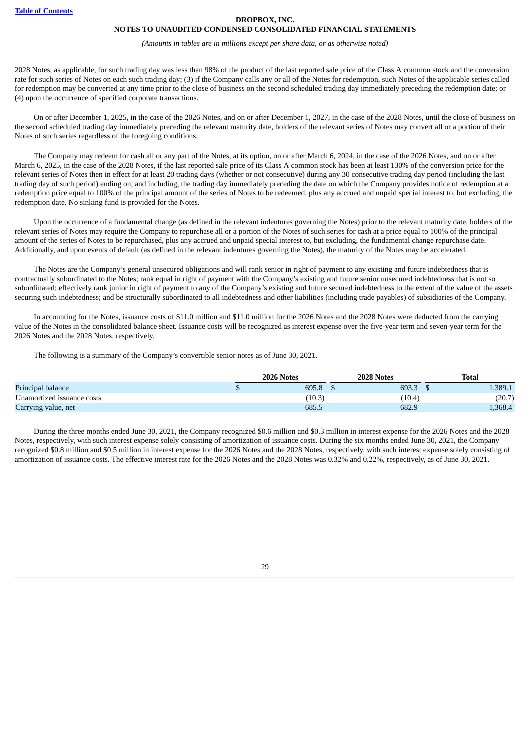2028 Notes, as applicable, for such trading day was less than 98% of the product of the last reported sale price of the Class A common stock and the conversion rate for such series of Notes on each such trading day; (3) if the Company calls any or all of the Notes for redemption, such Notes of the applicable series called for redemption may be converted at any time prior to the close of business on the second scheduled trading day immediately preceding the redemption date; or (4) upon the occurrence of specified corporate transactions.

On or after December 1, 2025, in the case of the 2026 Notes, and on or after December 1, 2027, in the case of the 2028 Notes, until the close of business on the second scheduled trading day immediately preceding the relevant maturity date, holders of the relevant series of Notes may convert all or a portion of their Notes of such series regardless of the foregoing conditions.

The Company may redeem for cash all or any part of the Notes, at its option, on or after March 6, 2024, in the case of the 2026 Notes, and on or after March 6, 2025, in the case of the 2028 Notes, if the last reported sale price of its Class A common stock has been at least 130% of the conversion price for the relevant series of Notes then in effect for at least 20 trading days (whether or not consecutive) during any 30 consecutive trading day period (including the last trading day of such period) ending on, and including, the trading day immediately preceding the date on which the Company provides notice of redemption at a redemption price equal to 100% of the principal amount of the series of Notes to be redeemed, plus any accrued and unpaid special interest to, but excluding, the redemption date. No sinking fund is provided for the Notes.

Upon the occurrence of a fundamental change (as defined in the relevant indentures governing the Notes) prior to the relevant maturity date, holders of the relevant series of Notes may require the Company to repurchase all or a portion of the Notes of such series for cash at a price equal to 100% of the principal amount of the series of Notes to be repurchased, plus any accrued and unpaid special interest to, but excluding, the fundamental change repurchase date. Additionally, and upon events of default (as defined in the relevant indentures governing the Notes), the maturity of the Notes may be accelerated.

The Notes are the Company's general unsecured obligations and will rank senior in right of payment to any existing and future indebtedness that is contractually subordinated to the Notes; rank equal in right of payment with the Company's existing and future senior unsecured indebtedness that is not so subordinated; effectively rank junior in right of payment to any of the Company's existing and future secured indebtedness to the extent of the value of the assets securing such indebtedness; and be structurally subordinated to all indebtedness and other liabilities (including trade payables) of subsidiaries of the Company.

In accounting for the Notes, issuance costs of $11.0 million and $11.0 million for the 2026 Notes and the 2028 Notes were deducted from the carrying value of the Notes in the consolidated balance sheet. Issuance costs will be recognized as interest expense over the five-year term and seven-year term for the 2026 Notes and the 2028 Notes, respectively.

The following is a summary of the Company's convertible senior notes as of June 30, 2021.

| | 2026 Notes | 2028 Notes | Total |
|---|---|---|---|
| Principal balance | $ 695.8 | $ 693.3 | $ 1,389.1 |
| Unamortized issuance costs | (10.3) | (10.4) | (20.7) |
| Carrying value, net | 685.5 | 682.9 | 1,368.4 |

During the three months ended June 30, 2021, the Company recognized $0.6 million and $0.3 million in interest expense for the 2026 Notes and the 2028 Notes, respectively, with such interest expense solely consisting of amortization of issuance costs. During the six months ended June 30, 2021, the Company recognized $0.8 million and $0.5 million in interest expense for the 2026 Notes and the 2028 Notes, respectively, with such interest expense solely consisting of amortization of issuance costs. The effective interest rate for the 2026 Notes and the 2028 Notes was 0.32% and 0.22%, respectively, as of June 30, 2021.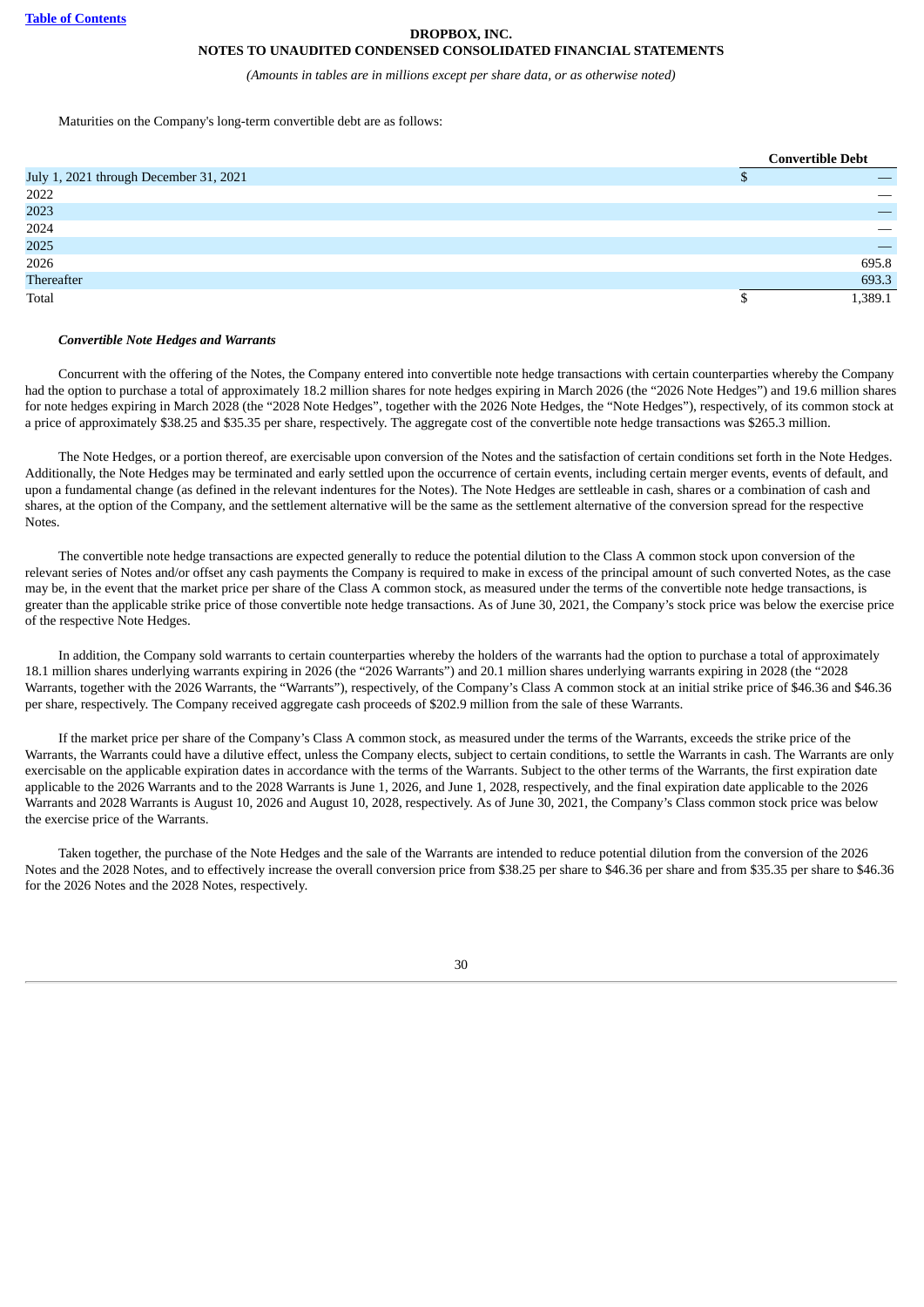Maturities on the Company's long-term convertible debt are as follows:

| | Convertible Debt |
|---|---|
| July 1, 2021 through December 31, 2021 | $ — |
| 2022 | — |
| 2023 | — |
| 2024 | — |
| 2025 | — |
| 2026 | 695.8 |
| Thereafter | 693.3 |
| Total | $ 1,389.1 |

***Convertible Note Hedges and Warrants***

Concurrent with the offering of the Notes, the Company entered into convertible note hedge transactions with certain counterparties whereby the Company had the option to purchase a total of approximately 18.2 million shares for note hedges expiring in March 2026 (the "2026 Note Hedges") and 19.6 million shares for note hedges expiring in March 2028 (the "2028 Note Hedges", together with the 2026 Note Hedges, the "Note Hedges"), respectively, of its common stock at a price of approximately $38.25 and $35.35 per share, respectively. The aggregate cost of the convertible note hedge transactions was $265.3 million.

The Note Hedges, or a portion thereof, are exercisable upon conversion of the Notes and the satisfaction of certain conditions set forth in the Note Hedges. Additionally, the Note Hedges may be terminated and early settled upon the occurrence of certain events, including certain merger events, events of default, and upon a fundamental change (as defined in the relevant indentures for the Notes). The Note Hedges are settleable in cash, shares or a combination of cash and shares, at the option of the Company, and the settlement alternative will be the same as the settlement alternative of the conversion spread for the respective Notes.

The convertible note hedge transactions are expected generally to reduce the potential dilution to the Class A common stock upon conversion of the relevant series of Notes and/or offset any cash payments the Company is required to make in excess of the principal amount of such converted Notes, as the case may be, in the event that the market price per share of the Class A common stock, as measured under the terms of the convertible note hedge transactions, is greater than the applicable strike price of those convertible note hedge transactions. As of June 30, 2021, the Company's stock price was below the exercise price of the respective Note Hedges.

In addition, the Company sold warrants to certain counterparties whereby the holders of the warrants had the option to purchase a total of approximately 18.1 million shares underlying warrants expiring in 2026 (the "2026 Warrants") and 20.1 million shares underlying warrants expiring in 2028 (the "2028 Warrants, together with the 2026 Warrants, the "Warrants"), respectively, of the Company's Class A common stock at an initial strike price of $46.36 and $46.36 per share, respectively. The Company received aggregate cash proceeds of $202.9 million from the sale of these Warrants.

If the market price per share of the Company's Class A common stock, as measured under the terms of the Warrants, exceeds the strike price of the Warrants, the Warrants could have a dilutive effect, unless the Company elects, subject to certain conditions, to settle the Warrants in cash. The Warrants are only exercisable on the applicable expiration dates in accordance with the terms of the Warrants. Subject to the other terms of the Warrants, the first expiration date applicable to the 2026 Warrants and to the 2028 Warrants is June 1, 2026, and June 1, 2028, respectively, and the final expiration date applicable to the 2026 Warrants and 2028 Warrants is August 10, 2026 and August 10, 2028, respectively. As of June 30, 2021, the Company's Class common stock price was below the exercise price of the Warrants.

Taken together, the purchase of the Note Hedges and the sale of the Warrants are intended to reduce potential dilution from the conversion of the 2026 Notes and the 2028 Notes, and to effectively increase the overall conversion price from $38.25 per share to $46.36 per share and from $35.35 per share to $46.36 for the 2026 Notes and the 2028 Notes, respectively.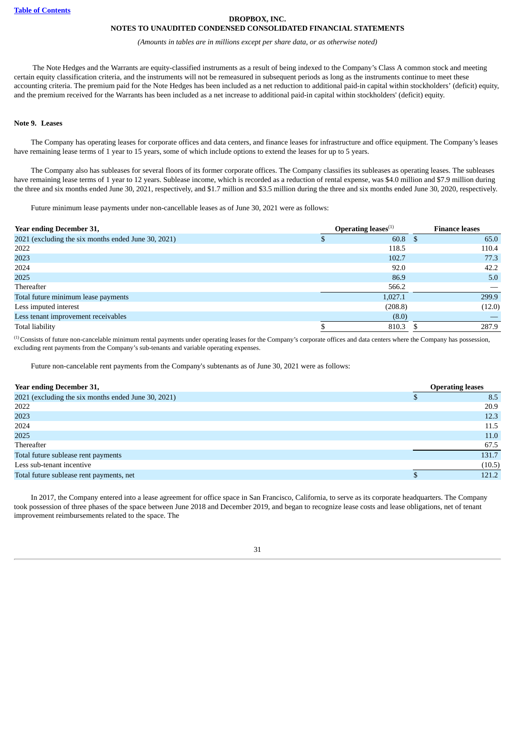The Note Hedges and the Warrants are equity-classified instruments as a result of being indexed to the Company's Class A common stock and meeting certain equity classification criteria, and the instruments will not be remeasured in subsequent periods as long as the instruments continue to meet these accounting criteria. The premium paid for the Note Hedges has been included as a net reduction to additional paid-in capital within stockholders' (deficit) equity, and the premium received for the Warrants has been included as a net increase to additional paid-in capital within stockholders' (deficit) equity.

**Note 9. Leases**

The Company has operating leases for corporate offices and data centers, and finance leases for infrastructure and office equipment. The Company's leases have remaining lease terms of 1 year to 15 years, some of which include options to extend the leases for up to 5 years.

The Company also has subleases for several floors of its former corporate offices. The Company classifies its subleases as operating leases. The subleases have remaining lease terms of 1 year to 12 years. Sublease income, which is recorded as a reduction of rental expense, was $4.0 million and $7.9 million during the three and six months ended June 30, 2021, respectively, and $1.7 million and $3.5 million during the three and six months ended June 30, 2020, respectively.

Future minimum lease payments under non-cancellable leases as of June 30, 2021 were as follows:

| Year ending December 31, | Operating leases[1] | Finance leases |
|---|---|---|
| 2021 (excluding the six months ended June 30, 2021) | $ 60.8 | $ 65.0 |
| 2022 | 118.5 | 110.4 |
| 2023 | 102.7 | 77.3 |
| 2024 | 92.0 | 42.2 |
| 2025 | 86.9 | 5.0 |
| Thereafter | 566.2 | — |
| Total future minimum lease payments | 1,027.1 | 299.9 |
| Less imputed interest | (208.8) | (12.0) |
| Less tenant improvement receivables | (8.0) | — |
| Total liability | $ 810.3 | $ 287.9 |

[1] Consists of future non-cancelable minimum rental payments under operating leases for the Company's corporate offices and data centers where the Company has possession, excluding rent payments from the Company's sub-tenants and variable operating expenses.

Future non-cancelable rent payments from the Company's subtenants as of June 30, 2021 were as follows:

| Year ending December 31, | Operating leases |
|---|---|
| 2021 (excluding the six months ended June 30, 2021) | $ 8.5 |
| 2022 | 20.9 |
| 2023 | 12.3 |
| 2024 | 11.5 |
| 2025 | 11.0 |
| Thereafter | 67.5 |
| Total future sublease rent payments | 131.7 |
| Less sub-tenant incentive | (10.5) |
| Total future sublease rent payments, net | $ 121.2 |

In 2017, the Company entered into a lease agreement for office space in San Francisco, California, to serve as its corporate headquarters. The Company took possession of three phases of the space between June 2018 and December 2019, and began to recognize lease costs and lease obligations, net of tenant improvement reimbursements related to the space. The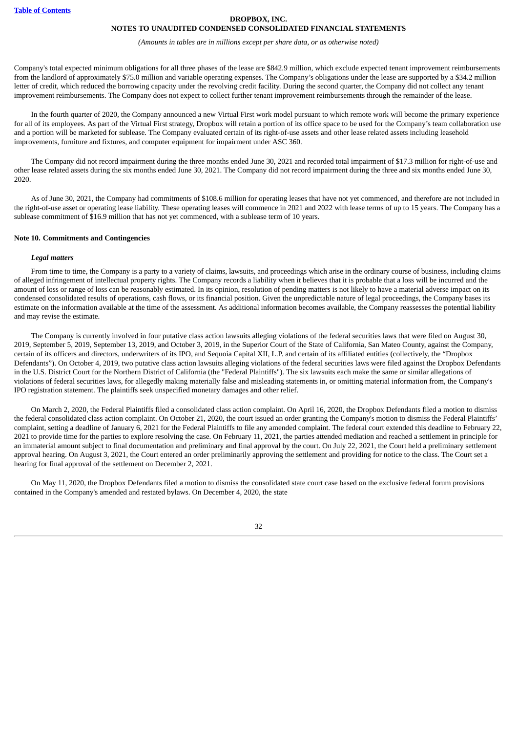Company's total expected minimum obligations for all three phases of the lease are $842.9 million, which exclude expected tenant improvement reimbursements from the landlord of approximately $75.0 million and variable operating expenses. The Company's obligations under the lease are supported by a $34.2 million letter of credit, which reduced the borrowing capacity under the revolving credit facility. During the second quarter, the Company did not collect any tenant improvement reimbursements. The Company does not expect to collect further tenant improvement reimbursements through the remainder of the lease.

In the fourth quarter of 2020, the Company announced a new Virtual First work model pursuant to which remote work will become the primary experience for all of its employees. As part of the Virtual First strategy, Dropbox will retain a portion of its office space to be used for the Company's team collaboration use and a portion will be marketed for sublease. The Company evaluated certain of its right-of-use assets and other lease related assets including leasehold improvements, furniture and fixtures, and computer equipment for impairment under ASC 360.

The Company did not record impairment during the three months ended June 30, 2021 and recorded total impairment of $17.3 million for right-of-use and other lease related assets during the six months ended June 30, 2021. The Company did not record impairment during the three and six months ended June 30, 2020.

As of June 30, 2021, the Company had commitments of $108.6 million for operating leases that have not yet commenced, and therefore are not included in the right-of-use asset or operating lease liability. These operating leases will commence in 2021 and 2022 with lease terms of up to 15 years. The Company has a sublease commitment of $16.9 million that has not yet commenced, with a sublease term of 10 years.

### Note 10. Commitments and Contingencies

#### *Legal matters*

From time to time, the Company is a party to a variety of claims, lawsuits, and proceedings which arise in the ordinary course of business, including claims of alleged infringement of intellectual property rights. The Company records a liability when it believes that it is probable that a loss will be incurred and the amount of loss or range of loss can be reasonably estimated. In its opinion, resolution of pending matters is not likely to have a material adverse impact on its condensed consolidated results of operations, cash flows, or its financial position. Given the unpredictable nature of legal proceedings, the Company bases its estimate on the information available at the time of the assessment. As additional information becomes available, the Company reassesses the potential liability and may revise the estimate.

The Company is currently involved in four putative class action lawsuits alleging violations of the federal securities laws that were filed on August 30, 2019, September 5, 2019, September 13, 2019, and October 3, 2019, in the Superior Court of the State of California, San Mateo County, against the Company, certain of its officers and directors, underwriters of its IPO, and Sequoia Capital XII, L.P. and certain of its affiliated entities (collectively, the "Dropbox Defendants"). On October 4, 2019, two putative class action lawsuits alleging violations of the federal securities laws were filed against the Dropbox Defendants in the U.S. District Court for the Northern District of California (the "Federal Plaintiffs"). The six lawsuits each make the same or similar allegations of violations of federal securities laws, for allegedly making materially false and misleading statements in, or omitting material information from, the Company's IPO registration statement. The plaintiffs seek unspecified monetary damages and other relief.

On March 2, 2020, the Federal Plaintiffs filed a consolidated class action complaint. On April 16, 2020, the Dropbox Defendants filed a motion to dismiss the federal consolidated class action complaint. On October 21, 2020, the court issued an order granting the Company's motion to dismiss the Federal Plaintiffs' complaint, setting a deadline of January 6, 2021 for the Federal Plaintiffs to file any amended complaint. The federal court extended this deadline to February 22, 2021 to provide time for the parties to explore resolving the case. On February 11, 2021, the parties attended mediation and reached a settlement in principle for an immaterial amount subject to final documentation and preliminary and final approval by the court. On July 22, 2021, the Court held a preliminary settlement approval hearing. On August 3, 2021, the Court entered an order preliminarily approving the settlement and providing for notice to the class. The Court set a hearing for final approval of the settlement on December 2, 2021.

On May 11, 2020, the Dropbox Defendants filed a motion to dismiss the consolidated state court case based on the exclusive federal forum provisions contained in the Company's amended and restated bylaws. On December 4, 2020, the state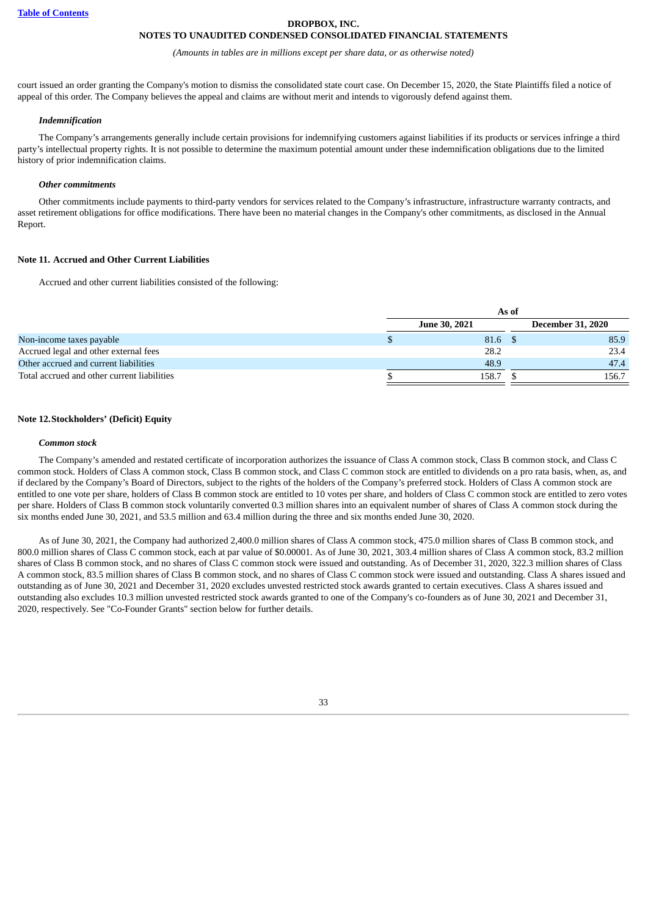court issued an order granting the Company's motion to dismiss the consolidated state court case. On December 15, 2020, the State Plaintiffs filed a notice of appeal of this order. The Company believes the appeal and claims are without merit and intends to vigorously defend against them.

***Indemnification***

The Company's arrangements generally include certain provisions for indemnifying customers against liabilities if its products or services infringe a third party's intellectual property rights. It is not possible to determine the maximum potential amount under these indemnification obligations due to the limited history of prior indemnification claims.

***Other commitments***

Other commitments include payments to third-party vendors for services related to the Company's infrastructure, infrastructure warranty contracts, and asset retirement obligations for office modifications. There have been no material changes in the Company's other commitments, as disclosed in the Annual Report.

**Note 11. Accrued and Other Current Liabilities**

Accrued and other current liabilities consisted of the following:

| | As of | |
|---|---|---|
| | June 30, 2021 | December 31, 2020 |
| Non-income taxes payable | $ 81.6 | $ 85.9 |
| Accrued legal and other external fees | 28.2 | 23.4 |
| Other accrued and current liabilities | 48.9 | 47.4 |
| Total accrued and other current liabilities | $ 158.7 | $ 156.7 |

**Note 12. Stockholders' (Deficit) Equity**

***Common stock***

The Company's amended and restated certificate of incorporation authorizes the issuance of Class A common stock, Class B common stock, and Class C common stock. Holders of Class A common stock, Class B common stock, and Class C common stock are entitled to dividends on a pro rata basis, when, as, and if declared by the Company's Board of Directors, subject to the rights of the holders of the Company's preferred stock. Holders of Class A common stock are entitled to one vote per share, holders of Class B common stock are entitled to 10 votes per share, and holders of Class C common stock are entitled to zero votes per share. Holders of Class B common stock voluntarily converted 0.3 million shares into an equivalent number of shares of Class A common stock during the six months ended June 30, 2021, and 53.5 million and 63.4 million during the three and six months ended June 30, 2020.

As of June 30, 2021, the Company had authorized 2,400.0 million shares of Class A common stock, 475.0 million shares of Class B common stock, and 800.0 million shares of Class C common stock, each at par value of $0.00001. As of June 30, 2021, 303.4 million shares of Class A common stock, 83.2 million shares of Class B common stock, and no shares of Class C common stock were issued and outstanding. As of December 31, 2020, 322.3 million shares of Class A common stock, 83.5 million shares of Class B common stock, and no shares of Class C common stock were issued and outstanding. Class A shares issued and outstanding as of June 30, 2021 and December 31, 2020 excludes unvested restricted stock awards granted to certain executives. Class A shares issued and outstanding also excludes 10.3 million unvested restricted stock awards granted to one of the Company's co-founders as of June 30, 2021 and December 31, 2020, respectively. See "Co-Founder Grants" section below for further details.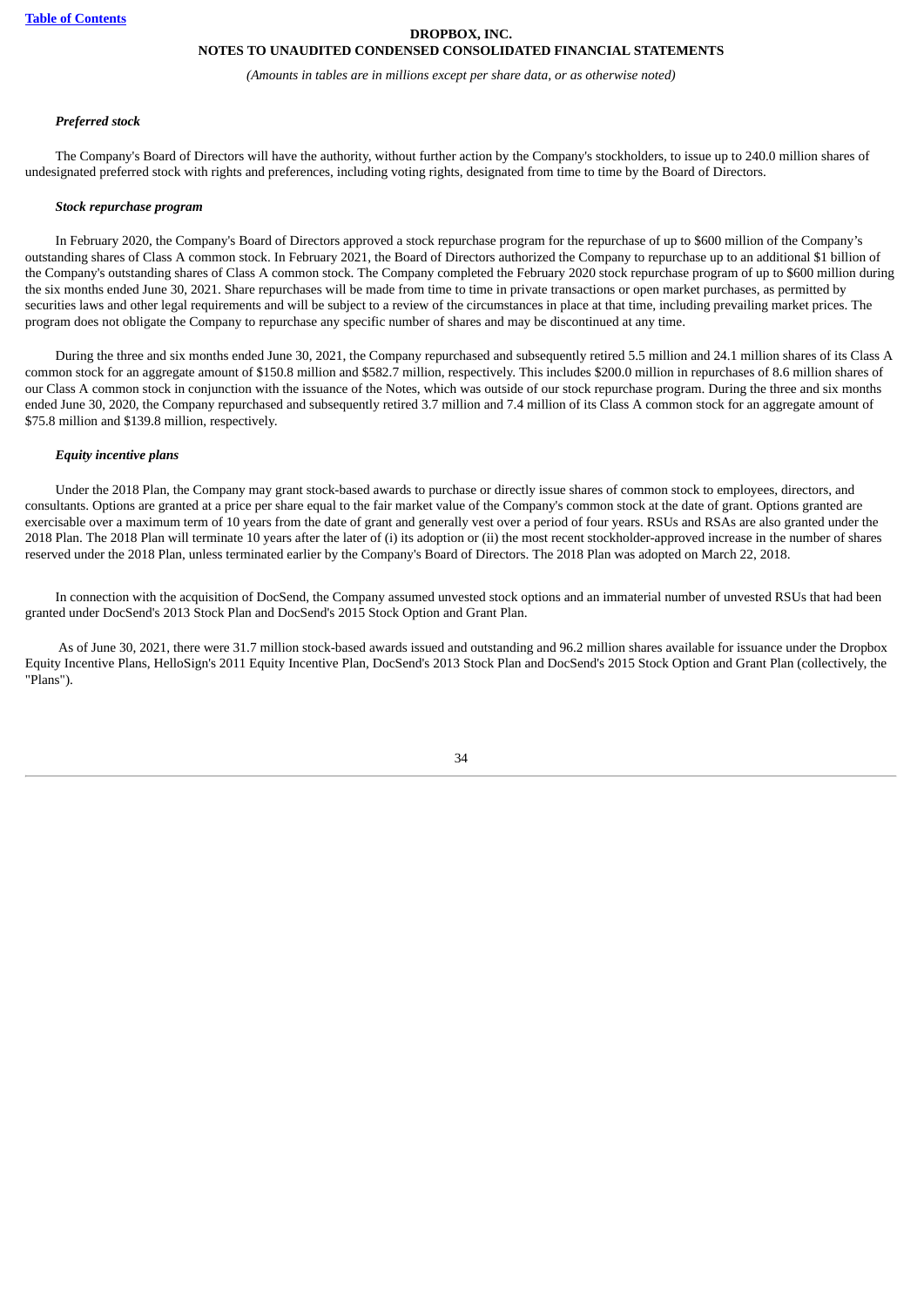*Preferred stock*

The Company's Board of Directors will have the authority, without further action by the Company's stockholders, to issue up to 240.0 million shares of undesignated preferred stock with rights and preferences, including voting rights, designated from time to time by the Board of Directors.

*Stock repurchase program*

In February 2020, the Company's Board of Directors approved a stock repurchase program for the repurchase of up to $600 million of the Company's outstanding shares of Class A common stock. In February 2021, the Board of Directors authorized the Company to repurchase up to an additional $1 billion of the Company's outstanding shares of Class A common stock. The Company completed the February 2020 stock repurchase program of up to $600 million during the six months ended June 30, 2021. Share repurchases will be made from time to time in private transactions or open market purchases, as permitted by securities laws and other legal requirements and will be subject to a review of the circumstances in place at that time, including prevailing market prices. The program does not obligate the Company to repurchase any specific number of shares and may be discontinued at any time.

During the three and six months ended June 30, 2021, the Company repurchased and subsequently retired 5.5 million and 24.1 million shares of its Class A common stock for an aggregate amount of $150.8 million and $582.7 million, respectively. This includes $200.0 million in repurchases of 8.6 million shares of our Class A common stock in conjunction with the issuance of the Notes, which was outside of our stock repurchase program. During the three and six months ended June 30, 2020, the Company repurchased and subsequently retired 3.7 million and 7.4 million of its Class A common stock for an aggregate amount of $75.8 million and $139.8 million, respectively.

*Equity incentive plans*

Under the 2018 Plan, the Company may grant stock-based awards to purchase or directly issue shares of common stock to employees, directors, and consultants. Options are granted at a price per share equal to the fair market value of the Company's common stock at the date of grant. Options granted are exercisable over a maximum term of 10 years from the date of grant and generally vest over a period of four years. RSUs and RSAs are also granted under the 2018 Plan. The 2018 Plan will terminate 10 years after the later of (i) its adoption or (ii) the most recent stockholder-approved increase in the number of shares reserved under the 2018 Plan, unless terminated earlier by the Company's Board of Directors. The 2018 Plan was adopted on March 22, 2018.

In connection with the acquisition of DocSend, the Company assumed unvested stock options and an immaterial number of unvested RSUs that had been granted under DocSend's 2013 Stock Plan and DocSend's 2015 Stock Option and Grant Plan.

As of June 30, 2021, there were 31.7 million stock-based awards issued and outstanding and 96.2 million shares available for issuance under the Dropbox Equity Incentive Plans, HelloSign's 2011 Equity Incentive Plan, DocSend's 2013 Stock Plan and DocSend's 2015 Stock Option and Grant Plan (collectively, the "Plans").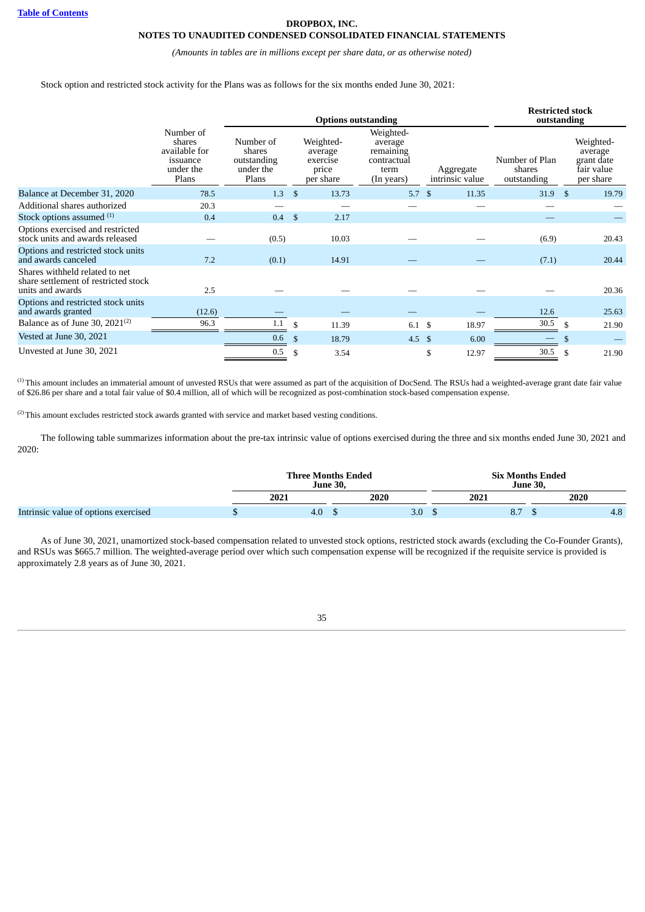Stock option and restricted stock activity for the Plans was as follows for the six months ended June 30, 2021:

| | | Options outstanding | | | | Restricted stock outstanding | |
|---|---|---|---|---|---|---|---|
| | Number of shares available for issuance under the Plans | Number of shares outstanding under the Plans | Weighted-average exercise price per share | Weighted-average remaining contractual term (In years) | Aggregate intrinsic value | Number of Plan shares outstanding | Weighted-average grant date fair value per share |
| Balance at December 31, 2020 | 78.5 | 1.3 | $ 13.73 | 5.7 | $ 11.35 | 31.9 | $ 19.79 |
| Additional shares authorized | 20.3 | — | — | — | — | — | — |
| Stock options assumed [1] | 0.4 | 0.4 | $ 2.17 | | | — | — |
| Options exercised and restricted stock units and awards released | — | (0.5) | 10.03 | — | — | (6.9) | 20.43 |
| Options and restricted stock units and awards canceled | 7.2 | (0.1) | 14.91 | — | — | (7.1) | 20.44 |
| Shares withheld related to net share settlement of restricted stock units and awards | 2.5 | — | — | — | — | — | 20.36 |
| Options and restricted stock units and awards granted | (12.6) | — | — | — | — | 12.6 | 25.63 |
| Balance as of June 30, 2021[2] | 96.3 | 1.1 | $ 11.39 | 6.1 | $ 18.97 | 30.5 | $ 21.90 |
| Vested at June 30, 2021 | | 0.6 | $ 18.79 | 4.5 | $ 6.00 | — | $ — |
| Unvested at June 30, 2021 | | 0.5 | $ 3.54 | | $ 12.97 | 30.5 | $ 21.90 |

[1] This amount includes an immaterial amount of unvested RSUs that were assumed as part of the acquisition of DocSend. The RSUs had a weighted-average grant date fair value of $26.86 per share and a total fair value of $0.4 million, all of which will be recognized as post-combination stock-based compensation expense.

[2] This amount excludes restricted stock awards granted with service and market based vesting conditions.

The following table summarizes information about the pre-tax intrinsic value of options exercised during the three and six months ended June 30, 2021 and 2020:

| | Three Months Ended June 30, | | Six Months Ended June 30, | |
|---|---|---|---|---|
| | 2021 | 2020 | 2021 | 2020 |
| Intrinsic value of options exercised | $ 4.0 | $ 3.0 | $ 8.7 | $ 4.8 |

As of June 30, 2021, unamortized stock-based compensation related to unvested stock options, restricted stock awards (excluding the Co-Founder Grants), and RSUs was $665.7 million. The weighted-average period over which such compensation expense will be recognized if the requisite service is provided is approximately 2.8 years as of June 30, 2021.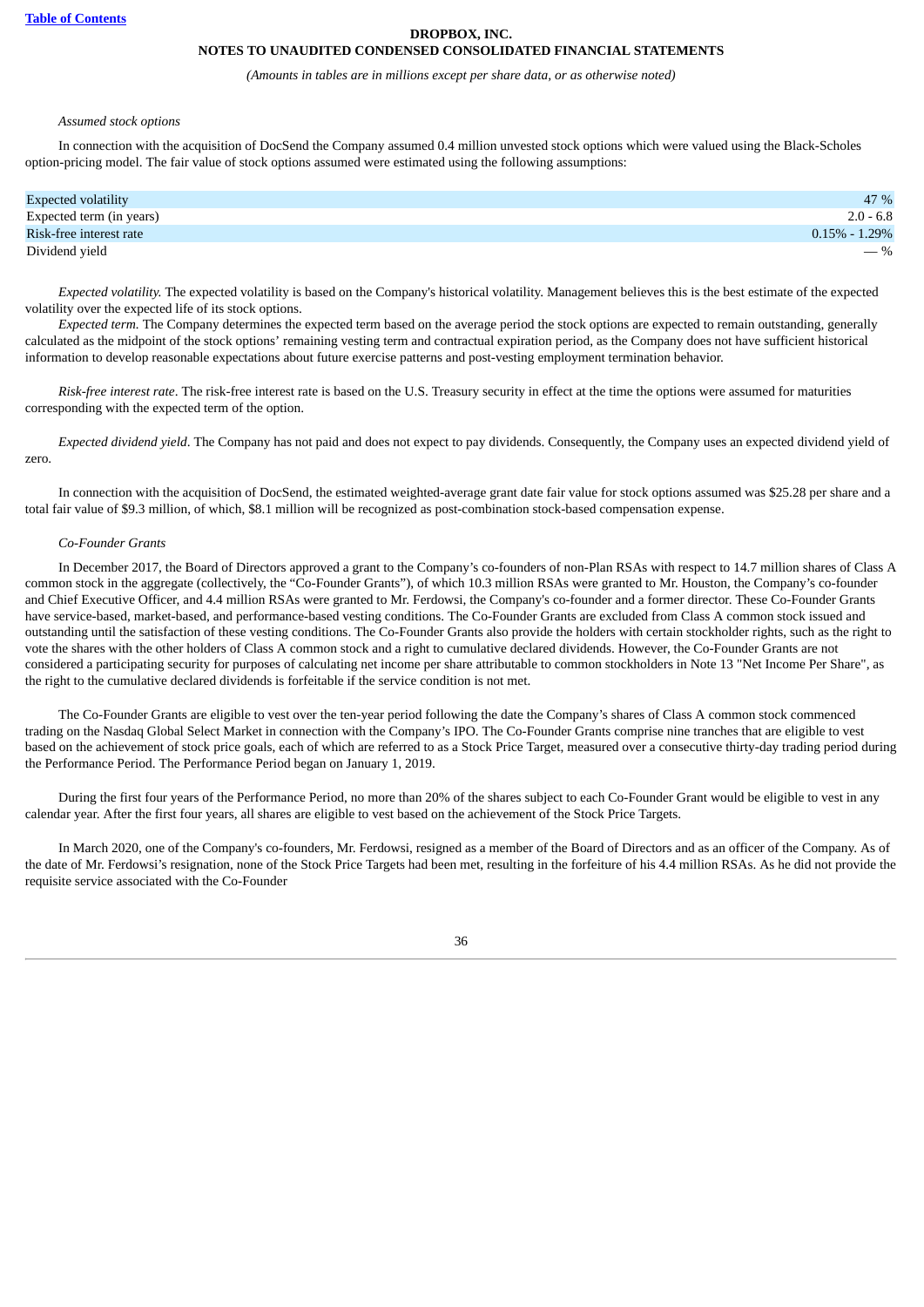*Assumed stock options*

In connection with the acquisition of DocSend the Company assumed 0.4 million unvested stock options which were valued using the Black-Scholes option-pricing model. The fair value of stock options assumed were estimated using the following assumptions:

| | |
|---|---|
| Expected volatility | 47 % |
| Expected term (in years) | 2.0 - 6.8 |
| Risk-free interest rate | 0.15% - 1.29% |
| Dividend yield | — % |

*Expected volatility.* The expected volatility is based on the Company's historical volatility. Management believes this is the best estimate of the expected volatility over the expected life of its stock options.

*Expected term.* The Company determines the expected term based on the average period the stock options are expected to remain outstanding, generally calculated as the midpoint of the stock options' remaining vesting term and contractual expiration period, as the Company does not have sufficient historical information to develop reasonable expectations about future exercise patterns and post-vesting employment termination behavior.

*Risk-free interest rate*. The risk-free interest rate is based on the U.S. Treasury security in effect at the time the options were assumed for maturities corresponding with the expected term of the option.

*Expected dividend yield*. The Company has not paid and does not expect to pay dividends. Consequently, the Company uses an expected dividend yield of zero.

In connection with the acquisition of DocSend, the estimated weighted-average grant date fair value for stock options assumed was $25.28 per share and a total fair value of $9.3 million, of which, $8.1 million will be recognized as post-combination stock-based compensation expense.

*Co-Founder Grants*

In December 2017, the Board of Directors approved a grant to the Company's co-founders of non-Plan RSAs with respect to 14.7 million shares of Class A common stock in the aggregate (collectively, the "Co-Founder Grants"), of which 10.3 million RSAs were granted to Mr. Houston, the Company's co-founder and Chief Executive Officer, and 4.4 million RSAs were granted to Mr. Ferdowsi, the Company's co-founder and a former director. These Co-Founder Grants have service-based, market-based, and performance-based vesting conditions. The Co-Founder Grants are excluded from Class A common stock issued and outstanding until the satisfaction of these vesting conditions. The Co-Founder Grants also provide the holders with certain stockholder rights, such as the right to vote the shares with the other holders of Class A common stock and a right to cumulative declared dividends. However, the Co-Founder Grants are not considered a participating security for purposes of calculating net income per share attributable to common stockholders in Note 13 "Net Income Per Share", as the right to the cumulative declared dividends is forfeitable if the service condition is not met.

The Co-Founder Grants are eligible to vest over the ten-year period following the date the Company's shares of Class A common stock commenced trading on the Nasdaq Global Select Market in connection with the Company's IPO. The Co-Founder Grants comprise nine tranches that are eligible to vest based on the achievement of stock price goals, each of which are referred to as a Stock Price Target, measured over a consecutive thirty-day trading period during the Performance Period. The Performance Period began on January 1, 2019.

During the first four years of the Performance Period, no more than 20% of the shares subject to each Co-Founder Grant would be eligible to vest in any calendar year. After the first four years, all shares are eligible to vest based on the achievement of the Stock Price Targets.

In March 2020, one of the Company's co-founders, Mr. Ferdowsi, resigned as a member of the Board of Directors and as an officer of the Company. As of the date of Mr. Ferdowsi's resignation, none of the Stock Price Targets had been met, resulting in the forfeiture of his 4.4 million RSAs. As he did not provide the requisite service associated with the Co-Founder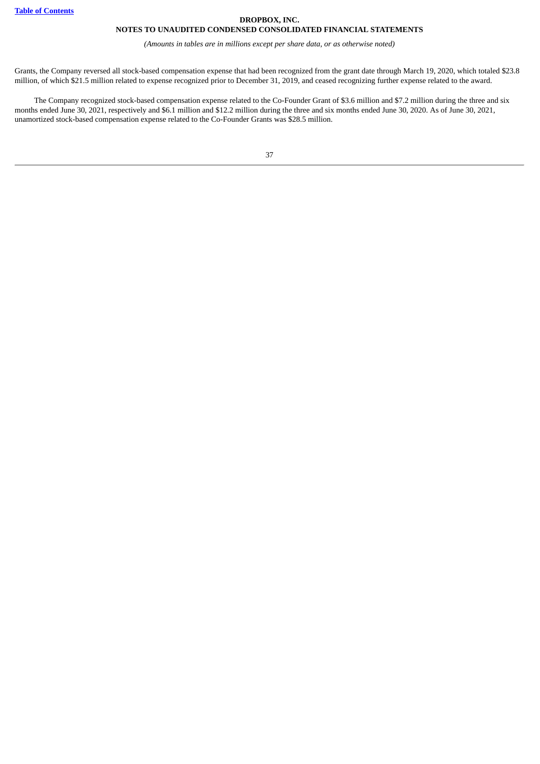Grants, the Company reversed all stock-based compensation expense that had been recognized from the grant date through March 19, 2020, which totaled $23.8 million, of which $21.5 million related to expense recognized prior to December 31, 2019, and ceased recognizing further expense related to the award.

The Company recognized stock-based compensation expense related to the Co-Founder Grant of $3.6 million and $7.2 million during the three and six months ended June 30, 2021, respectively and $6.1 million and $12.2 million during the three and six months ended June 30, 2020. As of June 30, 2021, unamortized stock-based compensation expense related to the Co-Founder Grants was $28.5 million.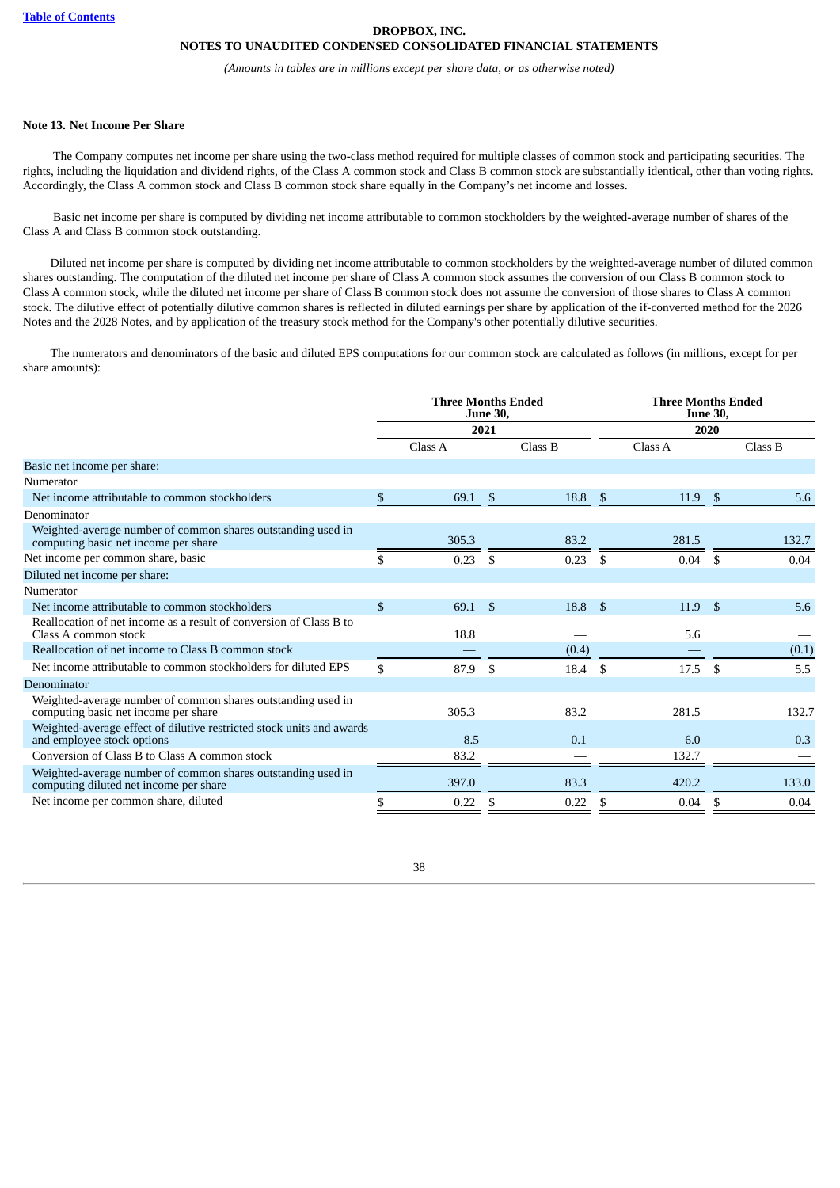[Table of Contents](#)

**DROPBOX, INC.**
**NOTES TO UNAUDITED CONDENSED CONSOLIDATED FINANCIAL STATEMENTS**

*(Amounts in tables are in millions except per share data, or as otherwise noted)*

**Note 13. Net Income Per Share**

The Company computes net income per share using the two-class method required for multiple classes of common stock and participating securities. The rights, including the liquidation and dividend rights, of the Class A common stock and Class B common stock are substantially identical, other than voting rights. Accordingly, the Class A common stock and Class B common stock share equally in the Company's net income and losses.

Basic net income per share is computed by dividing net income attributable to common stockholders by the weighted-average number of shares of the Class A and Class B common stock outstanding.

Diluted net income per share is computed by dividing net income attributable to common stockholders by the weighted-average number of diluted common shares outstanding. The computation of the diluted net income per share of Class A common stock assumes the conversion of our Class B common stock to Class A common stock, while the diluted net income per share of Class B common stock does not assume the conversion of those shares to Class A common stock. The dilutive effect of potentially dilutive common shares is reflected in diluted earnings per share by application of the if-converted method for the 2026 Notes and the 2028 Notes, and by application of the treasury stock method for the Company's other potentially dilutive securities.

The numerators and denominators of the basic and diluted EPS computations for our common stock are calculated as follows (in millions, except for per share amounts):

| | Three Months Ended June 30, 2021 | | Three Months Ended June 30, 2020 | |
|---|---|---|---|---|
| | Class A | Class B | Class A | Class B |
| Basic net income per share: | | | | |
| Numerator | | | | |
| Net income attributable to common stockholders | $ 69.1 | $ 18.8 | $ 11.9 | $ 5.6 |
| Denominator | | | | |
| Weighted-average number of common shares outstanding used in computing basic net income per share | 305.3 | 83.2 | 281.5 | 132.7 |
| Net income per common share, basic | $ 0.23 | $ 0.23 | $ 0.04 | $ 0.04 |
| Diluted net income per share: | | | | |
| Numerator | | | | |
| Net income attributable to common stockholders | $ 69.1 | $ 18.8 | $ 11.9 | $ 5.6 |
| Reallocation of net income as a result of conversion of Class B to Class A common stock | 18.8 | — | 5.6 | — |
| Reallocation of net income to Class B common stock | — | (0.4) | — | (0.1) |
| Net income attributable to common stockholders for diluted EPS | $ 87.9 | $ 18.4 | $ 17.5 | $ 5.5 |
| Denominator | | | | |
| Weighted-average number of common shares outstanding used in computing basic net income per share | 305.3 | 83.2 | 281.5 | 132.7 |
| Weighted-average effect of dilutive restricted stock units and awards and employee stock options | 8.5 | 0.1 | 6.0 | 0.3 |
| Conversion of Class B to Class A common stock | 83.2 | — | 132.7 | — |
| Weighted-average number of common shares outstanding used in computing diluted net income per share | 397.0 | 83.3 | 420.2 | 133.0 |
| Net income per common share, diluted | $ 0.22 | $ 0.22 | $ 0.04 | $ 0.04 |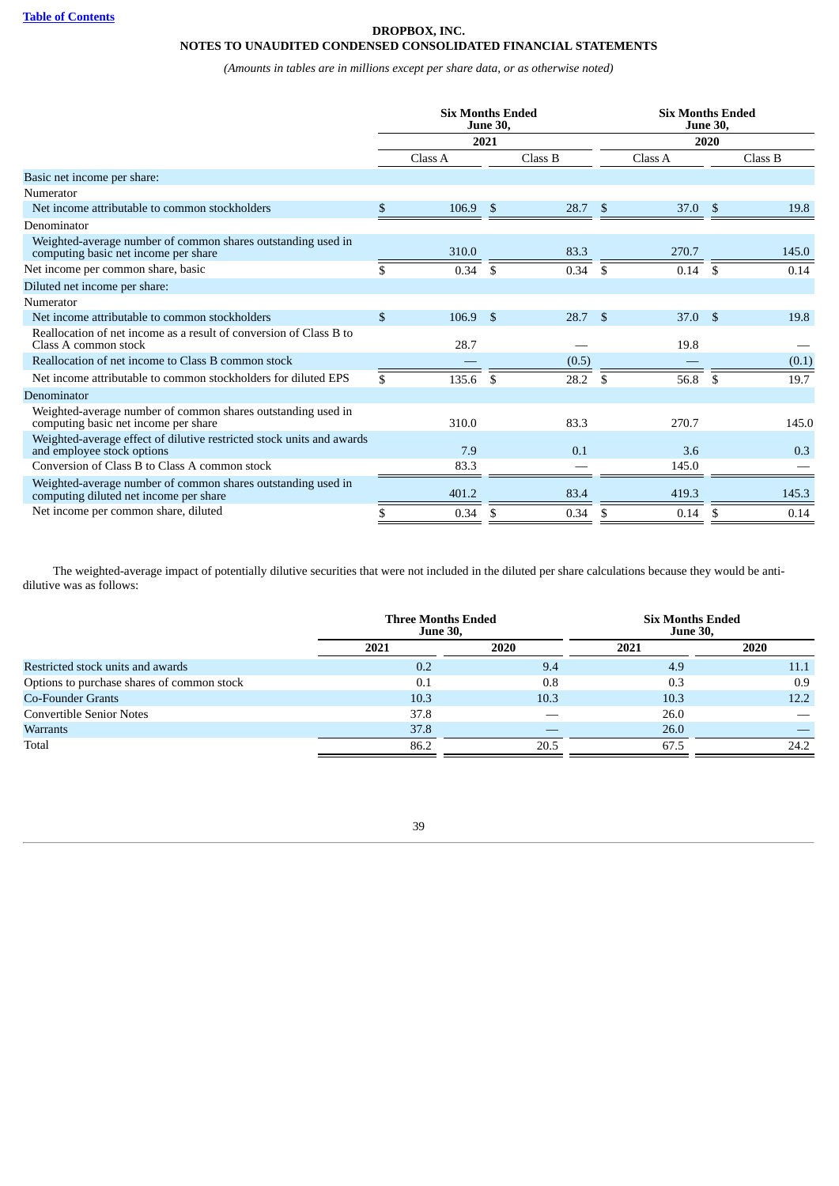# DROPBOX, INC.
## NOTES TO UNAUDITED CONDENSED CONSOLIDATED FINANCIAL STATEMENTS

*(Amounts in tables are in millions except per share data, or as otherwise noted)*

| | Six Months Ended June 30, | | Six Months Ended June 30, | |
|---|---|---|---|---|
| | 2021 | | 2020 | |
| | Class A | Class B | Class A | Class B |
| Basic net income per share: | | | | |
| Numerator | | | | |
| Net income attributable to common stockholders | $ 106.9 | $ 28.7 | $ 37.0 | $ 19.8 |
| Denominator | | | | |
| Weighted-average number of common shares outstanding used in computing basic net income per share | 310.0 | 83.3 | 270.7 | 145.0 |
| Net income per common share, basic | $ 0.34 | $ 0.34 | $ 0.14 | $ 0.14 |
| Diluted net income per share: | | | | |
| Numerator | | | | |
| Net income attributable to common stockholders | $ 106.9 | $ 28.7 | $ 37.0 | $ 19.8 |
| Reallocation of net income as a result of conversion of Class B to Class A common stock | 28.7 | — | 19.8 | — |
| Reallocation of net income to Class B common stock | — | (0.5) | — | (0.1) |
| Net income attributable to common stockholders for diluted EPS | $ 135.6 | $ 28.2 | $ 56.8 | $ 19.7 |
| Denominator | | | | |
| Weighted-average number of common shares outstanding used in computing basic net income per share | 310.0 | 83.3 | 270.7 | 145.0 |
| Weighted-average effect of dilutive restricted stock units and awards and employee stock options | 7.9 | 0.1 | 3.6 | 0.3 |
| Conversion of Class B to Class A common stock | 83.3 | — | 145.0 | — |
| Weighted-average number of common shares outstanding used in computing diluted net income per share | 401.2 | 83.4 | 419.3 | 145.3 |
| Net income per common share, diluted | $ 0.34 | $ 0.34 | $ 0.14 | $ 0.14 |

The weighted-average impact of potentially dilutive securities that were not included in the diluted per share calculations because they would be anti-dilutive was as follows:

| | Three Months Ended June 30, | | Six Months Ended June 30, | |
|---|---|---|---|---|
| | 2021 | 2020 | 2021 | 2020 |
| Restricted stock units and awards | 0.2 | 9.4 | 4.9 | 11.1 |
| Options to purchase shares of common stock | 0.1 | 0.8 | 0.3 | 0.9 |
| Co-Founder Grants | 10.3 | 10.3 | 10.3 | 12.2 |
| Convertible Senior Notes | 37.8 | — | 26.0 | — |
| Warrants | 37.8 | — | 26.0 | — |
| Total | 86.2 | 20.5 | 67.5 | 24.2 |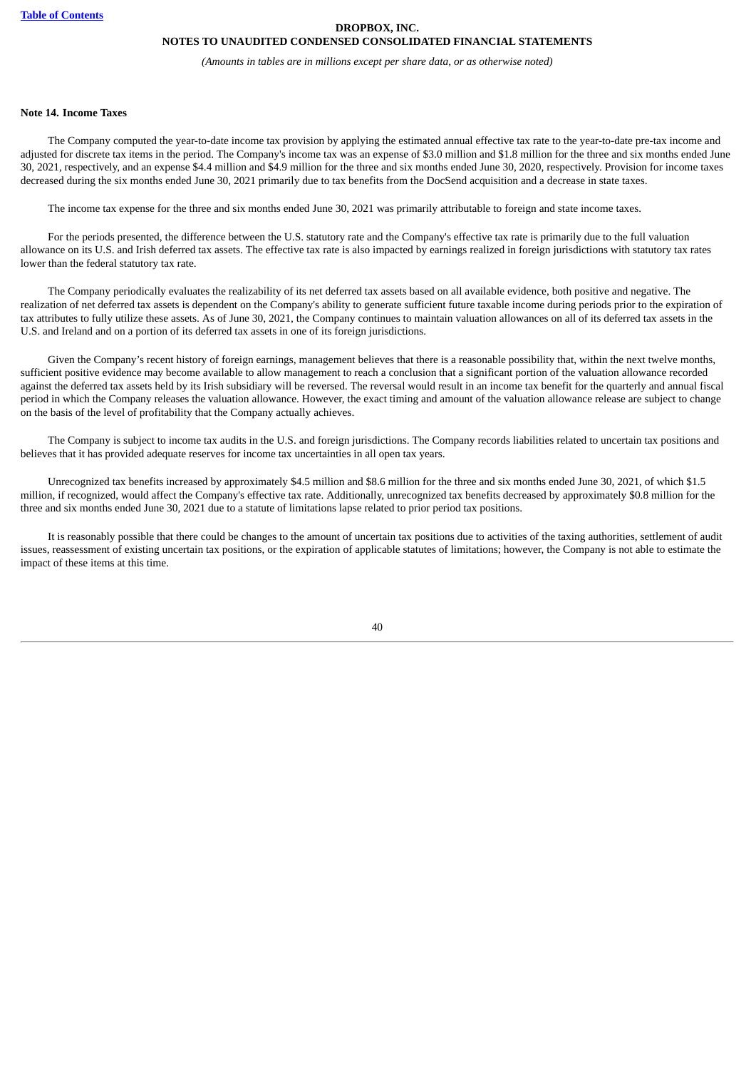## Note 14. Income Taxes

The Company computed the year-to-date income tax provision by applying the estimated annual effective tax rate to the year-to-date pre-tax income and adjusted for discrete tax items in the period. The Company's income tax was an expense of $3.0 million and $1.8 million for the three and six months ended June 30, 2021, respectively, and an expense $4.4 million and $4.9 million for the three and six months ended June 30, 2020, respectively. Provision for income taxes decreased during the six months ended June 30, 2021 primarily due to tax benefits from the DocSend acquisition and a decrease in state taxes.

The income tax expense for the three and six months ended June 30, 2021 was primarily attributable to foreign and state income taxes.

For the periods presented, the difference between the U.S. statutory rate and the Company's effective tax rate is primarily due to the full valuation allowance on its U.S. and Irish deferred tax assets. The effective tax rate is also impacted by earnings realized in foreign jurisdictions with statutory tax rates lower than the federal statutory tax rate.

The Company periodically evaluates the realizability of its net deferred tax assets based on all available evidence, both positive and negative. The realization of net deferred tax assets is dependent on the Company's ability to generate sufficient future taxable income during periods prior to the expiration of tax attributes to fully utilize these assets. As of June 30, 2021, the Company continues to maintain valuation allowances on all of its deferred tax assets in the U.S. and Ireland and on a portion of its deferred tax assets in one of its foreign jurisdictions.

Given the Company's recent history of foreign earnings, management believes that there is a reasonable possibility that, within the next twelve months, sufficient positive evidence may become available to allow management to reach a conclusion that a significant portion of the valuation allowance recorded against the deferred tax assets held by its Irish subsidiary will be reversed. The reversal would result in an income tax benefit for the quarterly and annual fiscal period in which the Company releases the valuation allowance. However, the exact timing and amount of the valuation allowance release are subject to change on the basis of the level of profitability that the Company actually achieves.

The Company is subject to income tax audits in the U.S. and foreign jurisdictions. The Company records liabilities related to uncertain tax positions and believes that it has provided adequate reserves for income tax uncertainties in all open tax years.

Unrecognized tax benefits increased by approximately $4.5 million and $8.6 million for the three and six months ended June 30, 2021, of which $1.5 million, if recognized, would affect the Company's effective tax rate. Additionally, unrecognized tax benefits decreased by approximately $0.8 million for the three and six months ended June 30, 2021 due to a statute of limitations lapse related to prior period tax positions.

It is reasonably possible that there could be changes to the amount of uncertain tax positions due to activities of the taxing authorities, settlement of audit issues, reassessment of existing uncertain tax positions, or the expiration of applicable statutes of limitations; however, the Company is not able to estimate the impact of these items at this time.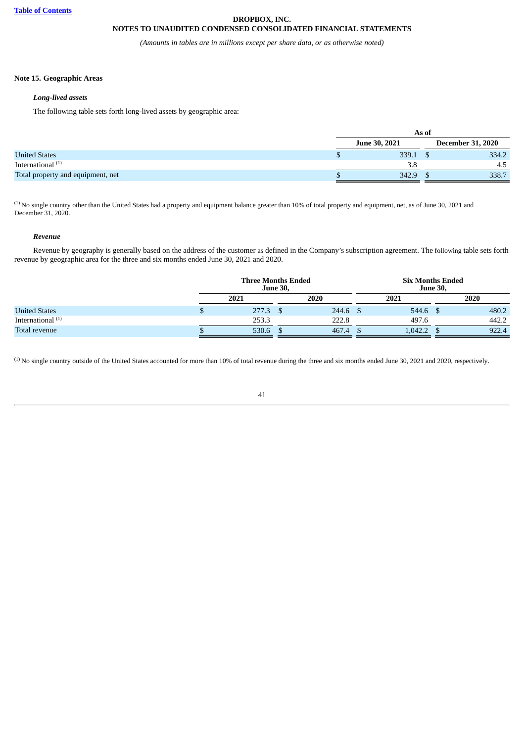**DROPBOX, INC.**
**NOTES TO UNAUDITED CONDENSED CONSOLIDATED FINANCIAL STATEMENTS**

*(Amounts in tables are in millions except per share data, or as otherwise noted)*

**Note 15. Geographic Areas**

***Long-lived assets***

The following table sets forth long-lived assets by geographic area:

| | As of | |
|---|---|---|
| | June 30, 2021 | December 31, 2020 |
| United States | $ 339.1 | $ 334.2 |
| International [(1)] | 3.8 | 4.5 |
| Total property and equipment, net | $ 342.9 | $ 338.7 |

[(1)] No single country other than the United States had a property and equipment balance greater than 10% of total property and equipment, net, as of June 30, 2021 and December 31, 2020.

***Revenue***

Revenue by geography is generally based on the address of the customer as defined in the Company's subscription agreement. The following table sets forth revenue by geographic area for the three and six months ended June 30, 2021 and 2020.

| | Three Months Ended June 30, | | Six Months Ended June 30, | |
|---|---|---|---|---|
| | 2021 | 2020 | 2021 | 2020 |
| United States | $ 277.3 | $ 244.6 | $ 544.6 | $ 480.2 |
| International [(1)] | 253.3 | 222.8 | 497.6 | 442.2 |
| Total revenue | $ 530.6 | $ 467.4 | $ 1,042.2 | $ 922.4 |

[(1)] No single country outside of the United States accounted for more than 10% of total revenue during the three and six months ended June 30, 2021 and 2020, respectively.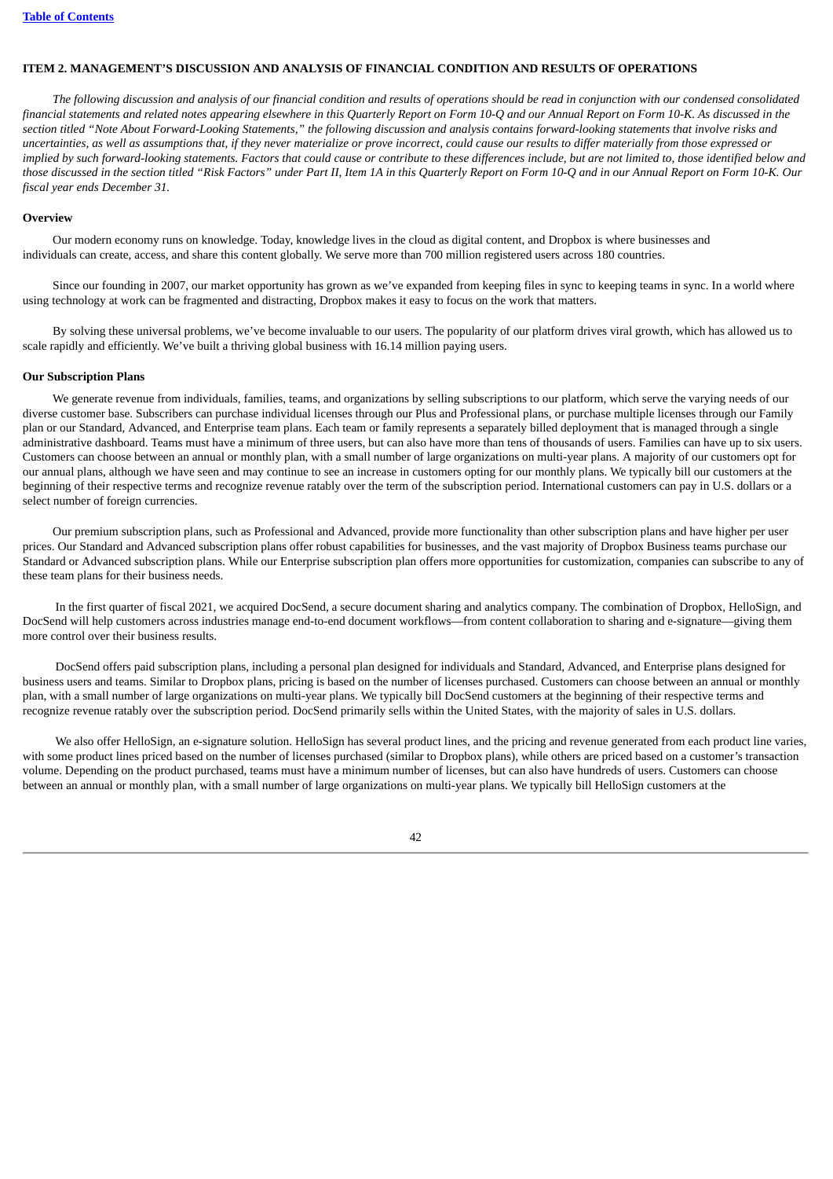## ITEM 2. MANAGEMENT'S DISCUSSION AND ANALYSIS OF FINANCIAL CONDITION AND RESULTS OF OPERATIONS

*The following discussion and analysis of our financial condition and results of operations should be read in conjunction with our condensed consolidated financial statements and related notes appearing elsewhere in this Quarterly Report on Form 10-Q and our Annual Report on Form 10-K. As discussed in the section titled "Note About Forward-Looking Statements," the following discussion and analysis contains forward-looking statements that involve risks and uncertainties, as well as assumptions that, if they never materialize or prove incorrect, could cause our results to differ materially from those expressed or implied by such forward-looking statements. Factors that could cause or contribute to these differences include, but are not limited to, those identified below and those discussed in the section titled "Risk Factors" under Part II, Item 1A in this Quarterly Report on Form 10-Q and in our Annual Report on Form 10-K. Our fiscal year ends December 31.*

**Overview**

Our modern economy runs on knowledge. Today, knowledge lives in the cloud as digital content, and Dropbox is where businesses and individuals can create, access, and share this content globally. We serve more than 700 million registered users across 180 countries.

Since our founding in 2007, our market opportunity has grown as we've expanded from keeping files in sync to keeping teams in sync. In a world where using technology at work can be fragmented and distracting, Dropbox makes it easy to focus on the work that matters.

By solving these universal problems, we've become invaluable to our users. The popularity of our platform drives viral growth, which has allowed us to scale rapidly and efficiently. We've built a thriving global business with 16.14 million paying users.

**Our Subscription Plans**

We generate revenue from individuals, families, teams, and organizations by selling subscriptions to our platform, which serve the varying needs of our diverse customer base. Subscribers can purchase individual licenses through our Plus and Professional plans, or purchase multiple licenses through our Family plan or our Standard, Advanced, and Enterprise team plans. Each team or family represents a separately billed deployment that is managed through a single administrative dashboard. Teams must have a minimum of three users, but can also have more than tens of thousands of users. Families can have up to six users. Customers can choose between an annual or monthly plan, with a small number of large organizations on multi-year plans. A majority of our customers opt for our annual plans, although we have seen and may continue to see an increase in customers opting for our monthly plans. We typically bill our customers at the beginning of their respective terms and recognize revenue ratably over the term of the subscription period. International customers can pay in U.S. dollars or a select number of foreign currencies.

Our premium subscription plans, such as Professional and Advanced, provide more functionality than other subscription plans and have higher per user prices. Our Standard and Advanced subscription plans offer robust capabilities for businesses, and the vast majority of Dropbox Business teams purchase our Standard or Advanced subscription plans. While our Enterprise subscription plan offers more opportunities for customization, companies can subscribe to any of these team plans for their business needs.

In the first quarter of fiscal 2021, we acquired DocSend, a secure document sharing and analytics company. The combination of Dropbox, HelloSign, and DocSend will help customers across industries manage end-to-end document workflows—from content collaboration to sharing and e-signature—giving them more control over their business results.

DocSend offers paid subscription plans, including a personal plan designed for individuals and Standard, Advanced, and Enterprise plans designed for business users and teams. Similar to Dropbox plans, pricing is based on the number of licenses purchased. Customers can choose between an annual or monthly plan, with a small number of large organizations on multi-year plans. We typically bill DocSend customers at the beginning of their respective terms and recognize revenue ratably over the subscription period. DocSend primarily sells within the United States, with the majority of sales in U.S. dollars.

We also offer HelloSign, an e-signature solution. HelloSign has several product lines, and the pricing and revenue generated from each product line varies, with some product lines priced based on the number of licenses purchased (similar to Dropbox plans), while others are priced based on a customer's transaction volume. Depending on the product purchased, teams must have a minimum number of licenses, but can also have hundreds of users. Customers can choose between an annual or monthly plan, with a small number of large organizations on multi-year plans. We typically bill HelloSign customers at the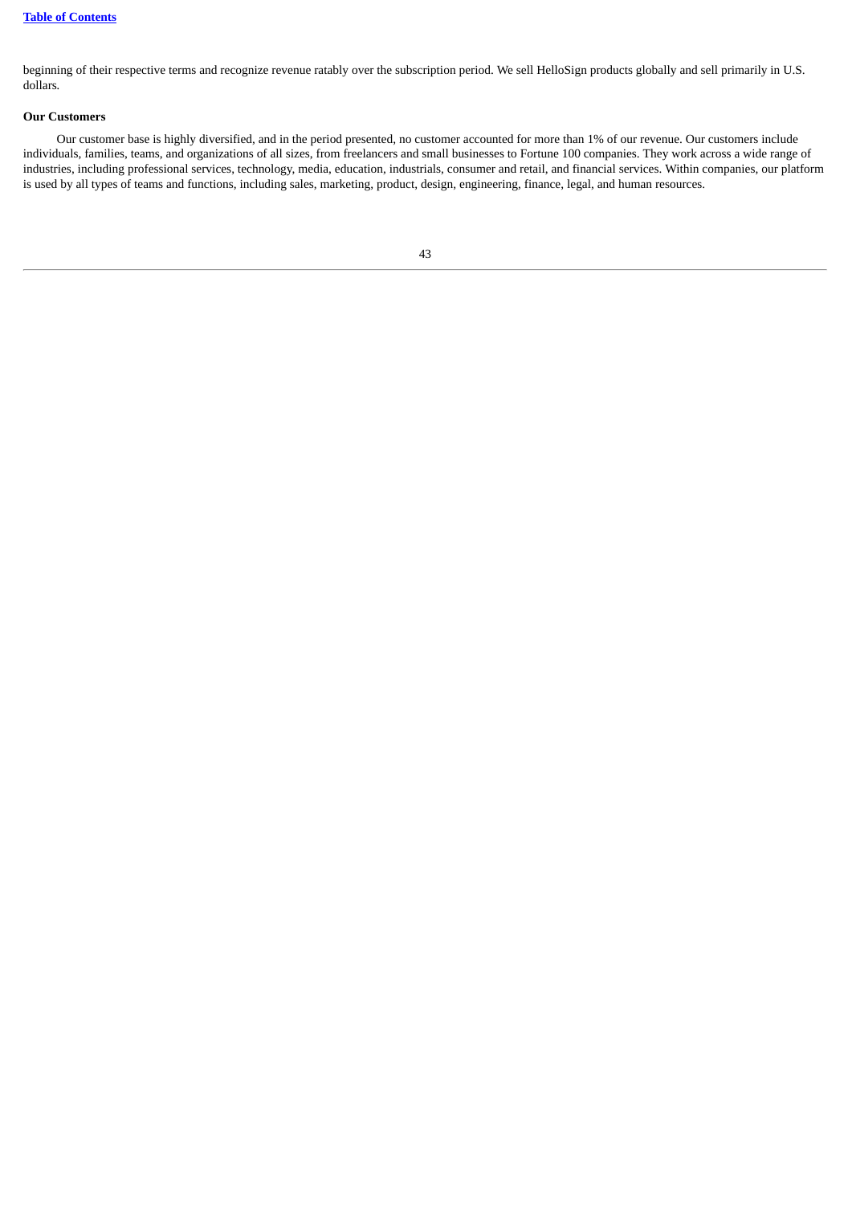beginning of their respective terms and recognize revenue ratably over the subscription period. We sell HelloSign products globally and sell primarily in U.S. dollars.

**Our Customers**

Our customer base is highly diversified, and in the period presented, no customer accounted for more than 1% of our revenue. Our customers include individuals, families, teams, and organizations of all sizes, from freelancers and small businesses to Fortune 100 companies. They work across a wide range of industries, including professional services, technology, media, education, industrials, consumer and retail, and financial services. Within companies, our platform is used by all types of teams and functions, including sales, marketing, product, design, engineering, finance, legal, and human resources.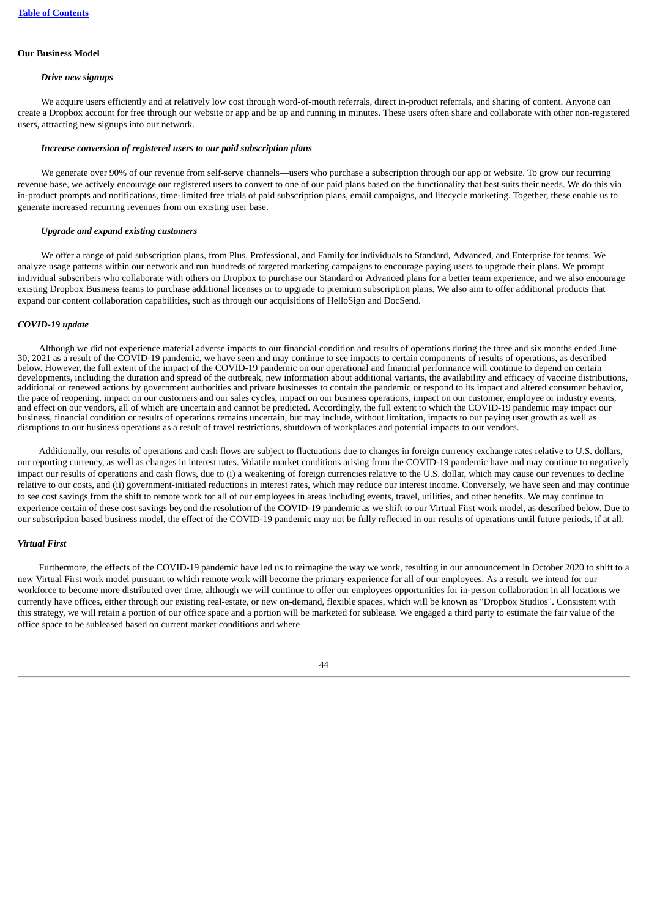### Our Business Model

#### *Drive new signups*

We acquire users efficiently and at relatively low cost through word-of-mouth referrals, direct in-product referrals, and sharing of content. Anyone can create a Dropbox account for free through our website or app and be up and running in minutes. These users often share and collaborate with other non-registered users, attracting new signups into our network.

#### *Increase conversion of registered users to our paid subscription plans*

We generate over 90% of our revenue from self-serve channels—users who purchase a subscription through our app or website. To grow our recurring revenue base, we actively encourage our registered users to convert to one of our paid plans based on the functionality that best suits their needs. We do this via in-product prompts and notifications, time-limited free trials of paid subscription plans, email campaigns, and lifecycle marketing. Together, these enable us to generate increased recurring revenues from our existing user base.

#### *Upgrade and expand existing customers*

We offer a range of paid subscription plans, from Plus, Professional, and Family for individuals to Standard, Advanced, and Enterprise for teams. We analyze usage patterns within our network and run hundreds of targeted marketing campaigns to encourage paying users to upgrade their plans. We prompt individual subscribers who collaborate with others on Dropbox to purchase our Standard or Advanced plans for a better team experience, and we also encourage existing Dropbox Business teams to purchase additional licenses or to upgrade to premium subscription plans. We also aim to offer additional products that expand our content collaboration capabilities, such as through our acquisitions of HelloSign and DocSend.

### *COVID-19 update*

Although we did not experience material adverse impacts to our financial condition and results of operations during the three and six months ended June 30, 2021 as a result of the COVID-19 pandemic, we have seen and may continue to see impacts to certain components of results of operations, as described below. However, the full extent of the impact of the COVID-19 pandemic on our operational and financial performance will continue to depend on certain developments, including the duration and spread of the outbreak, new information about additional variants, the availability and efficacy of vaccine distributions, additional or renewed actions by government authorities and private businesses to contain the pandemic or respond to its impact and altered consumer behavior, the pace of reopening, impact on our customers and our sales cycles, impact on our business operations, impact on our customer, employee or industry events, and effect on our vendors, all of which are uncertain and cannot be predicted. Accordingly, the full extent to which the COVID-19 pandemic may impact our business, financial condition or results of operations remains uncertain, but may include, without limitation, impacts to our paying user growth as well as disruptions to our business operations as a result of travel restrictions, shutdown of workplaces and potential impacts to our vendors.

Additionally, our results of operations and cash flows are subject to fluctuations due to changes in foreign currency exchange rates relative to U.S. dollars, our reporting currency, as well as changes in interest rates. Volatile market conditions arising from the COVID-19 pandemic have and may continue to negatively impact our results of operations and cash flows, due to (i) a weakening of foreign currencies relative to the U.S. dollar, which may cause our revenues to decline relative to our costs, and (ii) government-initiated reductions in interest rates, which may reduce our interest income. Conversely, we have seen and may continue to see cost savings from the shift to remote work for all of our employees in areas including events, travel, utilities, and other benefits. We may continue to experience certain of these cost savings beyond the resolution of the COVID-19 pandemic as we shift to our Virtual First work model, as described below. Due to our subscription based business model, the effect of the COVID-19 pandemic may not be fully reflected in our results of operations until future periods, if at all.

### *Virtual First*

Furthermore, the effects of the COVID-19 pandemic have led us to reimagine the way we work, resulting in our announcement in October 2020 to shift to a new Virtual First work model pursuant to which remote work will become the primary experience for all of our employees. As a result, we intend for our workforce to become more distributed over time, although we will continue to offer our employees opportunities for in-person collaboration in all locations we currently have offices, either through our existing real-estate, or new on-demand, flexible spaces, which will be known as "Dropbox Studios". Consistent with this strategy, we will retain a portion of our office space and a portion will be marketed for sublease. We engaged a third party to estimate the fair value of the office space to be subleased based on current market conditions and where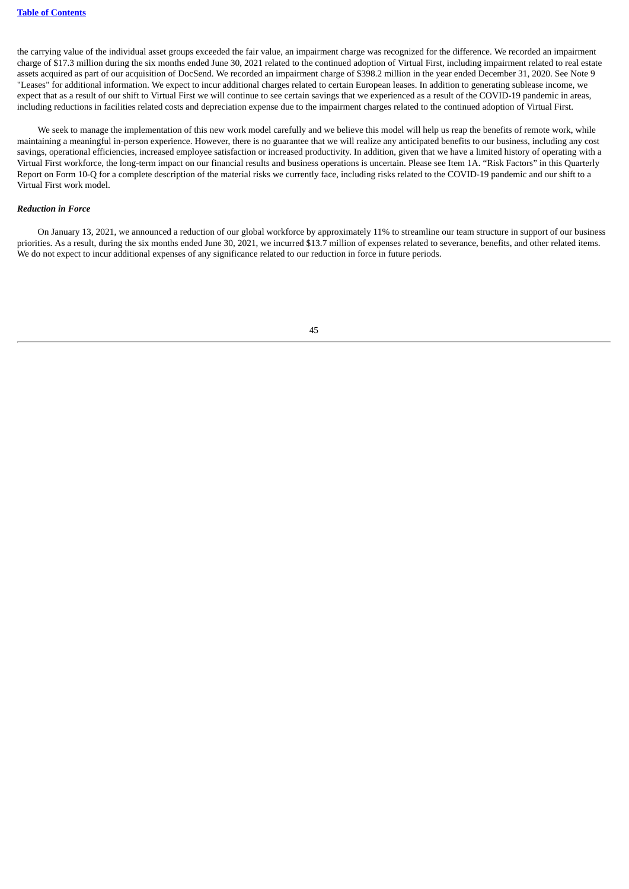the carrying value of the individual asset groups exceeded the fair value, an impairment charge was recognized for the difference. We recorded an impairment charge of $17.3 million during the six months ended June 30, 2021 related to the continued adoption of Virtual First, including impairment related to real estate assets acquired as part of our acquisition of DocSend. We recorded an impairment charge of $398.2 million in the year ended December 31, 2020. See Note 9 "Leases" for additional information. We expect to incur additional charges related to certain European leases. In addition to generating sublease income, we expect that as a result of our shift to Virtual First we will continue to see certain savings that we experienced as a result of the COVID-19 pandemic in areas, including reductions in facilities related costs and depreciation expense due to the impairment charges related to the continued adoption of Virtual First.

We seek to manage the implementation of this new work model carefully and we believe this model will help us reap the benefits of remote work, while maintaining a meaningful in-person experience. However, there is no guarantee that we will realize any anticipated benefits to our business, including any cost savings, operational efficiencies, increased employee satisfaction or increased productivity. In addition, given that we have a limited history of operating with a Virtual First workforce, the long-term impact on our financial results and business operations is uncertain. Please see Item 1A. "Risk Factors" in this Quarterly Report on Form 10-Q for a complete description of the material risks we currently face, including risks related to the COVID-19 pandemic and our shift to a Virtual First work model.

***Reduction in Force***

On January 13, 2021, we announced a reduction of our global workforce by approximately 11% to streamline our team structure in support of our business priorities. As a result, during the six months ended June 30, 2021, we incurred $13.7 million of expenses related to severance, benefits, and other related items. We do not expect to incur additional expenses of any significance related to our reduction in force in future periods.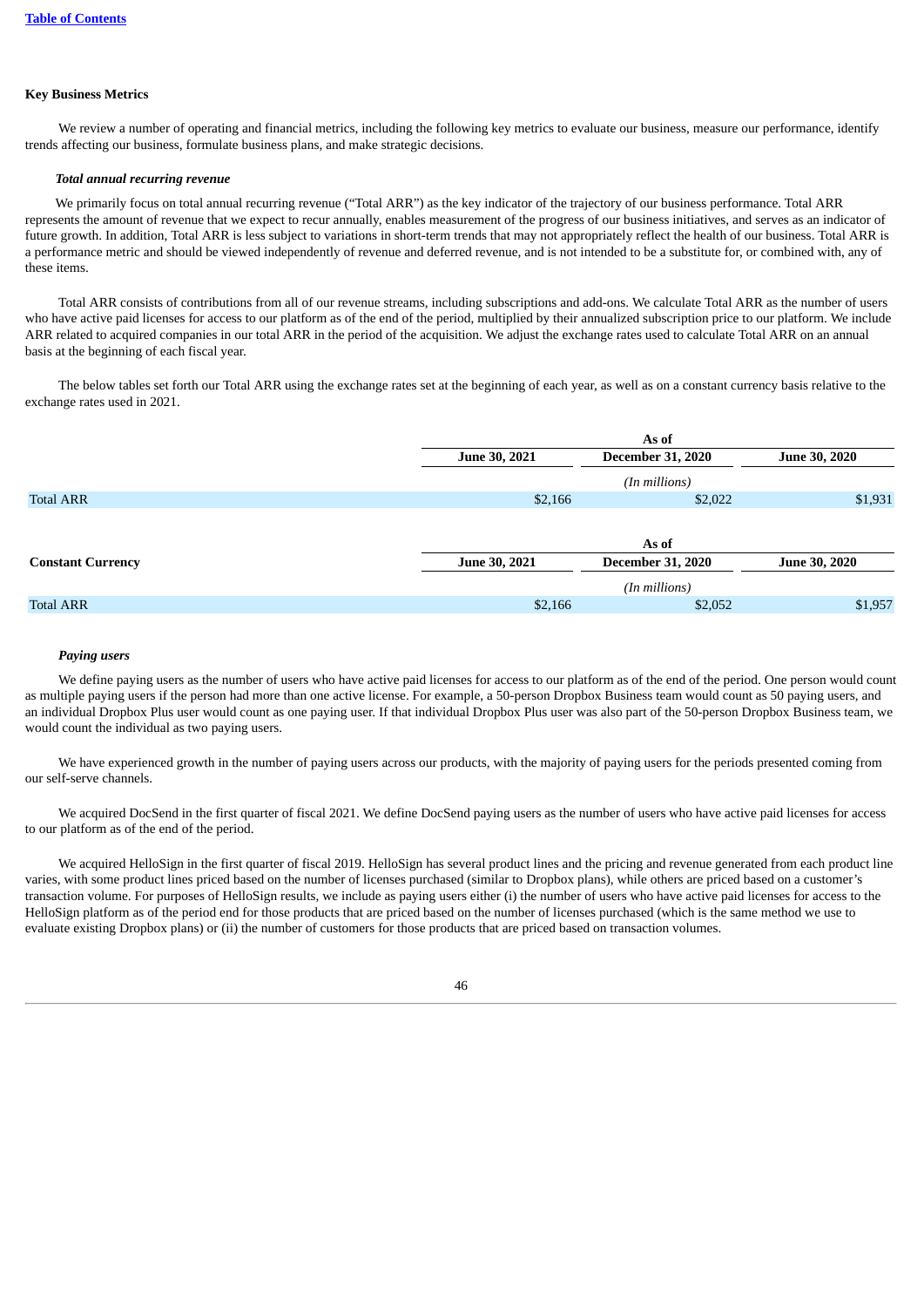[Table of Contents](#)

## Key Business Metrics

We review a number of operating and financial metrics, including the following key metrics to evaluate our business, measure our performance, identify trends affecting our business, formulate business plans, and make strategic decisions.

### *Total annual recurring revenue*

We primarily focus on total annual recurring revenue ("Total ARR") as the key indicator of the trajectory of our business performance. Total ARR represents the amount of revenue that we expect to recur annually, enables measurement of the progress of our business initiatives, and serves as an indicator of future growth. In addition, Total ARR is less subject to variations in short-term trends that may not appropriately reflect the health of our business. Total ARR is a performance metric and should be viewed independently of revenue and deferred revenue, and is not intended to be a substitute for, or combined with, any of these items.

Total ARR consists of contributions from all of our revenue streams, including subscriptions and add-ons. We calculate Total ARR as the number of users who have active paid licenses for access to our platform as of the end of the period, multiplied by their annualized subscription price to our platform. We include ARR related to acquired companies in our total ARR in the period of the acquisition. We adjust the exchange rates used to calculate Total ARR on an annual basis at the beginning of each fiscal year.

The below tables set forth our Total ARR using the exchange rates set at the beginning of each year, as well as on a constant currency basis relative to the exchange rates used in 2021.

| | As of | | |
|---|---|---|---|
| | **June 30, 2021** | **December 31, 2020** | **June 30, 2020** |
| | | *(In millions)* | |
| Total ARR | $2,166 | $2,022 | $1,931 |

| | As of | | |
|---|---|---|---|
| **Constant Currency** | **June 30, 2021** | **December 31, 2020** | **June 30, 2020** |
| | | *(In millions)* | |
| Total ARR | $2,166 | $2,052 | $1,957 |

### *Paying users*

We define paying users as the number of users who have active paid licenses for access to our platform as of the end of the period. One person would count as multiple paying users if the person had more than one active license. For example, a 50-person Dropbox Business team would count as 50 paying users, and an individual Dropbox Plus user would count as one paying user. If that individual Dropbox Plus user was also part of the 50-person Dropbox Business team, we would count the individual as two paying users.

We have experienced growth in the number of paying users across our products, with the majority of paying users for the periods presented coming from our self-serve channels.

We acquired DocSend in the first quarter of fiscal 2021. We define DocSend paying users as the number of users who have active paid licenses for access to our platform as of the end of the period.

We acquired HelloSign in the first quarter of fiscal 2019. HelloSign has several product lines and the pricing and revenue generated from each product line varies, with some product lines priced based on the number of licenses purchased (similar to Dropbox plans), while others are priced based on a customer's transaction volume. For purposes of HelloSign results, we include as paying users either (i) the number of users who have active paid licenses for access to the HelloSign platform as of the period end for those products that are priced based on the number of licenses purchased (which is the same method we use to evaluate existing Dropbox plans) or (ii) the number of customers for those products that are priced based on transaction volumes.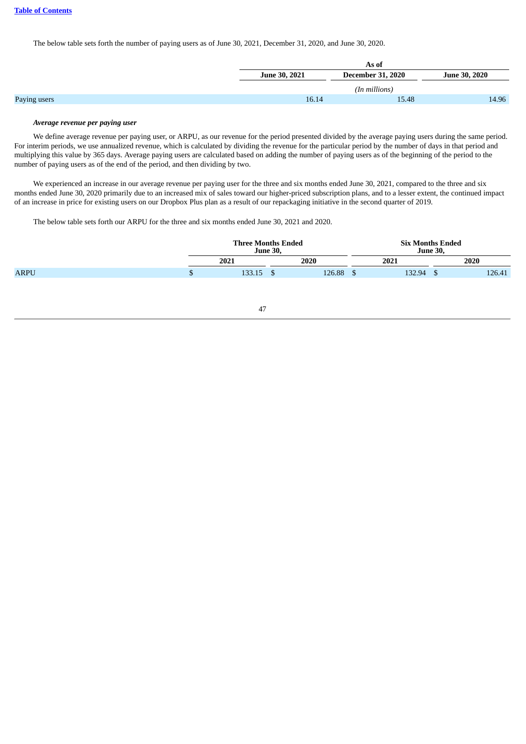The below table sets forth the number of paying users as of June 30, 2021, December 31, 2020, and June 30, 2020.

| | As of | | |
|---|---|---|---|
| | June 30, 2021 | December 31, 2020 | June 30, 2020 |
| | (In millions) | | |
| Paying users | 16.14 | 15.48 | 14.96 |

***Average revenue per paying user***

We define average revenue per paying user, or ARPU, as our revenue for the period presented divided by the average paying users during the same period. For interim periods, we use annualized revenue, which is calculated by dividing the revenue for the particular period by the number of days in that period and multiplying this value by 365 days. Average paying users are calculated based on adding the number of paying users as of the beginning of the period to the number of paying users as of the end of the period, and then dividing by two.

We experienced an increase in our average revenue per paying user for the three and six months ended June 30, 2021, compared to the three and six months ended June 30, 2020 primarily due to an increased mix of sales toward our higher-priced subscription plans, and to a lesser extent, the continued impact of an increase in price for existing users on our Dropbox Plus plan as a result of our repackaging initiative in the second quarter of 2019.

The below table sets forth our ARPU for the three and six months ended June 30, 2021 and 2020.

| | Three Months Ended June 30, | | Six Months Ended June 30, | |
|---|---|---|---|---|
| | 2021 | 2020 | 2021 | 2020 |
| ARPU | $ 133.15 | $ 126.88 | $ 132.94 | $ 126.41 |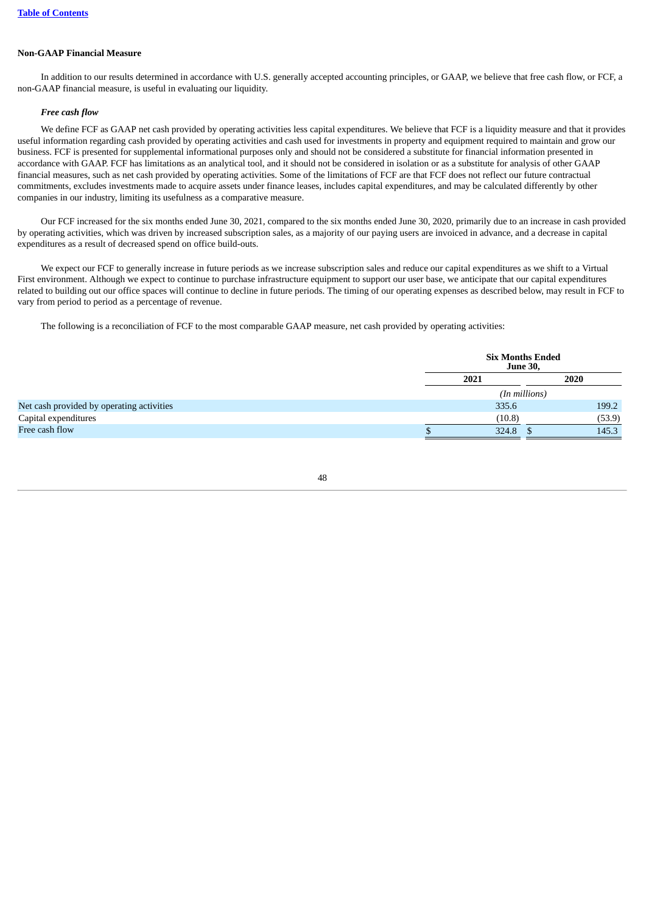**Non-GAAP Financial Measure**

In addition to our results determined in accordance with U.S. generally accepted accounting principles, or GAAP, we believe that free cash flow, or FCF, a non-GAAP financial measure, is useful in evaluating our liquidity.

***Free cash flow***

We define FCF as GAAP net cash provided by operating activities less capital expenditures. We believe that FCF is a liquidity measure and that it provides useful information regarding cash provided by operating activities and cash used for investments in property and equipment required to maintain and grow our business. FCF is presented for supplemental informational purposes only and should not be considered a substitute for financial information presented in accordance with GAAP. FCF has limitations as an analytical tool, and it should not be considered in isolation or as a substitute for analysis of other GAAP financial measures, such as net cash provided by operating activities. Some of the limitations of FCF are that FCF does not reflect our future contractual commitments, excludes investments made to acquire assets under finance leases, includes capital expenditures, and may be calculated differently by other companies in our industry, limiting its usefulness as a comparative measure.

Our FCF increased for the six months ended June 30, 2021, compared to the six months ended June 30, 2020, primarily due to an increase in cash provided by operating activities, which was driven by increased subscription sales, as a majority of our paying users are invoiced in advance, and a decrease in capital expenditures as a result of decreased spend on office build-outs.

We expect our FCF to generally increase in future periods as we increase subscription sales and reduce our capital expenditures as we shift to a Virtual First environment. Although we expect to continue to purchase infrastructure equipment to support our user base, we anticipate that our capital expenditures related to building out our office spaces will continue to decline in future periods. The timing of our operating expenses as described below, may result in FCF to vary from period to period as a percentage of revenue.

The following is a reconciliation of FCF to the most comparable GAAP measure, net cash provided by operating activities:

| | Six Months Ended June 30, | |
|---|---|---|
| | 2021 | 2020 |
| | *(In millions)* | |
| Net cash provided by operating activities | 335.6 | 199.2 |
| Capital expenditures | (10.8) | (53.9) |
| Free cash flow | $ 324.8 | $ 145.3 |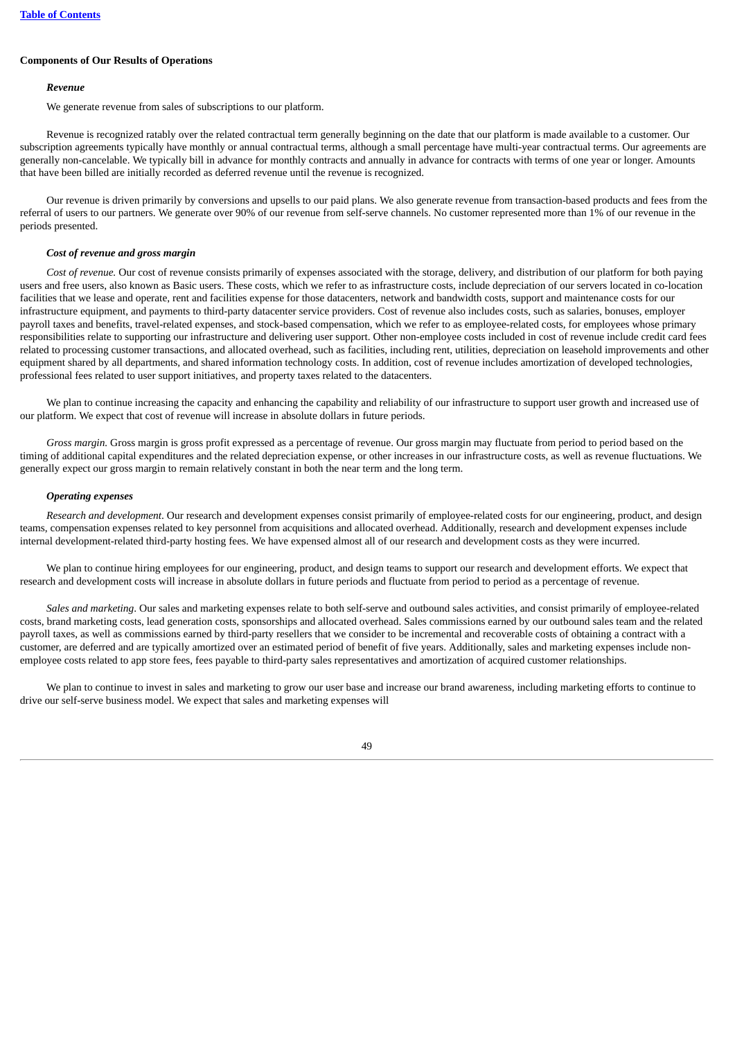**Components of Our Results of Operations**

***Revenue***

We generate revenue from sales of subscriptions to our platform.

Revenue is recognized ratably over the related contractual term generally beginning on the date that our platform is made available to a customer. Our subscription agreements typically have monthly or annual contractual terms, although a small percentage have multi-year contractual terms. Our agreements are generally non-cancelable. We typically bill in advance for monthly contracts and annually in advance for contracts with terms of one year or longer. Amounts that have been billed are initially recorded as deferred revenue until the revenue is recognized.

Our revenue is driven primarily by conversions and upsells to our paid plans. We also generate revenue from transaction-based products and fees from the referral of users to our partners. We generate over 90% of our revenue from self-serve channels. No customer represented more than 1% of our revenue in the periods presented.

***Cost of revenue and gross margin***

*Cost of revenue.* Our cost of revenue consists primarily of expenses associated with the storage, delivery, and distribution of our platform for both paying users and free users, also known as Basic users. These costs, which we refer to as infrastructure costs, include depreciation of our servers located in co-location facilities that we lease and operate, rent and facilities expense for those datacenters, network and bandwidth costs, support and maintenance costs for our infrastructure equipment, and payments to third-party datacenter service providers. Cost of revenue also includes costs, such as salaries, bonuses, employer payroll taxes and benefits, travel-related expenses, and stock-based compensation, which we refer to as employee-related costs, for employees whose primary responsibilities relate to supporting our infrastructure and delivering user support. Other non-employee costs included in cost of revenue include credit card fees related to processing customer transactions, and allocated overhead, such as facilities, including rent, utilities, depreciation on leasehold improvements and other equipment shared by all departments, and shared information technology costs. In addition, cost of revenue includes amortization of developed technologies, professional fees related to user support initiatives, and property taxes related to the datacenters.

We plan to continue increasing the capacity and enhancing the capability and reliability of our infrastructure to support user growth and increased use of our platform. We expect that cost of revenue will increase in absolute dollars in future periods.

*Gross margin.* Gross margin is gross profit expressed as a percentage of revenue. Our gross margin may fluctuate from period to period based on the timing of additional capital expenditures and the related depreciation expense, or other increases in our infrastructure costs, as well as revenue fluctuations. We generally expect our gross margin to remain relatively constant in both the near term and the long term.

***Operating expenses***

*Research and development*. Our research and development expenses consist primarily of employee-related costs for our engineering, product, and design teams, compensation expenses related to key personnel from acquisitions and allocated overhead. Additionally, research and development expenses include internal development-related third-party hosting fees. We have expensed almost all of our research and development costs as they were incurred.

We plan to continue hiring employees for our engineering, product, and design teams to support our research and development efforts. We expect that research and development costs will increase in absolute dollars in future periods and fluctuate from period to period as a percentage of revenue.

*Sales and marketing*. Our sales and marketing expenses relate to both self-serve and outbound sales activities, and consist primarily of employee-related costs, brand marketing costs, lead generation costs, sponsorships and allocated overhead. Sales commissions earned by our outbound sales team and the related payroll taxes, as well as commissions earned by third-party resellers that we consider to be incremental and recoverable costs of obtaining a contract with a customer, are deferred and are typically amortized over an estimated period of benefit of five years. Additionally, sales and marketing expenses include non-employee costs related to app store fees, fees payable to third-party sales representatives and amortization of acquired customer relationships.

We plan to continue to invest in sales and marketing to grow our user base and increase our brand awareness, including marketing efforts to continue to drive our self-serve business model. We expect that sales and marketing expenses will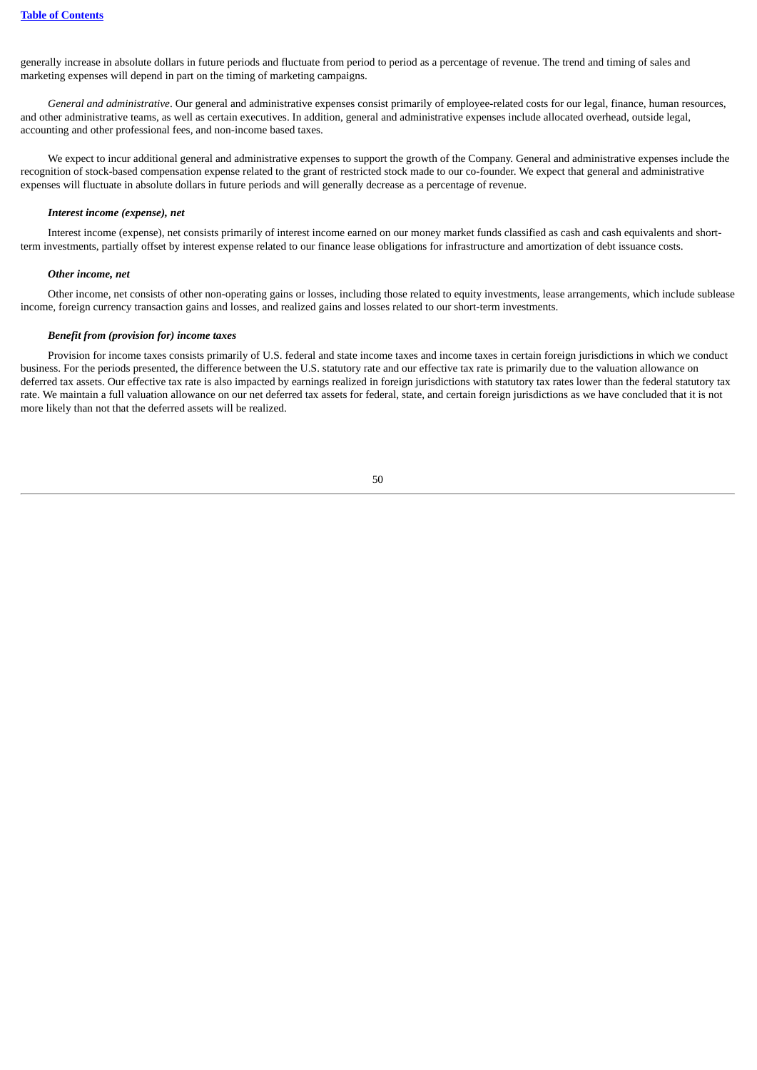generally increase in absolute dollars in future periods and fluctuate from period to period as a percentage of revenue. The trend and timing of sales and marketing expenses will depend in part on the timing of marketing campaigns.

*General and administrative*. Our general and administrative expenses consist primarily of employee-related costs for our legal, finance, human resources, and other administrative teams, as well as certain executives. In addition, general and administrative expenses include allocated overhead, outside legal, accounting and other professional fees, and non-income based taxes.

We expect to incur additional general and administrative expenses to support the growth of the Company. General and administrative expenses include the recognition of stock-based compensation expense related to the grant of restricted stock made to our co-founder. We expect that general and administrative expenses will fluctuate in absolute dollars in future periods and will generally decrease as a percentage of revenue.

***Interest income (expense), net***

Interest income (expense), net consists primarily of interest income earned on our money market funds classified as cash and cash equivalents and short-term investments, partially offset by interest expense related to our finance lease obligations for infrastructure and amortization of debt issuance costs.

***Other income, net***

Other income, net consists of other non-operating gains or losses, including those related to equity investments, lease arrangements, which include sublease income, foreign currency transaction gains and losses, and realized gains and losses related to our short-term investments.

***Benefit from (provision for) income taxes***

Provision for income taxes consists primarily of U.S. federal and state income taxes and income taxes in certain foreign jurisdictions in which we conduct business. For the periods presented, the difference between the U.S. statutory rate and our effective tax rate is primarily due to the valuation allowance on deferred tax assets. Our effective tax rate is also impacted by earnings realized in foreign jurisdictions with statutory tax rates lower than the federal statutory tax rate. We maintain a full valuation allowance on our net deferred tax assets for federal, state, and certain foreign jurisdictions as we have concluded that it is not more likely than not that the deferred assets will be realized.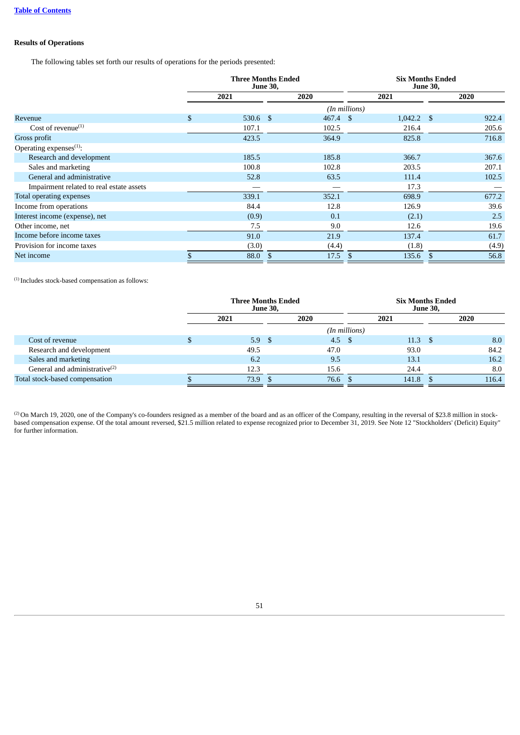[Table of Contents](#)

**Results of Operations**

The following tables set forth our results of operations for the periods presented:

| | Three Months Ended June 30, | | Six Months Ended June 30, | |
|---|---|---|---|---|
| | 2021 | 2020 | 2021 | 2020 |
| | *(In millions)* | | | |
| Revenue | $ 530.6 | $ 467.4 | $ 1,042.2 | $ 922.4 |
| Cost of revenue[(1)] | 107.1 | 102.5 | 216.4 | 205.6 |
| Gross profit | 423.5 | 364.9 | 825.8 | 716.8 |
| Operating expenses[(1)]: | | | | |
| Research and development | 185.5 | 185.8 | 366.7 | 367.6 |
| Sales and marketing | 100.8 | 102.8 | 203.5 | 207.1 |
| General and administrative | 52.8 | 63.5 | 111.4 | 102.5 |
| Impairment related to real estate assets | — | — | 17.3 | — |
| Total operating expenses | 339.1 | 352.1 | 698.9 | 677.2 |
| Income from operations | 84.4 | 12.8 | 126.9 | 39.6 |
| Interest income (expense), net | (0.9) | 0.1 | (2.1) | 2.5 |
| Other income, net | 7.5 | 9.0 | 12.6 | 19.6 |
| Income before income taxes | 91.0 | 21.9 | 137.4 | 61.7 |
| Provision for income taxes | (3.0) | (4.4) | (1.8) | (4.9) |
| Net income | $ 88.0 | $ 17.5 | $ 135.6 | $ 56.8 |

[(1)] Includes stock-based compensation as follows:

| | Three Months Ended June 30, | | Six Months Ended June 30, | |
|---|---|---|---|---|
| | 2021 | 2020 | 2021 | 2020 |
| | *(In millions)* | | | |
| Cost of revenue | $ 5.9 | $ 4.5 | $ 11.3 | $ 8.0 |
| Research and development | 49.5 | 47.0 | 93.0 | 84.2 |
| Sales and marketing | 6.2 | 9.5 | 13.1 | 16.2 |
| General and administrative[(2)] | 12.3 | 15.6 | 24.4 | 8.0 |
| Total stock-based compensation | $ 73.9 | $ 76.6 | $ 141.8 | $ 116.4 |

[(2)] On March 19, 2020, one of the Company's co-founders resigned as a member of the board and as an officer of the Company, resulting in the reversal of $23.8 million in stock-based compensation expense. Of the total amount reversed, $21.5 million related to expense recognized prior to December 31, 2019. See Note 12 "Stockholders' (Deficit) Equity" for further information.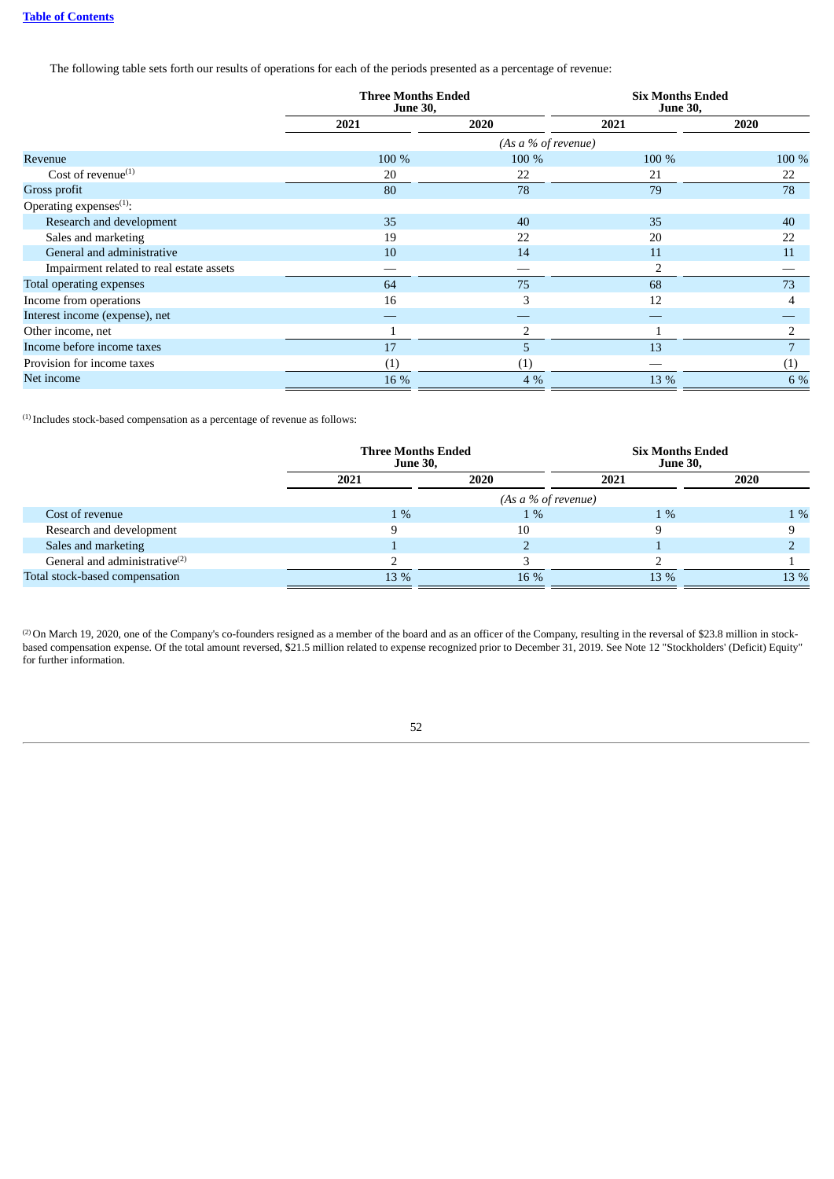The following table sets forth our results of operations for each of the periods presented as a percentage of revenue:

| | Three Months Ended June 30, | | Six Months Ended June 30, | |
|---|---|---|---|---|
| | 2021 | 2020 | 2021 | 2020 |
| | *(As a % of revenue)* | | | |
| Revenue | 100 % | 100 % | 100 % | 100 % |
| Cost of revenue[1] | 20 | 22 | 21 | 22 |
| Gross profit | 80 | 78 | 79 | 78 |
| Operating expenses[1]: | | | | |
| Research and development | 35 | 40 | 35 | 40 |
| Sales and marketing | 19 | 22 | 20 | 22 |
| General and administrative | 10 | 14 | 11 | 11 |
| Impairment related to real estate assets | — | — | 2 | — |
| Total operating expenses | 64 | 75 | 68 | 73 |
| Income from operations | 16 | 3 | 12 | 4 |
| Interest income (expense), net | — | — | — | — |
| Other income, net | 1 | 2 | 1 | 2 |
| Income before income taxes | 17 | 5 | 13 | 7 |
| Provision for income taxes | (1) | (1) | — | (1) |
| Net income | 16 % | 4 % | 13 % | 6 % |

[1] Includes stock-based compensation as a percentage of revenue as follows:

| | Three Months Ended June 30, | | Six Months Ended June 30, | |
|---|---|---|---|---|
| | 2021 | 2020 | 2021 | 2020 |
| | *(As a % of revenue)* | | | |
| Cost of revenue | 1 % | 1 % | 1 % | 1 % |
| Research and development | 9 | 10 | 9 | 9 |
| Sales and marketing | 1 | 2 | 1 | 2 |
| General and administrative[2] | 2 | 3 | 2 | 1 |
| Total stock-based compensation | 13 % | 16 % | 13 % | 13 % |

[2] On March 19, 2020, one of the Company's co-founders resigned as a member of the board and as an officer of the Company, resulting in the reversal of $23.8 million in stock-based compensation expense. Of the total amount reversed, $21.5 million related to expense recognized prior to December 31, 2019. See Note 12 "Stockholders' (Deficit) Equity" for further information.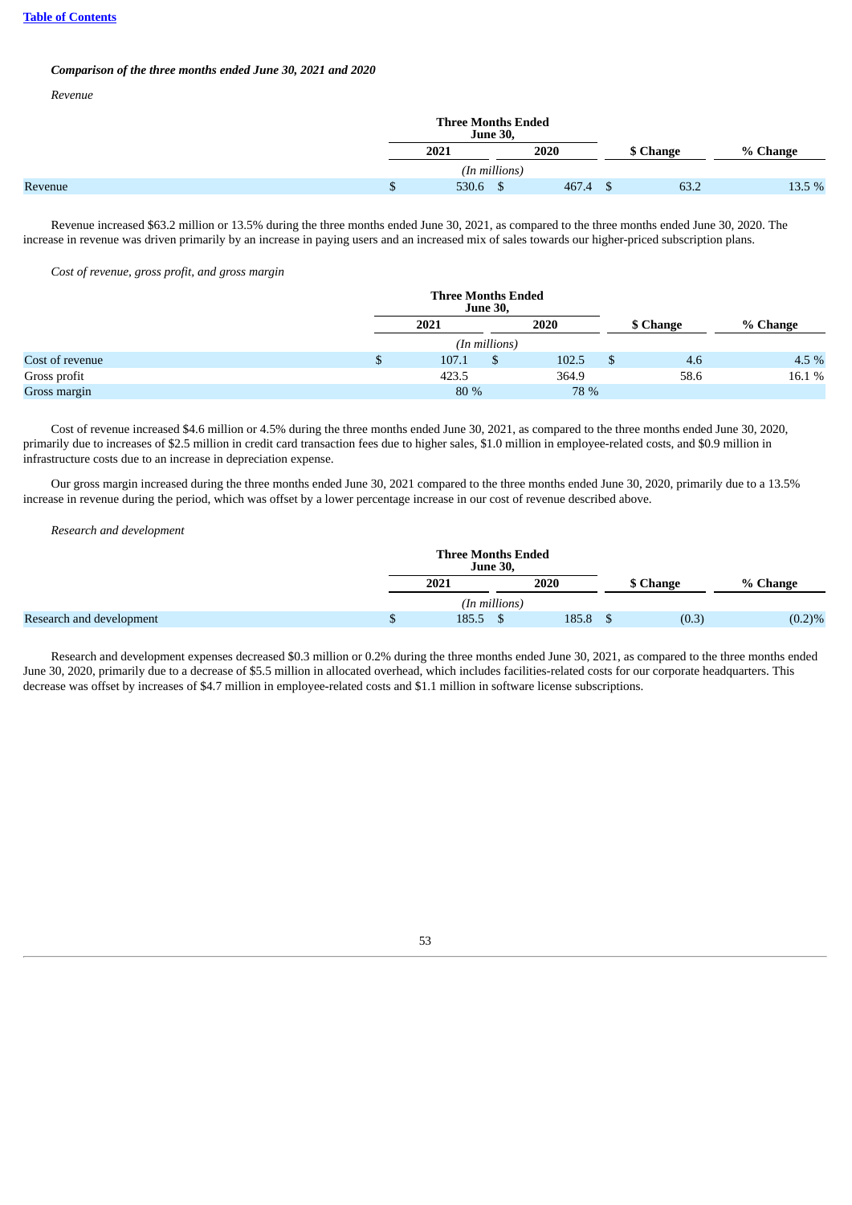[Table of Contents](#)

***Comparison of the three months ended June 30, 2021 and 2020***

*Revenue*

| | Three Months Ended June 30, | | | |
|---|---|---|---|---|
| | 2021 | 2020 | $ Change | % Change |
| | *(In millions)* | | | |
| Revenue | $ 530.6 | $ 467.4 | $ 63.2 | 13.5 % |

Revenue increased $63.2 million or 13.5% during the three months ended June 30, 2021, as compared to the three months ended June 30, 2020. The increase in revenue was driven primarily by an increase in paying users and an increased mix of sales towards our higher-priced subscription plans.

*Cost of revenue, gross profit, and gross margin*

| | Three Months Ended June 30, | | | |
|---|---|---|---|---|
| | 2021 | 2020 | $ Change | % Change |
| | *(In millions)* | | | |
| Cost of revenue | $ 107.1 | $ 102.5 | $ 4.6 | 4.5 % |
| Gross profit | 423.5 | 364.9 | 58.6 | 16.1 % |
| Gross margin | 80 % | 78 % | | |

Cost of revenue increased $4.6 million or 4.5% during the three months ended June 30, 2021, as compared to the three months ended June 30, 2020, primarily due to increases of $2.5 million in credit card transaction fees due to higher sales, $1.0 million in employee-related costs, and $0.9 million in infrastructure costs due to an increase in depreciation expense.

Our gross margin increased during the three months ended June 30, 2021 compared to the three months ended June 30, 2020, primarily due to a 13.5% increase in revenue during the period, which was offset by a lower percentage increase in our cost of revenue described above.

*Research and development*

| | Three Months Ended June 30, | | | |
|---|---|---|---|---|
| | 2021 | 2020 | $ Change | % Change |
| | *(In millions)* | | | |
| Research and development | $ 185.5 | $ 185.8 | $ (0.3) | (0.2)% |

Research and development expenses decreased $0.3 million or 0.2% during the three months ended June 30, 2021, as compared to the three months ended June 30, 2020, primarily due to a decrease of $5.5 million in allocated overhead, which includes facilities-related costs for our corporate headquarters. This decrease was offset by increases of $4.7 million in employee-related costs and $1.1 million in software license subscriptions.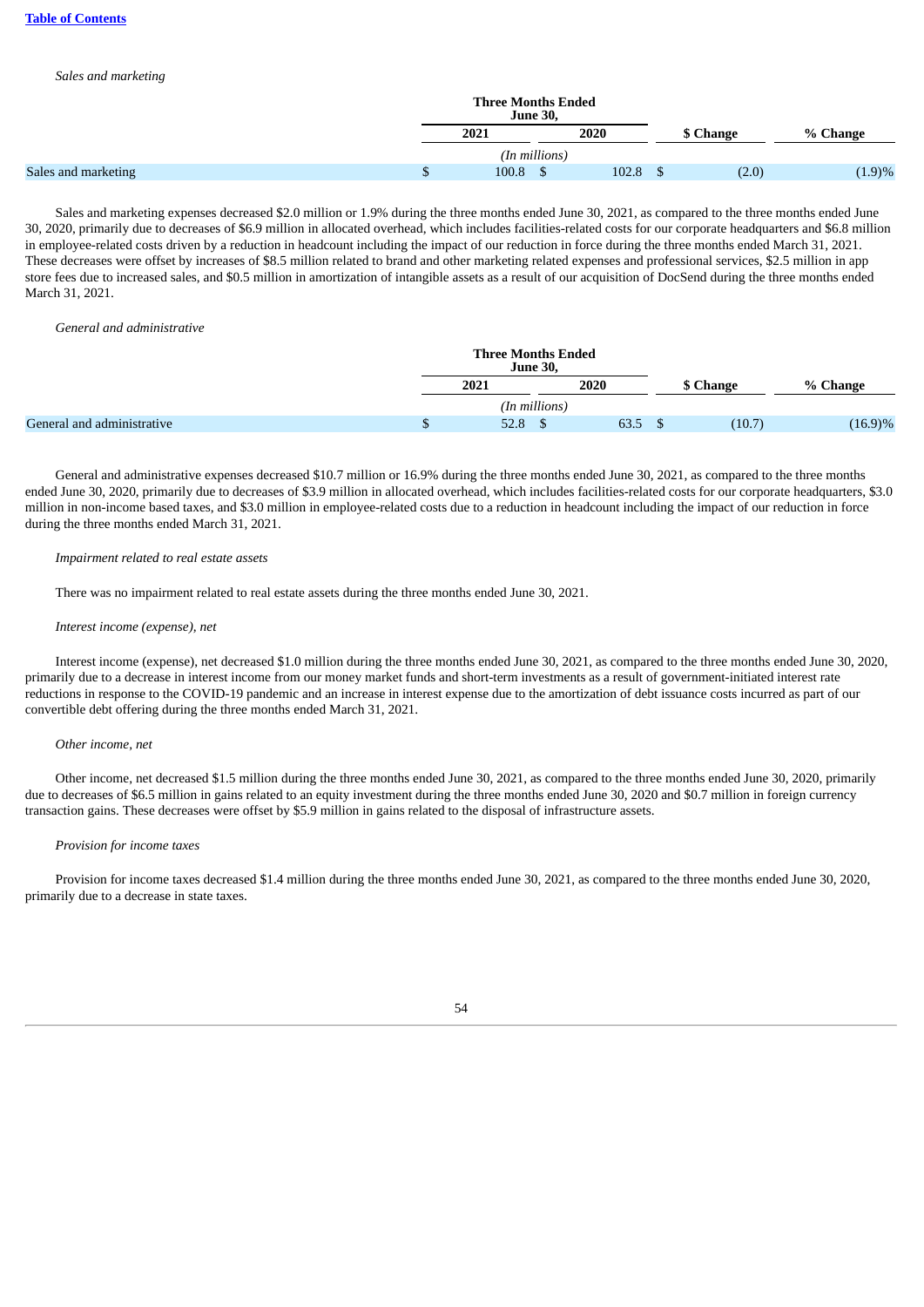[Table of Contents](#)

*Sales and marketing*

| | Three Months Ended June 30, | | | |
|---|---|---|---|---|
| | 2021 | 2020 | $ Change | % Change |
| | (In millions) | | | |
| Sales and marketing | $ 100.8 | $ 102.8 | $ (2.0) | (1.9)% |

Sales and marketing expenses decreased $2.0 million or 1.9% during the three months ended June 30, 2021, as compared to the three months ended June 30, 2020, primarily due to decreases of $6.9 million in allocated overhead, which includes facilities-related costs for our corporate headquarters and $6.8 million in employee-related costs driven by a reduction in headcount including the impact of our reduction in force during the three months ended March 31, 2021. These decreases were offset by increases of $8.5 million related to brand and other marketing related expenses and professional services, $2.5 million in app store fees due to increased sales, and $0.5 million in amortization of intangible assets as a result of our acquisition of DocSend during the three months ended March 31, 2021.

*General and administrative*

| | Three Months Ended June 30, | | | |
|---|---|---|---|---|
| | 2021 | 2020 | $ Change | % Change |
| | (In millions) | | | |
| General and administrative | $ 52.8 | $ 63.5 | $ (10.7) | (16.9)% |

General and administrative expenses decreased $10.7 million or 16.9% during the three months ended June 30, 2021, as compared to the three months ended June 30, 2020, primarily due to decreases of $3.9 million in allocated overhead, which includes facilities-related costs for our corporate headquarters, $3.0 million in non-income based taxes, and $3.0 million in employee-related costs due to a reduction in headcount including the impact of our reduction in force during the three months ended March 31, 2021.

*Impairment related to real estate assets*

There was no impairment related to real estate assets during the three months ended June 30, 2021.

*Interest income (expense), net*

Interest income (expense), net decreased $1.0 million during the three months ended June 30, 2021, as compared to the three months ended June 30, 2020, primarily due to a decrease in interest income from our money market funds and short-term investments as a result of government-initiated interest rate reductions in response to the COVID-19 pandemic and an increase in interest expense due to the amortization of debt issuance costs incurred as part of our convertible debt offering during the three months ended March 31, 2021.

*Other income, net*

Other income, net decreased $1.5 million during the three months ended June 30, 2021, as compared to the three months ended June 30, 2020, primarily due to decreases of $6.5 million in gains related to an equity investment during the three months ended June 30, 2020 and $0.7 million in foreign currency transaction gains. These decreases were offset by $5.9 million in gains related to the disposal of infrastructure assets.

*Provision for income taxes*

Provision for income taxes decreased $1.4 million during the three months ended June 30, 2021, as compared to the three months ended June 30, 2020, primarily due to a decrease in state taxes.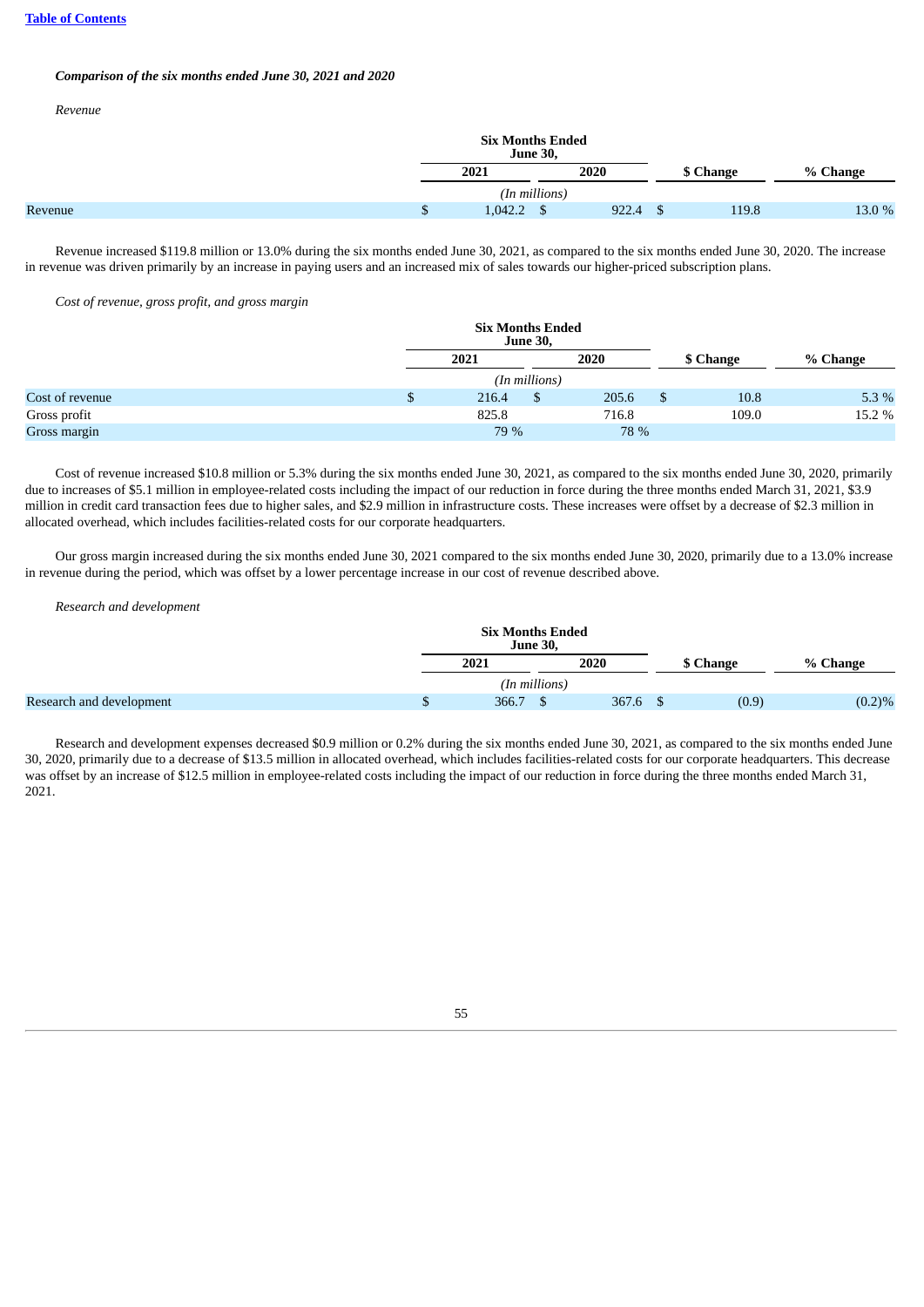*Comparison of the six months ended June 30, 2021 and 2020*

*Revenue*

| | Six Months Ended June 30, | | | |
|---|---|---|---|---|
| | 2021 | 2020 | $ Change | % Change |
| | (In millions) | | | |
| Revenue | $ 1,042.2 | $ 922.4 | $ 119.8 | 13.0 % |

Revenue increased $119.8 million or 13.0% during the six months ended June 30, 2021, as compared to the six months ended June 30, 2020. The increase in revenue was driven primarily by an increase in paying users and an increased mix of sales towards our higher-priced subscription plans.

*Cost of revenue, gross profit, and gross margin*

| | Six Months Ended June 30, | | | |
|---|---|---|---|---|
| | 2021 | 2020 | $ Change | % Change |
| | (In millions) | | | |
| Cost of revenue | $ 216.4 | $ 205.6 | $ 10.8 | 5.3 % |
| Gross profit | 825.8 | 716.8 | 109.0 | 15.2 % |
| Gross margin | 79 % | 78 % | | |

Cost of revenue increased $10.8 million or 5.3% during the six months ended June 30, 2021, as compared to the six months ended June 30, 2020, primarily due to increases of $5.1 million in employee-related costs including the impact of our reduction in force during the three months ended March 31, 2021, $3.9 million in credit card transaction fees due to higher sales, and $2.9 million in infrastructure costs. These increases were offset by a decrease of $2.3 million in allocated overhead, which includes facilities-related costs for our corporate headquarters.

Our gross margin increased during the six months ended June 30, 2021 compared to the six months ended June 30, 2020, primarily due to a 13.0% increase in revenue during the period, which was offset by a lower percentage increase in our cost of revenue described above.

*Research and development*

| | Six Months Ended June 30, | | | |
|---|---|---|---|---|
| | 2021 | 2020 | $ Change | % Change |
| | (In millions) | | | |
| Research and development | $ 366.7 | $ 367.6 | $ (0.9) | (0.2)% |

Research and development expenses decreased $0.9 million or 0.2% during the six months ended June 30, 2021, as compared to the six months ended June 30, 2020, primarily due to a decrease of $13.5 million in allocated overhead, which includes facilities-related costs for our corporate headquarters. This decrease was offset by an increase of $12.5 million in employee-related costs including the impact of our reduction in force during the three months ended March 31, 2021.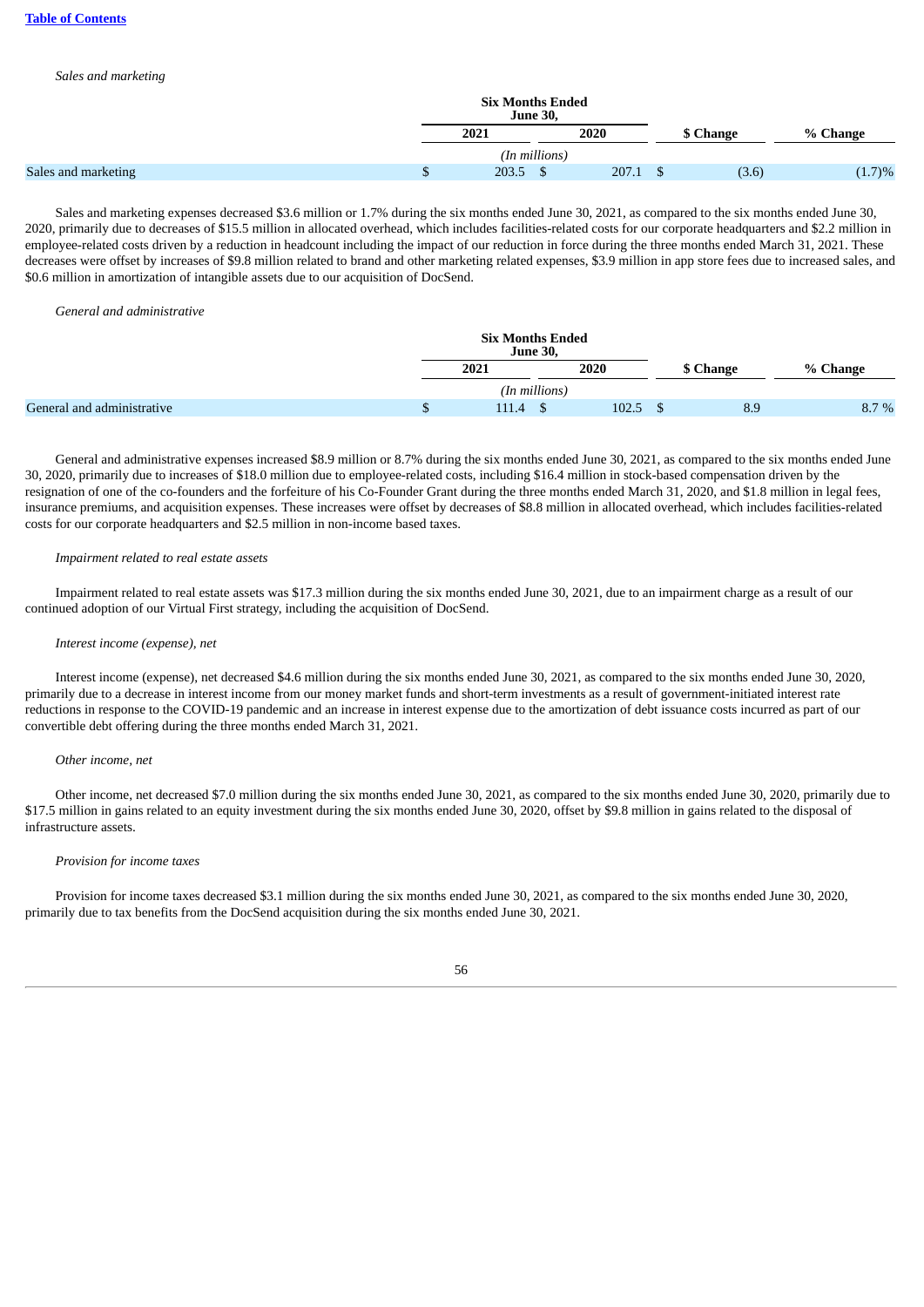*Sales and marketing*

| | Six Months Ended June 30, | | | |
|---|---|---|---|---|
| | 2021 | 2020 | $ Change | % Change |
| | *(In millions)* | | | |
| Sales and marketing | $ 203.5 | $ 207.1 | $ (3.6) | (1.7)% |

Sales and marketing expenses decreased $3.6 million or 1.7% during the six months ended June 30, 2021, as compared to the six months ended June 30, 2020, primarily due to decreases of $15.5 million in allocated overhead, which includes facilities-related costs for our corporate headquarters and $2.2 million in employee-related costs driven by a reduction in headcount including the impact of our reduction in force during the three months ended March 31, 2021. These decreases were offset by increases of $9.8 million related to brand and other marketing related expenses, $3.9 million in app store fees due to increased sales, and $0.6 million in amortization of intangible assets due to our acquisition of DocSend.

*General and administrative*

| | Six Months Ended June 30, | | | |
|---|---|---|---|---|
| | 2021 | 2020 | $ Change | % Change |
| | *(In millions)* | | | |
| General and administrative | $ 111.4 | $ 102.5 | $ 8.9 | 8.7 % |

General and administrative expenses increased $8.9 million or 8.7% during the six months ended June 30, 2021, as compared to the six months ended June 30, 2020, primarily due to increases of $18.0 million due to employee-related costs, including $16.4 million in stock-based compensation driven by the resignation of one of the co-founders and the forfeiture of his Co-Founder Grant during the three months ended March 31, 2020, and $1.8 million in legal fees, insurance premiums, and acquisition expenses. These increases were offset by decreases of $8.8 million in allocated overhead, which includes facilities-related costs for our corporate headquarters and $2.5 million in non-income based taxes.

*Impairment related to real estate assets*

Impairment related to real estate assets was $17.3 million during the six months ended June 30, 2021, due to an impairment charge as a result of our continued adoption of our Virtual First strategy, including the acquisition of DocSend.

*Interest income (expense), net*

Interest income (expense), net decreased $4.6 million during the six months ended June 30, 2021, as compared to the six months ended June 30, 2020, primarily due to a decrease in interest income from our money market funds and short-term investments as a result of government-initiated interest rate reductions in response to the COVID-19 pandemic and an increase in interest expense due to the amortization of debt issuance costs incurred as part of our convertible debt offering during the three months ended March 31, 2021.

*Other income, net*

Other income, net decreased $7.0 million during the six months ended June 30, 2021, as compared to the six months ended June 30, 2020, primarily due to $17.5 million in gains related to an equity investment during the six months ended June 30, 2020, offset by $9.8 million in gains related to the disposal of infrastructure assets.

*Provision for income taxes*

Provision for income taxes decreased $3.1 million during the six months ended June 30, 2021, as compared to the six months ended June 30, 2020, primarily due to tax benefits from the DocSend acquisition during the six months ended June 30, 2021.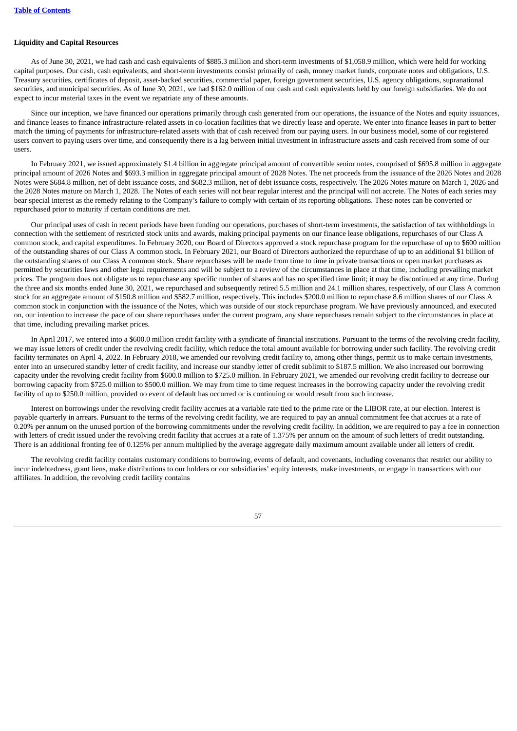**Liquidity and Capital Resources**

As of June 30, 2021, we had cash and cash equivalents of $885.3 million and short-term investments of $1,058.9 million, which were held for working capital purposes. Our cash, cash equivalents, and short-term investments consist primarily of cash, money market funds, corporate notes and obligations, U.S. Treasury securities, certificates of deposit, asset-backed securities, commercial paper, foreign government securities, U.S. agency obligations, supranational securities, and municipal securities. As of June 30, 2021, we had $162.0 million of our cash and cash equivalents held by our foreign subsidiaries. We do not expect to incur material taxes in the event we repatriate any of these amounts.

Since our inception, we have financed our operations primarily through cash generated from our operations, the issuance of the Notes and equity issuances, and finance leases to finance infrastructure-related assets in co-location facilities that we directly lease and operate. We enter into finance leases in part to better match the timing of payments for infrastructure-related assets with that of cash received from our paying users. In our business model, some of our registered users convert to paying users over time, and consequently there is a lag between initial investment in infrastructure assets and cash received from some of our users.

In February 2021, we issued approximately $1.4 billion in aggregate principal amount of convertible senior notes, comprised of $695.8 million in aggregate principal amount of 2026 Notes and $693.3 million in aggregate principal amount of 2028 Notes. The net proceeds from the issuance of the 2026 Notes and 2028 Notes were $684.8 million, net of debt issuance costs, and $682.3 million, net of debt issuance costs, respectively. The 2026 Notes mature on March 1, 2026 and the 2028 Notes mature on March 1, 2028. The Notes of each series will not bear regular interest and the principal will not accrete. The Notes of each series may bear special interest as the remedy relating to the Company's failure to comply with certain of its reporting obligations. These notes can be converted or repurchased prior to maturity if certain conditions are met.

Our principal uses of cash in recent periods have been funding our operations, purchases of short-term investments, the satisfaction of tax withholdings in connection with the settlement of restricted stock units and awards, making principal payments on our finance lease obligations, repurchases of our Class A common stock, and capital expenditures. In February 2020, our Board of Directors approved a stock repurchase program for the repurchase of up to $600 million of the outstanding shares of our Class A common stock. In February 2021, our Board of Directors authorized the repurchase of up to an additional $1 billion of the outstanding shares of our Class A common stock. Share repurchases will be made from time to time in private transactions or open market purchases as permitted by securities laws and other legal requirements and will be subject to a review of the circumstances in place at that time, including prevailing market prices. The program does not obligate us to repurchase any specific number of shares and has no specified time limit; it may be discontinued at any time. During the three and six months ended June 30, 2021, we repurchased and subsequently retired 5.5 million and 24.1 million shares, respectively, of our Class A common stock for an aggregate amount of $150.8 million and $582.7 million, respectively. This includes $200.0 million to repurchase 8.6 million shares of our Class A common stock in conjunction with the issuance of the Notes, which was outside of our stock repurchase program. We have previously announced, and executed on, our intention to increase the pace of our share repurchases under the current program, any share repurchases remain subject to the circumstances in place at that time, including prevailing market prices.

In April 2017, we entered into a $600.0 million credit facility with a syndicate of financial institutions. Pursuant to the terms of the revolving credit facility, we may issue letters of credit under the revolving credit facility, which reduce the total amount available for borrowing under such facility. The revolving credit facility terminates on April 4, 2022. In February 2018, we amended our revolving credit facility to, among other things, permit us to make certain investments, enter into an unsecured standby letter of credit facility, and increase our standby letter of credit sublimit to $187.5 million. We also increased our borrowing capacity under the revolving credit facility from $600.0 million to $725.0 million. In February 2021, we amended our revolving credit facility to decrease our borrowing capacity from $725.0 million to $500.0 million. We may from time to time request increases in the borrowing capacity under the revolving credit facility of up to $250.0 million, provided no event of default has occurred or is continuing or would result from such increase.

Interest on borrowings under the revolving credit facility accrues at a variable rate tied to the prime rate or the LIBOR rate, at our election. Interest is payable quarterly in arrears. Pursuant to the terms of the revolving credit facility, we are required to pay an annual commitment fee that accrues at a rate of 0.20% per annum on the unused portion of the borrowing commitments under the revolving credit facility. In addition, we are required to pay a fee in connection with letters of credit issued under the revolving credit facility that accrues at a rate of 1.375% per annum on the amount of such letters of credit outstanding. There is an additional fronting fee of 0.125% per annum multiplied by the average aggregate daily maximum amount available under all letters of credit.

The revolving credit facility contains customary conditions to borrowing, events of default, and covenants, including covenants that restrict our ability to incur indebtedness, grant liens, make distributions to our holders or our subsidiaries' equity interests, make investments, or engage in transactions with our affiliates. In addition, the revolving credit facility contains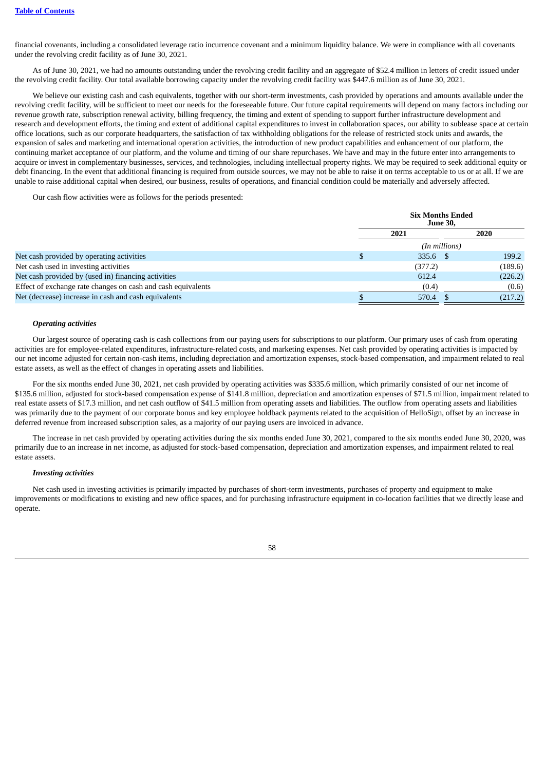financial covenants, including a consolidated leverage ratio incurrence covenant and a minimum liquidity balance. We were in compliance with all covenants under the revolving credit facility as of June 30, 2021.

As of June 30, 2021, we had no amounts outstanding under the revolving credit facility and an aggregate of $52.4 million in letters of credit issued under the revolving credit facility. Our total available borrowing capacity under the revolving credit facility was $447.6 million as of June 30, 2021.

We believe our existing cash and cash equivalents, together with our short-term investments, cash provided by operations and amounts available under the revolving credit facility, will be sufficient to meet our needs for the foreseeable future. Our future capital requirements will depend on many factors including our revenue growth rate, subscription renewal activity, billing frequency, the timing and extent of spending to support further infrastructure development and research and development efforts, the timing and extent of additional capital expenditures to invest in collaboration spaces, our ability to sublease space at certain office locations, such as our corporate headquarters, the satisfaction of tax withholding obligations for the release of restricted stock units and awards, the expansion of sales and marketing and international operation activities, the introduction of new product capabilities and enhancement of our platform, the continuing market acceptance of our platform, and the volume and timing of our share repurchases. We have and may in the future enter into arrangements to acquire or invest in complementary businesses, services, and technologies, including intellectual property rights. We may be required to seek additional equity or debt financing. In the event that additional financing is required from outside sources, we may not be able to raise it on terms acceptable to us or at all. If we are unable to raise additional capital when desired, our business, results of operations, and financial condition could be materially and adversely affected.

Our cash flow activities were as follows for the periods presented:

| | Six Months Ended June 30, | |
|---|---|---|
| | 2021 | 2020 |
| | (In millions) | |
| Net cash provided by operating activities | $ 335.6 | $ 199.2 |
| Net cash used in investing activities | (377.2) | (189.6) |
| Net cash provided by (used in) financing activities | 612.4 | (226.2) |
| Effect of exchange rate changes on cash and cash equivalents | (0.4) | (0.6) |
| Net (decrease) increase in cash and cash equivalents | $ 570.4 | $ (217.2) |

***Operating activities***

Our largest source of operating cash is cash collections from our paying users for subscriptions to our platform. Our primary uses of cash from operating activities are for employee-related expenditures, infrastructure-related costs, and marketing expenses. Net cash provided by operating activities is impacted by our net income adjusted for certain non-cash items, including depreciation and amortization expenses, stock-based compensation, and impairment related to real estate assets, as well as the effect of changes in operating assets and liabilities.

For the six months ended June 30, 2021, net cash provided by operating activities was $335.6 million, which primarily consisted of our net income of $135.6 million, adjusted for stock-based compensation expense of $141.8 million, depreciation and amortization expenses of $71.5 million, impairment related to real estate assets of $17.3 million, and net cash outflow of $41.5 million from operating assets and liabilities. The outflow from operating assets and liabilities was primarily due to the payment of our corporate bonus and key employee holdback payments related to the acquisition of HelloSign, offset by an increase in deferred revenue from increased subscription sales, as a majority of our paying users are invoiced in advance.

The increase in net cash provided by operating activities during the six months ended June 30, 2021, compared to the six months ended June 30, 2020, was primarily due to an increase in net income, as adjusted for stock-based compensation, depreciation and amortization expenses, and impairment related to real estate assets.

***Investing activities***

Net cash used in investing activities is primarily impacted by purchases of short-term investments, purchases of property and equipment to make improvements or modifications to existing and new office spaces, and for purchasing infrastructure equipment in co-location facilities that we directly lease and operate.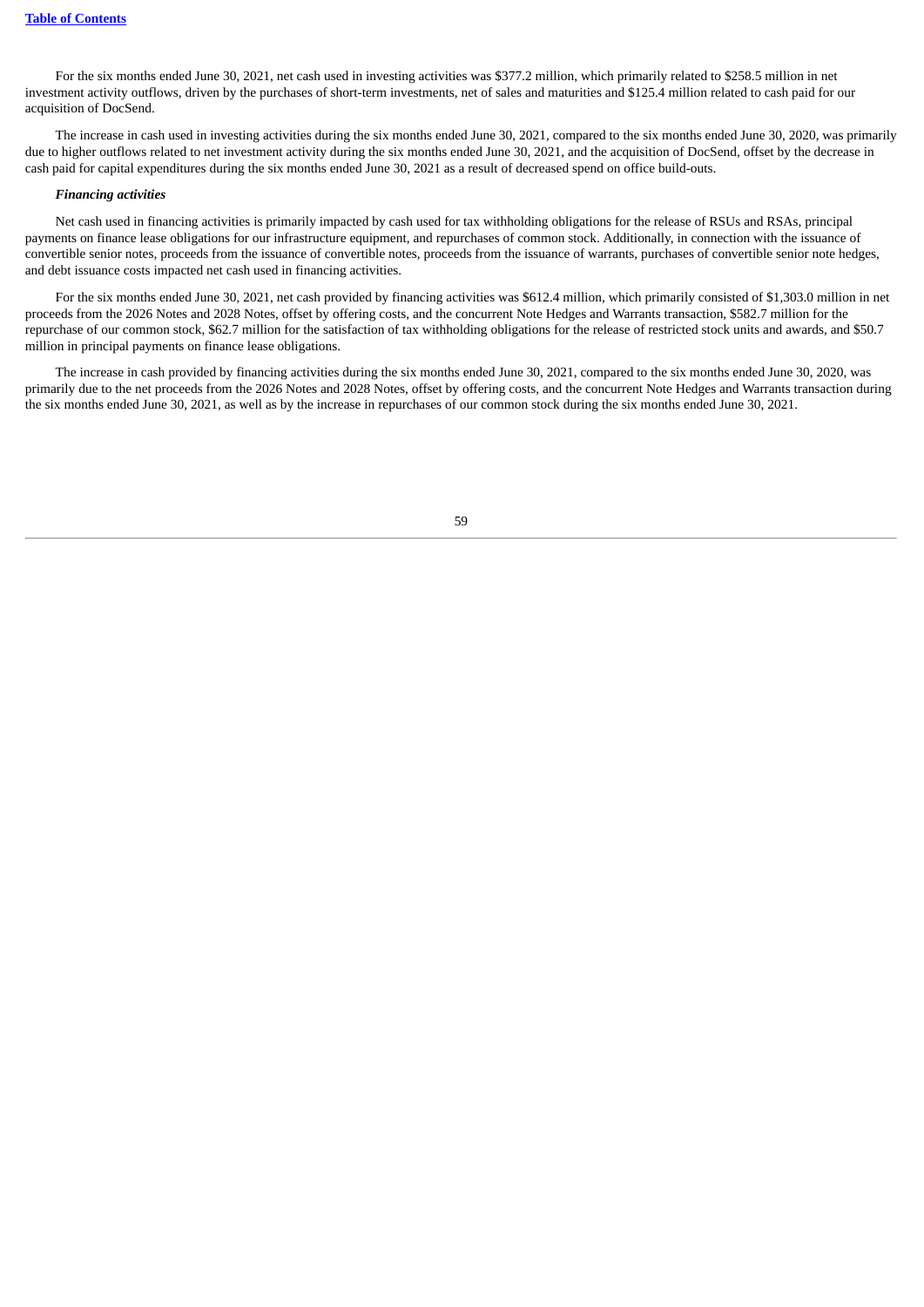For the six months ended June 30, 2021, net cash used in investing activities was $377.2 million, which primarily related to $258.5 million in net investment activity outflows, driven by the purchases of short-term investments, net of sales and maturities and $125.4 million related to cash paid for our acquisition of DocSend.

The increase in cash used in investing activities during the six months ended June 30, 2021, compared to the six months ended June 30, 2020, was primarily due to higher outflows related to net investment activity during the six months ended June 30, 2021, and the acquisition of DocSend, offset by the decrease in cash paid for capital expenditures during the six months ended June 30, 2021 as a result of decreased spend on office build-outs.

***Financing activities***

Net cash used in financing activities is primarily impacted by cash used for tax withholding obligations for the release of RSUs and RSAs, principal payments on finance lease obligations for our infrastructure equipment, and repurchases of common stock. Additionally, in connection with the issuance of convertible senior notes, proceeds from the issuance of convertible notes, proceeds from the issuance of warrants, purchases of convertible senior note hedges, and debt issuance costs impacted net cash used in financing activities.

For the six months ended June 30, 2021, net cash provided by financing activities was $612.4 million, which primarily consisted of $1,303.0 million in net proceeds from the 2026 Notes and 2028 Notes, offset by offering costs, and the concurrent Note Hedges and Warrants transaction, $582.7 million for the repurchase of our common stock, $62.7 million for the satisfaction of tax withholding obligations for the release of restricted stock units and awards, and $50.7 million in principal payments on finance lease obligations.

The increase in cash provided by financing activities during the six months ended June 30, 2021, compared to the six months ended June 30, 2020, was primarily due to the net proceeds from the 2026 Notes and 2028 Notes, offset by offering costs, and the concurrent Note Hedges and Warrants transaction during the six months ended June 30, 2021, as well as by the increase in repurchases of our common stock during the six months ended June 30, 2021.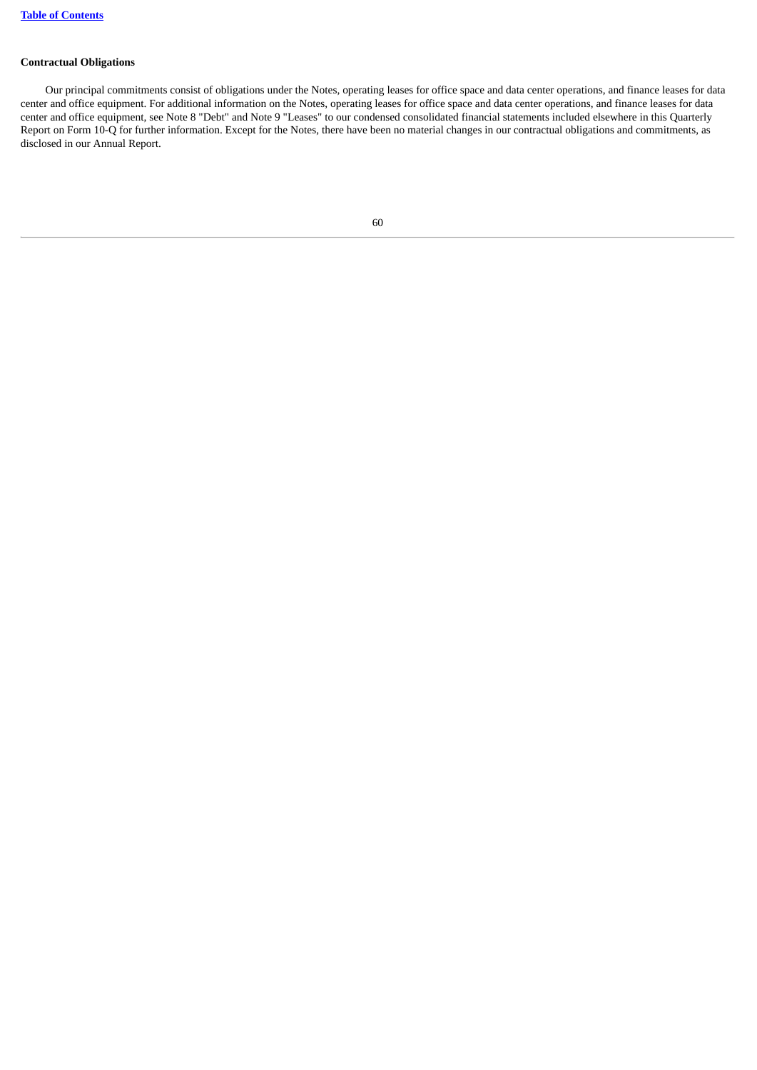**Contractual Obligations**

Our principal commitments consist of obligations under the Notes, operating leases for office space and data center operations, and finance leases for data center and office equipment. For additional information on the Notes, operating leases for office space and data center operations, and finance leases for data center and office equipment, see Note 8 "Debt" and Note 9 "Leases" to our condensed consolidated financial statements included elsewhere in this Quarterly Report on Form 10-Q for further information. Except for the Notes, there have been no material changes in our contractual obligations and commitments, as disclosed in our Annual Report.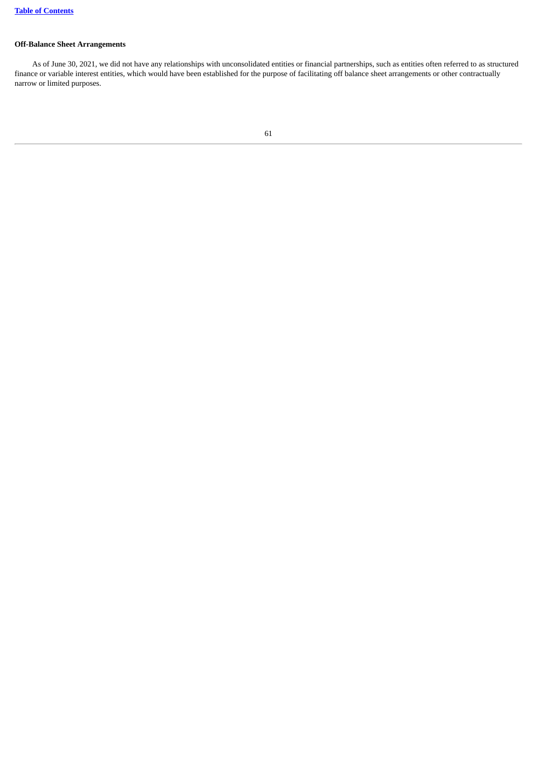### Off-Balance Sheet Arrangements

As of June 30, 2021, we did not have any relationships with unconsolidated entities or financial partnerships, such as entities often referred to as structured finance or variable interest entities, which would have been established for the purpose of facilitating off balance sheet arrangements or other contractually narrow or limited purposes.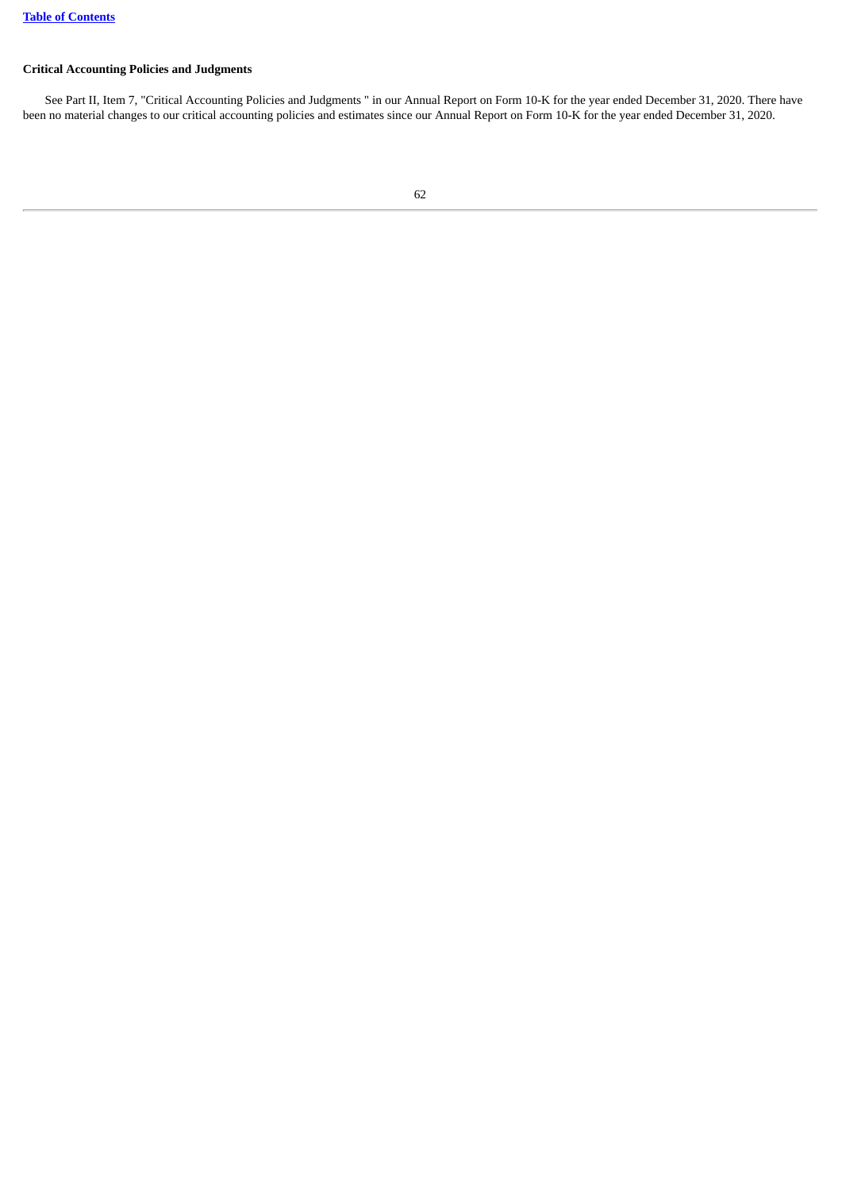**Critical Accounting Policies and Judgments**

See Part II, Item 7, "Critical Accounting Policies and Judgments " in our Annual Report on Form 10-K for the year ended December 31, 2020. There have been no material changes to our critical accounting policies and estimates since our Annual Report on Form 10-K for the year ended December 31, 2020.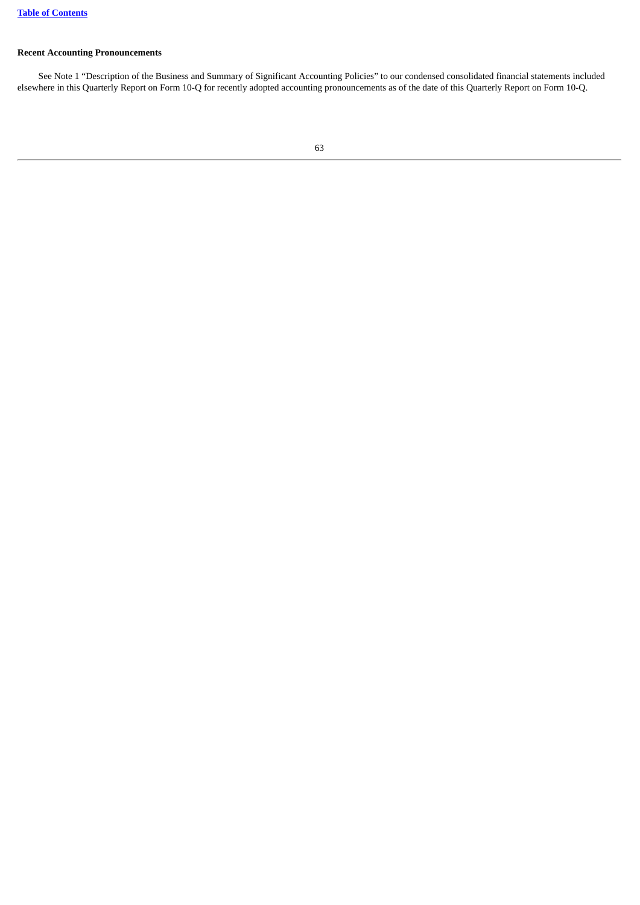**Recent Accounting Pronouncements**

See Note 1 “Description of the Business and Summary of Significant Accounting Policies” to our condensed consolidated financial statements included elsewhere in this Quarterly Report on Form 10-Q for recently adopted accounting pronouncements as of the date of this Quarterly Report on Form 10-Q.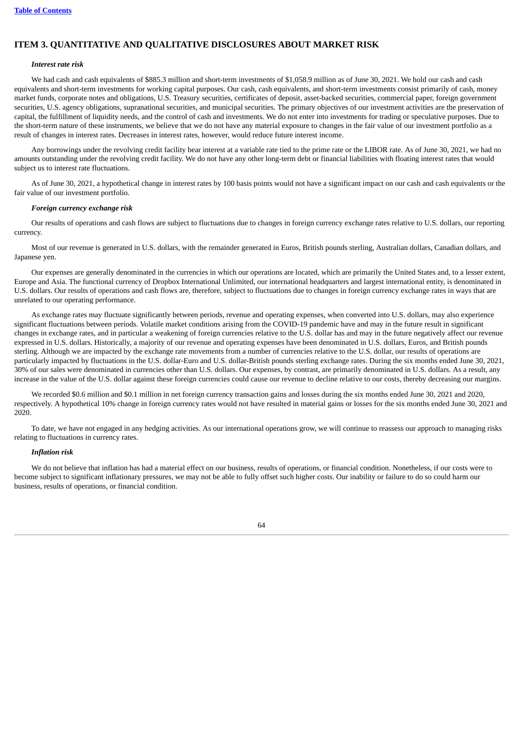## ITEM 3. QUANTITATIVE AND QUALITATIVE DISCLOSURES ABOUT MARKET RISK

***Interest rate risk***

We had cash and cash equivalents of $885.3 million and short-term investments of $1,058.9 million as of June 30, 2021. We hold our cash and cash equivalents and short-term investments for working capital purposes. Our cash, cash equivalents, and short-term investments consist primarily of cash, money market funds, corporate notes and obligations, U.S. Treasury securities, certificates of deposit, asset-backed securities, commercial paper, foreign government securities, U.S. agency obligations, supranational securities, and municipal securities. The primary objectives of our investment activities are the preservation of capital, the fulfillment of liquidity needs, and the control of cash and investments. We do not enter into investments for trading or speculative purposes. Due to the short-term nature of these instruments, we believe that we do not have any material exposure to changes in the fair value of our investment portfolio as a result of changes in interest rates. Decreases in interest rates, however, would reduce future interest income.

Any borrowings under the revolving credit facility bear interest at a variable rate tied to the prime rate or the LIBOR rate. As of June 30, 2021, we had no amounts outstanding under the revolving credit facility. We do not have any other long-term debt or financial liabilities with floating interest rates that would subject us to interest rate fluctuations.

As of June 30, 2021, a hypothetical change in interest rates by 100 basis points would not have a significant impact on our cash and cash equivalents or the fair value of our investment portfolio.

***Foreign currency exchange risk***

Our results of operations and cash flows are subject to fluctuations due to changes in foreign currency exchange rates relative to U.S. dollars, our reporting currency.

Most of our revenue is generated in U.S. dollars, with the remainder generated in Euros, British pounds sterling, Australian dollars, Canadian dollars, and Japanese yen.

Our expenses are generally denominated in the currencies in which our operations are located, which are primarily the United States and, to a lesser extent, Europe and Asia. The functional currency of Dropbox International Unlimited, our international headquarters and largest international entity, is denominated in U.S. dollars. Our results of operations and cash flows are, therefore, subject to fluctuations due to changes in foreign currency exchange rates in ways that are unrelated to our operating performance.

As exchange rates may fluctuate significantly between periods, revenue and operating expenses, when converted into U.S. dollars, may also experience significant fluctuations between periods. Volatile market conditions arising from the COVID-19 pandemic have and may in the future result in significant changes in exchange rates, and in particular a weakening of foreign currencies relative to the U.S. dollar has and may in the future negatively affect our revenue expressed in U.S. dollars. Historically, a majority of our revenue and operating expenses have been denominated in U.S. dollars, Euros, and British pounds sterling. Although we are impacted by the exchange rate movements from a number of currencies relative to the U.S. dollar, our results of operations are particularly impacted by fluctuations in the U.S. dollar-Euro and U.S. dollar-British pounds sterling exchange rates. During the six months ended June 30, 2021, 30% of our sales were denominated in currencies other than U.S. dollars. Our expenses, by contrast, are primarily denominated in U.S. dollars. As a result, any increase in the value of the U.S. dollar against these foreign currencies could cause our revenue to decline relative to our costs, thereby decreasing our margins.

We recorded $0.6 million and $0.1 million in net foreign currency transaction gains and losses during the six months ended June 30, 2021 and 2020, respectively. A hypothetical 10% change in foreign currency rates would not have resulted in material gains or losses for the six months ended June 30, 2021 and 2020.

To date, we have not engaged in any hedging activities. As our international operations grow, we will continue to reassess our approach to managing risks relating to fluctuations in currency rates.

***Inflation risk***

We do not believe that inflation has had a material effect on our business, results of operations, or financial condition. Nonetheless, if our costs were to become subject to significant inflationary pressures, we may not be able to fully offset such higher costs. Our inability or failure to do so could harm our business, results of operations, or financial condition.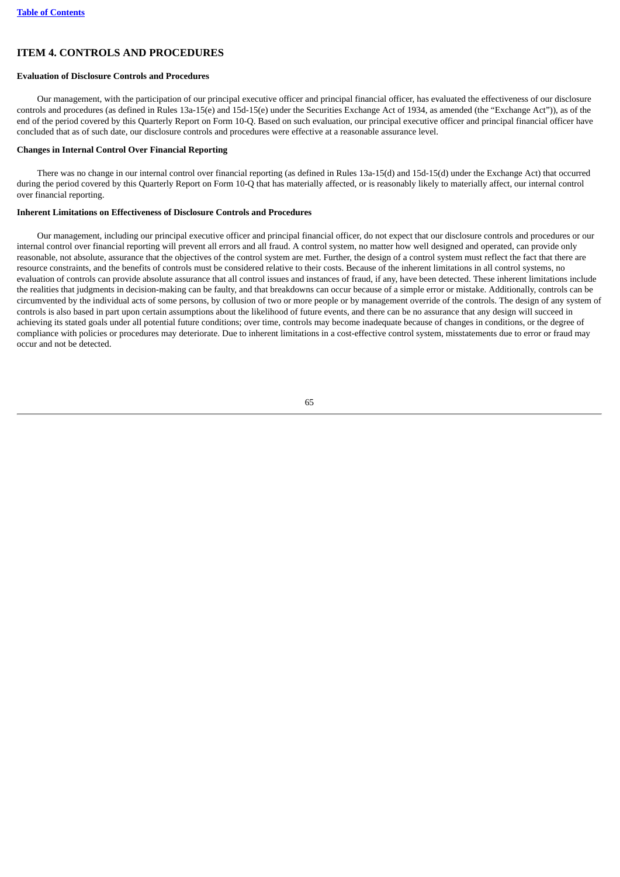## ITEM 4. CONTROLS AND PROCEDURES

**Evaluation of Disclosure Controls and Procedures**

Our management, with the participation of our principal executive officer and principal financial officer, has evaluated the effectiveness of our disclosure controls and procedures (as defined in Rules 13a-15(e) and 15d-15(e) under the Securities Exchange Act of 1934, as amended (the "Exchange Act")), as of the end of the period covered by this Quarterly Report on Form 10-Q. Based on such evaluation, our principal executive officer and principal financial officer have concluded that as of such date, our disclosure controls and procedures were effective at a reasonable assurance level.

**Changes in Internal Control Over Financial Reporting**

There was no change in our internal control over financial reporting (as defined in Rules 13a-15(d) and 15d-15(d) under the Exchange Act) that occurred during the period covered by this Quarterly Report on Form 10-Q that has materially affected, or is reasonably likely to materially affect, our internal control over financial reporting.

**Inherent Limitations on Effectiveness of Disclosure Controls and Procedures**

Our management, including our principal executive officer and principal financial officer, do not expect that our disclosure controls and procedures or our internal control over financial reporting will prevent all errors and all fraud. A control system, no matter how well designed and operated, can provide only reasonable, not absolute, assurance that the objectives of the control system are met. Further, the design of a control system must reflect the fact that there are resource constraints, and the benefits of controls must be considered relative to their costs. Because of the inherent limitations in all control systems, no evaluation of controls can provide absolute assurance that all control issues and instances of fraud, if any, have been detected. These inherent limitations include the realities that judgments in decision-making can be faulty, and that breakdowns can occur because of a simple error or mistake. Additionally, controls can be circumvented by the individual acts of some persons, by collusion of two or more people or by management override of the controls. The design of any system of controls is also based in part upon certain assumptions about the likelihood of future events, and there can be no assurance that any design will succeed in achieving its stated goals under all potential future conditions; over time, controls may become inadequate because of changes in conditions, or the degree of compliance with policies or procedures may deteriorate. Due to inherent limitations in a cost-effective control system, misstatements due to error or fraud may occur and not be detected.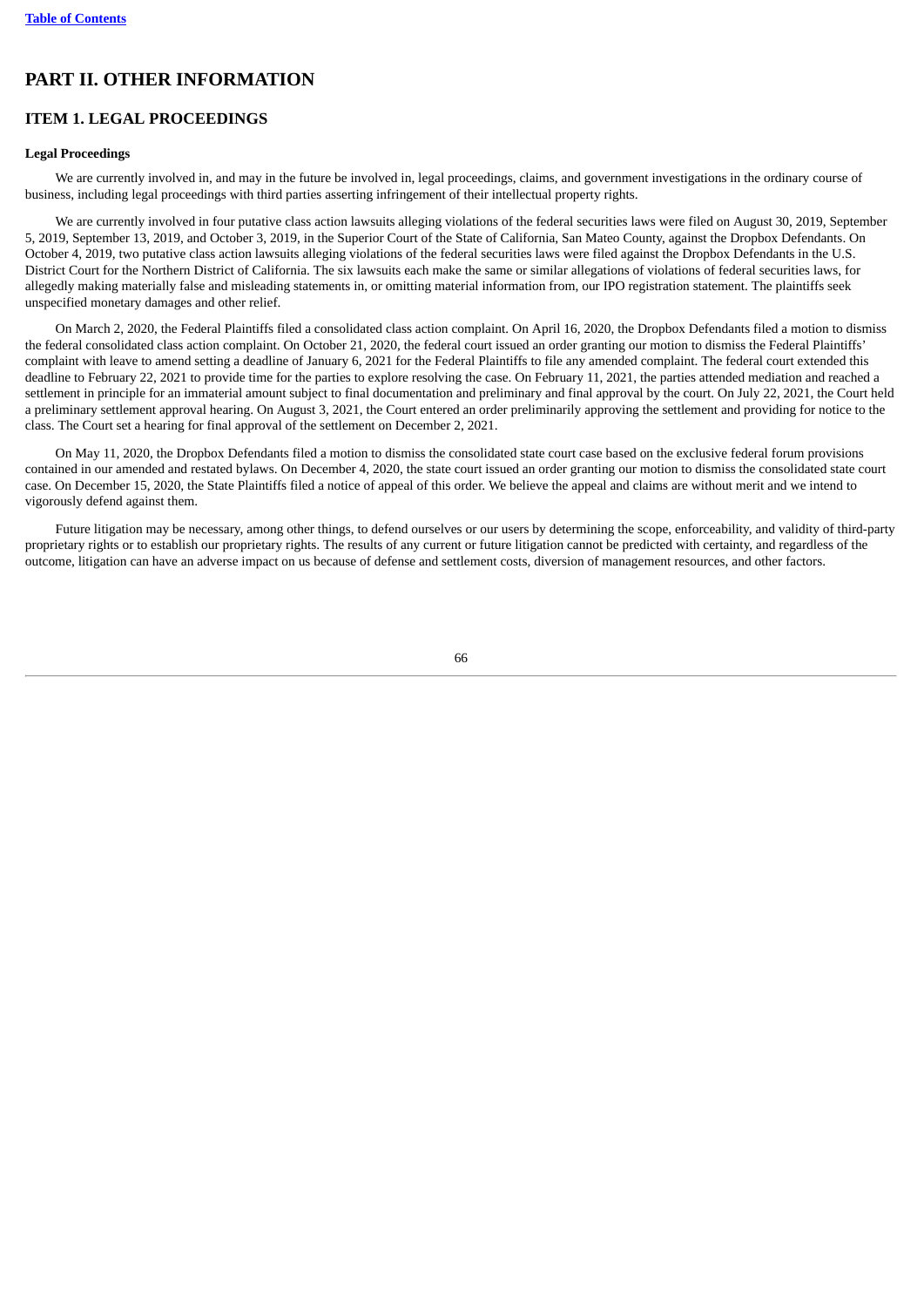# PART II. OTHER INFORMATION

## ITEM 1. LEGAL PROCEEDINGS

**Legal Proceedings**

We are currently involved in, and may in the future be involved in, legal proceedings, claims, and government investigations in the ordinary course of business, including legal proceedings with third parties asserting infringement of their intellectual property rights.

We are currently involved in four putative class action lawsuits alleging violations of the federal securities laws were filed on August 30, 2019, September 5, 2019, September 13, 2019, and October 3, 2019, in the Superior Court of the State of California, San Mateo County, against the Dropbox Defendants. On October 4, 2019, two putative class action lawsuits alleging violations of the federal securities laws were filed against the Dropbox Defendants in the U.S. District Court for the Northern District of California. The six lawsuits each make the same or similar allegations of violations of federal securities laws, for allegedly making materially false and misleading statements in, or omitting material information from, our IPO registration statement. The plaintiffs seek unspecified monetary damages and other relief.

On March 2, 2020, the Federal Plaintiffs filed a consolidated class action complaint. On April 16, 2020, the Dropbox Defendants filed a motion to dismiss the federal consolidated class action complaint. On October 21, 2020, the federal court issued an order granting our motion to dismiss the Federal Plaintiffs' complaint with leave to amend setting a deadline of January 6, 2021 for the Federal Plaintiffs to file any amended complaint. The federal court extended this deadline to February 22, 2021 to provide time for the parties to explore resolving the case. On February 11, 2021, the parties attended mediation and reached a settlement in principle for an immaterial amount subject to final documentation and preliminary and final approval by the court. On July 22, 2021, the Court held a preliminary settlement approval hearing. On August 3, 2021, the Court entered an order preliminarily approving the settlement and providing for notice to the class. The Court set a hearing for final approval of the settlement on December 2, 2021.

On May 11, 2020, the Dropbox Defendants filed a motion to dismiss the consolidated state court case based on the exclusive federal forum provisions contained in our amended and restated bylaws. On December 4, 2020, the state court issued an order granting our motion to dismiss the consolidated state court case. On December 15, 2020, the State Plaintiffs filed a notice of appeal of this order. We believe the appeal and claims are without merit and we intend to vigorously defend against them.

Future litigation may be necessary, among other things, to defend ourselves or our users by determining the scope, enforceability, and validity of third-party proprietary rights or to establish our proprietary rights. The results of any current or future litigation cannot be predicted with certainty, and regardless of the outcome, litigation can have an adverse impact on us because of defense and settlement costs, diversion of management resources, and other factors.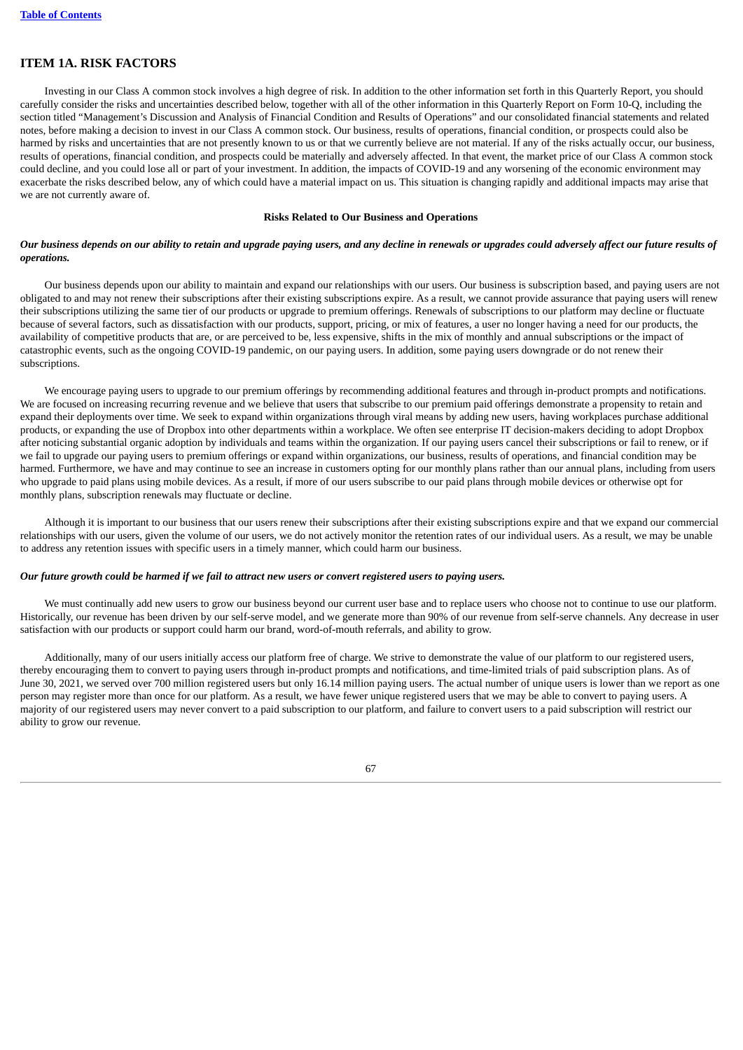## ITEM 1A. RISK FACTORS

Investing in our Class A common stock involves a high degree of risk. In addition to the other information set forth in this Quarterly Report, you should carefully consider the risks and uncertainties described below, together with all of the other information in this Quarterly Report on Form 10-Q, including the section titled "Management's Discussion and Analysis of Financial Condition and Results of Operations" and our consolidated financial statements and related notes, before making a decision to invest in our Class A common stock. Our business, results of operations, financial condition, or prospects could also be harmed by risks and uncertainties that are not presently known to us or that we currently believe are not material. If any of the risks actually occur, our business, results of operations, financial condition, and prospects could be materially and adversely affected. In that event, the market price of our Class A common stock could decline, and you could lose all or part of your investment. In addition, the impacts of COVID-19 and any worsening of the economic environment may exacerbate the risks described below, any of which could have a material impact on us. This situation is changing rapidly and additional impacts may arise that we are not currently aware of.

**Risks Related to Our Business and Operations**

***Our business depends on our ability to retain and upgrade paying users, and any decline in renewals or upgrades could adversely affect our future results of operations.***

Our business depends upon our ability to maintain and expand our relationships with our users. Our business is subscription based, and paying users are not obligated to and may not renew their subscriptions after their existing subscriptions expire. As a result, we cannot provide assurance that paying users will renew their subscriptions utilizing the same tier of our products or upgrade to premium offerings. Renewals of subscriptions to our platform may decline or fluctuate because of several factors, such as dissatisfaction with our products, support, pricing, or mix of features, a user no longer having a need for our products, the availability of competitive products that are, or are perceived to be, less expensive, shifts in the mix of monthly and annual subscriptions or the impact of catastrophic events, such as the ongoing COVID-19 pandemic, on our paying users. In addition, some paying users downgrade or do not renew their subscriptions.

We encourage paying users to upgrade to our premium offerings by recommending additional features and through in-product prompts and notifications. We are focused on increasing recurring revenue and we believe that users that subscribe to our premium paid offerings demonstrate a propensity to retain and expand their deployments over time. We seek to expand within organizations through viral means by adding new users, having workplaces purchase additional products, or expanding the use of Dropbox into other departments within a workplace. We often see enterprise IT decision-makers deciding to adopt Dropbox after noticing substantial organic adoption by individuals and teams within the organization. If our paying users cancel their subscriptions or fail to renew, or if we fail to upgrade our paying users to premium offerings or expand within organizations, our business, results of operations, and financial condition may be harmed. Furthermore, we have and may continue to see an increase in customers opting for our monthly plans rather than our annual plans, including from users who upgrade to paid plans using mobile devices. As a result, if more of our users subscribe to our paid plans through mobile devices or otherwise opt for monthly plans, subscription renewals may fluctuate or decline.

Although it is important to our business that our users renew their subscriptions after their existing subscriptions expire and that we expand our commercial relationships with our users, given the volume of our users, we do not actively monitor the retention rates of our individual users. As a result, we may be unable to address any retention issues with specific users in a timely manner, which could harm our business.

***Our future growth could be harmed if we fail to attract new users or convert registered users to paying users.***

We must continually add new users to grow our business beyond our current user base and to replace users who choose not to continue to use our platform. Historically, our revenue has been driven by our self-serve model, and we generate more than 90% of our revenue from self-serve channels. Any decrease in user satisfaction with our products or support could harm our brand, word-of-mouth referrals, and ability to grow.

Additionally, many of our users initially access our platform free of charge. We strive to demonstrate the value of our platform to our registered users, thereby encouraging them to convert to paying users through in-product prompts and notifications, and time-limited trials of paid subscription plans. As of June 30, 2021, we served over 700 million registered users but only 16.14 million paying users. The actual number of unique users is lower than we report as one person may register more than once for our platform. As a result, we have fewer unique registered users that we may be able to convert to paying users. A majority of our registered users may never convert to a paid subscription to our platform, and failure to convert users to a paid subscription will restrict our ability to grow our revenue.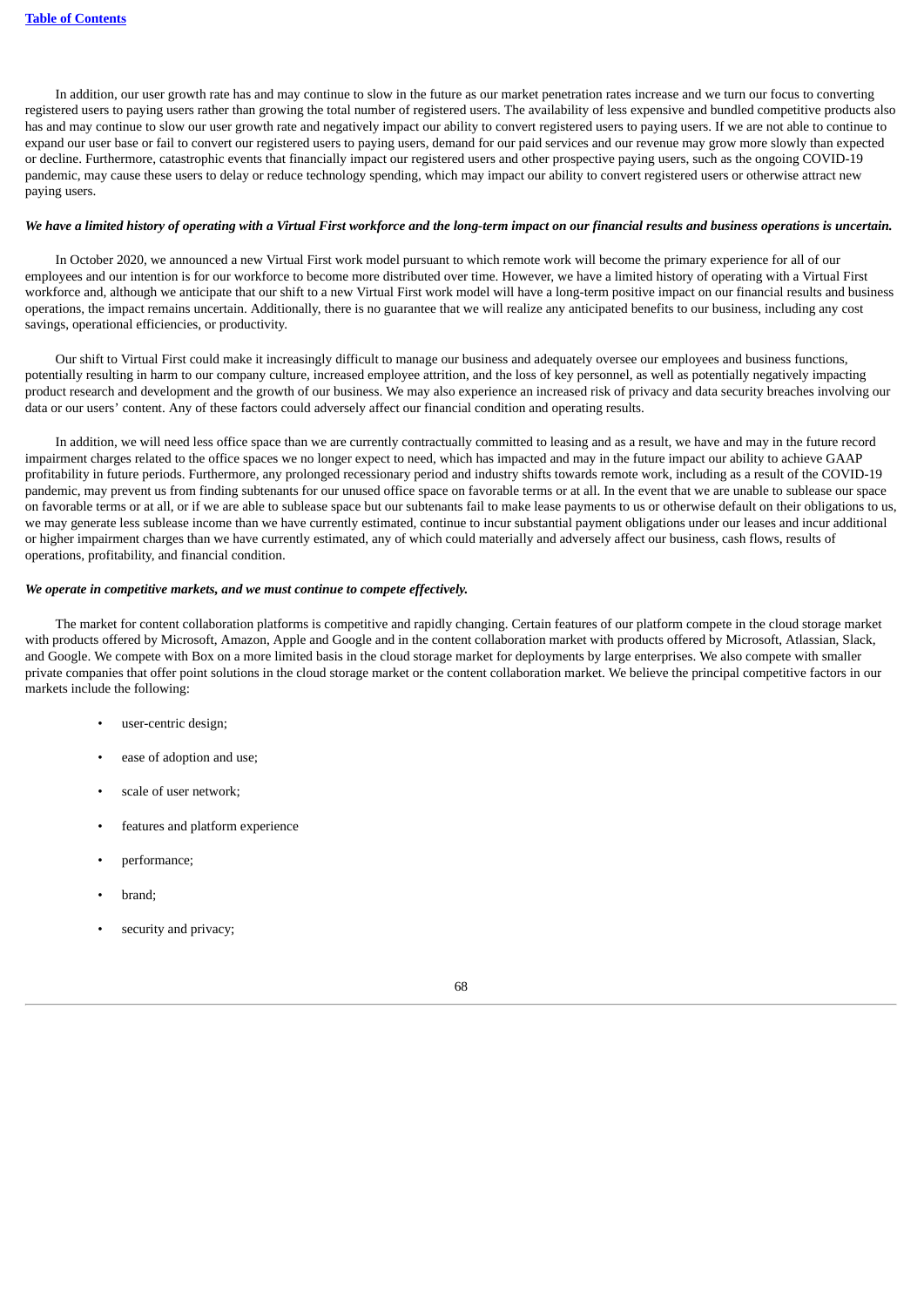In addition, our user growth rate has and may continue to slow in the future as our market penetration rates increase and we turn our focus to converting registered users to paying users rather than growing the total number of registered users. The availability of less expensive and bundled competitive products also has and may continue to slow our user growth rate and negatively impact our ability to convert registered users to paying users. If we are not able to continue to expand our user base or fail to convert our registered users to paying users, demand for our paid services and our revenue may grow more slowly than expected or decline. Furthermore, catastrophic events that financially impact our registered users and other prospective paying users, such as the ongoing COVID-19 pandemic, may cause these users to delay or reduce technology spending, which may impact our ability to convert registered users or otherwise attract new paying users.

***We have a limited history of operating with a Virtual First workforce and the long-term impact on our financial results and business operations is uncertain.***

In October 2020, we announced a new Virtual First work model pursuant to which remote work will become the primary experience for all of our employees and our intention is for our workforce to become more distributed over time. However, we have a limited history of operating with a Virtual First workforce and, although we anticipate that our shift to a new Virtual First work model will have a long-term positive impact on our financial results and business operations, the impact remains uncertain. Additionally, there is no guarantee that we will realize any anticipated benefits to our business, including any cost savings, operational efficiencies, or productivity.

Our shift to Virtual First could make it increasingly difficult to manage our business and adequately oversee our employees and business functions, potentially resulting in harm to our company culture, increased employee attrition, and the loss of key personnel, as well as potentially negatively impacting product research and development and the growth of our business. We may also experience an increased risk of privacy and data security breaches involving our data or our users' content. Any of these factors could adversely affect our financial condition and operating results.

In addition, we will need less office space than we are currently contractually committed to leasing and as a result, we have and may in the future record impairment charges related to the office spaces we no longer expect to need, which has impacted and may in the future impact our ability to achieve GAAP profitability in future periods. Furthermore, any prolonged recessionary period and industry shifts towards remote work, including as a result of the COVID-19 pandemic, may prevent us from finding subtenants for our unused office space on favorable terms or at all. In the event that we are unable to sublease our space on favorable terms or at all, or if we are able to sublease space but our subtenants fail to make lease payments to us or otherwise default on their obligations to us, we may generate less sublease income than we have currently estimated, continue to incur substantial payment obligations under our leases and incur additional or higher impairment charges than we have currently estimated, any of which could materially and adversely affect our business, cash flows, results of operations, profitability, and financial condition.

***We operate in competitive markets, and we must continue to compete effectively.***

The market for content collaboration platforms is competitive and rapidly changing. Certain features of our platform compete in the cloud storage market with products offered by Microsoft, Amazon, Apple and Google and in the content collaboration market with products offered by Microsoft, Atlassian, Slack, and Google. We compete with Box on a more limited basis in the cloud storage market for deployments by large enterprises. We also compete with smaller private companies that offer point solutions in the cloud storage market or the content collaboration market. We believe the principal competitive factors in our markets include the following:

- user-centric design;
- ease of adoption and use;
- scale of user network;
- features and platform experience
- performance;
- brand;
- security and privacy;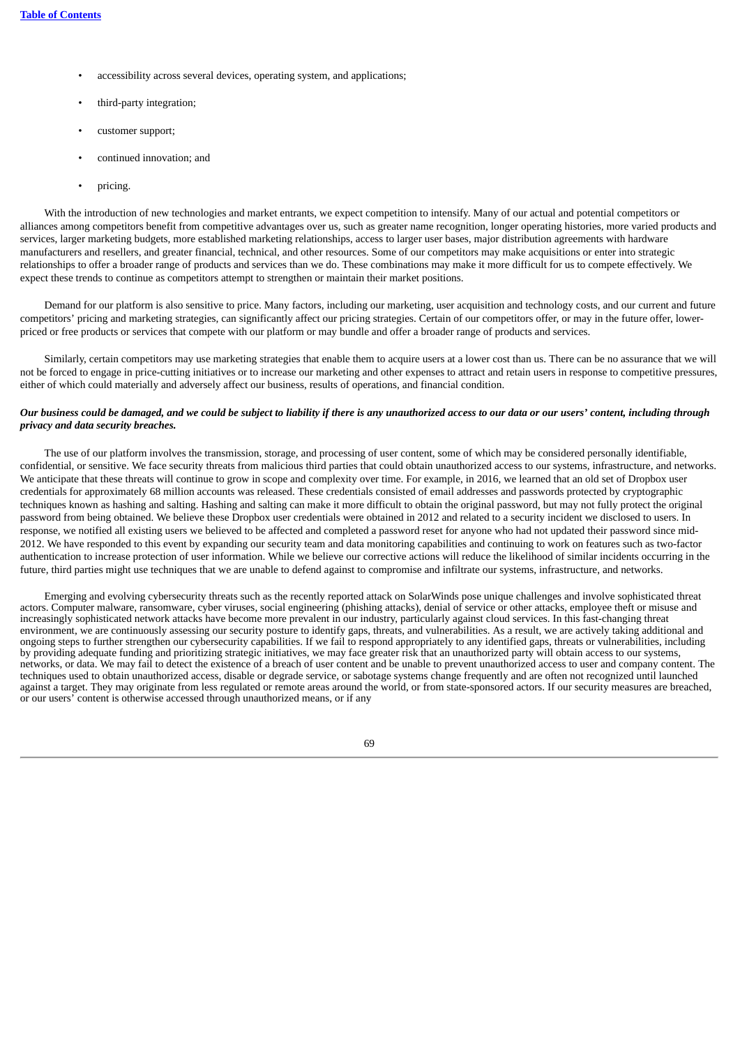- accessibility across several devices, operating system, and applications;
- third-party integration;
- customer support;
- continued innovation; and
- pricing.

With the introduction of new technologies and market entrants, we expect competition to intensify. Many of our actual and potential competitors or alliances among competitors benefit from competitive advantages over us, such as greater name recognition, longer operating histories, more varied products and services, larger marketing budgets, more established marketing relationships, access to larger user bases, major distribution agreements with hardware manufacturers and resellers, and greater financial, technical, and other resources. Some of our competitors may make acquisitions or enter into strategic relationships to offer a broader range of products and services than we do. These combinations may make it more difficult for us to compete effectively. We expect these trends to continue as competitors attempt to strengthen or maintain their market positions.

Demand for our platform is also sensitive to price. Many factors, including our marketing, user acquisition and technology costs, and our current and future competitors' pricing and marketing strategies, can significantly affect our pricing strategies. Certain of our competitors offer, or may in the future offer, lower-priced or free products or services that compete with our platform or may bundle and offer a broader range of products and services.

Similarly, certain competitors may use marketing strategies that enable them to acquire users at a lower cost than us. There can be no assurance that we will not be forced to engage in price-cutting initiatives or to increase our marketing and other expenses to attract and retain users in response to competitive pressures, either of which could materially and adversely affect our business, results of operations, and financial condition.

***Our business could be damaged, and we could be subject to liability if there is any unauthorized access to our data or our users' content, including through privacy and data security breaches.***

The use of our platform involves the transmission, storage, and processing of user content, some of which may be considered personally identifiable, confidential, or sensitive. We face security threats from malicious third parties that could obtain unauthorized access to our systems, infrastructure, and networks. We anticipate that these threats will continue to grow in scope and complexity over time. For example, in 2016, we learned that an old set of Dropbox user credentials for approximately 68 million accounts was released. These credentials consisted of email addresses and passwords protected by cryptographic techniques known as hashing and salting. Hashing and salting can make it more difficult to obtain the original password, but may not fully protect the original password from being obtained. We believe these Dropbox user credentials were obtained in 2012 and related to a security incident we disclosed to users. In response, we notified all existing users we believed to be affected and completed a password reset for anyone who had not updated their password since mid-2012. We have responded to this event by expanding our security team and data monitoring capabilities and continuing to work on features such as two-factor authentication to increase protection of user information. While we believe our corrective actions will reduce the likelihood of similar incidents occurring in the future, third parties might use techniques that we are unable to defend against to compromise and infiltrate our systems, infrastructure, and networks.

Emerging and evolving cybersecurity threats such as the recently reported attack on SolarWinds pose unique challenges and involve sophisticated threat actors. Computer malware, ransomware, cyber viruses, social engineering (phishing attacks), denial of service or other attacks, employee theft or misuse and increasingly sophisticated network attacks have become more prevalent in our industry, particularly against cloud services. In this fast-changing threat environment, we are continuously assessing our security posture to identify gaps, threats, and vulnerabilities. As a result, we are actively taking additional and ongoing steps to further strengthen our cybersecurity capabilities. If we fail to respond appropriately to any identified gaps, threats or vulnerabilities, including by providing adequate funding and prioritizing strategic initiatives, we may face greater risk that an unauthorized party will obtain access to our systems, networks, or data. We may fail to detect the existence of a breach of user content and be unable to prevent unauthorized access to user and company content. The techniques used to obtain unauthorized access, disable or degrade service, or sabotage systems change frequently and are often not recognized until launched against a target. They may originate from less regulated or remote areas around the world, or from state-sponsored actors. If our security measures are breached, or our users' content is otherwise accessed through unauthorized means, or if any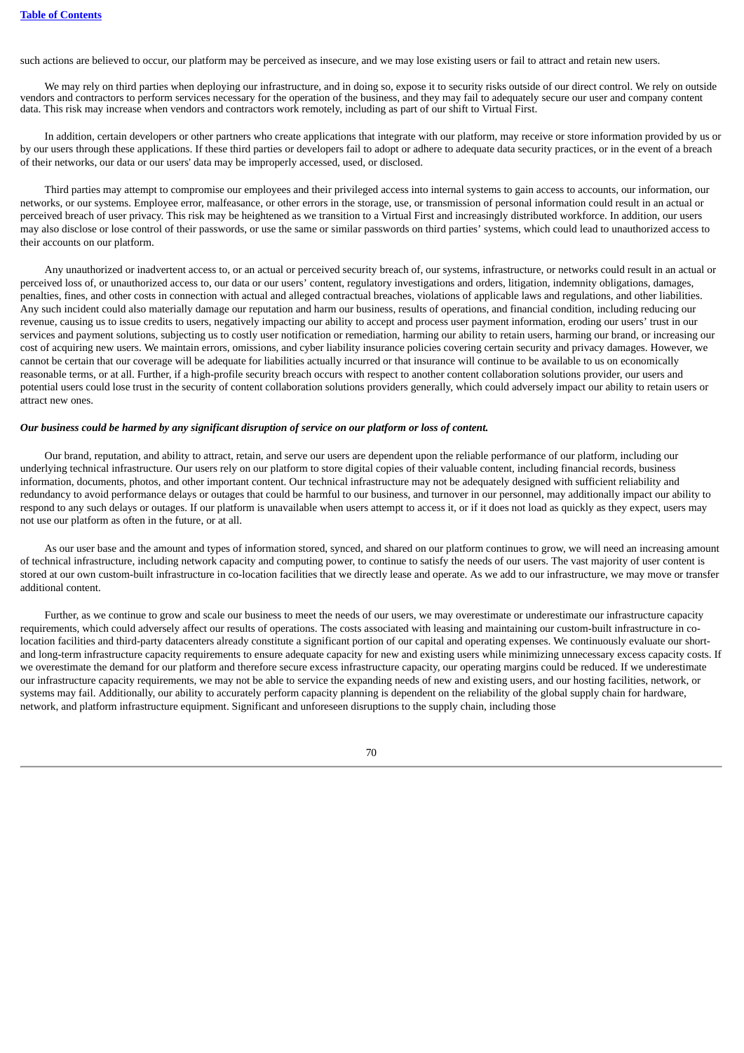such actions are believed to occur, our platform may be perceived as insecure, and we may lose existing users or fail to attract and retain new users.

We may rely on third parties when deploying our infrastructure, and in doing so, expose it to security risks outside of our direct control. We rely on outside vendors and contractors to perform services necessary for the operation of the business, and they may fail to adequately secure our user and company content data. This risk may increase when vendors and contractors work remotely, including as part of our shift to Virtual First.

In addition, certain developers or other partners who create applications that integrate with our platform, may receive or store information provided by us or by our users through these applications. If these third parties or developers fail to adopt or adhere to adequate data security practices, or in the event of a breach of their networks, our data or our users' data may be improperly accessed, used, or disclosed.

Third parties may attempt to compromise our employees and their privileged access into internal systems to gain access to accounts, our information, our networks, or our systems. Employee error, malfeasance, or other errors in the storage, use, or transmission of personal information could result in an actual or perceived breach of user privacy. This risk may be heightened as we transition to a Virtual First and increasingly distributed workforce. In addition, our users may also disclose or lose control of their passwords, or use the same or similar passwords on third parties' systems, which could lead to unauthorized access to their accounts on our platform.

Any unauthorized or inadvertent access to, or an actual or perceived security breach of, our systems, infrastructure, or networks could result in an actual or perceived loss of, or unauthorized access to, our data or our users' content, regulatory investigations and orders, litigation, indemnity obligations, damages, penalties, fines, and other costs in connection with actual and alleged contractual breaches, violations of applicable laws and regulations, and other liabilities. Any such incident could also materially damage our reputation and harm our business, results of operations, and financial condition, including reducing our revenue, causing us to issue credits to users, negatively impacting our ability to accept and process user payment information, eroding our users' trust in our services and payment solutions, subjecting us to costly user notification or remediation, harming our ability to retain users, harming our brand, or increasing our cost of acquiring new users. We maintain errors, omissions, and cyber liability insurance policies covering certain security and privacy damages. However, we cannot be certain that our coverage will be adequate for liabilities actually incurred or that insurance will continue to be available to us on economically reasonable terms, or at all. Further, if a high-profile security breach occurs with respect to another content collaboration solutions provider, our users and potential users could lose trust in the security of content collaboration solutions providers generally, which could adversely impact our ability to retain users or attract new ones.

***Our business could be harmed by any significant disruption of service on our platform or loss of content.***

Our brand, reputation, and ability to attract, retain, and serve our users are dependent upon the reliable performance of our platform, including our underlying technical infrastructure. Our users rely on our platform to store digital copies of their valuable content, including financial records, business information, documents, photos, and other important content. Our technical infrastructure may not be adequately designed with sufficient reliability and redundancy to avoid performance delays or outages that could be harmful to our business, and turnover in our personnel, may additionally impact our ability to respond to any such delays or outages. If our platform is unavailable when users attempt to access it, or if it does not load as quickly as they expect, users may not use our platform as often in the future, or at all.

As our user base and the amount and types of information stored, synced, and shared on our platform continues to grow, we will need an increasing amount of technical infrastructure, including network capacity and computing power, to continue to satisfy the needs of our users. The vast majority of user content is stored at our own custom-built infrastructure in co-location facilities that we directly lease and operate. As we add to our infrastructure, we may move or transfer additional content.

Further, as we continue to grow and scale our business to meet the needs of our users, we may overestimate or underestimate our infrastructure capacity requirements, which could adversely affect our results of operations. The costs associated with leasing and maintaining our custom-built infrastructure in co-location facilities and third-party datacenters already constitute a significant portion of our capital and operating expenses. We continuously evaluate our short- and long-term infrastructure capacity requirements to ensure adequate capacity for new and existing users while minimizing unnecessary excess capacity costs. If we overestimate the demand for our platform and therefore secure excess infrastructure capacity, our operating margins could be reduced. If we underestimate our infrastructure capacity requirements, we may not be able to service the expanding needs of new and existing users, and our hosting facilities, network, or systems may fail. Additionally, our ability to accurately perform capacity planning is dependent on the reliability of the global supply chain for hardware, network, and platform infrastructure equipment. Significant and unforeseen disruptions to the supply chain, including those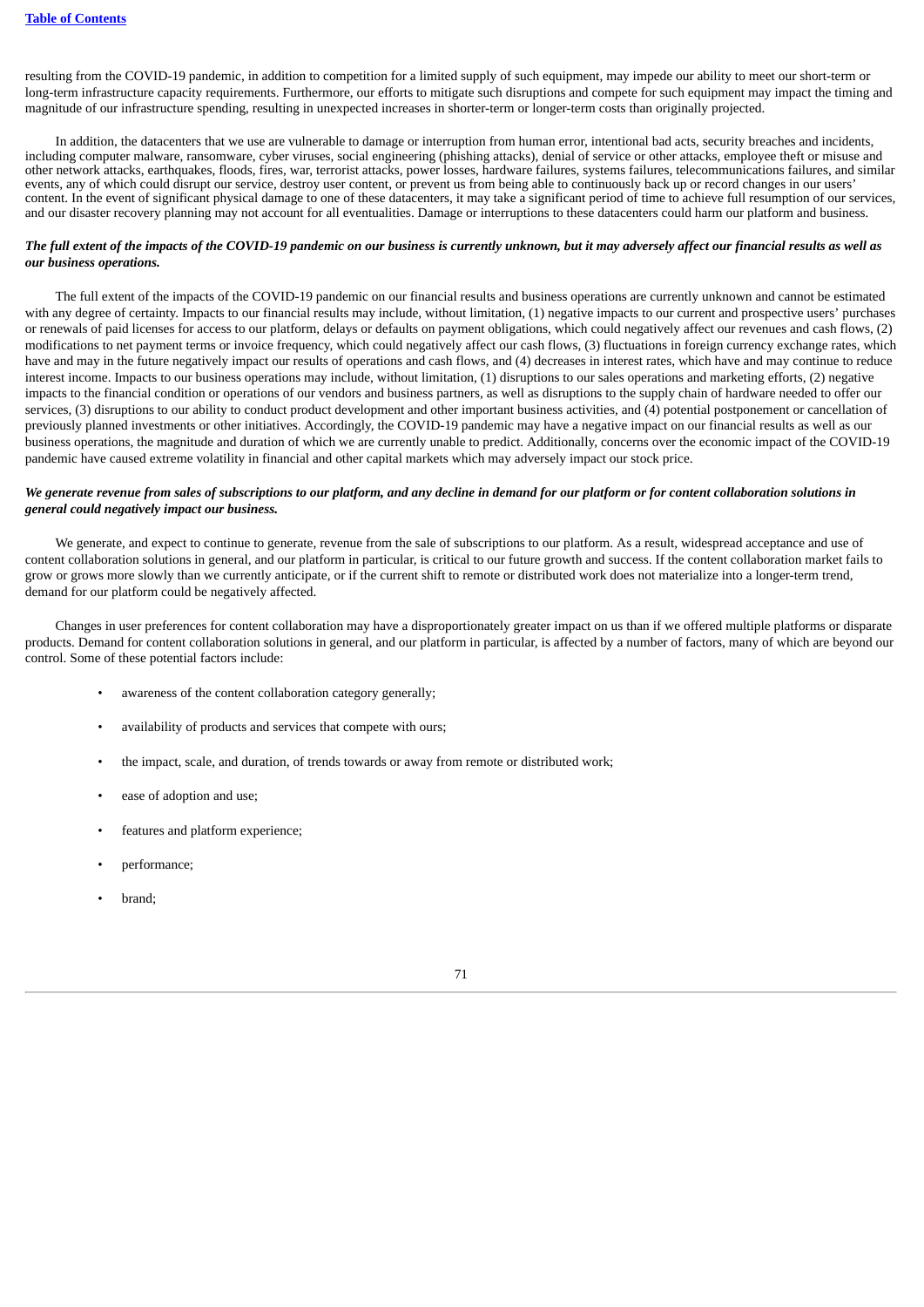resulting from the COVID-19 pandemic, in addition to competition for a limited supply of such equipment, may impede our ability to meet our short-term or long-term infrastructure capacity requirements. Furthermore, our efforts to mitigate such disruptions and compete for such equipment may impact the timing and magnitude of our infrastructure spending, resulting in unexpected increases in shorter-term or longer-term costs than originally projected.

In addition, the datacenters that we use are vulnerable to damage or interruption from human error, intentional bad acts, security breaches and incidents, including computer malware, ransomware, cyber viruses, social engineering (phishing attacks), denial of service or other attacks, employee theft or misuse and other network attacks, earthquakes, floods, fires, war, terrorist attacks, power losses, hardware failures, systems failures, telecommunications failures, and similar events, any of which could disrupt our service, destroy user content, or prevent us from being able to continuously back up or record changes in our users' content. In the event of significant physical damage to one of these datacenters, it may take a significant period of time to achieve full resumption of our services, and our disaster recovery planning may not account for all eventualities. Damage or interruptions to these datacenters could harm our platform and business.

***The full extent of the impacts of the COVID-19 pandemic on our business is currently unknown, but it may adversely affect our financial results as well as our business operations.***

The full extent of the impacts of the COVID-19 pandemic on our financial results and business operations are currently unknown and cannot be estimated with any degree of certainty. Impacts to our financial results may include, without limitation, (1) negative impacts to our current and prospective users' purchases or renewals of paid licenses for access to our platform, delays or defaults on payment obligations, which could negatively affect our revenues and cash flows, (2) modifications to net payment terms or invoice frequency, which could negatively affect our cash flows, (3) fluctuations in foreign currency exchange rates, which have and may in the future negatively impact our results of operations and cash flows, and (4) decreases in interest rates, which have and may continue to reduce interest income. Impacts to our business operations may include, without limitation, (1) disruptions to our sales operations and marketing efforts, (2) negative impacts to the financial condition or operations of our vendors and business partners, as well as disruptions to the supply chain of hardware needed to offer our services, (3) disruptions to our ability to conduct product development and other important business activities, and (4) potential postponement or cancellation of previously planned investments or other initiatives. Accordingly, the COVID-19 pandemic may have a negative impact on our financial results as well as our business operations, the magnitude and duration of which we are currently unable to predict. Additionally, concerns over the economic impact of the COVID-19 pandemic have caused extreme volatility in financial and other capital markets which may adversely impact our stock price.

***We generate revenue from sales of subscriptions to our platform, and any decline in demand for our platform or for content collaboration solutions in general could negatively impact our business.***

We generate, and expect to continue to generate, revenue from the sale of subscriptions to our platform. As a result, widespread acceptance and use of content collaboration solutions in general, and our platform in particular, is critical to our future growth and success. If the content collaboration market fails to grow or grows more slowly than we currently anticipate, or if the current shift to remote or distributed work does not materialize into a longer-term trend, demand for our platform could be negatively affected.

Changes in user preferences for content collaboration may have a disproportionately greater impact on us than if we offered multiple platforms or disparate products. Demand for content collaboration solutions in general, and our platform in particular, is affected by a number of factors, many of which are beyond our control. Some of these potential factors include:

- awareness of the content collaboration category generally;
- availability of products and services that compete with ours;
- the impact, scale, and duration, of trends towards or away from remote or distributed work;
- ease of adoption and use;
- features and platform experience;
- performance;
- brand;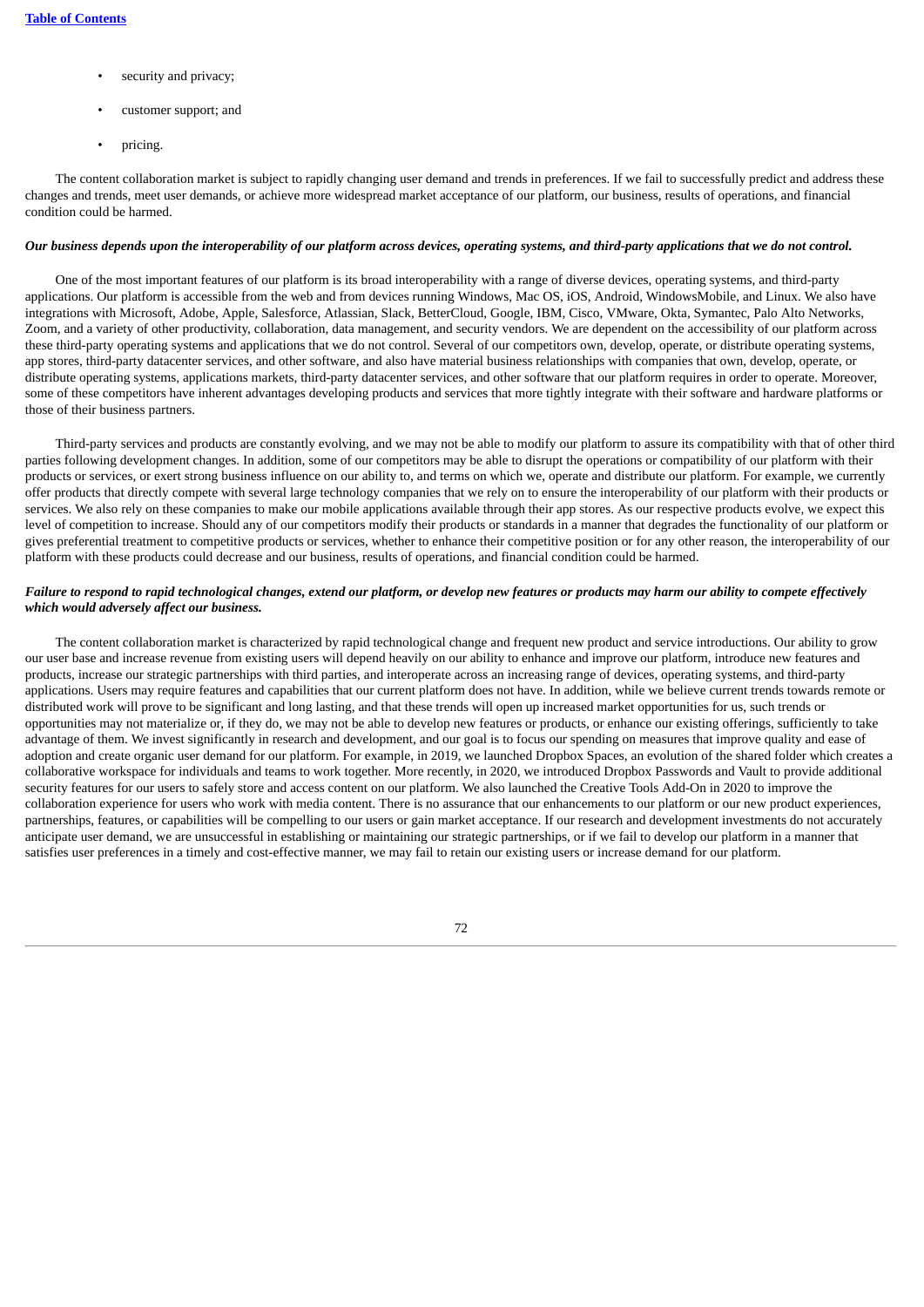- security and privacy;
- customer support; and
- pricing.

The content collaboration market is subject to rapidly changing user demand and trends in preferences. If we fail to successfully predict and address these changes and trends, meet user demands, or achieve more widespread market acceptance of our platform, our business, results of operations, and financial condition could be harmed.

***Our business depends upon the interoperability of our platform across devices, operating systems, and third-party applications that we do not control.***

One of the most important features of our platform is its broad interoperability with a range of diverse devices, operating systems, and third-party applications. Our platform is accessible from the web and from devices running Windows, Mac OS, iOS, Android, WindowsMobile, and Linux. We also have integrations with Microsoft, Adobe, Apple, Salesforce, Atlassian, Slack, BetterCloud, Google, IBM, Cisco, VMware, Okta, Symantec, Palo Alto Networks, Zoom, and a variety of other productivity, collaboration, data management, and security vendors. We are dependent on the accessibility of our platform across these third-party operating systems and applications that we do not control. Several of our competitors own, develop, operate, or distribute operating systems, app stores, third-party datacenter services, and other software, and also have material business relationships with companies that own, develop, operate, or distribute operating systems, applications markets, third-party datacenter services, and other software that our platform requires in order to operate. Moreover, some of these competitors have inherent advantages developing products and services that more tightly integrate with their software and hardware platforms or those of their business partners.

Third-party services and products are constantly evolving, and we may not be able to modify our platform to assure its compatibility with that of other third parties following development changes. In addition, some of our competitors may be able to disrupt the operations or compatibility of our platform with their products or services, or exert strong business influence on our ability to, and terms on which we, operate and distribute our platform. For example, we currently offer products that directly compete with several large technology companies that we rely on to ensure the interoperability of our platform with their products or services. We also rely on these companies to make our mobile applications available through their app stores. As our respective products evolve, we expect this level of competition to increase. Should any of our competitors modify their products or standards in a manner that degrades the functionality of our platform or gives preferential treatment to competitive products or services, whether to enhance their competitive position or for any other reason, the interoperability of our platform with these products could decrease and our business, results of operations, and financial condition could be harmed.

***Failure to respond to rapid technological changes, extend our platform, or develop new features or products may harm our ability to compete effectively which would adversely affect our business.***

The content collaboration market is characterized by rapid technological change and frequent new product and service introductions. Our ability to grow our user base and increase revenue from existing users will depend heavily on our ability to enhance and improve our platform, introduce new features and products, increase our strategic partnerships with third parties, and interoperate across an increasing range of devices, operating systems, and third-party applications. Users may require features and capabilities that our current platform does not have. In addition, while we believe current trends towards remote or distributed work will prove to be significant and long lasting, and that these trends will open up increased market opportunities for us, such trends or opportunities may not materialize or, if they do, we may not be able to develop new features or products, or enhance our existing offerings, sufficiently to take advantage of them. We invest significantly in research and development, and our goal is to focus our spending on measures that improve quality and ease of adoption and create organic user demand for our platform. For example, in 2019, we launched Dropbox Spaces, an evolution of the shared folder which creates a collaborative workspace for individuals and teams to work together. More recently, in 2020, we introduced Dropbox Passwords and Vault to provide additional security features for our users to safely store and access content on our platform. We also launched the Creative Tools Add-On in 2020 to improve the collaboration experience for users who work with media content. There is no assurance that our enhancements to our platform or our new product experiences, partnerships, features, or capabilities will be compelling to our users or gain market acceptance. If our research and development investments do not accurately anticipate user demand, we are unsuccessful in establishing or maintaining our strategic partnerships, or if we fail to develop our platform in a manner that satisfies user preferences in a timely and cost-effective manner, we may fail to retain our existing users or increase demand for our platform.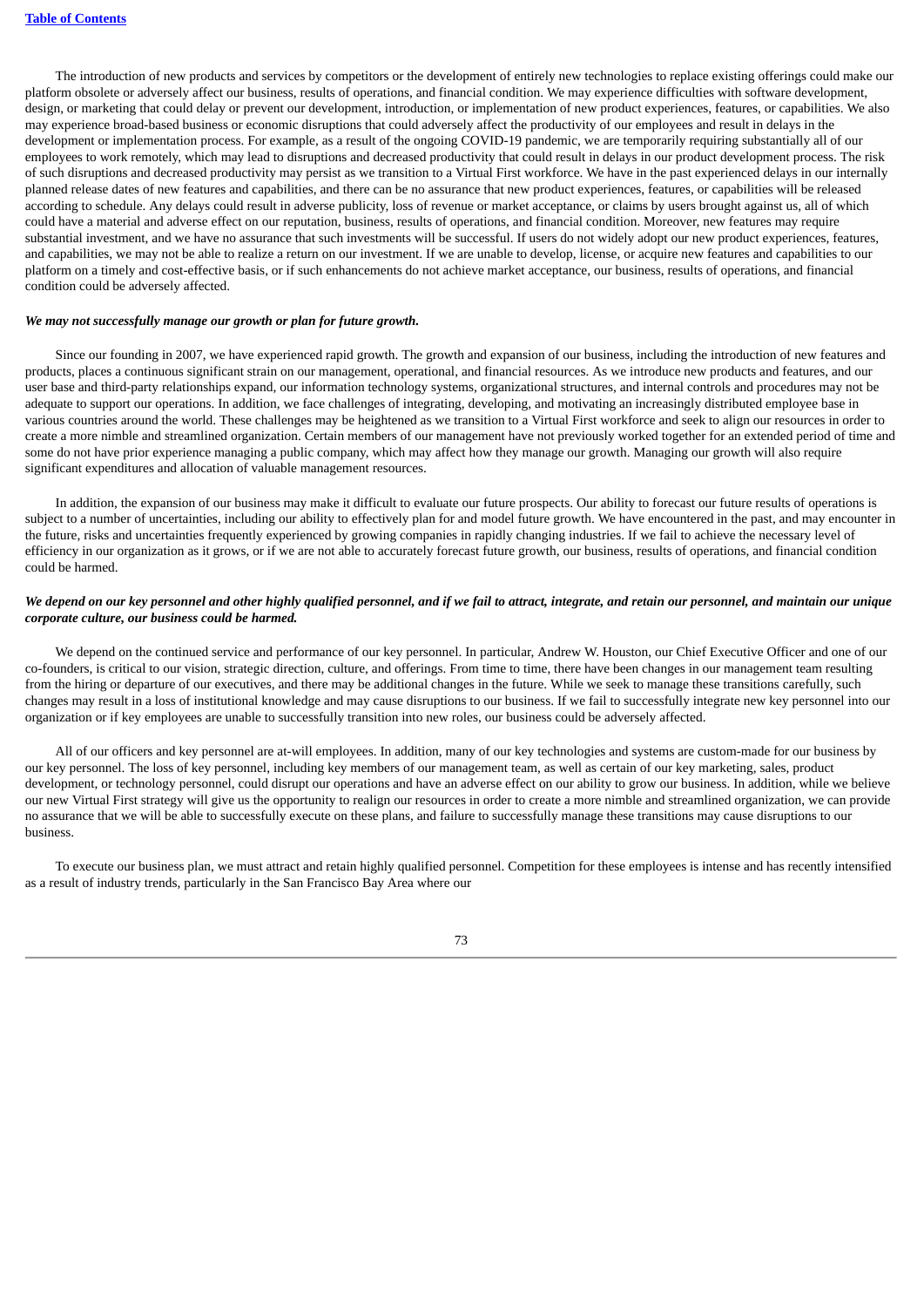The introduction of new products and services by competitors or the development of entirely new technologies to replace existing offerings could make our platform obsolete or adversely affect our business, results of operations, and financial condition. We may experience difficulties with software development, design, or marketing that could delay or prevent our development, introduction, or implementation of new product experiences, features, or capabilities. We also may experience broad-based business or economic disruptions that could adversely affect the productivity of our employees and result in delays in the development or implementation process. For example, as a result of the ongoing COVID-19 pandemic, we are temporarily requiring substantially all of our employees to work remotely, which may lead to disruptions and decreased productivity that could result in delays in our product development process. The risk of such disruptions and decreased productivity may persist as we transition to a Virtual First workforce. We have in the past experienced delays in our internally planned release dates of new features and capabilities, and there can be no assurance that new product experiences, features, or capabilities will be released according to schedule. Any delays could result in adverse publicity, loss of revenue or market acceptance, or claims by users brought against us, all of which could have a material and adverse effect on our reputation, business, results of operations, and financial condition. Moreover, new features may require substantial investment, and we have no assurance that such investments will be successful. If users do not widely adopt our new product experiences, features, and capabilities, we may not be able to realize a return on our investment. If we are unable to develop, license, or acquire new features and capabilities to our platform on a timely and cost-effective basis, or if such enhancements do not achieve market acceptance, our business, results of operations, and financial condition could be adversely affected.

***We may not successfully manage our growth or plan for future growth.***

Since our founding in 2007, we have experienced rapid growth. The growth and expansion of our business, including the introduction of new features and products, places a continuous significant strain on our management, operational, and financial resources. As we introduce new products and features, and our user base and third-party relationships expand, our information technology systems, organizational structures, and internal controls and procedures may not be adequate to support our operations. In addition, we face challenges of integrating, developing, and motivating an increasingly distributed employee base in various countries around the world. These challenges may be heightened as we transition to a Virtual First workforce and seek to align our resources in order to create a more nimble and streamlined organization. Certain members of our management have not previously worked together for an extended period of time and some do not have prior experience managing a public company, which may affect how they manage our growth. Managing our growth will also require significant expenditures and allocation of valuable management resources.

In addition, the expansion of our business may make it difficult to evaluate our future prospects. Our ability to forecast our future results of operations is subject to a number of uncertainties, including our ability to effectively plan for and model future growth. We have encountered in the past, and may encounter in the future, risks and uncertainties frequently experienced by growing companies in rapidly changing industries. If we fail to achieve the necessary level of efficiency in our organization as it grows, or if we are not able to accurately forecast future growth, our business, results of operations, and financial condition could be harmed.

***We depend on our key personnel and other highly qualified personnel, and if we fail to attract, integrate, and retain our personnel, and maintain our unique corporate culture, our business could be harmed.***

We depend on the continued service and performance of our key personnel. In particular, Andrew W. Houston, our Chief Executive Officer and one of our co-founders, is critical to our vision, strategic direction, culture, and offerings. From time to time, there have been changes in our management team resulting from the hiring or departure of our executives, and there may be additional changes in the future. While we seek to manage these transitions carefully, such changes may result in a loss of institutional knowledge and may cause disruptions to our business. If we fail to successfully integrate new key personnel into our organization or if key employees are unable to successfully transition into new roles, our business could be adversely affected.

All of our officers and key personnel are at-will employees. In addition, many of our key technologies and systems are custom-made for our business by our key personnel. The loss of key personnel, including key members of our management team, as well as certain of our key marketing, sales, product development, or technology personnel, could disrupt our operations and have an adverse effect on our ability to grow our business. In addition, while we believe our new Virtual First strategy will give us the opportunity to realign our resources in order to create a more nimble and streamlined organization, we can provide no assurance that we will be able to successfully execute on these plans, and failure to successfully manage these transitions may cause disruptions to our business.

To execute our business plan, we must attract and retain highly qualified personnel. Competition for these employees is intense and has recently intensified as a result of industry trends, particularly in the San Francisco Bay Area where our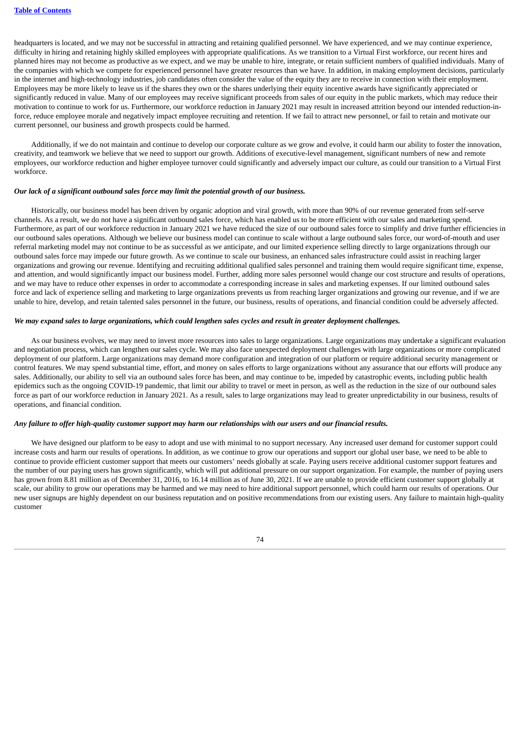headquarters is located, and we may not be successful in attracting and retaining qualified personnel. We have experienced, and we may continue experience, difficulty in hiring and retaining highly skilled employees with appropriate qualifications. As we transition to a Virtual First workforce, our recent hires and planned hires may not become as productive as we expect, and we may be unable to hire, integrate, or retain sufficient numbers of qualified individuals. Many of the companies with which we compete for experienced personnel have greater resources than we have. In addition, in making employment decisions, particularly in the internet and high-technology industries, job candidates often consider the value of the equity they are to receive in connection with their employment. Employees may be more likely to leave us if the shares they own or the shares underlying their equity incentive awards have significantly appreciated or significantly reduced in value. Many of our employees may receive significant proceeds from sales of our equity in the public markets, which may reduce their motivation to continue to work for us. Furthermore, our workforce reduction in January 2021 may result in increased attrition beyond our intended reduction-in-force, reduce employee morale and negatively impact employee recruiting and retention. If we fail to attract new personnel, or fail to retain and motivate our current personnel, our business and growth prospects could be harmed.

Additionally, if we do not maintain and continue to develop our corporate culture as we grow and evolve, it could harm our ability to foster the innovation, creativity, and teamwork we believe that we need to support our growth. Additions of executive-level management, significant numbers of new and remote employees, our workforce reduction and higher employee turnover could significantly and adversely impact our culture, as could our transition to a Virtual First workforce.

***Our lack of a significant outbound sales force may limit the potential growth of our business.***

Historically, our business model has been driven by organic adoption and viral growth, with more than 90% of our revenue generated from self-serve channels. As a result, we do not have a significant outbound sales force, which has enabled us to be more efficient with our sales and marketing spend. Furthermore, as part of our workforce reduction in January 2021 we have reduced the size of our outbound sales force to simplify and drive further efficiencies in our outbound sales operations. Although we believe our business model can continue to scale without a large outbound sales force, our word-of-mouth and user referral marketing model may not continue to be as successful as we anticipate, and our limited experience selling directly to large organizations through our outbound sales force may impede our future growth. As we continue to scale our business, an enhanced sales infrastructure could assist in reaching larger organizations and growing our revenue. Identifying and recruiting additional qualified sales personnel and training them would require significant time, expense, and attention, and would significantly impact our business model. Further, adding more sales personnel would change our cost structure and results of operations, and we may have to reduce other expenses in order to accommodate a corresponding increase in sales and marketing expenses. If our limited outbound sales force and lack of experience selling and marketing to large organizations prevents us from reaching larger organizations and growing our revenue, and if we are unable to hire, develop, and retain talented sales personnel in the future, our business, results of operations, and financial condition could be adversely affected.

***We may expand sales to large organizations, which could lengthen sales cycles and result in greater deployment challenges.***

As our business evolves, we may need to invest more resources into sales to large organizations. Large organizations may undertake a significant evaluation and negotiation process, which can lengthen our sales cycle. We may also face unexpected deployment challenges with large organizations or more complicated deployment of our platform. Large organizations may demand more configuration and integration of our platform or require additional security management or control features. We may spend substantial time, effort, and money on sales efforts to large organizations without any assurance that our efforts will produce any sales. Additionally, our ability to sell via an outbound sales force has been, and may continue to be, impeded by catastrophic events, including public health epidemics such as the ongoing COVID-19 pandemic, that limit our ability to travel or meet in person, as well as the reduction in the size of our outbound sales force as part of our workforce reduction in January 2021. As a result, sales to large organizations may lead to greater unpredictability in our business, results of operations, and financial condition.

***Any failure to offer high-quality customer support may harm our relationships with our users and our financial results.***

We have designed our platform to be easy to adopt and use with minimal to no support necessary. Any increased user demand for customer support could increase costs and harm our results of operations. In addition, as we continue to grow our operations and support our global user base, we need to be able to continue to provide efficient customer support that meets our customers' needs globally at scale. Paying users receive additional customer support features and the number of our paying users has grown significantly, which will put additional pressure on our support organization. For example, the number of paying users has grown from 8.81 million as of December 31, 2016, to 16.14 million as of June 30, 2021. If we are unable to provide efficient customer support globally at scale, our ability to grow our operations may be harmed and we may need to hire additional support personnel, which could harm our results of operations. Our new user signups are highly dependent on our business reputation and on positive recommendations from our existing users. Any failure to maintain high-quality customer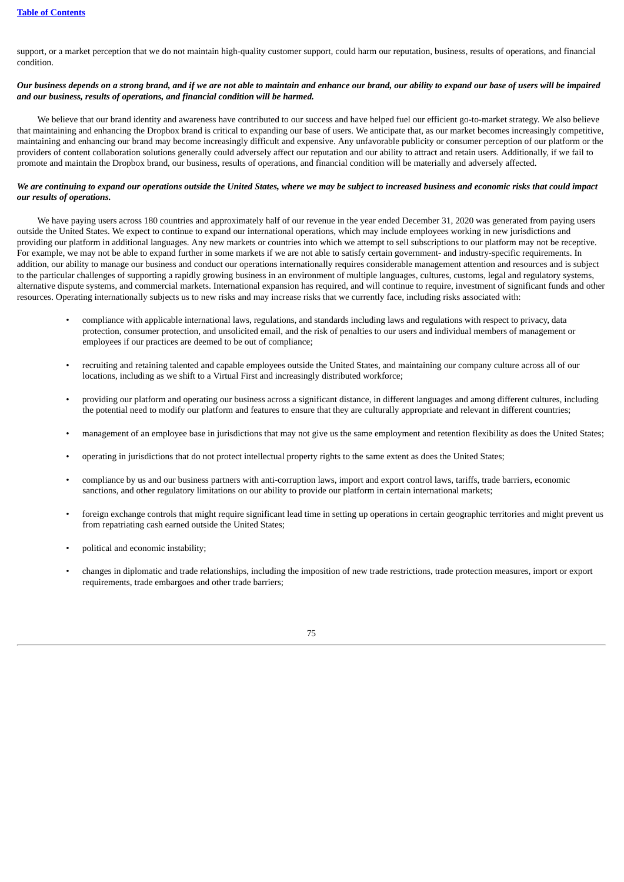support, or a market perception that we do not maintain high-quality customer support, could harm our reputation, business, results of operations, and financial condition.

***Our business depends on a strong brand, and if we are not able to maintain and enhance our brand, our ability to expand our base of users will be impaired and our business, results of operations, and financial condition will be harmed.***

We believe that our brand identity and awareness have contributed to our success and have helped fuel our efficient go-to-market strategy. We also believe that maintaining and enhancing the Dropbox brand is critical to expanding our base of users. We anticipate that, as our market becomes increasingly competitive, maintaining and enhancing our brand may become increasingly difficult and expensive. Any unfavorable publicity or consumer perception of our platform or the providers of content collaboration solutions generally could adversely affect our reputation and our ability to attract and retain users. Additionally, if we fail to promote and maintain the Dropbox brand, our business, results of operations, and financial condition will be materially and adversely affected.

***We are continuing to expand our operations outside the United States, where we may be subject to increased business and economic risks that could impact our results of operations.***

We have paying users across 180 countries and approximately half of our revenue in the year ended December 31, 2020 was generated from paying users outside the United States. We expect to continue to expand our international operations, which may include employees working in new jurisdictions and providing our platform in additional languages. Any new markets or countries into which we attempt to sell subscriptions to our platform may not be receptive. For example, we may not be able to expand further in some markets if we are not able to satisfy certain government- and industry-specific requirements. In addition, our ability to manage our business and conduct our operations internationally requires considerable management attention and resources and is subject to the particular challenges of supporting a rapidly growing business in an environment of multiple languages, cultures, customs, legal and regulatory systems, alternative dispute systems, and commercial markets. International expansion has required, and will continue to require, investment of significant funds and other resources. Operating internationally subjects us to new risks and may increase risks that we currently face, including risks associated with:

- compliance with applicable international laws, regulations, and standards including laws and regulations with respect to privacy, data protection, consumer protection, and unsolicited email, and the risk of penalties to our users and individual members of management or employees if our practices are deemed to be out of compliance;
- recruiting and retaining talented and capable employees outside the United States, and maintaining our company culture across all of our locations, including as we shift to a Virtual First and increasingly distributed workforce;
- providing our platform and operating our business across a significant distance, in different languages and among different cultures, including the potential need to modify our platform and features to ensure that they are culturally appropriate and relevant in different countries;
- management of an employee base in jurisdictions that may not give us the same employment and retention flexibility as does the United States;
- operating in jurisdictions that do not protect intellectual property rights to the same extent as does the United States;
- compliance by us and our business partners with anti-corruption laws, import and export control laws, tariffs, trade barriers, economic sanctions, and other regulatory limitations on our ability to provide our platform in certain international markets;
- foreign exchange controls that might require significant lead time in setting up operations in certain geographic territories and might prevent us from repatriating cash earned outside the United States;
- political and economic instability;
- changes in diplomatic and trade relationships, including the imposition of new trade restrictions, trade protection measures, import or export requirements, trade embargoes and other trade barriers;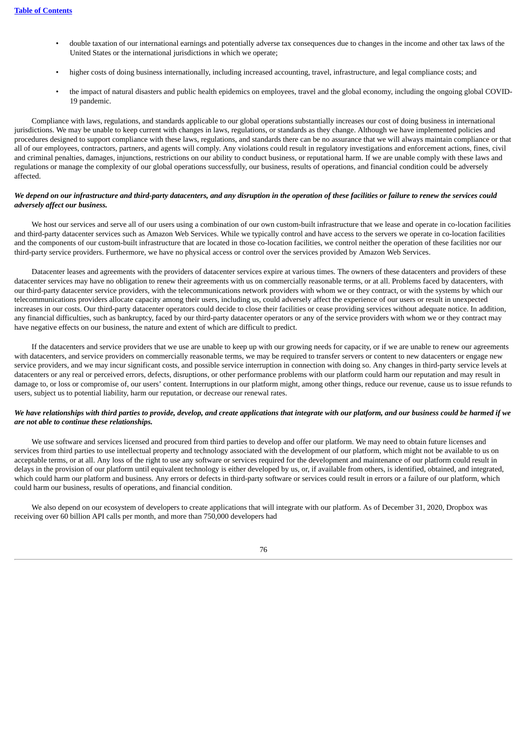- double taxation of our international earnings and potentially adverse tax consequences due to changes in the income and other tax laws of the United States or the international jurisdictions in which we operate;
- higher costs of doing business internationally, including increased accounting, travel, infrastructure, and legal compliance costs; and
- the impact of natural disasters and public health epidemics on employees, travel and the global economy, including the ongoing global COVID-19 pandemic.

Compliance with laws, regulations, and standards applicable to our global operations substantially increases our cost of doing business in international jurisdictions. We may be unable to keep current with changes in laws, regulations, or standards as they change. Although we have implemented policies and procedures designed to support compliance with these laws, regulations, and standards there can be no assurance that we will always maintain compliance or that all of our employees, contractors, partners, and agents will comply. Any violations could result in regulatory investigations and enforcement actions, fines, civil and criminal penalties, damages, injunctions, restrictions on our ability to conduct business, or reputational harm. If we are unable comply with these laws and regulations or manage the complexity of our global operations successfully, our business, results of operations, and financial condition could be adversely affected.

***We depend on our infrastructure and third-party datacenters, and any disruption in the operation of these facilities or failure to renew the services could adversely affect our business.***

We host our services and serve all of our users using a combination of our own custom-built infrastructure that we lease and operate in co-location facilities and third-party datacenter services such as Amazon Web Services. While we typically control and have access to the servers we operate in co-location facilities and the components of our custom-built infrastructure that are located in those co-location facilities, we control neither the operation of these facilities nor our third-party service providers. Furthermore, we have no physical access or control over the services provided by Amazon Web Services.

Datacenter leases and agreements with the providers of datacenter services expire at various times. The owners of these datacenters and providers of these datacenter services may have no obligation to renew their agreements with us on commercially reasonable terms, or at all. Problems faced by datacenters, with our third-party datacenter service providers, with the telecommunications network providers with whom we or they contract, or with the systems by which our telecommunications providers allocate capacity among their users, including us, could adversely affect the experience of our users or result in unexpected increases in our costs. Our third-party datacenter operators could decide to close their facilities or cease providing services without adequate notice. In addition, any financial difficulties, such as bankruptcy, faced by our third-party datacenter operators or any of the service providers with whom we or they contract may have negative effects on our business, the nature and extent of which are difficult to predict.

If the datacenters and service providers that we use are unable to keep up with our growing needs for capacity, or if we are unable to renew our agreements with datacenters, and service providers on commercially reasonable terms, we may be required to transfer servers or content to new datacenters or engage new service providers, and we may incur significant costs, and possible service interruption in connection with doing so. Any changes in third-party service levels at datacenters or any real or perceived errors, defects, disruptions, or other performance problems with our platform could harm our reputation and may result in damage to, or loss or compromise of, our users' content. Interruptions in our platform might, among other things, reduce our revenue, cause us to issue refunds to users, subject us to potential liability, harm our reputation, or decrease our renewal rates.

***We have relationships with third parties to provide, develop, and create applications that integrate with our platform, and our business could be harmed if we are not able to continue these relationships.***

We use software and services licensed and procured from third parties to develop and offer our platform. We may need to obtain future licenses and services from third parties to use intellectual property and technology associated with the development of our platform, which might not be available to us on acceptable terms, or at all. Any loss of the right to use any software or services required for the development and maintenance of our platform could result in delays in the provision of our platform until equivalent technology is either developed by us, or, if available from others, is identified, obtained, and integrated, which could harm our platform and business. Any errors or defects in third-party software or services could result in errors or a failure of our platform, which could harm our business, results of operations, and financial condition.

We also depend on our ecosystem of developers to create applications that will integrate with our platform. As of December 31, 2020, Dropbox was receiving over 60 billion API calls per month, and more than 750,000 developers had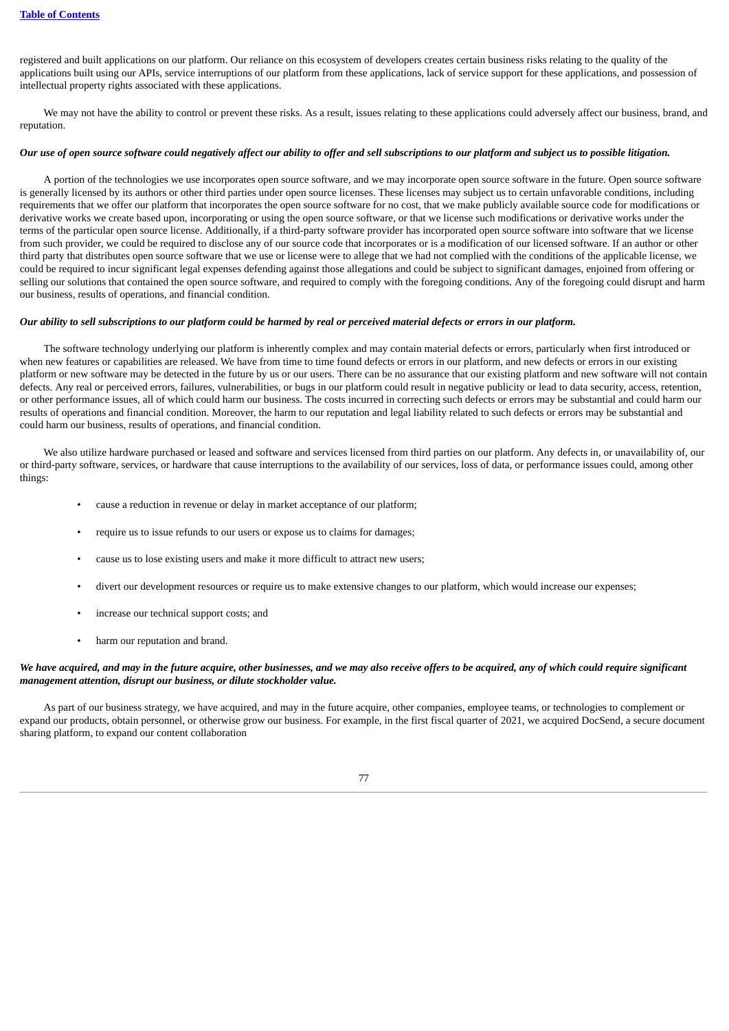registered and built applications on our platform. Our reliance on this ecosystem of developers creates certain business risks relating to the quality of the applications built using our APIs, service interruptions of our platform from these applications, lack of service support for these applications, and possession of intellectual property rights associated with these applications.

We may not have the ability to control or prevent these risks. As a result, issues relating to these applications could adversely affect our business, brand, and reputation.

***Our use of open source software could negatively affect our ability to offer and sell subscriptions to our platform and subject us to possible litigation.***

A portion of the technologies we use incorporates open source software, and we may incorporate open source software in the future. Open source software is generally licensed by its authors or other third parties under open source licenses. These licenses may subject us to certain unfavorable conditions, including requirements that we offer our platform that incorporates the open source software for no cost, that we make publicly available source code for modifications or derivative works we create based upon, incorporating or using the open source software, or that we license such modifications or derivative works under the terms of the particular open source license. Additionally, if a third-party software provider has incorporated open source software into software that we license from such provider, we could be required to disclose any of our source code that incorporates or is a modification of our licensed software. If an author or other third party that distributes open source software that we use or license were to allege that we had not complied with the conditions of the applicable license, we could be required to incur significant legal expenses defending against those allegations and could be subject to significant damages, enjoined from offering or selling our solutions that contained the open source software, and required to comply with the foregoing conditions. Any of the foregoing could disrupt and harm our business, results of operations, and financial condition.

***Our ability to sell subscriptions to our platform could be harmed by real or perceived material defects or errors in our platform.***

The software technology underlying our platform is inherently complex and may contain material defects or errors, particularly when first introduced or when new features or capabilities are released. We have from time to time found defects or errors in our platform, and new defects or errors in our existing platform or new software may be detected in the future by us or our users. There can be no assurance that our existing platform and new software will not contain defects. Any real or perceived errors, failures, vulnerabilities, or bugs in our platform could result in negative publicity or lead to data security, access, retention, or other performance issues, all of which could harm our business. The costs incurred in correcting such defects or errors may be substantial and could harm our results of operations and financial condition. Moreover, the harm to our reputation and legal liability related to such defects or errors may be substantial and could harm our business, results of operations, and financial condition.

We also utilize hardware purchased or leased and software and services licensed from third parties on our platform. Any defects in, or unavailability of, our or third-party software, services, or hardware that cause interruptions to the availability of our services, loss of data, or performance issues could, among other things:

- cause a reduction in revenue or delay in market acceptance of our platform;
- require us to issue refunds to our users or expose us to claims for damages;
- cause us to lose existing users and make it more difficult to attract new users;
- divert our development resources or require us to make extensive changes to our platform, which would increase our expenses;
- increase our technical support costs; and
- harm our reputation and brand.

***We have acquired, and may in the future acquire, other businesses, and we may also receive offers to be acquired, any of which could require significant management attention, disrupt our business, or dilute stockholder value.***

As part of our business strategy, we have acquired, and may in the future acquire, other companies, employee teams, or technologies to complement or expand our products, obtain personnel, or otherwise grow our business. For example, in the first fiscal quarter of 2021, we acquired DocSend, a secure document sharing platform, to expand our content collaboration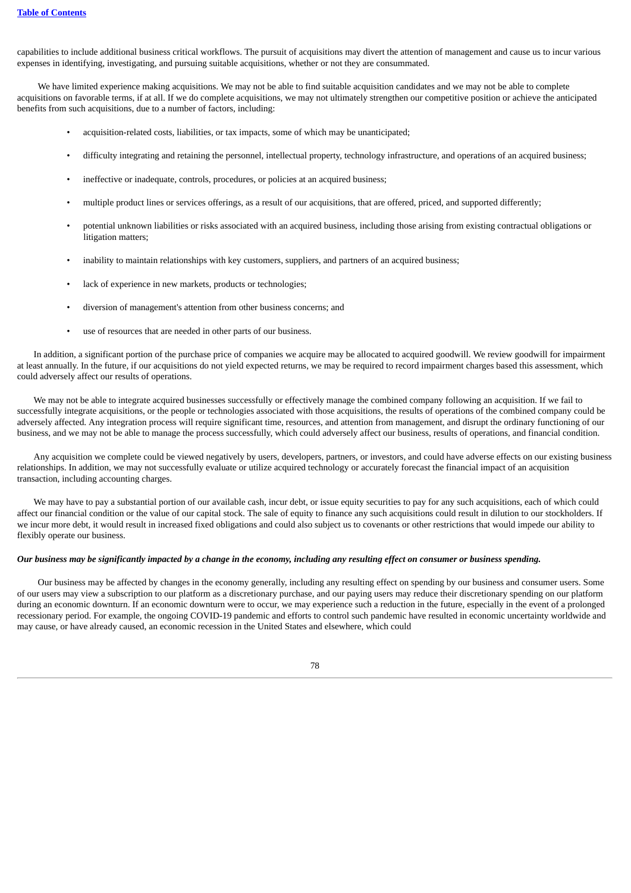capabilities to include additional business critical workflows. The pursuit of acquisitions may divert the attention of management and cause us to incur various expenses in identifying, investigating, and pursuing suitable acquisitions, whether or not they are consummated.

We have limited experience making acquisitions. We may not be able to find suitable acquisition candidates and we may not be able to complete acquisitions on favorable terms, if at all. If we do complete acquisitions, we may not ultimately strengthen our competitive position or achieve the anticipated benefits from such acquisitions, due to a number of factors, including:

- acquisition-related costs, liabilities, or tax impacts, some of which may be unanticipated;
- difficulty integrating and retaining the personnel, intellectual property, technology infrastructure, and operations of an acquired business;
- ineffective or inadequate, controls, procedures, or policies at an acquired business;
- multiple product lines or services offerings, as a result of our acquisitions, that are offered, priced, and supported differently;
- potential unknown liabilities or risks associated with an acquired business, including those arising from existing contractual obligations or litigation matters;
- inability to maintain relationships with key customers, suppliers, and partners of an acquired business;
- lack of experience in new markets, products or technologies;
- diversion of management's attention from other business concerns; and
- use of resources that are needed in other parts of our business.

In addition, a significant portion of the purchase price of companies we acquire may be allocated to acquired goodwill. We review goodwill for impairment at least annually. In the future, if our acquisitions do not yield expected returns, we may be required to record impairment charges based this assessment, which could adversely affect our results of operations.

We may not be able to integrate acquired businesses successfully or effectively manage the combined company following an acquisition. If we fail to successfully integrate acquisitions, or the people or technologies associated with those acquisitions, the results of operations of the combined company could be adversely affected. Any integration process will require significant time, resources, and attention from management, and disrupt the ordinary functioning of our business, and we may not be able to manage the process successfully, which could adversely affect our business, results of operations, and financial condition.

Any acquisition we complete could be viewed negatively by users, developers, partners, or investors, and could have adverse effects on our existing business relationships. In addition, we may not successfully evaluate or utilize acquired technology or accurately forecast the financial impact of an acquisition transaction, including accounting charges.

We may have to pay a substantial portion of our available cash, incur debt, or issue equity securities to pay for any such acquisitions, each of which could affect our financial condition or the value of our capital stock. The sale of equity to finance any such acquisitions could result in dilution to our stockholders. If we incur more debt, it would result in increased fixed obligations and could also subject us to covenants or other restrictions that would impede our ability to flexibly operate our business.

***Our business may be significantly impacted by a change in the economy, including any resulting effect on consumer or business spending.***

Our business may be affected by changes in the economy generally, including any resulting effect on spending by our business and consumer users. Some of our users may view a subscription to our platform as a discretionary purchase, and our paying users may reduce their discretionary spending on our platform during an economic downturn. If an economic downturn were to occur, we may experience such a reduction in the future, especially in the event of a prolonged recessionary period. For example, the ongoing COVID-19 pandemic and efforts to control such pandemic have resulted in economic uncertainty worldwide and may cause, or have already caused, an economic recession in the United States and elsewhere, which could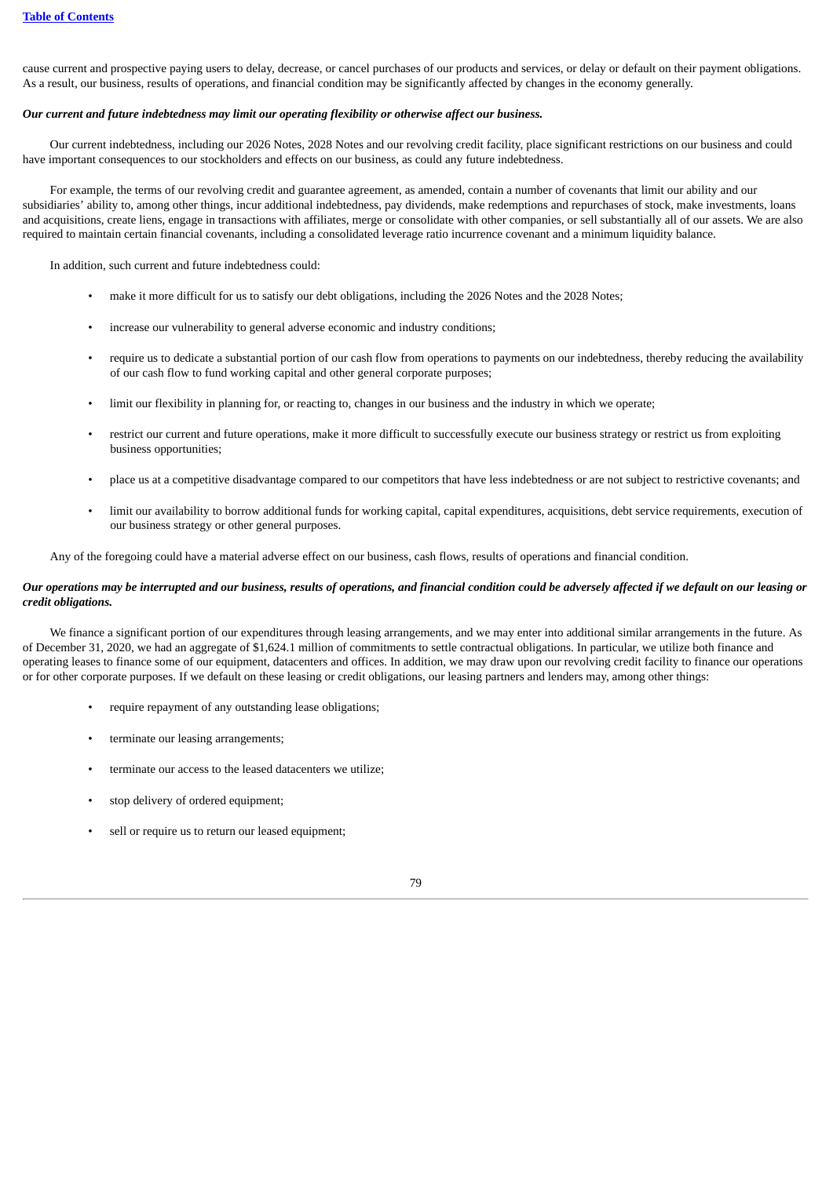cause current and prospective paying users to delay, decrease, or cancel purchases of our products and services, or delay or default on their payment obligations. As a result, our business, results of operations, and financial condition may be significantly affected by changes in the economy generally.

***Our current and future indebtedness may limit our operating flexibility or otherwise affect our business.***

Our current indebtedness, including our 2026 Notes, 2028 Notes and our revolving credit facility, place significant restrictions on our business and could have important consequences to our stockholders and effects on our business, as could any future indebtedness.

For example, the terms of our revolving credit and guarantee agreement, as amended, contain a number of covenants that limit our ability and our subsidiaries' ability to, among other things, incur additional indebtedness, pay dividends, make redemptions and repurchases of stock, make investments, loans and acquisitions, create liens, engage in transactions with affiliates, merge or consolidate with other companies, or sell substantially all of our assets. We are also required to maintain certain financial covenants, including a consolidated leverage ratio incurrence covenant and a minimum liquidity balance.

In addition, such current and future indebtedness could:

- make it more difficult for us to satisfy our debt obligations, including the 2026 Notes and the 2028 Notes;
- increase our vulnerability to general adverse economic and industry conditions;
- require us to dedicate a substantial portion of our cash flow from operations to payments on our indebtedness, thereby reducing the availability of our cash flow to fund working capital and other general corporate purposes;
- limit our flexibility in planning for, or reacting to, changes in our business and the industry in which we operate;
- restrict our current and future operations, make it more difficult to successfully execute our business strategy or restrict us from exploiting business opportunities;
- place us at a competitive disadvantage compared to our competitors that have less indebtedness or are not subject to restrictive covenants; and
- limit our availability to borrow additional funds for working capital, capital expenditures, acquisitions, debt service requirements, execution of our business strategy or other general purposes.

Any of the foregoing could have a material adverse effect on our business, cash flows, results of operations and financial condition.

***Our operations may be interrupted and our business, results of operations, and financial condition could be adversely affected if we default on our leasing or credit obligations.***

We finance a significant portion of our expenditures through leasing arrangements, and we may enter into additional similar arrangements in the future. As of December 31, 2020, we had an aggregate of $1,624.1 million of commitments to settle contractual obligations. In particular, we utilize both finance and operating leases to finance some of our equipment, datacenters and offices. In addition, we may draw upon our revolving credit facility to finance our operations or for other corporate purposes. If we default on these leasing or credit obligations, our leasing partners and lenders may, among other things:

- require repayment of any outstanding lease obligations;
- terminate our leasing arrangements;
- terminate our access to the leased datacenters we utilize;
- stop delivery of ordered equipment;
- sell or require us to return our leased equipment;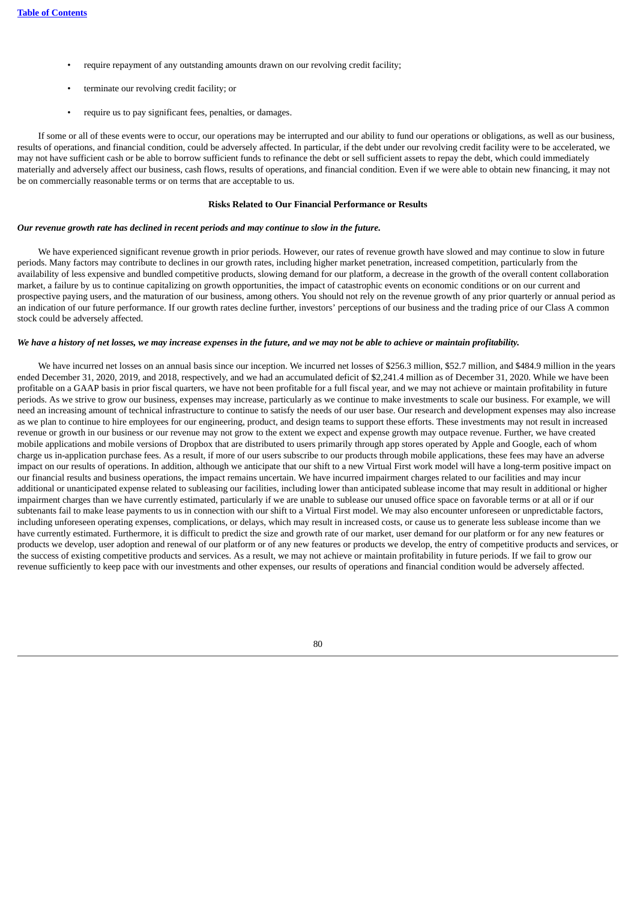- require repayment of any outstanding amounts drawn on our revolving credit facility;
- terminate our revolving credit facility; or
- require us to pay significant fees, penalties, or damages.

If some or all of these events were to occur, our operations may be interrupted and our ability to fund our operations or obligations, as well as our business, results of operations, and financial condition, could be adversely affected. In particular, if the debt under our revolving credit facility were to be accelerated, we may not have sufficient cash or be able to borrow sufficient funds to refinance the debt or sell sufficient assets to repay the debt, which could immediately materially and adversely affect our business, cash flows, results of operations, and financial condition. Even if we were able to obtain new financing, it may not be on commercially reasonable terms or on terms that are acceptable to us.

**Risks Related to Our Financial Performance or Results**

***Our revenue growth rate has declined in recent periods and may continue to slow in the future.***

We have experienced significant revenue growth in prior periods. However, our rates of revenue growth have slowed and may continue to slow in future periods. Many factors may contribute to declines in our growth rates, including higher market penetration, increased competition, particularly from the availability of less expensive and bundled competitive products, slowing demand for our platform, a decrease in the growth of the overall content collaboration market, a failure by us to continue capitalizing on growth opportunities, the impact of catastrophic events on economic conditions or on our current and prospective paying users, and the maturation of our business, among others. You should not rely on the revenue growth of any prior quarterly or annual period as an indication of our future performance. If our growth rates decline further, investors' perceptions of our business and the trading price of our Class A common stock could be adversely affected.

***We have a history of net losses, we may increase expenses in the future, and we may not be able to achieve or maintain profitability.***

We have incurred net losses on an annual basis since our inception. We incurred net losses of $256.3 million, $52.7 million, and $484.9 million in the years ended December 31, 2020, 2019, and 2018, respectively, and we had an accumulated deficit of $2,241.4 million as of December 31, 2020. While we have been profitable on a GAAP basis in prior fiscal quarters, we have not been profitable for a full fiscal year, and we may not achieve or maintain profitability in future periods. As we strive to grow our business, expenses may increase, particularly as we continue to make investments to scale our business. For example, we will need an increasing amount of technical infrastructure to continue to satisfy the needs of our user base. Our research and development expenses may also increase as we plan to continue to hire employees for our engineering, product, and design teams to support these efforts. These investments may not result in increased revenue or growth in our business or our revenue may not grow to the extent we expect and expense growth may outpace revenue. Further, we have created mobile applications and mobile versions of Dropbox that are distributed to users primarily through app stores operated by Apple and Google, each of whom charge us in-application purchase fees. As a result, if more of our users subscribe to our products through mobile applications, these fees may have an adverse impact on our results of operations. In addition, although we anticipate that our shift to a new Virtual First work model will have a long-term positive impact on our financial results and business operations, the impact remains uncertain. We have incurred impairment charges related to our facilities and may incur additional or unanticipated expense related to subleasing our facilities, including lower than anticipated sublease income that may result in additional or higher impairment charges than we have currently estimated, particularly if we are unable to sublease our unused office space on favorable terms or at all or if our subtenants fail to make lease payments to us in connection with our shift to a Virtual First model. We may also encounter unforeseen or unpredictable factors, including unforeseen operating expenses, complications, or delays, which may result in increased costs, or cause us to generate less sublease income than we have currently estimated. Furthermore, it is difficult to predict the size and growth rate of our market, user demand for our platform or for any new features or products we develop, user adoption and renewal of our platform or of any new features or products we develop, the entry of competitive products and services, or the success of existing competitive products and services. As a result, we may not achieve or maintain profitability in future periods. If we fail to grow our revenue sufficiently to keep pace with our investments and other expenses, our results of operations and financial condition would be adversely affected.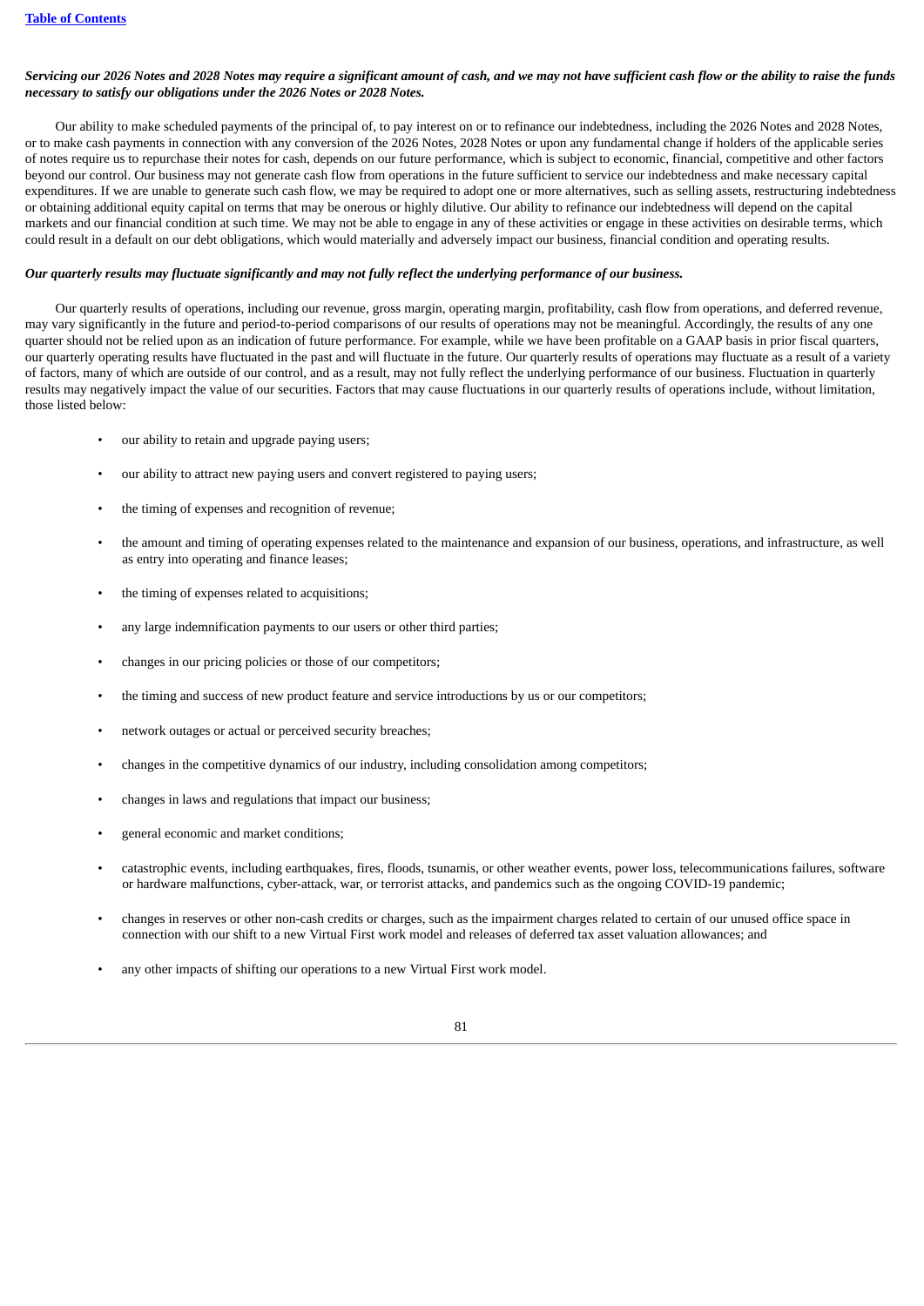***Servicing our 2026 Notes and 2028 Notes may require a significant amount of cash, and we may not have sufficient cash flow or the ability to raise the funds necessary to satisfy our obligations under the 2026 Notes or 2028 Notes.***

Our ability to make scheduled payments of the principal of, to pay interest on or to refinance our indebtedness, including the 2026 Notes and 2028 Notes, or to make cash payments in connection with any conversion of the 2026 Notes, 2028 Notes or upon any fundamental change if holders of the applicable series of notes require us to repurchase their notes for cash, depends on our future performance, which is subject to economic, financial, competitive and other factors beyond our control. Our business may not generate cash flow from operations in the future sufficient to service our indebtedness and make necessary capital expenditures. If we are unable to generate such cash flow, we may be required to adopt one or more alternatives, such as selling assets, restructuring indebtedness or obtaining additional equity capital on terms that may be onerous or highly dilutive. Our ability to refinance our indebtedness will depend on the capital markets and our financial condition at such time. We may not be able to engage in any of these activities or engage in these activities on desirable terms, which could result in a default on our debt obligations, which would materially and adversely impact our business, financial condition and operating results.

***Our quarterly results may fluctuate significantly and may not fully reflect the underlying performance of our business.***

Our quarterly results of operations, including our revenue, gross margin, operating margin, profitability, cash flow from operations, and deferred revenue, may vary significantly in the future and period-to-period comparisons of our results of operations may not be meaningful. Accordingly, the results of any one quarter should not be relied upon as an indication of future performance. For example, while we have been profitable on a GAAP basis in prior fiscal quarters, our quarterly operating results have fluctuated in the past and will fluctuate in the future. Our quarterly results of operations may fluctuate as a result of a variety of factors, many of which are outside of our control, and as a result, may not fully reflect the underlying performance of our business. Fluctuation in quarterly results may negatively impact the value of our securities. Factors that may cause fluctuations in our quarterly results of operations include, without limitation, those listed below:

- our ability to retain and upgrade paying users;
- our ability to attract new paying users and convert registered to paying users;
- the timing of expenses and recognition of revenue;
- the amount and timing of operating expenses related to the maintenance and expansion of our business, operations, and infrastructure, as well as entry into operating and finance leases;
- the timing of expenses related to acquisitions;
- any large indemnification payments to our users or other third parties;
- changes in our pricing policies or those of our competitors;
- the timing and success of new product feature and service introductions by us or our competitors;
- network outages or actual or perceived security breaches;
- changes in the competitive dynamics of our industry, including consolidation among competitors;
- changes in laws and regulations that impact our business;
- general economic and market conditions;
- catastrophic events, including earthquakes, fires, floods, tsunamis, or other weather events, power loss, telecommunications failures, software or hardware malfunctions, cyber-attack, war, or terrorist attacks, and pandemics such as the ongoing COVID-19 pandemic;
- changes in reserves or other non-cash credits or charges, such as the impairment charges related to certain of our unused office space in connection with our shift to a new Virtual First work model and releases of deferred tax asset valuation allowances; and
- any other impacts of shifting our operations to a new Virtual First work model.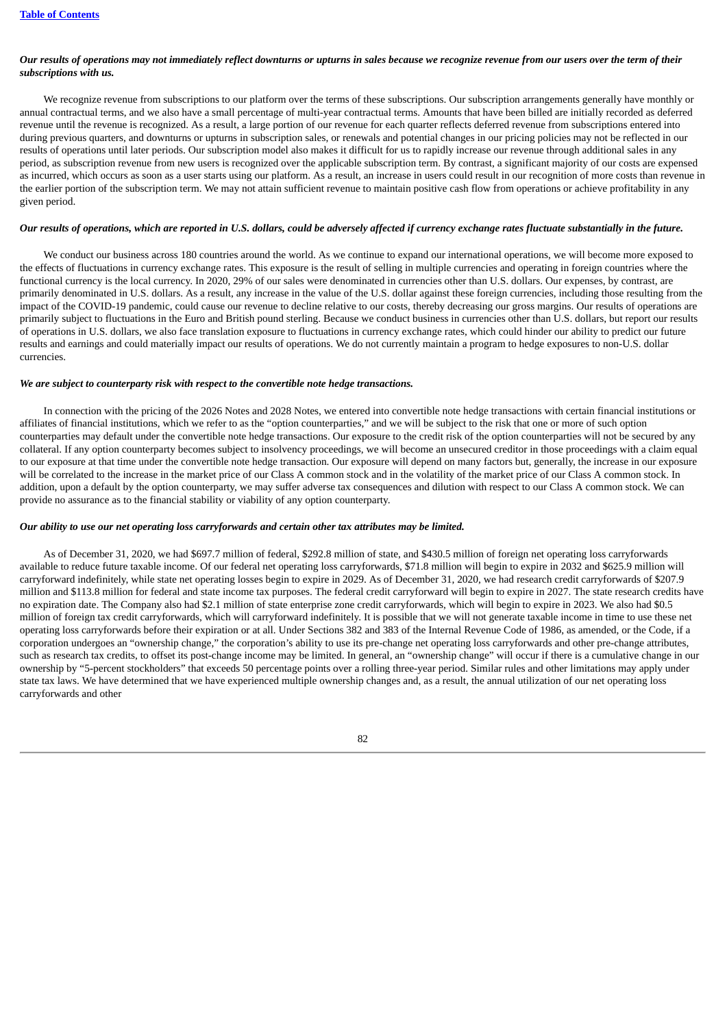*Our results of operations may not immediately reflect downturns or upturns in sales because we recognize revenue from our users over the term of their subscriptions with us.*

We recognize revenue from subscriptions to our platform over the terms of these subscriptions. Our subscription arrangements generally have monthly or annual contractual terms, and we also have a small percentage of multi-year contractual terms. Amounts that have been billed are initially recorded as deferred revenue until the revenue is recognized. As a result, a large portion of our revenue for each quarter reflects deferred revenue from subscriptions entered into during previous quarters, and downturns or upturns in subscription sales, or renewals and potential changes in our pricing policies may not be reflected in our results of operations until later periods. Our subscription model also makes it difficult for us to rapidly increase our revenue through additional sales in any period, as subscription revenue from new users is recognized over the applicable subscription term. By contrast, a significant majority of our costs are expensed as incurred, which occurs as soon as a user starts using our platform. As a result, an increase in users could result in our recognition of more costs than revenue in the earlier portion of the subscription term. We may not attain sufficient revenue to maintain positive cash flow from operations or achieve profitability in any given period.

*Our results of operations, which are reported in U.S. dollars, could be adversely affected if currency exchange rates fluctuate substantially in the future.*

We conduct our business across 180 countries around the world. As we continue to expand our international operations, we will become more exposed to the effects of fluctuations in currency exchange rates. This exposure is the result of selling in multiple currencies and operating in foreign countries where the functional currency is the local currency. In 2020, 29% of our sales were denominated in currencies other than U.S. dollars. Our expenses, by contrast, are primarily denominated in U.S. dollars. As a result, any increase in the value of the U.S. dollar against these foreign currencies, including those resulting from the impact of the COVID-19 pandemic, could cause our revenue to decline relative to our costs, thereby decreasing our gross margins. Our results of operations are primarily subject to fluctuations in the Euro and British pound sterling. Because we conduct business in currencies other than U.S. dollars, but report our results of operations in U.S. dollars, we also face translation exposure to fluctuations in currency exchange rates, which could hinder our ability to predict our future results and earnings and could materially impact our results of operations. We do not currently maintain a program to hedge exposures to non-U.S. dollar currencies.

*We are subject to counterparty risk with respect to the convertible note hedge transactions.*

In connection with the pricing of the 2026 Notes and 2028 Notes, we entered into convertible note hedge transactions with certain financial institutions or affiliates of financial institutions, which we refer to as the "option counterparties," and we will be subject to the risk that one or more of such option counterparties may default under the convertible note hedge transactions. Our exposure to the credit risk of the option counterparties will not be secured by any collateral. If any option counterparty becomes subject to insolvency proceedings, we will become an unsecured creditor in those proceedings with a claim equal to our exposure at that time under the convertible note hedge transaction. Our exposure will depend on many factors but, generally, the increase in our exposure will be correlated to the increase in the market price of our Class A common stock and in the volatility of the market price of our Class A common stock. In addition, upon a default by the option counterparty, we may suffer adverse tax consequences and dilution with respect to our Class A common stock. We can provide no assurance as to the financial stability or viability of any option counterparty.

*Our ability to use our net operating loss carryforwards and certain other tax attributes may be limited.*

As of December 31, 2020, we had $697.7 million of federal, $292.8 million of state, and $430.5 million of foreign net operating loss carryforwards available to reduce future taxable income. Of our federal net operating loss carryforwards, $71.8 million will begin to expire in 2032 and $625.9 million will carryforward indefinitely, while state net operating losses begin to expire in 2029. As of December 31, 2020, we had research credit carryforwards of $207.9 million and $113.8 million for federal and state income tax purposes. The federal credit carryforward will begin to expire in 2027. The state research credits have no expiration date. The Company also had $2.1 million of state enterprise zone credit carryforwards, which will begin to expire in 2023. We also had $0.5 million of foreign tax credit carryforwards, which will carryforward indefinitely. It is possible that we will not generate taxable income in time to use these net operating loss carryforwards before their expiration or at all. Under Sections 382 and 383 of the Internal Revenue Code of 1986, as amended, or the Code, if a corporation undergoes an "ownership change," the corporation's ability to use its pre-change net operating loss carryforwards and other pre-change attributes, such as research tax credits, to offset its post-change income may be limited. In general, an "ownership change" will occur if there is a cumulative change in our ownership by "5-percent stockholders" that exceeds 50 percentage points over a rolling three-year period. Similar rules and other limitations may apply under state tax laws. We have determined that we have experienced multiple ownership changes and, as a result, the annual utilization of our net operating loss carryforwards and other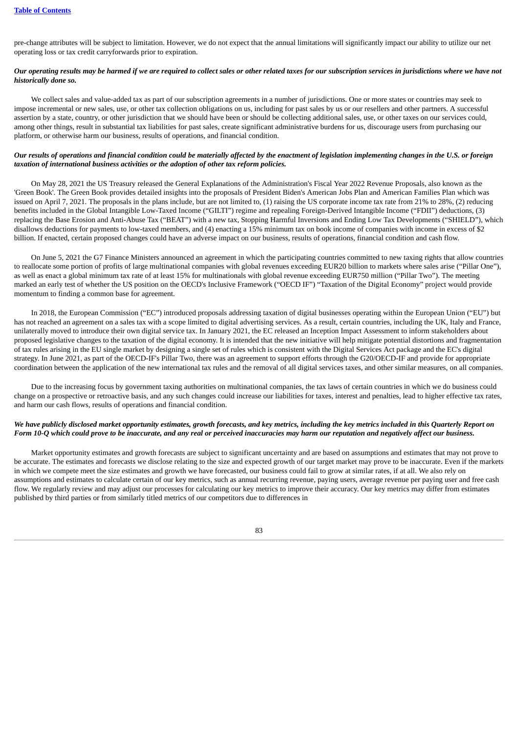pre-change attributes will be subject to limitation. However, we do not expect that the annual limitations will significantly impact our ability to utilize our net operating loss or tax credit carryforwards prior to expiration.

***Our operating results may be harmed if we are required to collect sales or other related taxes for our subscription services in jurisdictions where we have not historically done so.***

We collect sales and value-added tax as part of our subscription agreements in a number of jurisdictions. One or more states or countries may seek to impose incremental or new sales, use, or other tax collection obligations on us, including for past sales by us or our resellers and other partners. A successful assertion by a state, country, or other jurisdiction that we should have been or should be collecting additional sales, use, or other taxes on our services could, among other things, result in substantial tax liabilities for past sales, create significant administrative burdens for us, discourage users from purchasing our platform, or otherwise harm our business, results of operations, and financial condition.

***Our results of operations and financial condition could be materially affected by the enactment of legislation implementing changes in the U.S. or foreign taxation of international business activities or the adoption of other tax reform policies.***

On May 28, 2021 the US Treasury released the General Explanations of the Administration's Fiscal Year 2022 Revenue Proposals, also known as the 'Green Book'. The Green Book provides detailed insights into the proposals of President Biden's American Jobs Plan and American Families Plan which was issued on April 7, 2021. The proposals in the plans include, but are not limited to, (1) raising the US corporate income tax rate from 21% to 28%, (2) reducing benefits included in the Global Intangible Low-Taxed Income ("GILTI") regime and repealing Foreign-Derived Intangible Income ("FDII") deductions, (3) replacing the Base Erosion and Anti-Abuse Tax ("BEAT") with a new tax, Stopping Harmful Inversions and Ending Low Tax Developments ("SHIELD"), which disallows deductions for payments to low-taxed members, and (4) enacting a 15% minimum tax on book income of companies with income in excess of $2 billion. If enacted, certain proposed changes could have an adverse impact on our business, results of operations, financial condition and cash flow.

On June 5, 2021 the G7 Finance Ministers announced an agreement in which the participating countries committed to new taxing rights that allow countries to reallocate some portion of profits of large multinational companies with global revenues exceeding EUR20 billion to markets where sales arise ("Pillar One"), as well as enact a global minimum tax rate of at least 15% for multinationals with global revenue exceeding EUR750 million ("Pillar Two"). The meeting marked an early test of whether the US position on the OECD's Inclusive Framework ("OECD IF") "Taxation of the Digital Economy" project would provide momentum to finding a common base for agreement.

In 2018, the European Commission ("EC") introduced proposals addressing taxation of digital businesses operating within the European Union ("EU") but has not reached an agreement on a sales tax with a scope limited to digital advertising services. As a result, certain countries, including the UK, Italy and France, unilaterally moved to introduce their own digital service tax. In January 2021, the EC released an Inception Impact Assessment to inform stakeholders about proposed legislative changes to the taxation of the digital economy. It is intended that the new initiative will help mitigate potential distortions and fragmentation of tax rules arising in the EU single market by designing a single set of rules which is consistent with the Digital Services Act package and the EC's digital strategy. In June 2021, as part of the OECD-IF's Pillar Two, there was an agreement to support efforts through the G20/OECD-IF and provide for appropriate coordination between the application of the new international tax rules and the removal of all digital services taxes, and other similar measures, on all companies.

Due to the increasing focus by government taxing authorities on multinational companies, the tax laws of certain countries in which we do business could change on a prospective or retroactive basis, and any such changes could increase our liabilities for taxes, interest and penalties, lead to higher effective tax rates, and harm our cash flows, results of operations and financial condition.

***We have publicly disclosed market opportunity estimates, growth forecasts, and key metrics, including the key metrics included in this Quarterly Report on Form 10-Q which could prove to be inaccurate, and any real or perceived inaccuracies may harm our reputation and negatively affect our business.***

Market opportunity estimates and growth forecasts are subject to significant uncertainty and are based on assumptions and estimates that may not prove to be accurate. The estimates and forecasts we disclose relating to the size and expected growth of our target market may prove to be inaccurate. Even if the markets in which we compete meet the size estimates and growth we have forecasted, our business could fail to grow at similar rates, if at all. We also rely on assumptions and estimates to calculate certain of our key metrics, such as annual recurring revenue, paying users, average revenue per paying user and free cash flow. We regularly review and may adjust our processes for calculating our key metrics to improve their accuracy. Our key metrics may differ from estimates published by third parties or from similarly titled metrics of our competitors due to differences in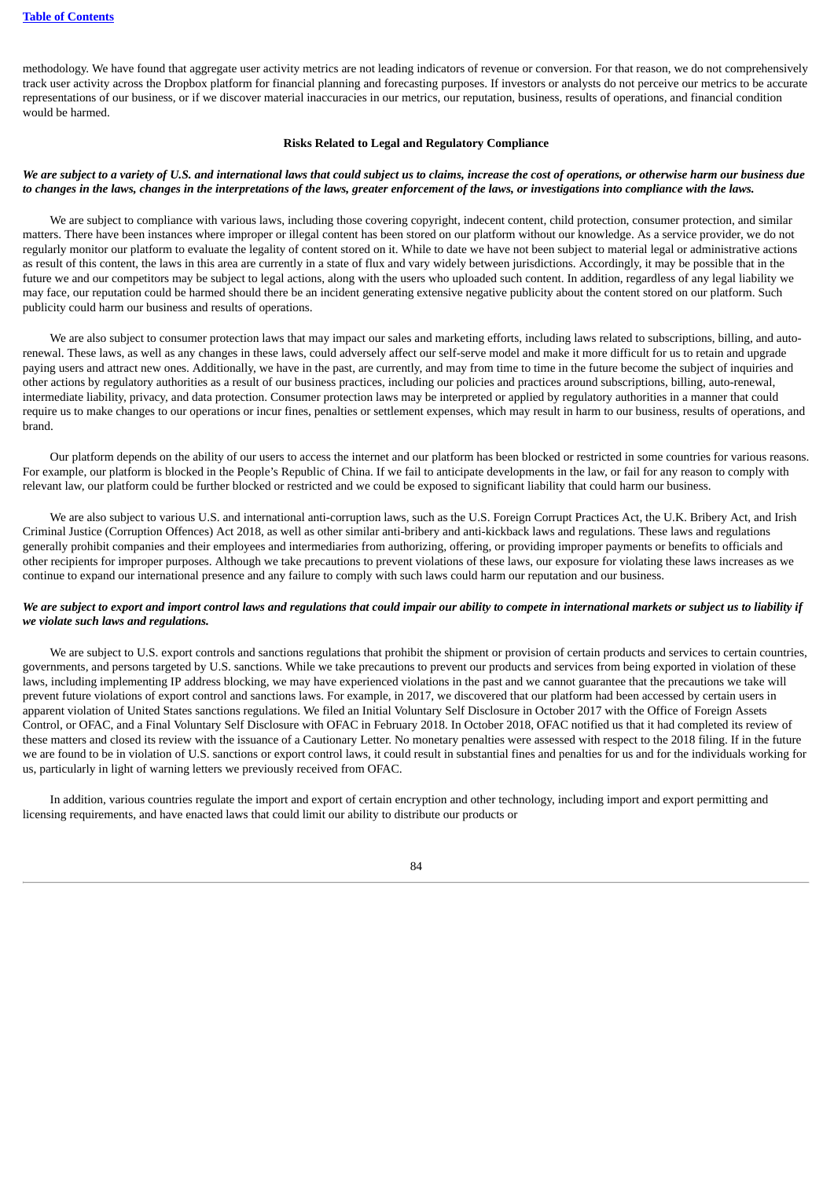methodology. We have found that aggregate user activity metrics are not leading indicators of revenue or conversion. For that reason, we do not comprehensively track user activity across the Dropbox platform for financial planning and forecasting purposes. If investors or analysts do not perceive our metrics to be accurate representations of our business, or if we discover material inaccuracies in our metrics, our reputation, business, results of operations, and financial condition would be harmed.

**Risks Related to Legal and Regulatory Compliance**

***We are subject to a variety of U.S. and international laws that could subject us to claims, increase the cost of operations, or otherwise harm our business due to changes in the laws, changes in the interpretations of the laws, greater enforcement of the laws, or investigations into compliance with the laws.***

We are subject to compliance with various laws, including those covering copyright, indecent content, child protection, consumer protection, and similar matters. There have been instances where improper or illegal content has been stored on our platform without our knowledge. As a service provider, we do not regularly monitor our platform to evaluate the legality of content stored on it. While to date we have not been subject to material legal or administrative actions as result of this content, the laws in this area are currently in a state of flux and vary widely between jurisdictions. Accordingly, it may be possible that in the future we and our competitors may be subject to legal actions, along with the users who uploaded such content. In addition, regardless of any legal liability we may face, our reputation could be harmed should there be an incident generating extensive negative publicity about the content stored on our platform. Such publicity could harm our business and results of operations.

We are also subject to consumer protection laws that may impact our sales and marketing efforts, including laws related to subscriptions, billing, and auto-renewal. These laws, as well as any changes in these laws, could adversely affect our self-serve model and make it more difficult for us to retain and upgrade paying users and attract new ones. Additionally, we have in the past, are currently, and may from time to time in the future become the subject of inquiries and other actions by regulatory authorities as a result of our business practices, including our policies and practices around subscriptions, billing, auto-renewal, intermediate liability, privacy, and data protection. Consumer protection laws may be interpreted or applied by regulatory authorities in a manner that could require us to make changes to our operations or incur fines, penalties or settlement expenses, which may result in harm to our business, results of operations, and brand.

Our platform depends on the ability of our users to access the internet and our platform has been blocked or restricted in some countries for various reasons. For example, our platform is blocked in the People's Republic of China. If we fail to anticipate developments in the law, or fail for any reason to comply with relevant law, our platform could be further blocked or restricted and we could be exposed to significant liability that could harm our business.

We are also subject to various U.S. and international anti-corruption laws, such as the U.S. Foreign Corrupt Practices Act, the U.K. Bribery Act, and Irish Criminal Justice (Corruption Offences) Act 2018, as well as other similar anti-bribery and anti-kickback laws and regulations. These laws and regulations generally prohibit companies and their employees and intermediaries from authorizing, offering, or providing improper payments or benefits to officials and other recipients for improper purposes. Although we take precautions to prevent violations of these laws, our exposure for violating these laws increases as we continue to expand our international presence and any failure to comply with such laws could harm our reputation and our business.

***We are subject to export and import control laws and regulations that could impair our ability to compete in international markets or subject us to liability if we violate such laws and regulations.***

We are subject to U.S. export controls and sanctions regulations that prohibit the shipment or provision of certain products and services to certain countries, governments, and persons targeted by U.S. sanctions. While we take precautions to prevent our products and services from being exported in violation of these laws, including implementing IP address blocking, we may have experienced violations in the past and we cannot guarantee that the precautions we take will prevent future violations of export control and sanctions laws. For example, in 2017, we discovered that our platform had been accessed by certain users in apparent violation of United States sanctions regulations. We filed an Initial Voluntary Self Disclosure in October 2017 with the Office of Foreign Assets Control, or OFAC, and a Final Voluntary Self Disclosure with OFAC in February 2018. In October 2018, OFAC notified us that it had completed its review of these matters and closed its review with the issuance of a Cautionary Letter. No monetary penalties were assessed with respect to the 2018 filing. If in the future we are found to be in violation of U.S. sanctions or export control laws, it could result in substantial fines and penalties for us and for the individuals working for us, particularly in light of warning letters we previously received from OFAC.

In addition, various countries regulate the import and export of certain encryption and other technology, including import and export permitting and licensing requirements, and have enacted laws that could limit our ability to distribute our products or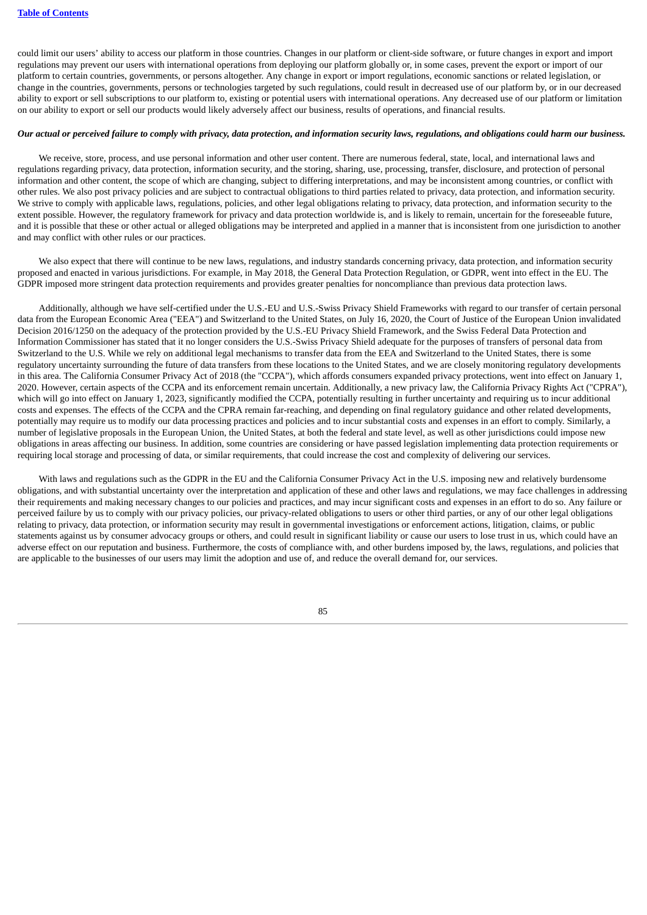could limit our users' ability to access our platform in those countries. Changes in our platform or client-side software, or future changes in export and import regulations may prevent our users with international operations from deploying our platform globally or, in some cases, prevent the export or import of our platform to certain countries, governments, or persons altogether. Any change in export or import regulations, economic sanctions or related legislation, or change in the countries, governments, persons or technologies targeted by such regulations, could result in decreased use of our platform by, or in our decreased ability to export or sell subscriptions to our platform to, existing or potential users with international operations. Any decreased use of our platform or limitation on our ability to export or sell our products would likely adversely affect our business, results of operations, and financial results.

***Our actual or perceived failure to comply with privacy, data protection, and information security laws, regulations, and obligations could harm our business.***

We receive, store, process, and use personal information and other user content. There are numerous federal, state, local, and international laws and regulations regarding privacy, data protection, information security, and the storing, sharing, use, processing, transfer, disclosure, and protection of personal information and other content, the scope of which are changing, subject to differing interpretations, and may be inconsistent among countries, or conflict with other rules. We also post privacy policies and are subject to contractual obligations to third parties related to privacy, data protection, and information security. We strive to comply with applicable laws, regulations, policies, and other legal obligations relating to privacy, data protection, and information security to the extent possible. However, the regulatory framework for privacy and data protection worldwide is, and is likely to remain, uncertain for the foreseeable future, and it is possible that these or other actual or alleged obligations may be interpreted and applied in a manner that is inconsistent from one jurisdiction to another and may conflict with other rules or our practices.

We also expect that there will continue to be new laws, regulations, and industry standards concerning privacy, data protection, and information security proposed and enacted in various jurisdictions. For example, in May 2018, the General Data Protection Regulation, or GDPR, went into effect in the EU. The GDPR imposed more stringent data protection requirements and provides greater penalties for noncompliance than previous data protection laws.

Additionally, although we have self-certified under the U.S.-EU and U.S.-Swiss Privacy Shield Frameworks with regard to our transfer of certain personal data from the European Economic Area ("EEA") and Switzerland to the United States, on July 16, 2020, the Court of Justice of the European Union invalidated Decision 2016/1250 on the adequacy of the protection provided by the U.S.-EU Privacy Shield Framework, and the Swiss Federal Data Protection and Information Commissioner has stated that it no longer considers the U.S.-Swiss Privacy Shield adequate for the purposes of transfers of personal data from Switzerland to the U.S. While we rely on additional legal mechanisms to transfer data from the EEA and Switzerland to the United States, there is some regulatory uncertainty surrounding the future of data transfers from these locations to the United States, and we are closely monitoring regulatory developments in this area. The California Consumer Privacy Act of 2018 (the "CCPA"), which affords consumers expanded privacy protections, went into effect on January 1, 2020. However, certain aspects of the CCPA and its enforcement remain uncertain. Additionally, a new privacy law, the California Privacy Rights Act ("CPRA"), which will go into effect on January 1, 2023, significantly modified the CCPA, potentially resulting in further uncertainty and requiring us to incur additional costs and expenses. The effects of the CCPA and the CPRA remain far-reaching, and depending on final regulatory guidance and other related developments, potentially may require us to modify our data processing practices and policies and to incur substantial costs and expenses in an effort to comply. Similarly, a number of legislative proposals in the European Union, the United States, at both the federal and state level, as well as other jurisdictions could impose new obligations in areas affecting our business. In addition, some countries are considering or have passed legislation implementing data protection requirements or requiring local storage and processing of data, or similar requirements, that could increase the cost and complexity of delivering our services.

With laws and regulations such as the GDPR in the EU and the California Consumer Privacy Act in the U.S. imposing new and relatively burdensome obligations, and with substantial uncertainty over the interpretation and application of these and other laws and regulations, we may face challenges in addressing their requirements and making necessary changes to our policies and practices, and may incur significant costs and expenses in an effort to do so. Any failure or perceived failure by us to comply with our privacy policies, our privacy-related obligations to users or other third parties, or any of our other legal obligations relating to privacy, data protection, or information security may result in governmental investigations or enforcement actions, litigation, claims, or public statements against us by consumer advocacy groups or others, and could result in significant liability or cause our users to lose trust in us, which could have an adverse effect on our reputation and business. Furthermore, the costs of compliance with, and other burdens imposed by, the laws, regulations, and policies that are applicable to the businesses of our users may limit the adoption and use of, and reduce the overall demand for, our services.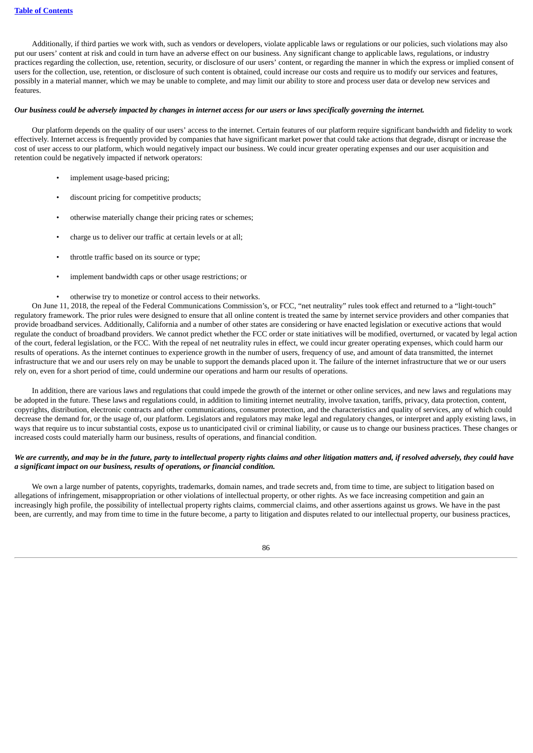Additionally, if third parties we work with, such as vendors or developers, violate applicable laws or regulations or our policies, such violations may also put our users' content at risk and could in turn have an adverse effect on our business. Any significant change to applicable laws, regulations, or industry practices regarding the collection, use, retention, security, or disclosure of our users' content, or regarding the manner in which the express or implied consent of users for the collection, use, retention, or disclosure of such content is obtained, could increase our costs and require us to modify our services and features, possibly in a material manner, which we may be unable to complete, and may limit our ability to store and process user data or develop new services and features.

***Our business could be adversely impacted by changes in internet access for our users or laws specifically governing the internet.***

Our platform depends on the quality of our users' access to the internet. Certain features of our platform require significant bandwidth and fidelity to work effectively. Internet access is frequently provided by companies that have significant market power that could take actions that degrade, disrupt or increase the cost of user access to our platform, which would negatively impact our business. We could incur greater operating expenses and our user acquisition and retention could be negatively impacted if network operators:

- implement usage-based pricing;
- discount pricing for competitive products;
- otherwise materially change their pricing rates or schemes;
- charge us to deliver our traffic at certain levels or at all;
- throttle traffic based on its source or type;
- implement bandwidth caps or other usage restrictions; or
- otherwise try to monetize or control access to their networks.

On June 11, 2018, the repeal of the Federal Communications Commission's, or FCC, "net neutrality" rules took effect and returned to a "light-touch" regulatory framework. The prior rules were designed to ensure that all online content is treated the same by internet service providers and other companies that provide broadband services. Additionally, California and a number of other states are considering or have enacted legislation or executive actions that would regulate the conduct of broadband providers. We cannot predict whether the FCC order or state initiatives will be modified, overturned, or vacated by legal action of the court, federal legislation, or the FCC. With the repeal of net neutrality rules in effect, we could incur greater operating expenses, which could harm our results of operations. As the internet continues to experience growth in the number of users, frequency of use, and amount of data transmitted, the internet infrastructure that we and our users rely on may be unable to support the demands placed upon it. The failure of the internet infrastructure that we or our users rely on, even for a short period of time, could undermine our operations and harm our results of operations.

In addition, there are various laws and regulations that could impede the growth of the internet or other online services, and new laws and regulations may be adopted in the future. These laws and regulations could, in addition to limiting internet neutrality, involve taxation, tariffs, privacy, data protection, content, copyrights, distribution, electronic contracts and other communications, consumer protection, and the characteristics and quality of services, any of which could decrease the demand for, or the usage of, our platform. Legislators and regulators may make legal and regulatory changes, or interpret and apply existing laws, in ways that require us to incur substantial costs, expose us to unanticipated civil or criminal liability, or cause us to change our business practices. These changes or increased costs could materially harm our business, results of operations, and financial condition.

***We are currently, and may be in the future, party to intellectual property rights claims and other litigation matters and, if resolved adversely, they could have a significant impact on our business, results of operations, or financial condition.***

We own a large number of patents, copyrights, trademarks, domain names, and trade secrets and, from time to time, are subject to litigation based on allegations of infringement, misappropriation or other violations of intellectual property, or other rights. As we face increasing competition and gain an increasingly high profile, the possibility of intellectual property rights claims, commercial claims, and other assertions against us grows. We have in the past been, are currently, and may from time to time in the future become, a party to litigation and disputes related to our intellectual property, our business practices,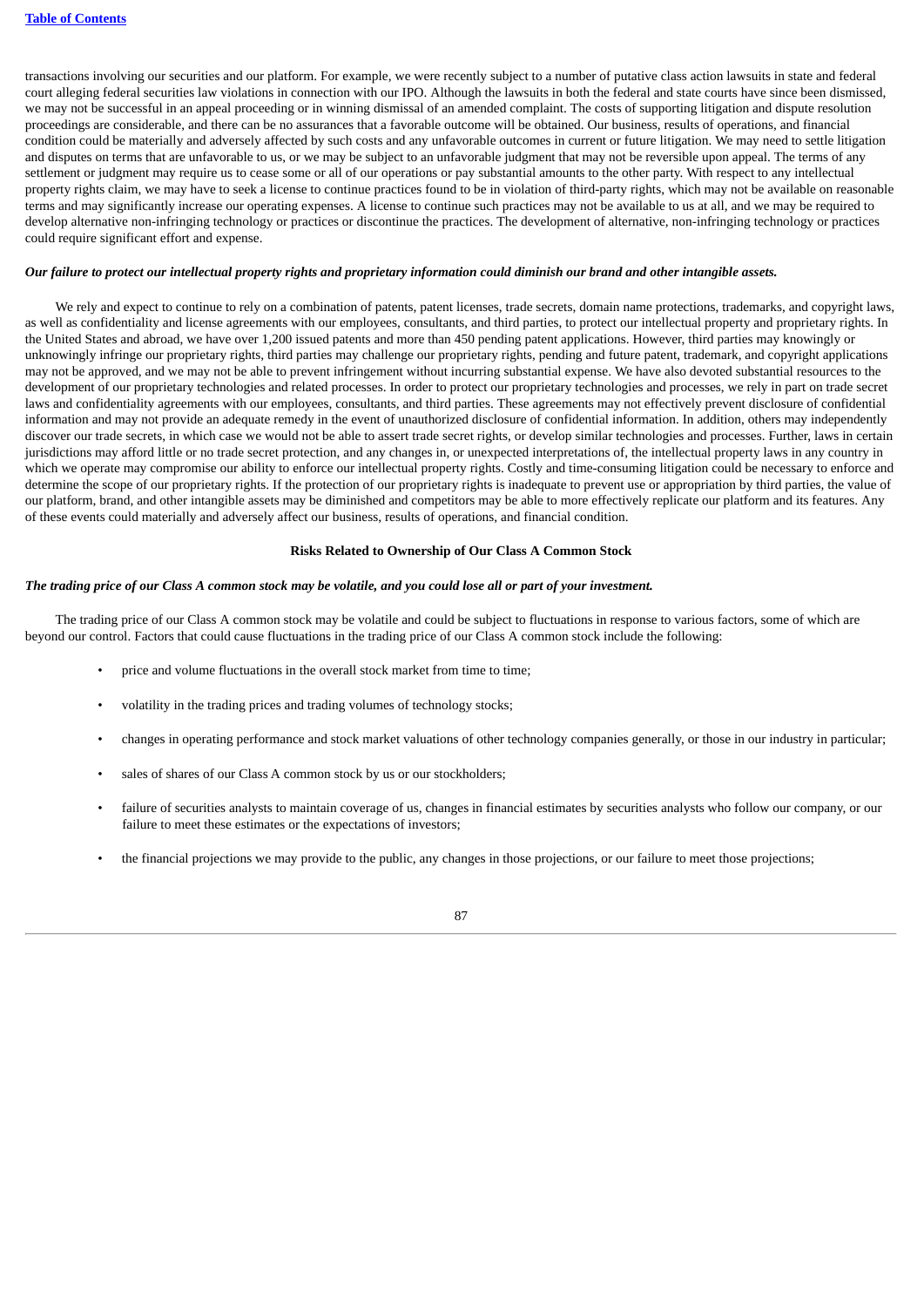transactions involving our securities and our platform. For example, we were recently subject to a number of putative class action lawsuits in state and federal court alleging federal securities law violations in connection with our IPO. Although the lawsuits in both the federal and state courts have since been dismissed, we may not be successful in an appeal proceeding or in winning dismissal of an amended complaint. The costs of supporting litigation and dispute resolution proceedings are considerable, and there can be no assurances that a favorable outcome will be obtained. Our business, results of operations, and financial condition could be materially and adversely affected by such costs and any unfavorable outcomes in current or future litigation. We may need to settle litigation and disputes on terms that are unfavorable to us, or we may be subject to an unfavorable judgment that may not be reversible upon appeal. The terms of any settlement or judgment may require us to cease some or all of our operations or pay substantial amounts to the other party. With respect to any intellectual property rights claim, we may have to seek a license to continue practices found to be in violation of third-party rights, which may not be available on reasonable terms and may significantly increase our operating expenses. A license to continue such practices may not be available to us at all, and we may be required to develop alternative non-infringing technology or practices or discontinue the practices. The development of alternative, non-infringing technology or practices could require significant effort and expense.

***Our failure to protect our intellectual property rights and proprietary information could diminish our brand and other intangible assets.***

We rely and expect to continue to rely on a combination of patents, patent licenses, trade secrets, domain name protections, trademarks, and copyright laws, as well as confidentiality and license agreements with our employees, consultants, and third parties, to protect our intellectual property and proprietary rights. In the United States and abroad, we have over 1,200 issued patents and more than 450 pending patent applications. However, third parties may knowingly or unknowingly infringe our proprietary rights, third parties may challenge our proprietary rights, pending and future patent, trademark, and copyright applications may not be approved, and we may not be able to prevent infringement without incurring substantial expense. We have also devoted substantial resources to the development of our proprietary technologies and related processes. In order to protect our proprietary technologies and processes, we rely in part on trade secret laws and confidentiality agreements with our employees, consultants, and third parties. These agreements may not effectively prevent disclosure of confidential information and may not provide an adequate remedy in the event of unauthorized disclosure of confidential information. In addition, others may independently discover our trade secrets, in which case we would not be able to assert trade secret rights, or develop similar technologies and processes. Further, laws in certain jurisdictions may afford little or no trade secret protection, and any changes in, or unexpected interpretations of, the intellectual property laws in any country in which we operate may compromise our ability to enforce our intellectual property rights. Costly and time-consuming litigation could be necessary to enforce and determine the scope of our proprietary rights. If the protection of our proprietary rights is inadequate to prevent use or appropriation by third parties, the value of our platform, brand, and other intangible assets may be diminished and competitors may be able to more effectively replicate our platform and its features. Any of these events could materially and adversely affect our business, results of operations, and financial condition.

## Risks Related to Ownership of Our Class A Common Stock

***The trading price of our Class A common stock may be volatile, and you could lose all or part of your investment.***

The trading price of our Class A common stock may be volatile and could be subject to fluctuations in response to various factors, some of which are beyond our control. Factors that could cause fluctuations in the trading price of our Class A common stock include the following:

- price and volume fluctuations in the overall stock market from time to time;
- volatility in the trading prices and trading volumes of technology stocks;
- changes in operating performance and stock market valuations of other technology companies generally, or those in our industry in particular;
- sales of shares of our Class A common stock by us or our stockholders;
- failure of securities analysts to maintain coverage of us, changes in financial estimates by securities analysts who follow our company, or our failure to meet these estimates or the expectations of investors;
- the financial projections we may provide to the public, any changes in those projections, or our failure to meet those projections;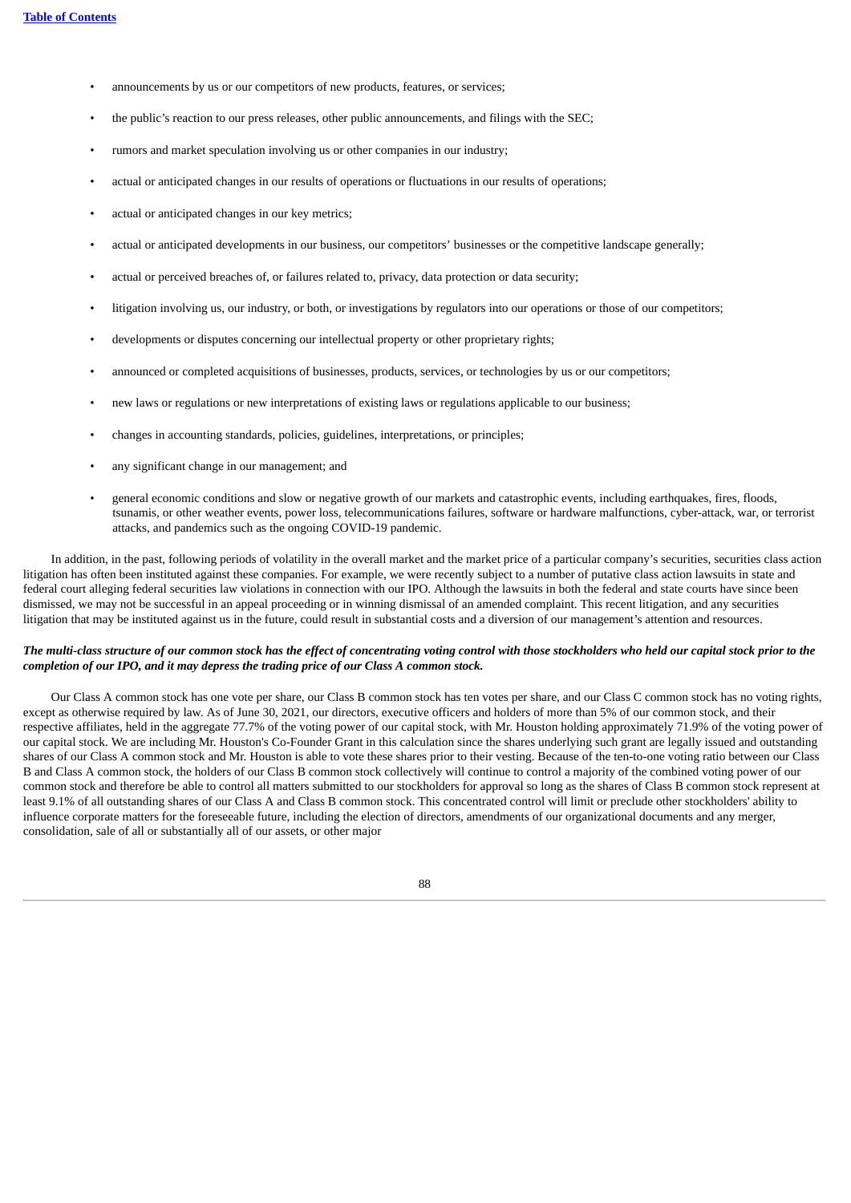- announcements by us or our competitors of new products, features, or services;
- the public's reaction to our press releases, other public announcements, and filings with the SEC;
- rumors and market speculation involving us or other companies in our industry;
- actual or anticipated changes in our results of operations or fluctuations in our results of operations;
- actual or anticipated changes in our key metrics;
- actual or anticipated developments in our business, our competitors' businesses or the competitive landscape generally;
- actual or perceived breaches of, or failures related to, privacy, data protection or data security;
- litigation involving us, our industry, or both, or investigations by regulators into our operations or those of our competitors;
- developments or disputes concerning our intellectual property or other proprietary rights;
- announced or completed acquisitions of businesses, products, services, or technologies by us or our competitors;
- new laws or regulations or new interpretations of existing laws or regulations applicable to our business;
- changes in accounting standards, policies, guidelines, interpretations, or principles;
- any significant change in our management; and
- general economic conditions and slow or negative growth of our markets and catastrophic events, including earthquakes, fires, floods, tsunamis, or other weather events, power loss, telecommunications failures, software or hardware malfunctions, cyber-attack, war, or terrorist attacks, and pandemics such as the ongoing COVID-19 pandemic.

In addition, in the past, following periods of volatility in the overall market and the market price of a particular company's securities, securities class action litigation has often been instituted against these companies. For example, we were recently subject to a number of putative class action lawsuits in state and federal court alleging federal securities law violations in connection with our IPO. Although the lawsuits in both the federal and state courts have since been dismissed, we may not be successful in an appeal proceeding or in winning dismissal of an amended complaint. This recent litigation, and any securities litigation that may be instituted against us in the future, could result in substantial costs and a diversion of our management's attention and resources.

***The multi-class structure of our common stock has the effect of concentrating voting control with those stockholders who held our capital stock prior to the completion of our IPO, and it may depress the trading price of our Class A common stock.***

Our Class A common stock has one vote per share, our Class B common stock has ten votes per share, and our Class C common stock has no voting rights, except as otherwise required by law. As of June 30, 2021, our directors, executive officers and holders of more than 5% of our common stock, and their respective affiliates, held in the aggregate 77.7% of the voting power of our capital stock, with Mr. Houston holding approximately 71.9% of the voting power of our capital stock. We are including Mr. Houston's Co-Founder Grant in this calculation since the shares underlying such grant are legally issued and outstanding shares of our Class A common stock and Mr. Houston is able to vote these shares prior to their vesting. Because of the ten-to-one voting ratio between our Class B and Class A common stock, the holders of our Class B common stock collectively will continue to control a majority of the combined voting power of our common stock and therefore be able to control all matters submitted to our stockholders for approval so long as the shares of Class B common stock represent at least 9.1% of all outstanding shares of our Class A and Class B common stock. This concentrated control will limit or preclude other stockholders' ability to influence corporate matters for the foreseeable future, including the election of directors, amendments of our organizational documents and any merger, consolidation, sale of all or substantially all of our assets, or other major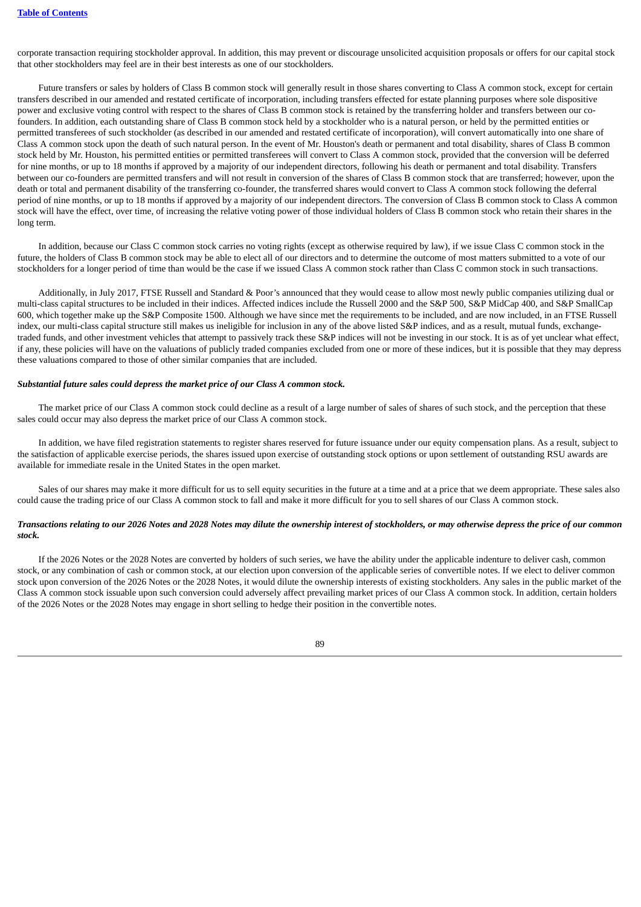corporate transaction requiring stockholder approval. In addition, this may prevent or discourage unsolicited acquisition proposals or offers for our capital stock that other stockholders may feel are in their best interests as one of our stockholders.

Future transfers or sales by holders of Class B common stock will generally result in those shares converting to Class A common stock, except for certain transfers described in our amended and restated certificate of incorporation, including transfers effected for estate planning purposes where sole dispositive power and exclusive voting control with respect to the shares of Class B common stock is retained by the transferring holder and transfers between our co-founders. In addition, each outstanding share of Class B common stock held by a stockholder who is a natural person, or held by the permitted entities or permitted transferees of such stockholder (as described in our amended and restated certificate of incorporation), will convert automatically into one share of Class A common stock upon the death of such natural person. In the event of Mr. Houston's death or permanent and total disability, shares of Class B common stock held by Mr. Houston, his permitted entities or permitted transferees will convert to Class A common stock, provided that the conversion will be deferred for nine months, or up to 18 months if approved by a majority of our independent directors, following his death or permanent and total disability. Transfers between our co-founders are permitted transfers and will not result in conversion of the shares of Class B common stock that are transferred; however, upon the death or total and permanent disability of the transferring co-founder, the transferred shares would convert to Class A common stock following the deferral period of nine months, or up to 18 months if approved by a majority of our independent directors. The conversion of Class B common stock to Class A common stock will have the effect, over time, of increasing the relative voting power of those individual holders of Class B common stock who retain their shares in the long term.

In addition, because our Class C common stock carries no voting rights (except as otherwise required by law), if we issue Class C common stock in the future, the holders of Class B common stock may be able to elect all of our directors and to determine the outcome of most matters submitted to a vote of our stockholders for a longer period of time than would be the case if we issued Class A common stock rather than Class C common stock in such transactions.

Additionally, in July 2017, FTSE Russell and Standard & Poor's announced that they would cease to allow most newly public companies utilizing dual or multi-class capital structures to be included in their indices. Affected indices include the Russell 2000 and the S&P 500, S&P MidCap 400, and S&P SmallCap 600, which together make up the S&P Composite 1500. Although we have since met the requirements to be included, and are now included, in an FTSE Russell index, our multi-class capital structure still makes us ineligible for inclusion in any of the above listed S&P indices, and as a result, mutual funds, exchange-traded funds, and other investment vehicles that attempt to passively track these S&P indices will not be investing in our stock. It is as of yet unclear what effect, if any, these policies will have on the valuations of publicly traded companies excluded from one or more of these indices, but it is possible that they may depress these valuations compared to those of other similar companies that are included.

***Substantial future sales could depress the market price of our Class A common stock.***

The market price of our Class A common stock could decline as a result of a large number of sales of shares of such stock, and the perception that these sales could occur may also depress the market price of our Class A common stock.

In addition, we have filed registration statements to register shares reserved for future issuance under our equity compensation plans. As a result, subject to the satisfaction of applicable exercise periods, the shares issued upon exercise of outstanding stock options or upon settlement of outstanding RSU awards are available for immediate resale in the United States in the open market.

Sales of our shares may make it more difficult for us to sell equity securities in the future at a time and at a price that we deem appropriate. These sales also could cause the trading price of our Class A common stock to fall and make it more difficult for you to sell shares of our Class A common stock.

***Transactions relating to our 2026 Notes and 2028 Notes may dilute the ownership interest of stockholders, or may otherwise depress the price of our common stock.***

If the 2026 Notes or the 2028 Notes are converted by holders of such series, we have the ability under the applicable indenture to deliver cash, common stock, or any combination of cash or common stock, at our election upon conversion of the applicable series of convertible notes. If we elect to deliver common stock upon conversion of the 2026 Notes or the 2028 Notes, it would dilute the ownership interests of existing stockholders. Any sales in the public market of the Class A common stock issuable upon such conversion could adversely affect prevailing market prices of our Class A common stock. In addition, certain holders of the 2026 Notes or the 2028 Notes may engage in short selling to hedge their position in the convertible notes.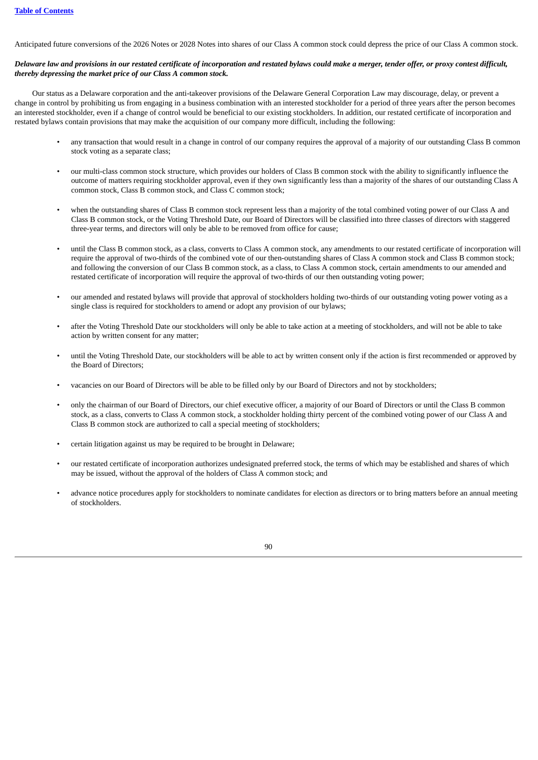Anticipated future conversions of the 2026 Notes or 2028 Notes into shares of our Class A common stock could depress the price of our Class A common stock.

***Delaware law and provisions in our restated certificate of incorporation and restated bylaws could make a merger, tender offer, or proxy contest difficult, thereby depressing the market price of our Class A common stock.***

Our status as a Delaware corporation and the anti-takeover provisions of the Delaware General Corporation Law may discourage, delay, or prevent a change in control by prohibiting us from engaging in a business combination with an interested stockholder for a period of three years after the person becomes an interested stockholder, even if a change of control would be beneficial to our existing stockholders. In addition, our restated certificate of incorporation and restated bylaws contain provisions that may make the acquisition of our company more difficult, including the following:

- any transaction that would result in a change in control of our company requires the approval of a majority of our outstanding Class B common stock voting as a separate class;
- our multi-class common stock structure, which provides our holders of Class B common stock with the ability to significantly influence the outcome of matters requiring stockholder approval, even if they own significantly less than a majority of the shares of our outstanding Class A common stock, Class B common stock, and Class C common stock;
- when the outstanding shares of Class B common stock represent less than a majority of the total combined voting power of our Class A and Class B common stock, or the Voting Threshold Date, our Board of Directors will be classified into three classes of directors with staggered three-year terms, and directors will only be able to be removed from office for cause;
- until the Class B common stock, as a class, converts to Class A common stock, any amendments to our restated certificate of incorporation will require the approval of two-thirds of the combined vote of our then-outstanding shares of Class A common stock and Class B common stock; and following the conversion of our Class B common stock, as a class, to Class A common stock, certain amendments to our amended and restated certificate of incorporation will require the approval of two-thirds of our then outstanding voting power;
- our amended and restated bylaws will provide that approval of stockholders holding two-thirds of our outstanding voting power voting as a single class is required for stockholders to amend or adopt any provision of our bylaws;
- after the Voting Threshold Date our stockholders will only be able to take action at a meeting of stockholders, and will not be able to take action by written consent for any matter;
- until the Voting Threshold Date, our stockholders will be able to act by written consent only if the action is first recommended or approved by the Board of Directors;
- vacancies on our Board of Directors will be able to be filled only by our Board of Directors and not by stockholders;
- only the chairman of our Board of Directors, our chief executive officer, a majority of our Board of Directors or until the Class B common stock, as a class, converts to Class A common stock, a stockholder holding thirty percent of the combined voting power of our Class A and Class B common stock are authorized to call a special meeting of stockholders;
- certain litigation against us may be required to be brought in Delaware;
- our restated certificate of incorporation authorizes undesignated preferred stock, the terms of which may be established and shares of which may be issued, without the approval of the holders of Class A common stock; and
- advance notice procedures apply for stockholders to nominate candidates for election as directors or to bring matters before an annual meeting of stockholders.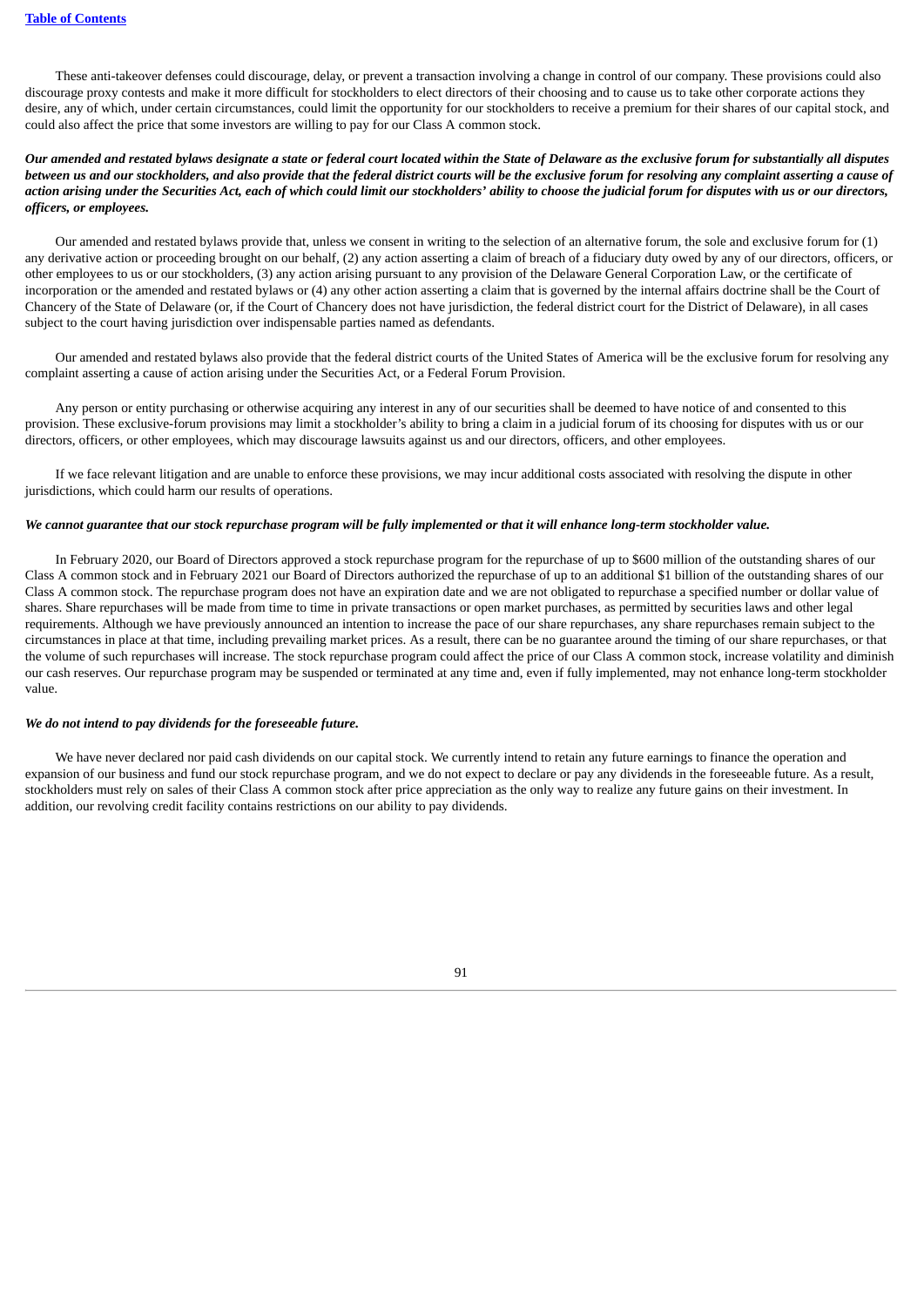These anti-takeover defenses could discourage, delay, or prevent a transaction involving a change in control of our company. These provisions could also discourage proxy contests and make it more difficult for stockholders to elect directors of their choosing and to cause us to take other corporate actions they desire, any of which, under certain circumstances, could limit the opportunity for our stockholders to receive a premium for their shares of our capital stock, and could also affect the price that some investors are willing to pay for our Class A common stock.

***Our amended and restated bylaws designate a state or federal court located within the State of Delaware as the exclusive forum for substantially all disputes between us and our stockholders, and also provide that the federal district courts will be the exclusive forum for resolving any complaint asserting a cause of action arising under the Securities Act, each of which could limit our stockholders' ability to choose the judicial forum for disputes with us or our directors, officers, or employees.***

Our amended and restated bylaws provide that, unless we consent in writing to the selection of an alternative forum, the sole and exclusive forum for (1) any derivative action or proceeding brought on our behalf, (2) any action asserting a claim of breach of a fiduciary duty owed by any of our directors, officers, or other employees to us or our stockholders, (3) any action arising pursuant to any provision of the Delaware General Corporation Law, or the certificate of incorporation or the amended and restated bylaws or (4) any other action asserting a claim that is governed by the internal affairs doctrine shall be the Court of Chancery of the State of Delaware (or, if the Court of Chancery does not have jurisdiction, the federal district court for the District of Delaware), in all cases subject to the court having jurisdiction over indispensable parties named as defendants.

Our amended and restated bylaws also provide that the federal district courts of the United States of America will be the exclusive forum for resolving any complaint asserting a cause of action arising under the Securities Act, or a Federal Forum Provision.

Any person or entity purchasing or otherwise acquiring any interest in any of our securities shall be deemed to have notice of and consented to this provision. These exclusive-forum provisions may limit a stockholder's ability to bring a claim in a judicial forum of its choosing for disputes with us or our directors, officers, or other employees, which may discourage lawsuits against us and our directors, officers, and other employees.

If we face relevant litigation and are unable to enforce these provisions, we may incur additional costs associated with resolving the dispute in other jurisdictions, which could harm our results of operations.

***We cannot guarantee that our stock repurchase program will be fully implemented or that it will enhance long-term stockholder value.***

In February 2020, our Board of Directors approved a stock repurchase program for the repurchase of up to $600 million of the outstanding shares of our Class A common stock and in February 2021 our Board of Directors authorized the repurchase of up to an additional $1 billion of the outstanding shares of our Class A common stock. The repurchase program does not have an expiration date and we are not obligated to repurchase a specified number or dollar value of shares. Share repurchases will be made from time to time in private transactions or open market purchases, as permitted by securities laws and other legal requirements. Although we have previously announced an intention to increase the pace of our share repurchases, any share repurchases remain subject to the circumstances in place at that time, including prevailing market prices. As a result, there can be no guarantee around the timing of our share repurchases, or that the volume of such repurchases will increase. The stock repurchase program could affect the price of our Class A common stock, increase volatility and diminish our cash reserves. Our repurchase program may be suspended or terminated at any time and, even if fully implemented, may not enhance long-term stockholder value.

***We do not intend to pay dividends for the foreseeable future.***

We have never declared nor paid cash dividends on our capital stock. We currently intend to retain any future earnings to finance the operation and expansion of our business and fund our stock repurchase program, and we do not expect to declare or pay any dividends in the foreseeable future. As a result, stockholders must rely on sales of their Class A common stock after price appreciation as the only way to realize any future gains on their investment. In addition, our revolving credit facility contains restrictions on our ability to pay dividends.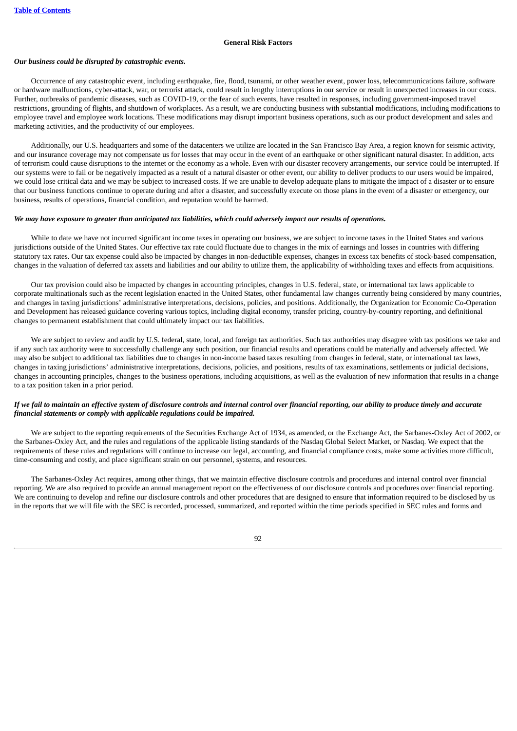### General Risk Factors

***Our business could be disrupted by catastrophic events.***

Occurrence of any catastrophic event, including earthquake, fire, flood, tsunami, or other weather event, power loss, telecommunications failure, software or hardware malfunctions, cyber-attack, war, or terrorist attack, could result in lengthy interruptions in our service or result in unexpected increases in our costs. Further, outbreaks of pandemic diseases, such as COVID-19, or the fear of such events, have resulted in responses, including government-imposed travel restrictions, grounding of flights, and shutdown of workplaces. As a result, we are conducting business with substantial modifications, including modifications to employee travel and employee work locations. These modifications may disrupt important business operations, such as our product development and sales and marketing activities, and the productivity of our employees.

Additionally, our U.S. headquarters and some of the datacenters we utilize are located in the San Francisco Bay Area, a region known for seismic activity, and our insurance coverage may not compensate us for losses that may occur in the event of an earthquake or other significant natural disaster. In addition, acts of terrorism could cause disruptions to the internet or the economy as a whole. Even with our disaster recovery arrangements, our service could be interrupted. If our systems were to fail or be negatively impacted as a result of a natural disaster or other event, our ability to deliver products to our users would be impaired, we could lose critical data and we may be subject to increased costs. If we are unable to develop adequate plans to mitigate the impact of a disaster or to ensure that our business functions continue to operate during and after a disaster, and successfully execute on those plans in the event of a disaster or emergency, our business, results of operations, financial condition, and reputation would be harmed.

***We may have exposure to greater than anticipated tax liabilities, which could adversely impact our results of operations.***

While to date we have not incurred significant income taxes in operating our business, we are subject to income taxes in the United States and various jurisdictions outside of the United States. Our effective tax rate could fluctuate due to changes in the mix of earnings and losses in countries with differing statutory tax rates. Our tax expense could also be impacted by changes in non-deductible expenses, changes in excess tax benefits of stock-based compensation, changes in the valuation of deferred tax assets and liabilities and our ability to utilize them, the applicability of withholding taxes and effects from acquisitions.

Our tax provision could also be impacted by changes in accounting principles, changes in U.S. federal, state, or international tax laws applicable to corporate multinationals such as the recent legislation enacted in the United States, other fundamental law changes currently being considered by many countries, and changes in taxing jurisdictions' administrative interpretations, decisions, policies, and positions. Additionally, the Organization for Economic Co-Operation and Development has released guidance covering various topics, including digital economy, transfer pricing, country-by-country reporting, and definitional changes to permanent establishment that could ultimately impact our tax liabilities.

We are subject to review and audit by U.S. federal, state, local, and foreign tax authorities. Such tax authorities may disagree with tax positions we take and if any such tax authority were to successfully challenge any such position, our financial results and operations could be materially and adversely affected. We may also be subject to additional tax liabilities due to changes in non-income based taxes resulting from changes in federal, state, or international tax laws, changes in taxing jurisdictions' administrative interpretations, decisions, policies, and positions, results of tax examinations, settlements or judicial decisions, changes in accounting principles, changes to the business operations, including acquisitions, as well as the evaluation of new information that results in a change to a tax position taken in a prior period.

***If we fail to maintain an effective system of disclosure controls and internal control over financial reporting, our ability to produce timely and accurate financial statements or comply with applicable regulations could be impaired.***

We are subject to the reporting requirements of the Securities Exchange Act of 1934, as amended, or the Exchange Act, the Sarbanes-Oxley Act of 2002, or the Sarbanes-Oxley Act, and the rules and regulations of the applicable listing standards of the Nasdaq Global Select Market, or Nasdaq. We expect that the requirements of these rules and regulations will continue to increase our legal, accounting, and financial compliance costs, make some activities more difficult, time-consuming and costly, and place significant strain on our personnel, systems, and resources.

The Sarbanes-Oxley Act requires, among other things, that we maintain effective disclosure controls and procedures and internal control over financial reporting. We are also required to provide an annual management report on the effectiveness of our disclosure controls and procedures over financial reporting. We are continuing to develop and refine our disclosure controls and other procedures that are designed to ensure that information required to be disclosed by us in the reports that we will file with the SEC is recorded, processed, summarized, and reported within the time periods specified in SEC rules and forms and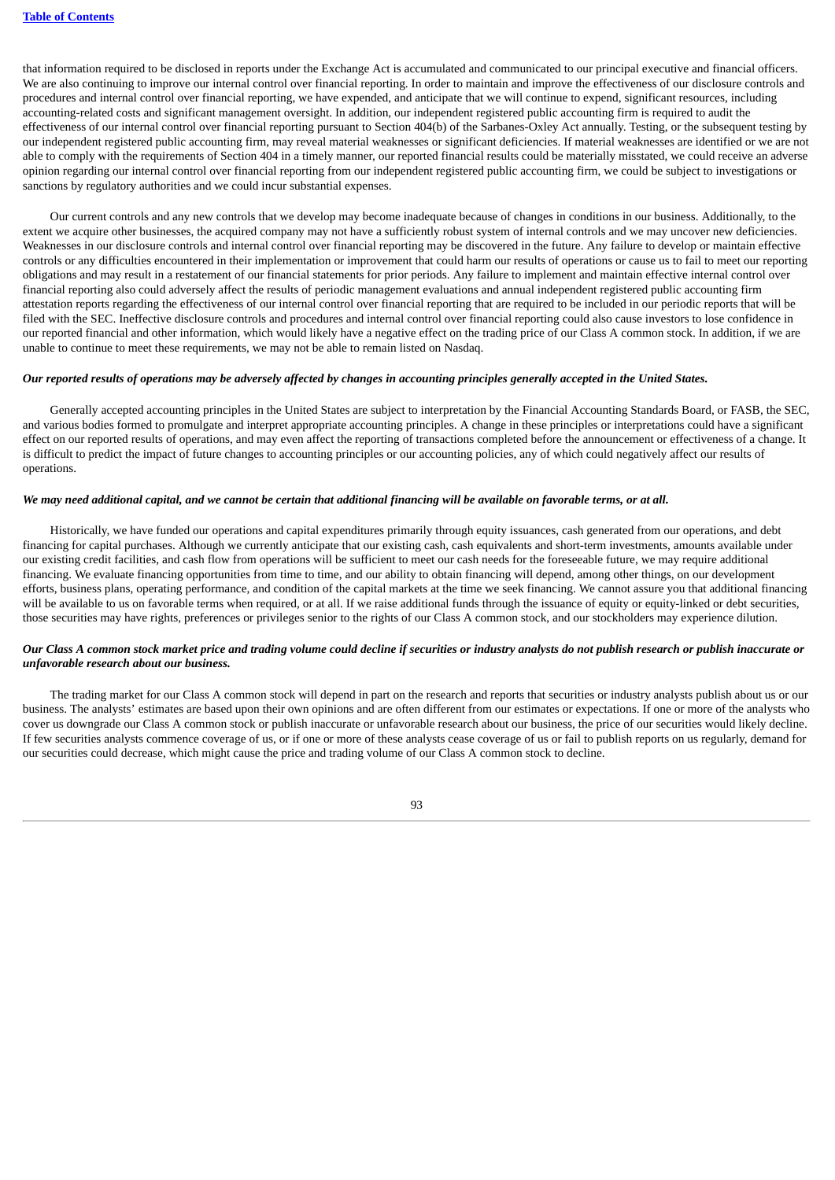that information required to be disclosed in reports under the Exchange Act is accumulated and communicated to our principal executive and financial officers. We are also continuing to improve our internal control over financial reporting. In order to maintain and improve the effectiveness of our disclosure controls and procedures and internal control over financial reporting, we have expended, and anticipate that we will continue to expend, significant resources, including accounting-related costs and significant management oversight. In addition, our independent registered public accounting firm is required to audit the effectiveness of our internal control over financial reporting pursuant to Section 404(b) of the Sarbanes-Oxley Act annually. Testing, or the subsequent testing by our independent registered public accounting firm, may reveal material weaknesses or significant deficiencies. If material weaknesses are identified or we are not able to comply with the requirements of Section 404 in a timely manner, our reported financial results could be materially misstated, we could receive an adverse opinion regarding our internal control over financial reporting from our independent registered public accounting firm, we could be subject to investigations or sanctions by regulatory authorities and we could incur substantial expenses.

Our current controls and any new controls that we develop may become inadequate because of changes in conditions in our business. Additionally, to the extent we acquire other businesses, the acquired company may not have a sufficiently robust system of internal controls and we may uncover new deficiencies. Weaknesses in our disclosure controls and internal control over financial reporting may be discovered in the future. Any failure to develop or maintain effective controls or any difficulties encountered in their implementation or improvement that could harm our results of operations or cause us to fail to meet our reporting obligations and may result in a restatement of our financial statements for prior periods. Any failure to implement and maintain effective internal control over financial reporting also could adversely affect the results of periodic management evaluations and annual independent registered public accounting firm attestation reports regarding the effectiveness of our internal control over financial reporting that are required to be included in our periodic reports that will be filed with the SEC. Ineffective disclosure controls and procedures and internal control over financial reporting could also cause investors to lose confidence in our reported financial and other information, which would likely have a negative effect on the trading price of our Class A common stock. In addition, if we are unable to continue to meet these requirements, we may not be able to remain listed on Nasdaq.

***Our reported results of operations may be adversely affected by changes in accounting principles generally accepted in the United States.***

Generally accepted accounting principles in the United States are subject to interpretation by the Financial Accounting Standards Board, or FASB, the SEC, and various bodies formed to promulgate and interpret appropriate accounting principles. A change in these principles or interpretations could have a significant effect on our reported results of operations, and may even affect the reporting of transactions completed before the announcement or effectiveness of a change. It is difficult to predict the impact of future changes to accounting principles or our accounting policies, any of which could negatively affect our results of operations.

***We may need additional capital, and we cannot be certain that additional financing will be available on favorable terms, or at all.***

Historically, we have funded our operations and capital expenditures primarily through equity issuances, cash generated from our operations, and debt financing for capital purchases. Although we currently anticipate that our existing cash, cash equivalents and short-term investments, amounts available under our existing credit facilities, and cash flow from operations will be sufficient to meet our cash needs for the foreseeable future, we may require additional financing. We evaluate financing opportunities from time to time, and our ability to obtain financing will depend, among other things, on our development efforts, business plans, operating performance, and condition of the capital markets at the time we seek financing. We cannot assure you that additional financing will be available to us on favorable terms when required, or at all. If we raise additional funds through the issuance of equity or equity-linked or debt securities, those securities may have rights, preferences or privileges senior to the rights of our Class A common stock, and our stockholders may experience dilution.

***Our Class A common stock market price and trading volume could decline if securities or industry analysts do not publish research or publish inaccurate or unfavorable research about our business.***

The trading market for our Class A common stock will depend in part on the research and reports that securities or industry analysts publish about us or our business. The analysts' estimates are based upon their own opinions and are often different from our estimates or expectations. If one or more of the analysts who cover us downgrade our Class A common stock or publish inaccurate or unfavorable research about our business, the price of our securities would likely decline. If few securities analysts commence coverage of us, or if one or more of these analysts cease coverage of us or fail to publish reports on us regularly, demand for our securities could decrease, which might cause the price and trading volume of our Class A common stock to decline.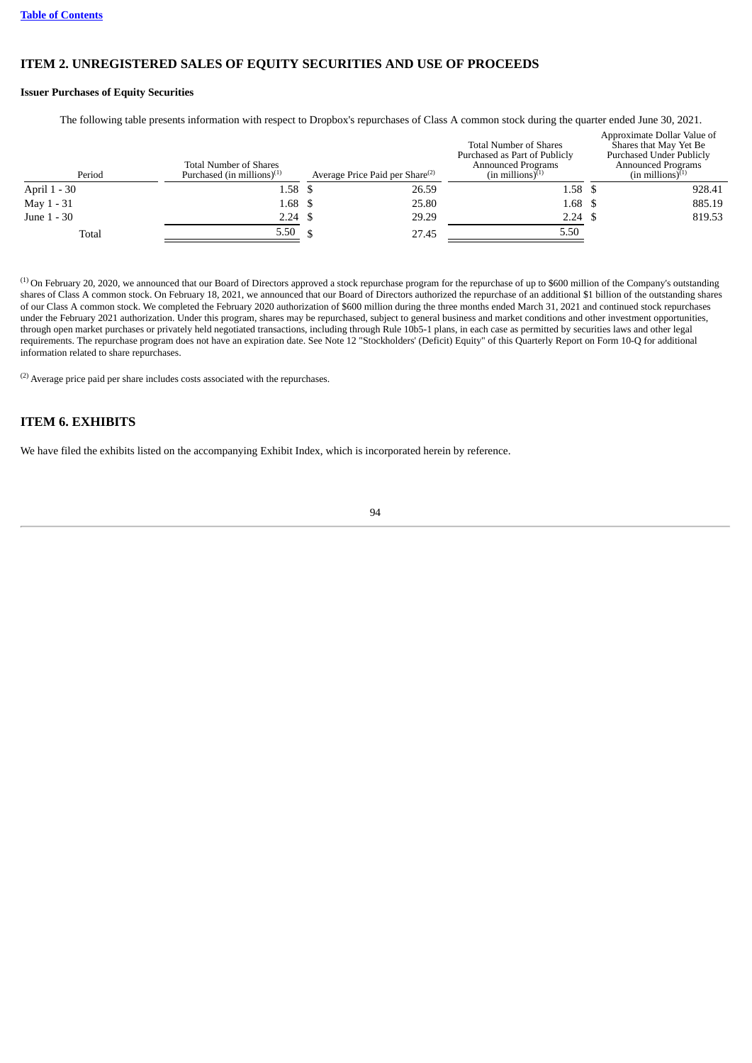## ITEM 2. UNREGISTERED SALES OF EQUITY SECURITIES AND USE OF PROCEEDS

**Issuer Purchases of Equity Securities**

The following table presents information with respect to Dropbox's repurchases of Class A common stock during the quarter ended June 30, 2021.

| Period | Total Number of Shares Purchased (in millions)[(1)] | Average Price Paid per Share[(2)] | Total Number of Shares Purchased as Part of Publicly Announced Programs (in millions)[(1)] | Approximate Dollar Value of Shares that May Yet Be Purchased Under Publicly Announced Programs (in millions)[(1)] |
|---|---|---|---|---|
| April 1 - 30 | 1.58 | $ 26.59 | 1.58 | $ 928.41 |
| May 1 - 31 | 1.68 | $ 25.80 | 1.68 | $ 885.19 |
| June 1 - 30 | 2.24 | $ 29.29 | 2.24 | $ 819.53 |
| Total | 5.50 | $ 27.45 | 5.50 | |

(1) On February 20, 2020, we announced that our Board of Directors approved a stock repurchase program for the repurchase of up to $600 million of the Company's outstanding shares of Class A common stock. On February 18, 2021, we announced that our Board of Directors authorized the repurchase of an additional $1 billion of the outstanding shares of our Class A common stock. We completed the February 2020 authorization of $600 million during the three months ended March 31, 2021 and continued stock repurchases under the February 2021 authorization. Under this program, shares may be repurchased, subject to general business and market conditions and other investment opportunities, through open market purchases or privately held negotiated transactions, including through Rule 10b5-1 plans, in each case as permitted by securities laws and other legal requirements. The repurchase program does not have an expiration date. See Note 12 "Stockholders' (Deficit) Equity" of this Quarterly Report on Form 10-Q for additional information related to share repurchases.

(2) Average price paid per share includes costs associated with the repurchases.

## ITEM 6. EXHIBITS

We have filed the exhibits listed on the accompanying Exhibit Index, which is incorporated herein by reference.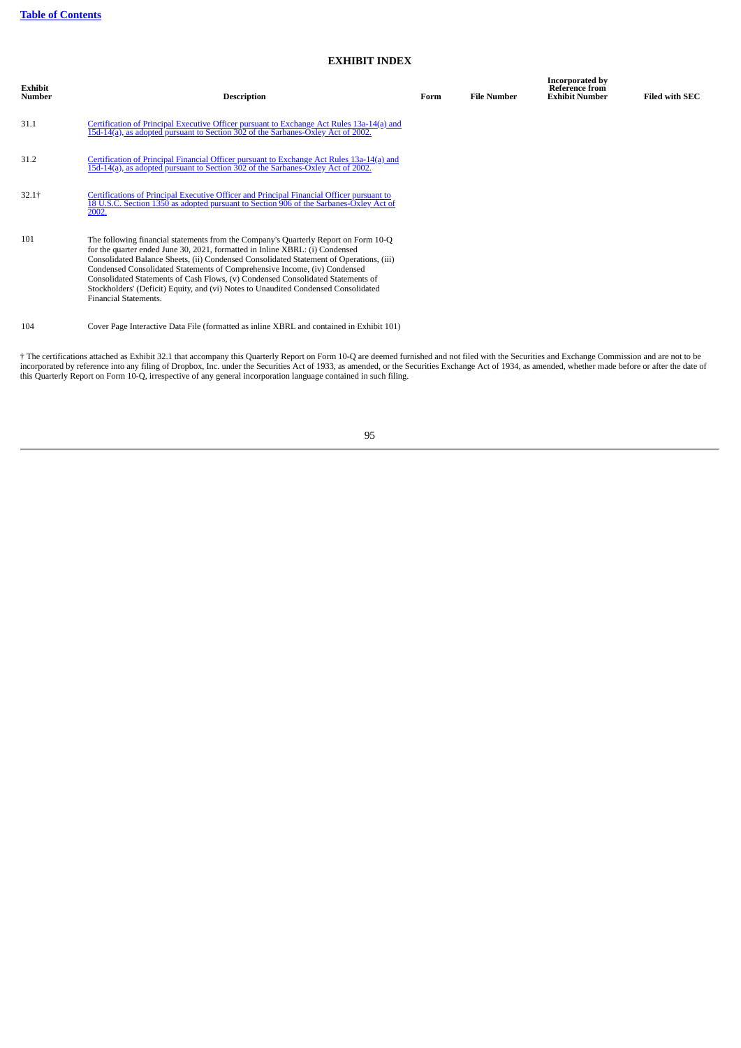[Table of Contents](#)

# EXHIBIT INDEX

| Exhibit Number | Description | Form | File Number | Incorporated by Reference from Exhibit Number | Filed with SEC |
|---|---|---|---|---|---|
| 31.1 | Certification of Principal Executive Officer pursuant to Exchange Act Rules 13a-14(a) and 15d-14(a), as adopted pursuant to Section 302 of the Sarbanes-Oxley Act of 2002. | | | | |
| 31.2 | Certification of Principal Financial Officer pursuant to Exchange Act Rules 13a-14(a) and 15d-14(a), as adopted pursuant to Section 302 of the Sarbanes-Oxley Act of 2002. | | | | |
| 32.1† | Certifications of Principal Executive Officer and Principal Financial Officer pursuant to 18 U.S.C. Section 1350 as adopted pursuant to Section 906 of the Sarbanes-Oxley Act of 2002. | | | | |
| 101 | The following financial statements from the Company's Quarterly Report on Form 10-Q for the quarter ended June 30, 2021, formatted in Inline XBRL: (i) Condensed Consolidated Balance Sheets, (ii) Condensed Consolidated Statement of Operations, (iii) Condensed Consolidated Statements of Comprehensive Income, (iv) Condensed Consolidated Statements of Cash Flows, (v) Condensed Consolidated Statements of Stockholders' (Deficit) Equity, and (vi) Notes to Unaudited Condensed Consolidated Financial Statements. | | | | |
| 104 | Cover Page Interactive Data File (formatted as inline XBRL and contained in Exhibit 101) | | | | |

† The certifications attached as Exhibit 32.1 that accompany this Quarterly Report on Form 10-Q are deemed furnished and not filed with the Securities and Exchange Commission and are not to be incorporated by reference into any filing of Dropbox, Inc. under the Securities Act of 1933, as amended, or the Securities Exchange Act of 1934, as amended, whether made before or after the date of this Quarterly Report on Form 10-Q, irrespective of any general incorporation language contained in such filing.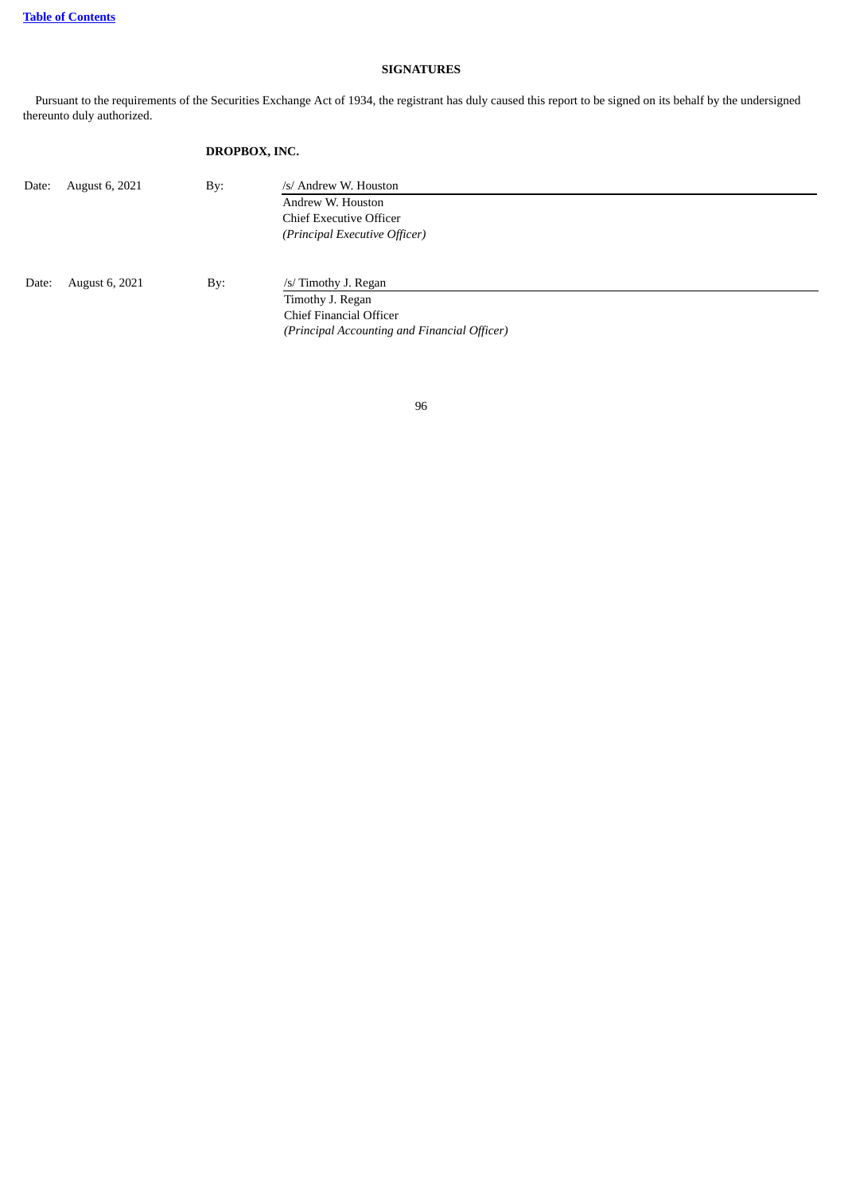## SIGNATURES

Pursuant to the requirements of the Securities Exchange Act of 1934, the registrant has duly caused this report to be signed on its behalf by the undersigned thereunto duly authorized.

**DROPBOX, INC.**

| | | | |
|---|---|---|---|
| Date: | August 6, 2021 | By: | /s/ Andrew W. Houston |
| | | | Andrew W. Houston |
| | | | Chief Executive Officer |
| | | | *(Principal Executive Officer)* |
| | | | |
| Date: | August 6, 2021 | By: | /s/ Timothy J. Regan |
| | | | Timothy J. Regan |
| | | | Chief Financial Officer |
| | | | *(Principal Accounting and Financial Officer)* |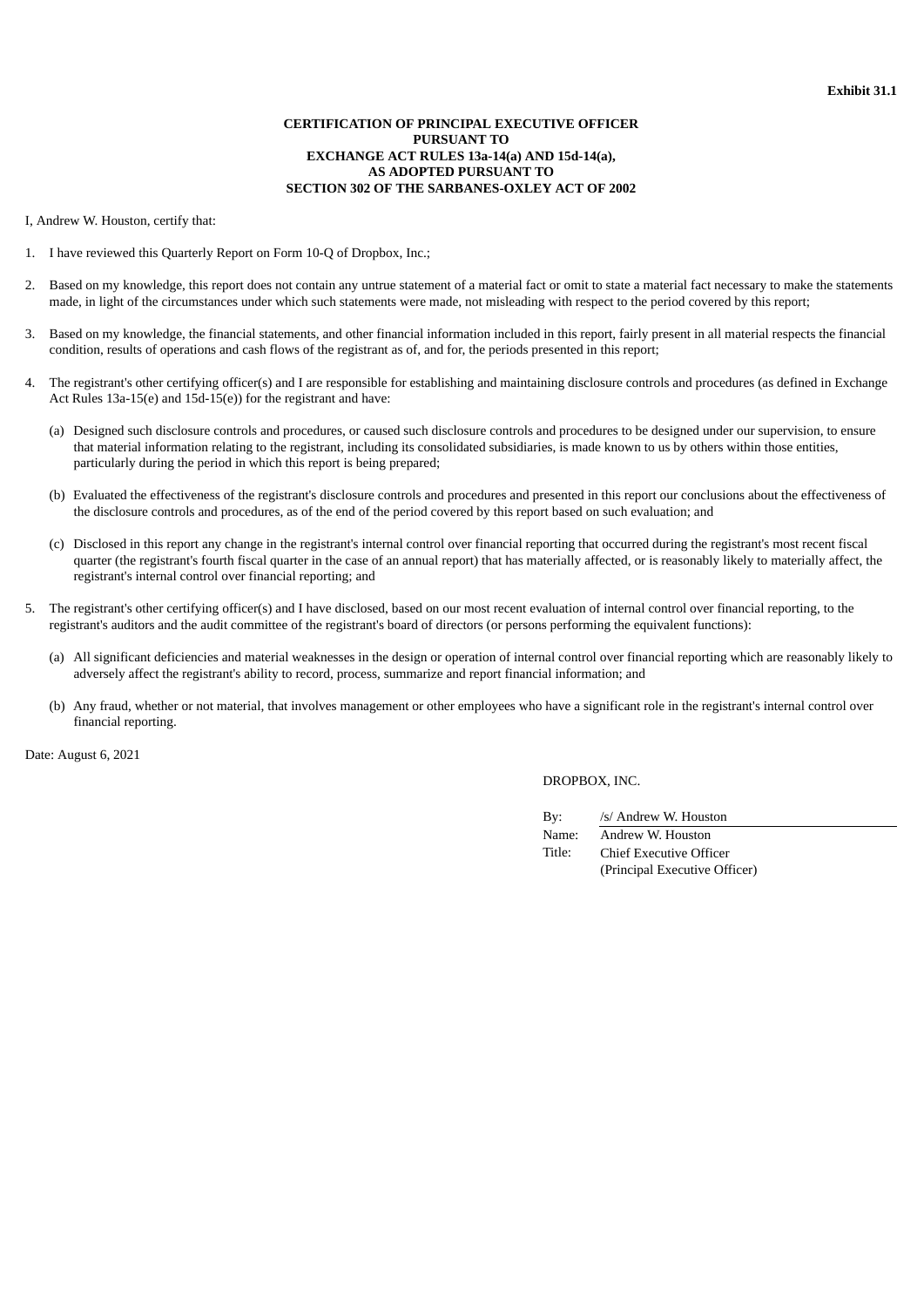**Exhibit 31.1**

**CERTIFICATION OF PRINCIPAL EXECUTIVE OFFICER**
**PURSUANT TO**
**EXCHANGE ACT RULES 13a-14(a) AND 15d-14(a),**
**AS ADOPTED PURSUANT TO**
**SECTION 302 OF THE SARBANES-OXLEY ACT OF 2002**

I, Andrew W. Houston, certify that:

1. I have reviewed this Quarterly Report on Form 10-Q of Dropbox, Inc.;

2. Based on my knowledge, this report does not contain any untrue statement of a material fact or omit to state a material fact necessary to make the statements made, in light of the circumstances under which such statements were made, not misleading with respect to the period covered by this report;

3. Based on my knowledge, the financial statements, and other financial information included in this report, fairly present in all material respects the financial condition, results of operations and cash flows of the registrant as of, and for, the periods presented in this report;

4. The registrant's other certifying officer(s) and I are responsible for establishing and maintaining disclosure controls and procedures (as defined in Exchange Act Rules 13a-15(e) and 15d-15(e)) for the registrant and have:

   (a) Designed such disclosure controls and procedures, or caused such disclosure controls and procedures to be designed under our supervision, to ensure that material information relating to the registrant, including its consolidated subsidiaries, is made known to us by others within those entities, particularly during the period in which this report is being prepared;

   (b) Evaluated the effectiveness of the registrant's disclosure controls and procedures and presented in this report our conclusions about the effectiveness of the disclosure controls and procedures, as of the end of the period covered by this report based on such evaluation; and

   (c) Disclosed in this report any change in the registrant's internal control over financial reporting that occurred during the registrant's most recent fiscal quarter (the registrant's fourth fiscal quarter in the case of an annual report) that has materially affected, or is reasonably likely to materially affect, the registrant's internal control over financial reporting; and

5. The registrant's other certifying officer(s) and I have disclosed, based on our most recent evaluation of internal control over financial reporting, to the registrant's auditors and the audit committee of the registrant's board of directors (or persons performing the equivalent functions):

   (a) All significant deficiencies and material weaknesses in the design or operation of internal control over financial reporting which are reasonably likely to adversely affect the registrant's ability to record, process, summarize and report financial information; and

   (b) Any fraud, whether or not material, that involves management or other employees who have a significant role in the registrant's internal control over financial reporting.

Date: August 6, 2021

DROPBOX, INC.

By: /s/ Andrew W. Houston
Name: Andrew W. Houston
Title: Chief Executive Officer
(Principal Executive Officer)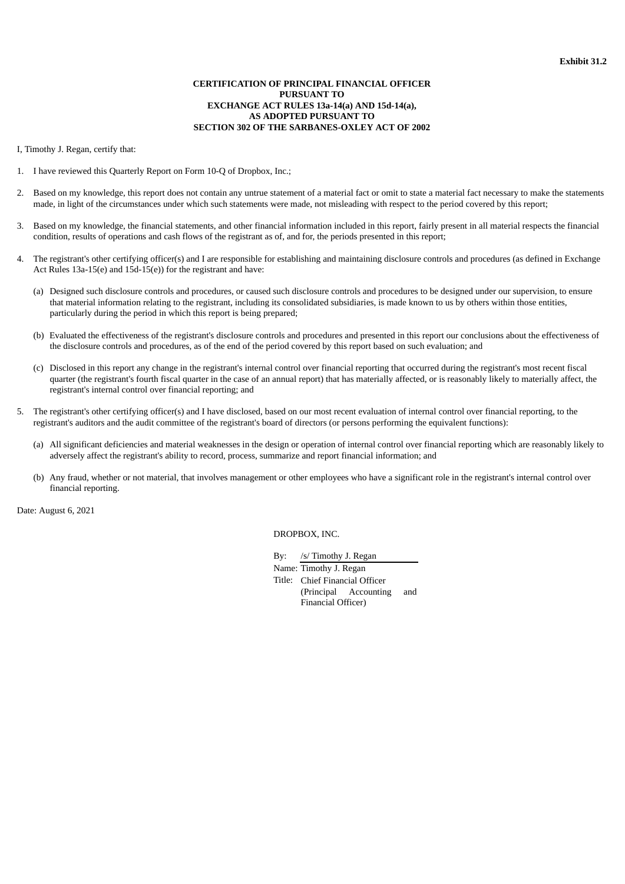**Exhibit 31.2**

**CERTIFICATION OF PRINCIPAL FINANCIAL OFFICER**
**PURSUANT TO**
**EXCHANGE ACT RULES 13a-14(a) AND 15d-14(a),**
**AS ADOPTED PURSUANT TO**
**SECTION 302 OF THE SARBANES-OXLEY ACT OF 2002**

I, Timothy J. Regan, certify that:

1. I have reviewed this Quarterly Report on Form 10-Q of Dropbox, Inc.;

2. Based on my knowledge, this report does not contain any untrue statement of a material fact or omit to state a material fact necessary to make the statements made, in light of the circumstances under which such statements were made, not misleading with respect to the period covered by this report;

3. Based on my knowledge, the financial statements, and other financial information included in this report, fairly present in all material respects the financial condition, results of operations and cash flows of the registrant as of, and for, the periods presented in this report;

4. The registrant's other certifying officer(s) and I are responsible for establishing and maintaining disclosure controls and procedures (as defined in Exchange Act Rules 13a-15(e) and 15d-15(e)) for the registrant and have:

   (a) Designed such disclosure controls and procedures, or caused such disclosure controls and procedures to be designed under our supervision, to ensure that material information relating to the registrant, including its consolidated subsidiaries, is made known to us by others within those entities, particularly during the period in which this report is being prepared;

   (b) Evaluated the effectiveness of the registrant's disclosure controls and procedures and presented in this report our conclusions about the effectiveness of the disclosure controls and procedures, as of the end of the period covered by this report based on such evaluation; and

   (c) Disclosed in this report any change in the registrant's internal control over financial reporting that occurred during the registrant's most recent fiscal quarter (the registrant's fourth fiscal quarter in the case of an annual report) that has materially affected, or is reasonably likely to materially affect, the registrant's internal control over financial reporting; and

5. The registrant's other certifying officer(s) and I have disclosed, based on our most recent evaluation of internal control over financial reporting, to the registrant's auditors and the audit committee of the registrant's board of directors (or persons performing the equivalent functions):

   (a) All significant deficiencies and material weaknesses in the design or operation of internal control over financial reporting which are reasonably likely to adversely affect the registrant's ability to record, process, summarize and report financial information; and

   (b) Any fraud, whether or not material, that involves management or other employees who have a significant role in the registrant's internal control over financial reporting.

Date: August 6, 2021

DROPBOX, INC.

By: /s/ Timothy J. Regan
Name: Timothy J. Regan
Title: Chief Financial Officer (Principal Accounting and Financial Officer)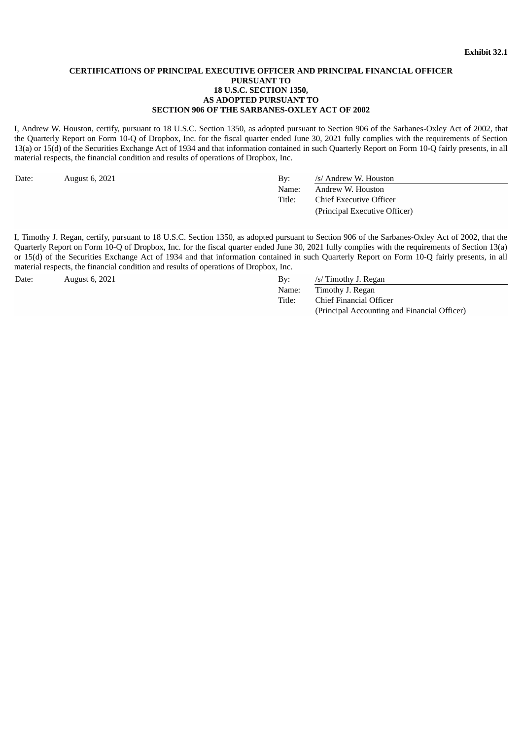**Exhibit 32.1**

**CERTIFICATIONS OF PRINCIPAL EXECUTIVE OFFICER AND PRINCIPAL FINANCIAL OFFICER PURSUANT TO 18 U.S.C. SECTION 1350, AS ADOPTED PURSUANT TO SECTION 906 OF THE SARBANES-OXLEY ACT OF 2002**

I, Andrew W. Houston, certify, pursuant to 18 U.S.C. Section 1350, as adopted pursuant to Section 906 of the Sarbanes-Oxley Act of 2002, that the Quarterly Report on Form 10-Q of Dropbox, Inc. for the fiscal quarter ended June 30, 2021 fully complies with the requirements of Section 13(a) or 15(d) of the Securities Exchange Act of 1934 and that information contained in such Quarterly Report on Form 10-Q fairly presents, in all material respects, the financial condition and results of operations of Dropbox, Inc.

| | | | |
|---|---|---|---|
| Date: | August 6, 2021 | By: | /s/ Andrew W. Houston |
| | | Name: | Andrew W. Houston |
| | | Title: | Chief Executive Officer |
| | | | (Principal Executive Officer) |

I, Timothy J. Regan, certify, pursuant to 18 U.S.C. Section 1350, as adopted pursuant to Section 906 of the Sarbanes-Oxley Act of 2002, that the Quarterly Report on Form 10-Q of Dropbox, Inc. for the fiscal quarter ended June 30, 2021 fully complies with the requirements of Section 13(a) or 15(d) of the Securities Exchange Act of 1934 and that information contained in such Quarterly Report on Form 10-Q fairly presents, in all material respects, the financial condition and results of operations of Dropbox, Inc.

| | | | |
|---|---|---|---|
| Date: | August 6, 2021 | By: | /s/ Timothy J. Regan |
| | | Name: | Timothy J. Regan |
| | | Title: | Chief Financial Officer |
| | | | (Principal Accounting and Financial Officer) |